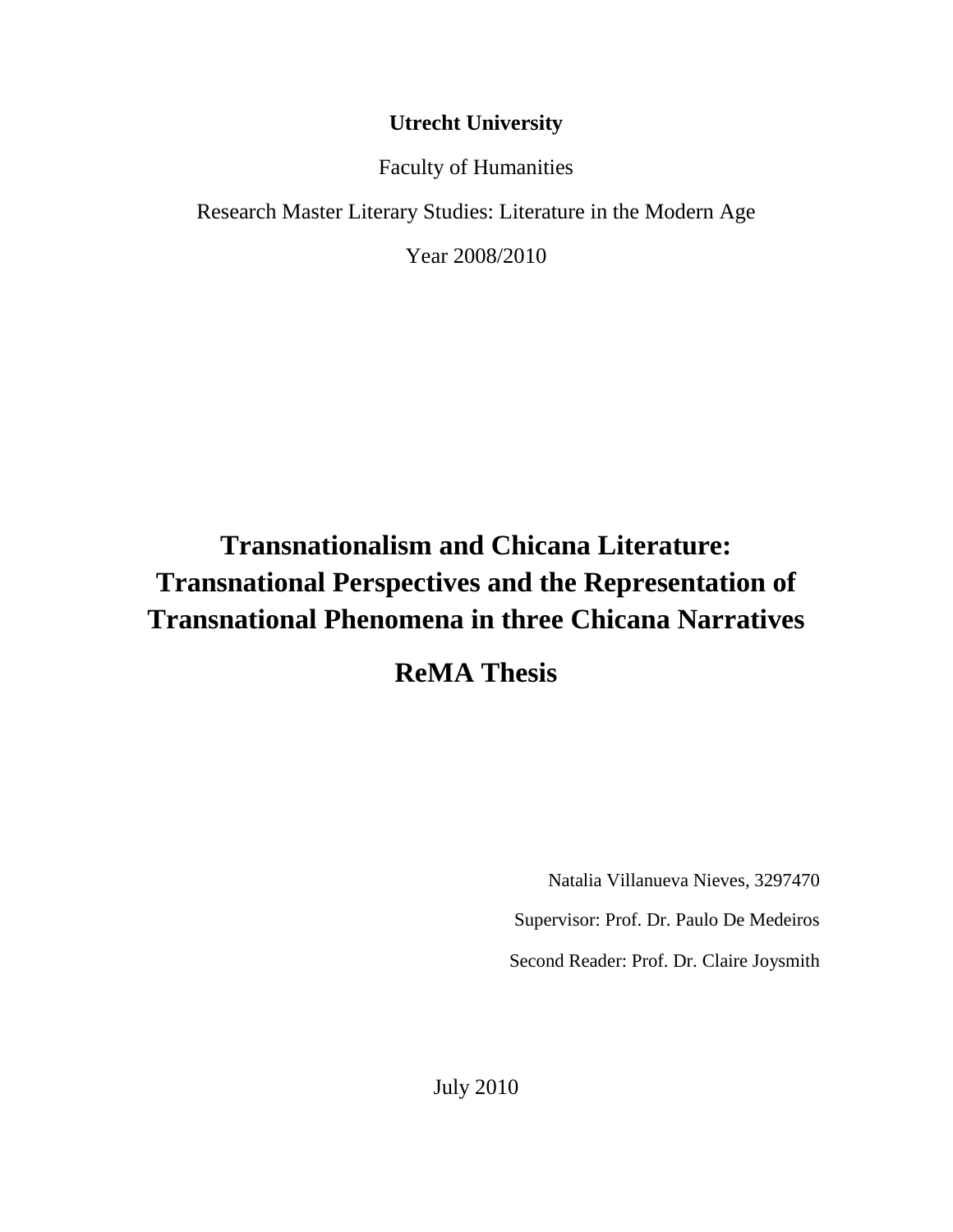**Utrecht University**

Faculty of Humanities

Research Master Literary Studies: Literature in the Modern Age

Year 2008/2010

# Transnationalism and Chicana Literature: Transnational Perspectives and the Representation of Transnational Phenomena in three Chicana Narratives

## ReMA Thesis

Natalia Villanueva Nieves, 3297470

Supervisor: Prof. Dr. Paulo De Medeiros

Second Reader: Prof. Dr. Claire Joysmith

July 2010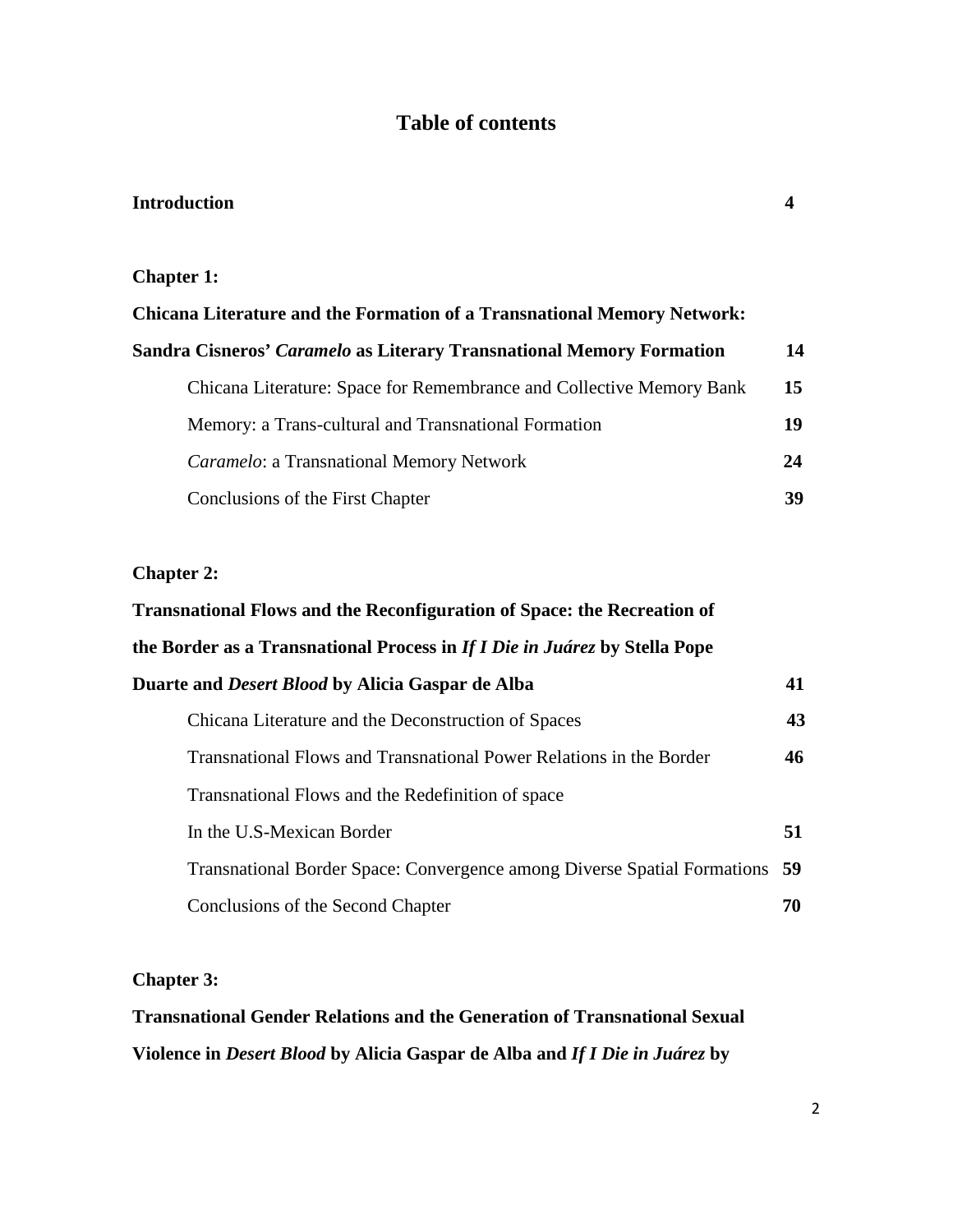# Table of contents

**Introduction** **4**

**Chapter 1:**

**Chicana Literature and the Formation of a Transnational Memory Network:**

**Sandra Cisneros' *Caramelo* as Literary Transnational Memory Formation** **14**

- Chicana Literature: Space for Remembrance and Collective Memory Bank **15**
- Memory: a Trans-cultural and Transnational Formation **19**
- *Caramelo*: a Transnational Memory Network **24**
- Conclusions of the First Chapter **39**

**Chapter 2:**

**Transnational Flows and the Reconfiguration of Space: the Recreation of the Border as a Transnational Process in *If I Die in Juárez* by Stella Pope Duarte and *Desert Blood* by Alicia Gaspar de Alba** **41**

- Chicana Literature and the Deconstruction of Spaces **43**
- Transnational Flows and Transnational Power Relations in the Border **46**
- Transnational Flows and the Redefinition of space In the U.S-Mexican Border **51**
- Transnational Border Space: Convergence among Diverse Spatial Formations **59**
- Conclusions of the Second Chapter **70**

**Chapter 3:**

**Transnational Gender Relations and the Generation of Transnational Sexual Violence in *Desert Blood* by Alicia Gaspar de Alba and *If I Die in Juárez* by**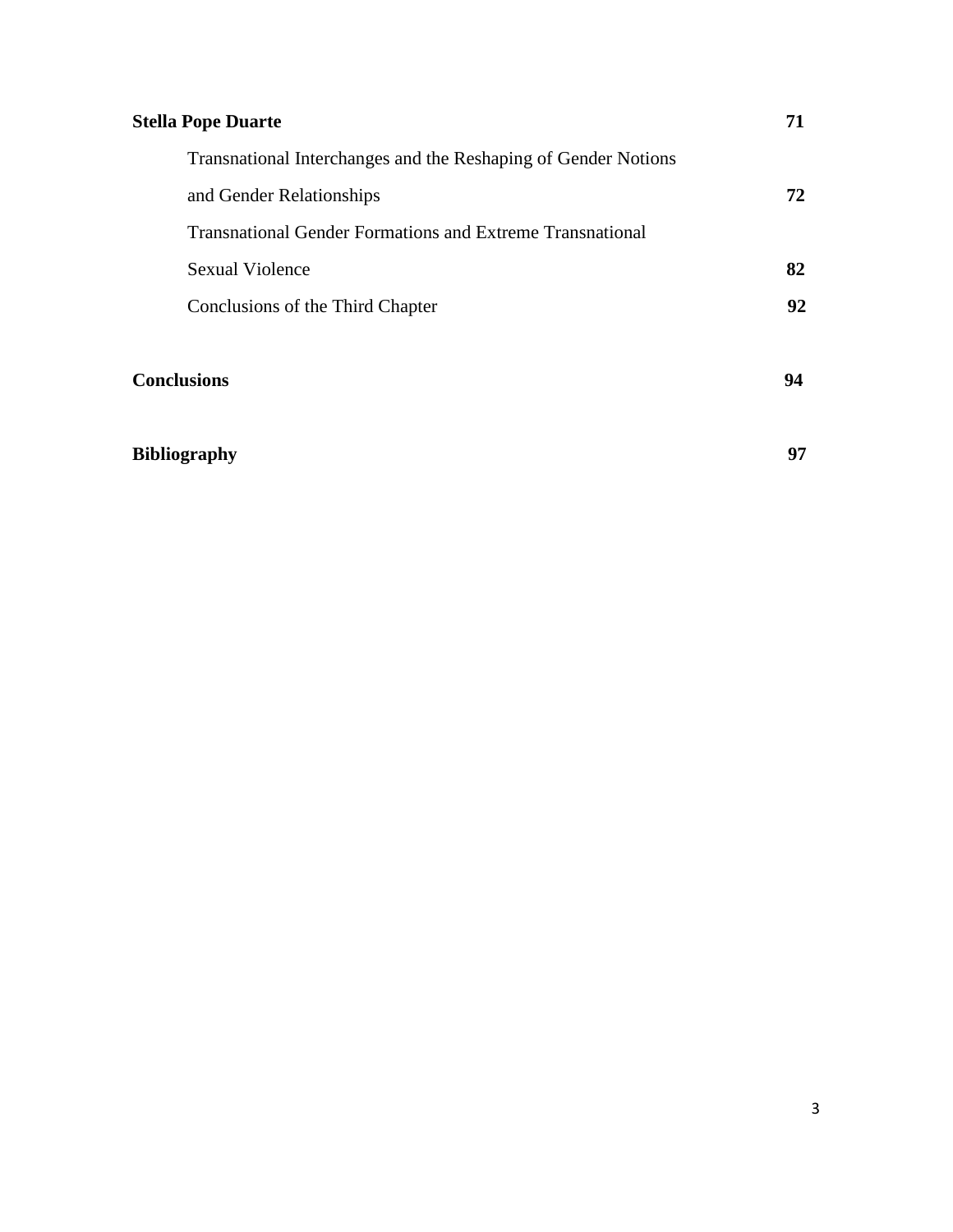**Stella Pope Duarte** **71**

Transnational Interchanges and the Reshaping of Gender Notions and Gender Relationships **72**

Transnational Gender Formations and Extreme Transnational Sexual Violence **82**

Conclusions of the Third Chapter **92**

**Conclusions** **94**

**Bibliography** **97**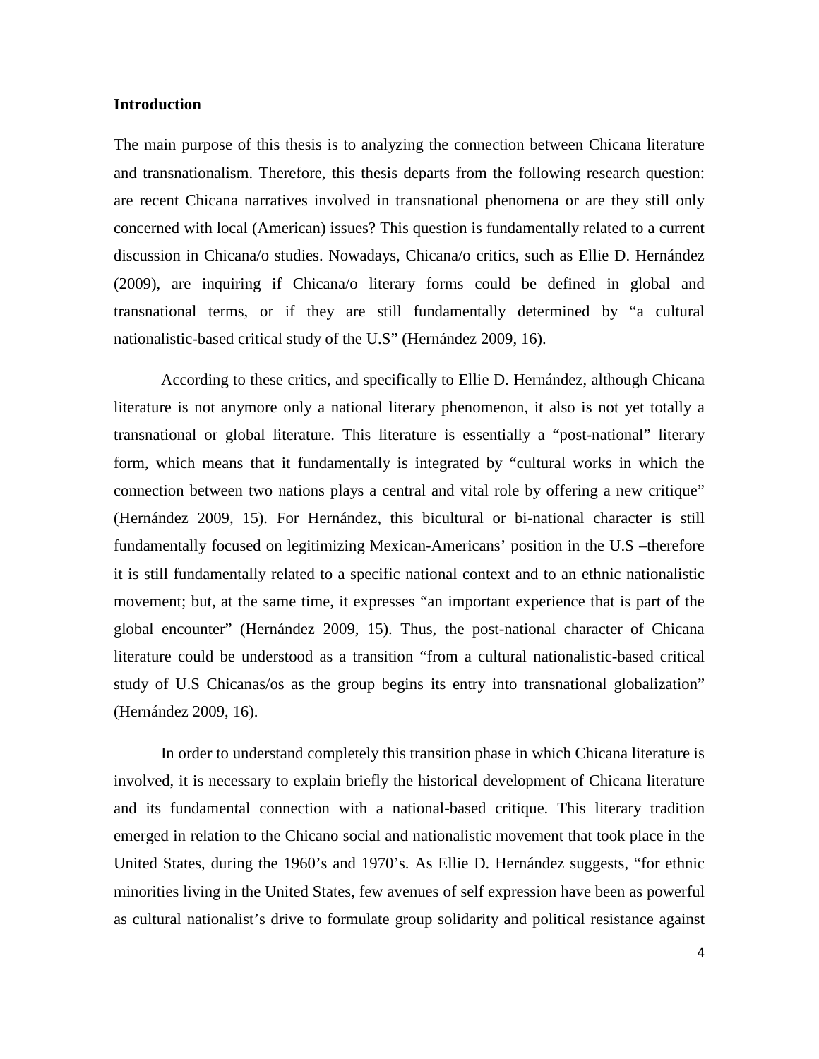## Introduction

The main purpose of this thesis is to analyzing the connection between Chicana literature and transnationalism. Therefore, this thesis departs from the following research question: are recent Chicana narratives involved in transnational phenomena or are they still only concerned with local (American) issues? This question is fundamentally related to a current discussion in Chicana/o studies. Nowadays, Chicana/o critics, such as Ellie D. Hernández (2009), are inquiring if Chicana/o literary forms could be defined in global and transnational terms, or if they are still fundamentally determined by "a cultural nationalistic-based critical study of the U.S" (Hernández 2009, 16).

According to these critics, and specifically to Ellie D. Hernández, although Chicana literature is not anymore only a national literary phenomenon, it also is not yet totally a transnational or global literature. This literature is essentially a "post-national" literary form, which means that it fundamentally is integrated by "cultural works in which the connection between two nations plays a central and vital role by offering a new critique" (Hernández 2009, 15). For Hernández, this bicultural or bi-national character is still fundamentally focused on legitimizing Mexican-Americans' position in the U.S –therefore it is still fundamentally related to a specific national context and to an ethnic nationalistic movement; but, at the same time, it expresses "an important experience that is part of the global encounter" (Hernández 2009, 15). Thus, the post-national character of Chicana literature could be understood as a transition "from a cultural nationalistic-based critical study of U.S Chicanas/os as the group begins its entry into transnational globalization" (Hernández 2009, 16).

In order to understand completely this transition phase in which Chicana literature is involved, it is necessary to explain briefly the historical development of Chicana literature and its fundamental connection with a national-based critique. This literary tradition emerged in relation to the Chicano social and nationalistic movement that took place in the United States, during the 1960's and 1970's. As Ellie D. Hernández suggests, "for ethnic minorities living in the United States, few avenues of self expression have been as powerful as cultural nationalist's drive to formulate group solidarity and political resistance against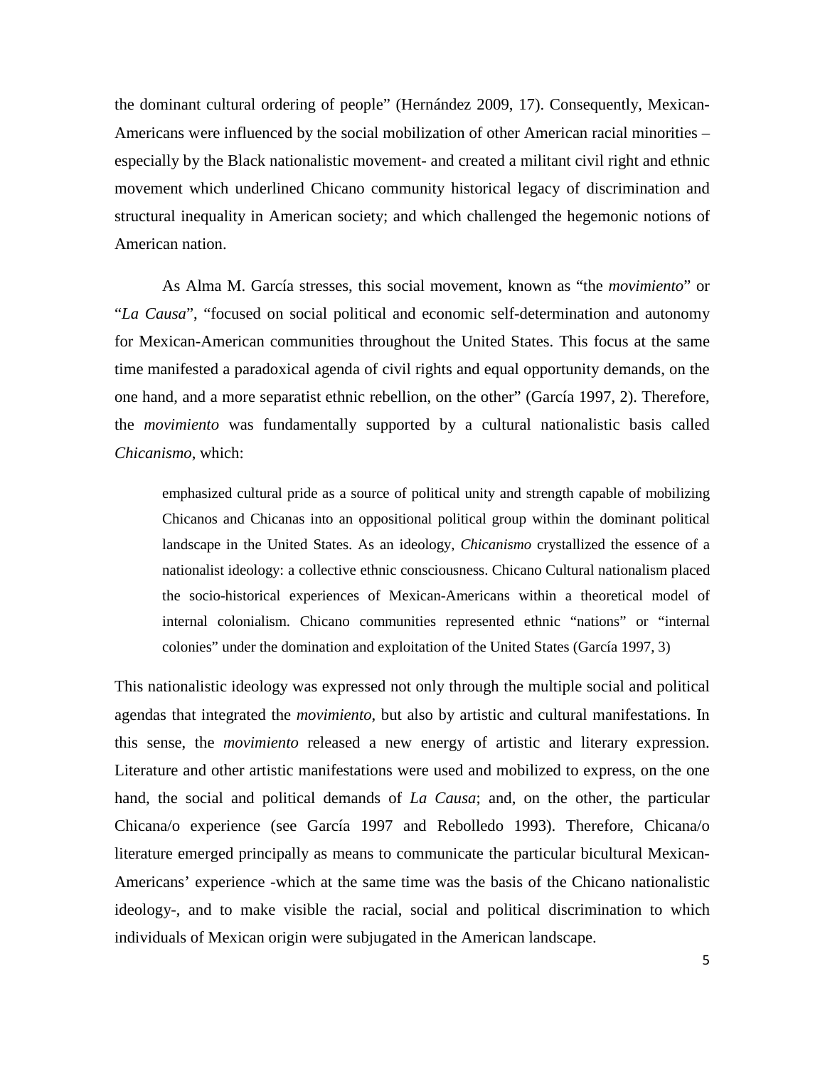the dominant cultural ordering of people" (Hernández 2009, 17). Consequently, Mexican-Americans were influenced by the social mobilization of other American racial minorities – especially by the Black nationalistic movement- and created a militant civil right and ethnic movement which underlined Chicano community historical legacy of discrimination and structural inequality in American society; and which challenged the hegemonic notions of American nation.

As Alma M. García stresses, this social movement, known as "the *movimiento*" or "*La Causa*", "focused on social political and economic self-determination and autonomy for Mexican-American communities throughout the United States. This focus at the same time manifested a paradoxical agenda of civil rights and equal opportunity demands, on the one hand, and a more separatist ethnic rebellion, on the other" (García 1997, 2). Therefore, the *movimiento* was fundamentally supported by a cultural nationalistic basis called *Chicanismo*, which:

> emphasized cultural pride as a source of political unity and strength capable of mobilizing Chicanos and Chicanas into an oppositional political group within the dominant political landscape in the United States. As an ideology, *Chicanismo* crystallized the essence of a nationalist ideology: a collective ethnic consciousness. Chicano Cultural nationalism placed the socio-historical experiences of Mexican-Americans within a theoretical model of internal colonialism. Chicano communities represented ethnic "nations" or "internal colonies" under the domination and exploitation of the United States (García 1997, 3)

This nationalistic ideology was expressed not only through the multiple social and political agendas that integrated the *movimiento*, but also by artistic and cultural manifestations. In this sense, the *movimiento* released a new energy of artistic and literary expression. Literature and other artistic manifestations were used and mobilized to express, on the one hand, the social and political demands of *La Causa*; and, on the other, the particular Chicana/o experience (see García 1997 and Rebolledo 1993). Therefore, Chicana/o literature emerged principally as means to communicate the particular bicultural Mexican-Americans' experience -which at the same time was the basis of the Chicano nationalistic ideology-, and to make visible the racial, social and political discrimination to which individuals of Mexican origin were subjugated in the American landscape.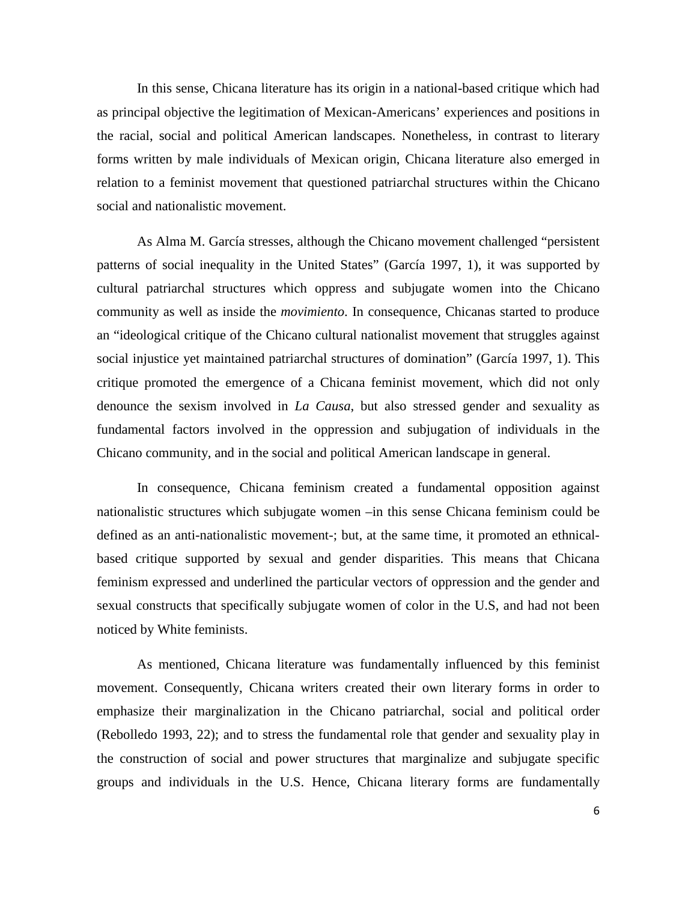In this sense, Chicana literature has its origin in a national-based critique which had as principal objective the legitimation of Mexican-Americans' experiences and positions in the racial, social and political American landscapes. Nonetheless, in contrast to literary forms written by male individuals of Mexican origin, Chicana literature also emerged in relation to a feminist movement that questioned patriarchal structures within the Chicano social and nationalistic movement.

As Alma M. García stresses, although the Chicano movement challenged "persistent patterns of social inequality in the United States" (García 1997, 1), it was supported by cultural patriarchal structures which oppress and subjugate women into the Chicano community as well as inside the *movimiento*. In consequence, Chicanas started to produce an "ideological critique of the Chicano cultural nationalist movement that struggles against social injustice yet maintained patriarchal structures of domination" (García 1997, 1). This critique promoted the emergence of a Chicana feminist movement, which did not only denounce the sexism involved in *La Causa*, but also stressed gender and sexuality as fundamental factors involved in the oppression and subjugation of individuals in the Chicano community, and in the social and political American landscape in general.

In consequence, Chicana feminism created a fundamental opposition against nationalistic structures which subjugate women –in this sense Chicana feminism could be defined as an anti-nationalistic movement-; but, at the same time, it promoted an ethnical-based critique supported by sexual and gender disparities. This means that Chicana feminism expressed and underlined the particular vectors of oppression and the gender and sexual constructs that specifically subjugate women of color in the U.S, and had not been noticed by White feminists.

As mentioned, Chicana literature was fundamentally influenced by this feminist movement. Consequently, Chicana writers created their own literary forms in order to emphasize their marginalization in the Chicano patriarchal, social and political order (Rebolledo 1993, 22); and to stress the fundamental role that gender and sexuality play in the construction of social and power structures that marginalize and subjugate specific groups and individuals in the U.S. Hence, Chicana literary forms are fundamentally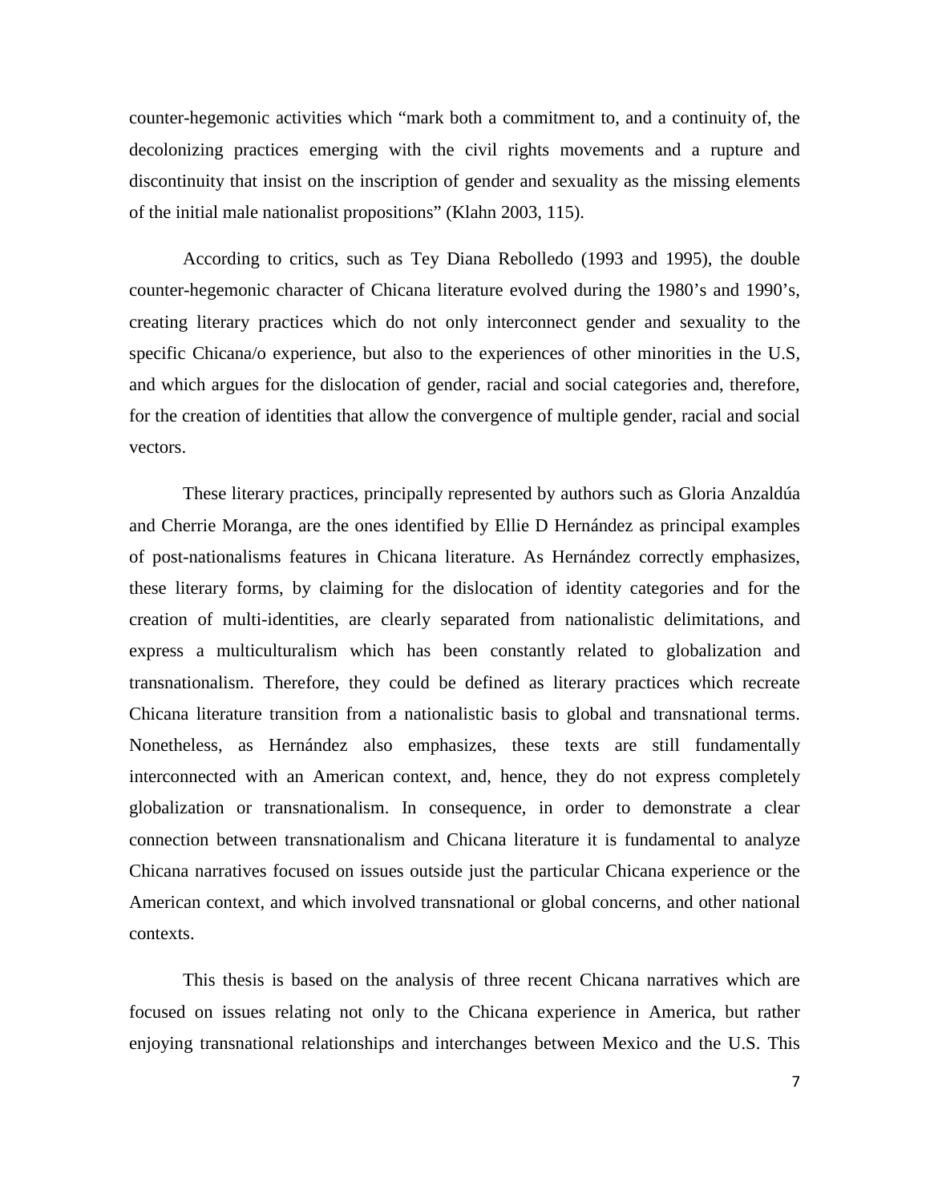counter-hegemonic activities which "mark both a commitment to, and a continuity of, the decolonizing practices emerging with the civil rights movements and a rupture and discontinuity that insist on the inscription of gender and sexuality as the missing elements of the initial male nationalist propositions" (Klahn 2003, 115).

According to critics, such as Tey Diana Rebolledo (1993 and 1995), the double counter-hegemonic character of Chicana literature evolved during the 1980's and 1990's, creating literary practices which do not only interconnect gender and sexuality to the specific Chicana/o experience, but also to the experiences of other minorities in the U.S, and which argues for the dislocation of gender, racial and social categories and, therefore, for the creation of identities that allow the convergence of multiple gender, racial and social vectors.

These literary practices, principally represented by authors such as Gloria Anzaldúa and Cherrie Moranga, are the ones identified by Ellie D Hernández as principal examples of post-nationalisms features in Chicana literature. As Hernández correctly emphasizes, these literary forms, by claiming for the dislocation of identity categories and for the creation of multi-identities, are clearly separated from nationalistic delimitations, and express a multiculturalism which has been constantly related to globalization and transnationalism. Therefore, they could be defined as literary practices which recreate Chicana literature transition from a nationalistic basis to global and transnational terms. Nonetheless, as Hernández also emphasizes, these texts are still fundamentally interconnected with an American context, and, hence, they do not express completely globalization or transnationalism. In consequence, in order to demonstrate a clear connection between transnationalism and Chicana literature it is fundamental to analyze Chicana narratives focused on issues outside just the particular Chicana experience or the American context, and which involved transnational or global concerns, and other national contexts.

This thesis is based on the analysis of three recent Chicana narratives which are focused on issues relating not only to the Chicana experience in America, but rather enjoying transnational relationships and interchanges between Mexico and the U.S. This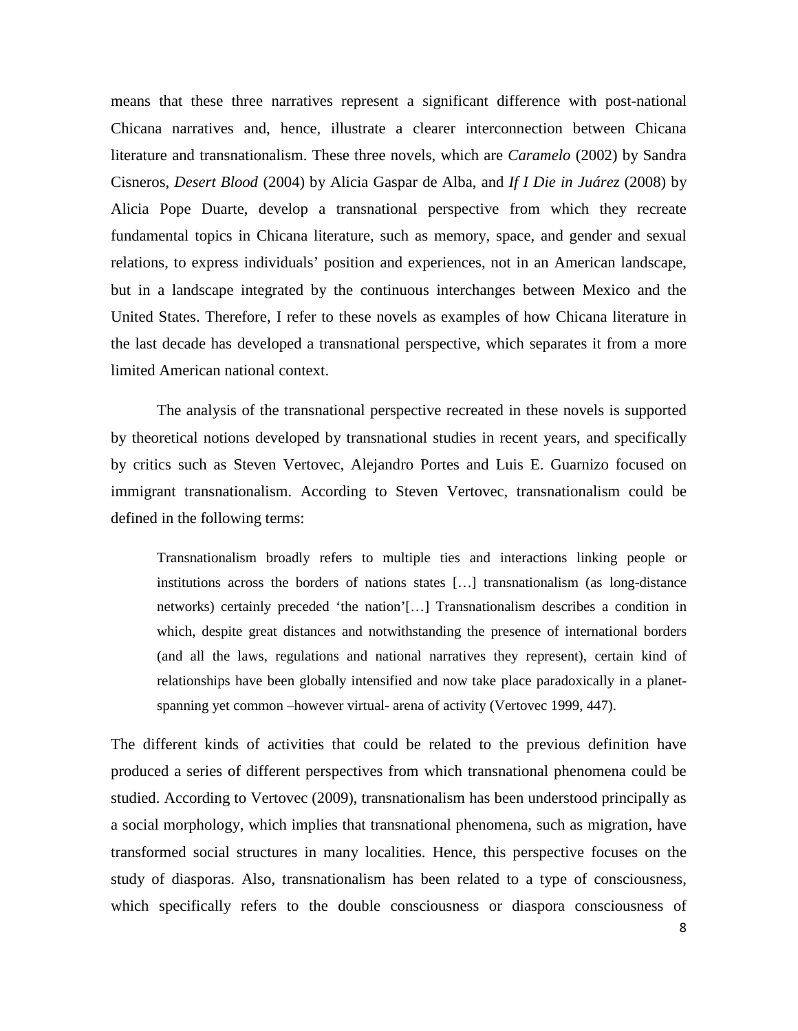means that these three narratives represent a significant difference with post-national Chicana narratives and, hence, illustrate a clearer interconnection between Chicana literature and transnationalism. These three novels, which are *Caramelo* (2002) by Sandra Cisneros, *Desert Blood* (2004) by Alicia Gaspar de Alba, and *If I Die in Juárez* (2008) by Alicia Pope Duarte, develop a transnational perspective from which they recreate fundamental topics in Chicana literature, such as memory, space, and gender and sexual relations, to express individuals' position and experiences, not in an American landscape, but in a landscape integrated by the continuous interchanges between Mexico and the United States. Therefore, I refer to these novels as examples of how Chicana literature in the last decade has developed a transnational perspective, which separates it from a more limited American national context.

The analysis of the transnational perspective recreated in these novels is supported by theoretical notions developed by transnational studies in recent years, and specifically by critics such as Steven Vertovec, Alejandro Portes and Luis E. Guarnizo focused on immigrant transnationalism. According to Steven Vertovec, transnationalism could be defined in the following terms:

> Transnationalism broadly refers to multiple ties and interactions linking people or institutions across the borders of nations states […] transnationalism (as long-distance networks) certainly preceded 'the nation'[…] Transnationalism describes a condition in which, despite great distances and notwithstanding the presence of international borders (and all the laws, regulations and national narratives they represent), certain kind of relationships have been globally intensified and now take place paradoxically in a planet-spanning yet common –however virtual- arena of activity (Vertovec 1999, 447).

The different kinds of activities that could be related to the previous definition have produced a series of different perspectives from which transnational phenomena could be studied. According to Vertovec (2009), transnationalism has been understood principally as a social morphology, which implies that transnational phenomena, such as migration, have transformed social structures in many localities. Hence, this perspective focuses on the study of diasporas. Also, transnationalism has been related to a type of consciousness, which specifically refers to the double consciousness or diaspora consciousness of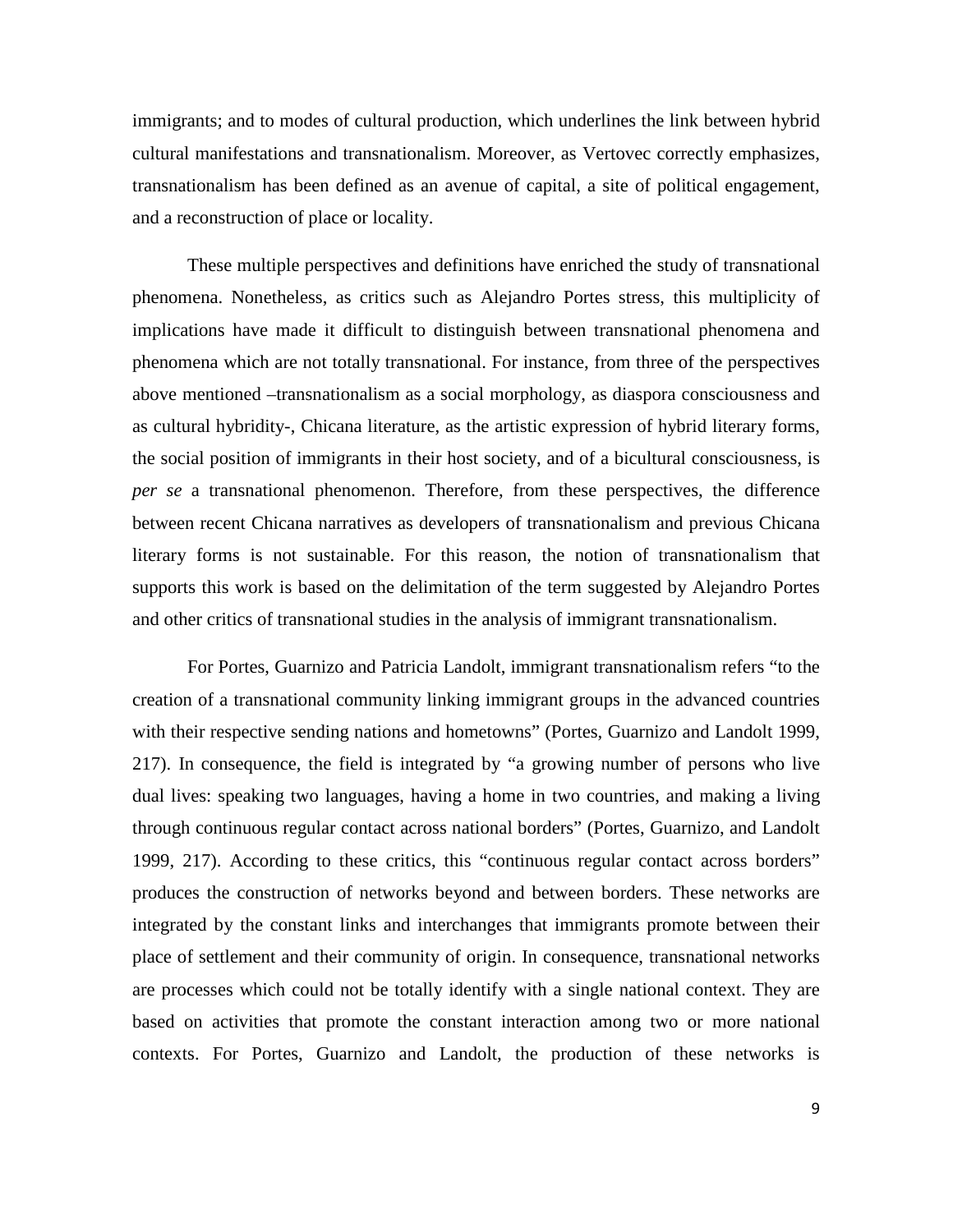immigrants; and to modes of cultural production, which underlines the link between hybrid cultural manifestations and transnationalism. Moreover, as Vertovec correctly emphasizes, transnationalism has been defined as an avenue of capital, a site of political engagement, and a reconstruction of place or locality.

These multiple perspectives and definitions have enriched the study of transnational phenomena. Nonetheless, as critics such as Alejandro Portes stress, this multiplicity of implications have made it difficult to distinguish between transnational phenomena and phenomena which are not totally transnational. For instance, from three of the perspectives above mentioned –transnationalism as a social morphology, as diaspora consciousness and as cultural hybridity-, Chicana literature, as the artistic expression of hybrid literary forms, the social position of immigrants in their host society, and of a bicultural consciousness, is *per se* a transnational phenomenon. Therefore, from these perspectives, the difference between recent Chicana narratives as developers of transnationalism and previous Chicana literary forms is not sustainable. For this reason, the notion of transnationalism that supports this work is based on the delimitation of the term suggested by Alejandro Portes and other critics of transnational studies in the analysis of immigrant transnationalism.

For Portes, Guarnizo and Patricia Landolt, immigrant transnationalism refers "to the creation of a transnational community linking immigrant groups in the advanced countries with their respective sending nations and hometowns" (Portes, Guarnizo and Landolt 1999, 217). In consequence, the field is integrated by "a growing number of persons who live dual lives: speaking two languages, having a home in two countries, and making a living through continuous regular contact across national borders" (Portes, Guarnizo, and Landolt 1999, 217). According to these critics, this "continuous regular contact across borders" produces the construction of networks beyond and between borders. These networks are integrated by the constant links and interchanges that immigrants promote between their place of settlement and their community of origin. In consequence, transnational networks are processes which could not be totally identify with a single national context. They are based on activities that promote the constant interaction among two or more national contexts. For Portes, Guarnizo and Landolt, the production of these networks is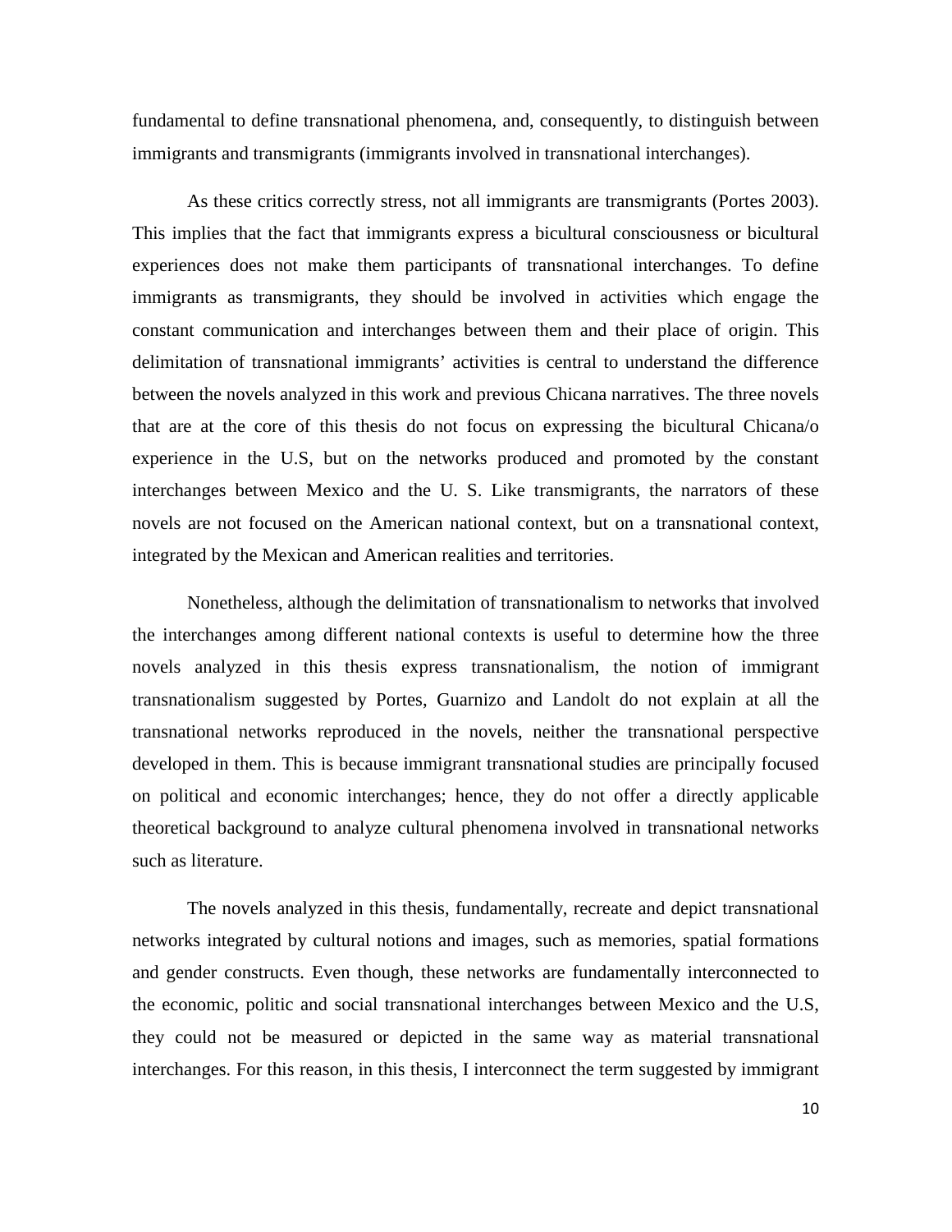fundamental to define transnational phenomena, and, consequently, to distinguish between immigrants and transmigrants (immigrants involved in transnational interchanges).

As these critics correctly stress, not all immigrants are transmigrants (Portes 2003). This implies that the fact that immigrants express a bicultural consciousness or bicultural experiences does not make them participants of transnational interchanges. To define immigrants as transmigrants, they should be involved in activities which engage the constant communication and interchanges between them and their place of origin. This delimitation of transnational immigrants' activities is central to understand the difference between the novels analyzed in this work and previous Chicana narratives. The three novels that are at the core of this thesis do not focus on expressing the bicultural Chicana/o experience in the U.S, but on the networks produced and promoted by the constant interchanges between Mexico and the U. S. Like transmigrants, the narrators of these novels are not focused on the American national context, but on a transnational context, integrated by the Mexican and American realities and territories.

Nonetheless, although the delimitation of transnationalism to networks that involved the interchanges among different national contexts is useful to determine how the three novels analyzed in this thesis express transnationalism, the notion of immigrant transnationalism suggested by Portes, Guarnizo and Landolt do not explain at all the transnational networks reproduced in the novels, neither the transnational perspective developed in them. This is because immigrant transnational studies are principally focused on political and economic interchanges; hence, they do not offer a directly applicable theoretical background to analyze cultural phenomena involved in transnational networks such as literature.

The novels analyzed in this thesis, fundamentally, recreate and depict transnational networks integrated by cultural notions and images, such as memories, spatial formations and gender constructs. Even though, these networks are fundamentally interconnected to the economic, politic and social transnational interchanges between Mexico and the U.S, they could not be measured or depicted in the same way as material transnational interchanges. For this reason, in this thesis, I interconnect the term suggested by immigrant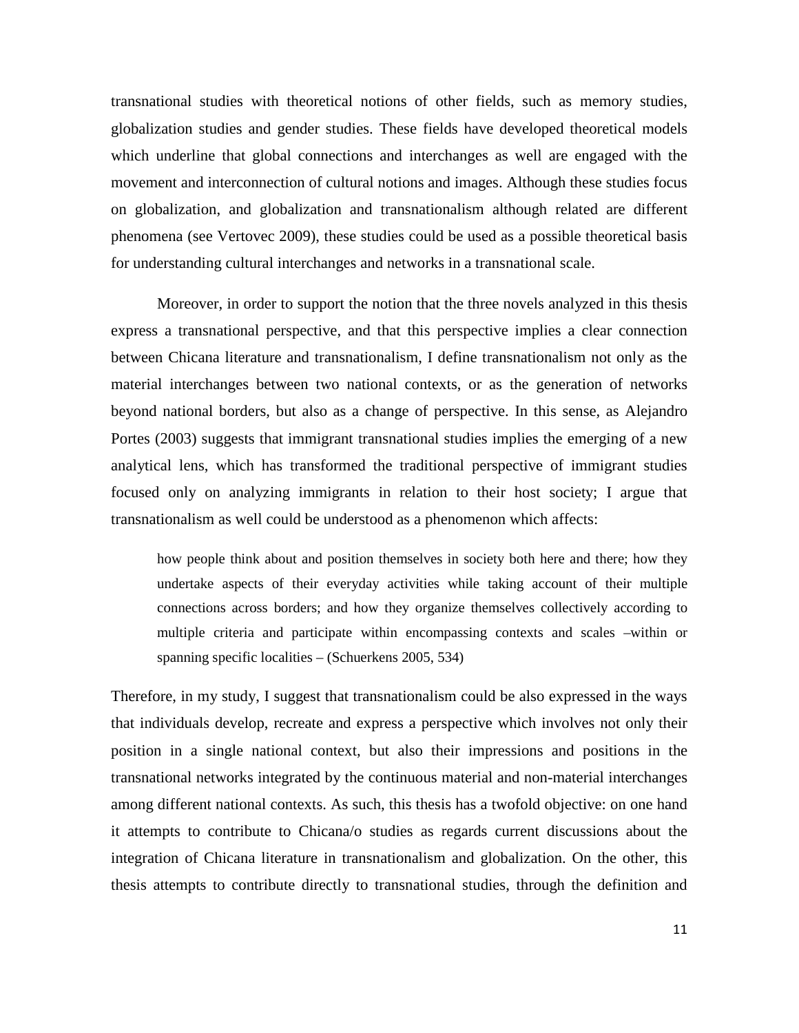transnational studies with theoretical notions of other fields, such as memory studies, globalization studies and gender studies. These fields have developed theoretical models which underline that global connections and interchanges as well are engaged with the movement and interconnection of cultural notions and images. Although these studies focus on globalization, and globalization and transnationalism although related are different phenomena (see Vertovec 2009), these studies could be used as a possible theoretical basis for understanding cultural interchanges and networks in a transnational scale.

Moreover, in order to support the notion that the three novels analyzed in this thesis express a transnational perspective, and that this perspective implies a clear connection between Chicana literature and transnationalism, I define transnationalism not only as the material interchanges between two national contexts, or as the generation of networks beyond national borders, but also as a change of perspective. In this sense, as Alejandro Portes (2003) suggests that immigrant transnational studies implies the emerging of a new analytical lens, which has transformed the traditional perspective of immigrant studies focused only on analyzing immigrants in relation to their host society; I argue that transnationalism as well could be understood as a phenomenon which affects:

> how people think about and position themselves in society both here and there; how they undertake aspects of their everyday activities while taking account of their multiple connections across borders; and how they organize themselves collectively according to multiple criteria and participate within encompassing contexts and scales –within or spanning specific localities – (Schuerkens 2005, 534)

Therefore, in my study, I suggest that transnationalism could be also expressed in the ways that individuals develop, recreate and express a perspective which involves not only their position in a single national context, but also their impressions and positions in the transnational networks integrated by the continuous material and non-material interchanges among different national contexts. As such, this thesis has a twofold objective: on one hand it attempts to contribute to Chicana/o studies as regards current discussions about the integration of Chicana literature in transnationalism and globalization. On the other, this thesis attempts to contribute directly to transnational studies, through the definition and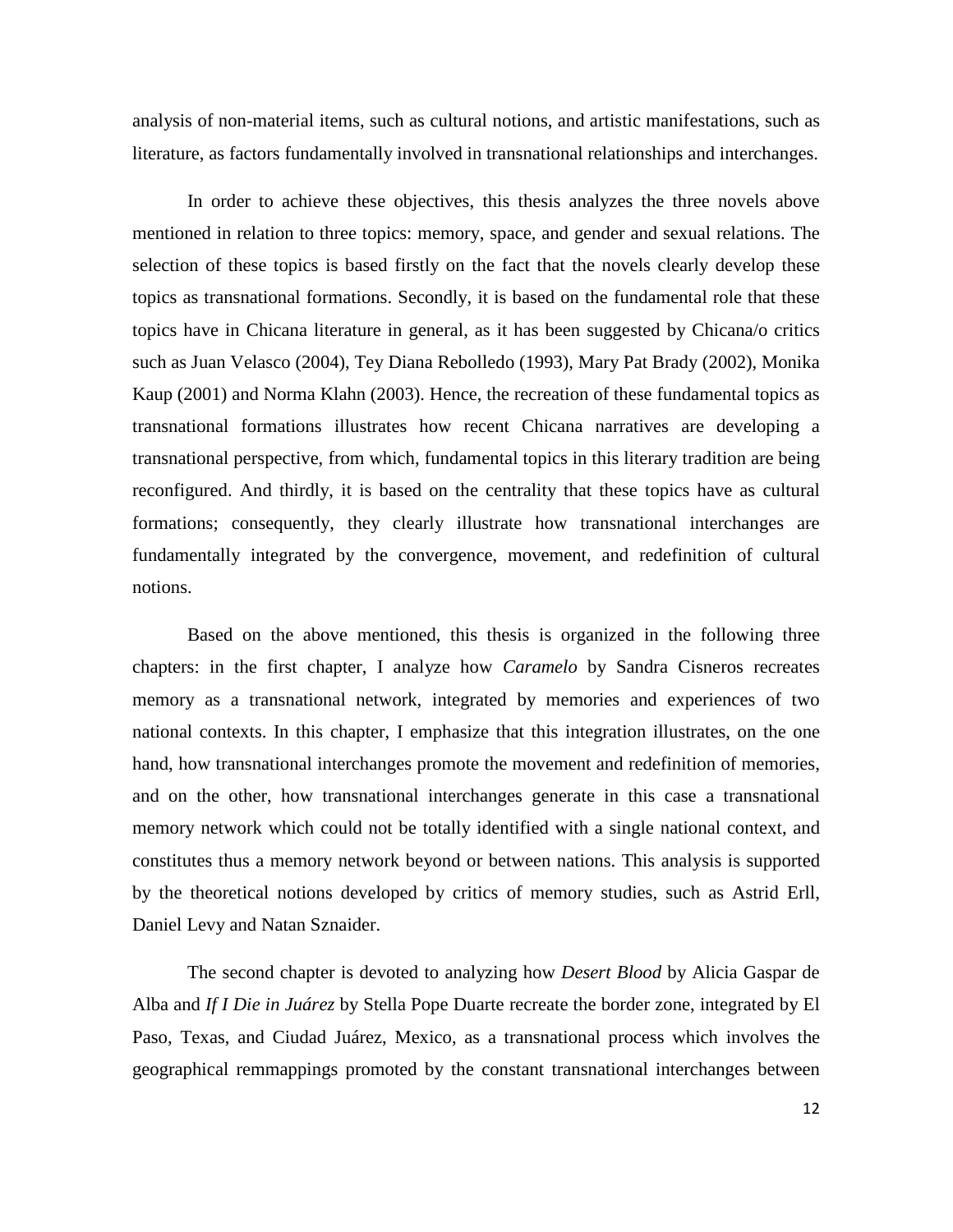analysis of non-material items, such as cultural notions, and artistic manifestations, such as literature, as factors fundamentally involved in transnational relationships and interchanges.

In order to achieve these objectives, this thesis analyzes the three novels above mentioned in relation to three topics: memory, space, and gender and sexual relations. The selection of these topics is based firstly on the fact that the novels clearly develop these topics as transnational formations. Secondly, it is based on the fundamental role that these topics have in Chicana literature in general, as it has been suggested by Chicana/o critics such as Juan Velasco (2004), Tey Diana Rebolledo (1993), Mary Pat Brady (2002), Monika Kaup (2001) and Norma Klahn (2003). Hence, the recreation of these fundamental topics as transnational formations illustrates how recent Chicana narratives are developing a transnational perspective, from which, fundamental topics in this literary tradition are being reconfigured. And thirdly, it is based on the centrality that these topics have as cultural formations; consequently, they clearly illustrate how transnational interchanges are fundamentally integrated by the convergence, movement, and redefinition of cultural notions.

Based on the above mentioned, this thesis is organized in the following three chapters: in the first chapter, I analyze how *Caramelo* by Sandra Cisneros recreates memory as a transnational network, integrated by memories and experiences of two national contexts. In this chapter, I emphasize that this integration illustrates, on the one hand, how transnational interchanges promote the movement and redefinition of memories, and on the other, how transnational interchanges generate in this case a transnational memory network which could not be totally identified with a single national context, and constitutes thus a memory network beyond or between nations. This analysis is supported by the theoretical notions developed by critics of memory studies, such as Astrid Erll, Daniel Levy and Natan Sznaider.

The second chapter is devoted to analyzing how *Desert Blood* by Alicia Gaspar de Alba and *If I Die in Juárez* by Stella Pope Duarte recreate the border zone, integrated by El Paso, Texas, and Ciudad Juárez, Mexico, as a transnational process which involves the geographical remmappings promoted by the constant transnational interchanges between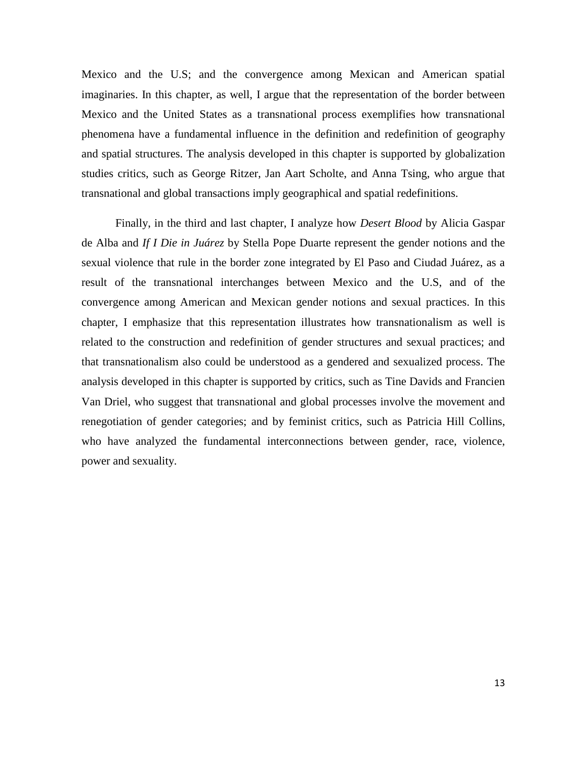Mexico and the U.S; and the convergence among Mexican and American spatial imaginaries. In this chapter, as well, I argue that the representation of the border between Mexico and the United States as a transnational process exemplifies how transnational phenomena have a fundamental influence in the definition and redefinition of geography and spatial structures. The analysis developed in this chapter is supported by globalization studies critics, such as George Ritzer, Jan Aart Scholte, and Anna Tsing, who argue that transnational and global transactions imply geographical and spatial redefinitions.

Finally, in the third and last chapter, I analyze how *Desert Blood* by Alicia Gaspar de Alba and *If I Die in Juárez* by Stella Pope Duarte represent the gender notions and the sexual violence that rule in the border zone integrated by El Paso and Ciudad Juárez, as a result of the transnational interchanges between Mexico and the U.S, and of the convergence among American and Mexican gender notions and sexual practices. In this chapter, I emphasize that this representation illustrates how transnationalism as well is related to the construction and redefinition of gender structures and sexual practices; and that transnationalism also could be understood as a gendered and sexualized process. The analysis developed in this chapter is supported by critics, such as Tine Davids and Francien Van Driel, who suggest that transnational and global processes involve the movement and renegotiation of gender categories; and by feminist critics, such as Patricia Hill Collins, who have analyzed the fundamental interconnections between gender, race, violence, power and sexuality.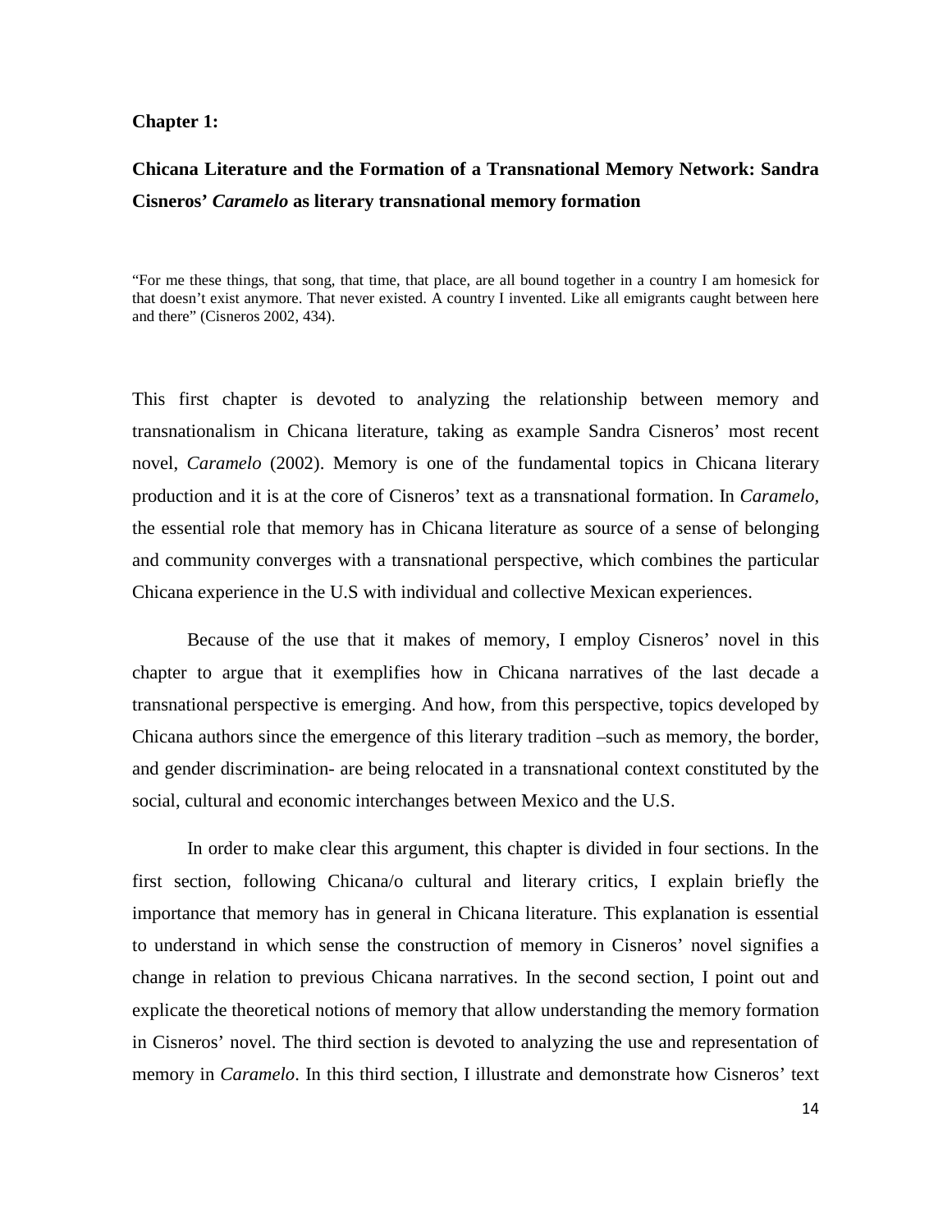**Chapter 1:**

## Chicana Literature and the Formation of a Transnational Memory Network: Sandra Cisneros' *Caramelo* as literary transnational memory formation

"For me these things, that song, that time, that place, are all bound together in a country I am homesick for that doesn't exist anymore. That never existed. A country I invented. Like all emigrants caught between here and there" (Cisneros 2002, 434).

This first chapter is devoted to analyzing the relationship between memory and transnationalism in Chicana literature, taking as example Sandra Cisneros' most recent novel, *Caramelo* (2002). Memory is one of the fundamental topics in Chicana literary production and it is at the core of Cisneros' text as a transnational formation. In *Caramelo*, the essential role that memory has in Chicana literature as source of a sense of belonging and community converges with a transnational perspective, which combines the particular Chicana experience in the U.S with individual and collective Mexican experiences.

Because of the use that it makes of memory, I employ Cisneros' novel in this chapter to argue that it exemplifies how in Chicana narratives of the last decade a transnational perspective is emerging. And how, from this perspective, topics developed by Chicana authors since the emergence of this literary tradition –such as memory, the border, and gender discrimination- are being relocated in a transnational context constituted by the social, cultural and economic interchanges between Mexico and the U.S.

In order to make clear this argument, this chapter is divided in four sections. In the first section, following Chicana/o cultural and literary critics, I explain briefly the importance that memory has in general in Chicana literature. This explanation is essential to understand in which sense the construction of memory in Cisneros' novel signifies a change in relation to previous Chicana narratives. In the second section, I point out and explicate the theoretical notions of memory that allow understanding the memory formation in Cisneros' novel. The third section is devoted to analyzing the use and representation of memory in *Caramelo*. In this third section, I illustrate and demonstrate how Cisneros' text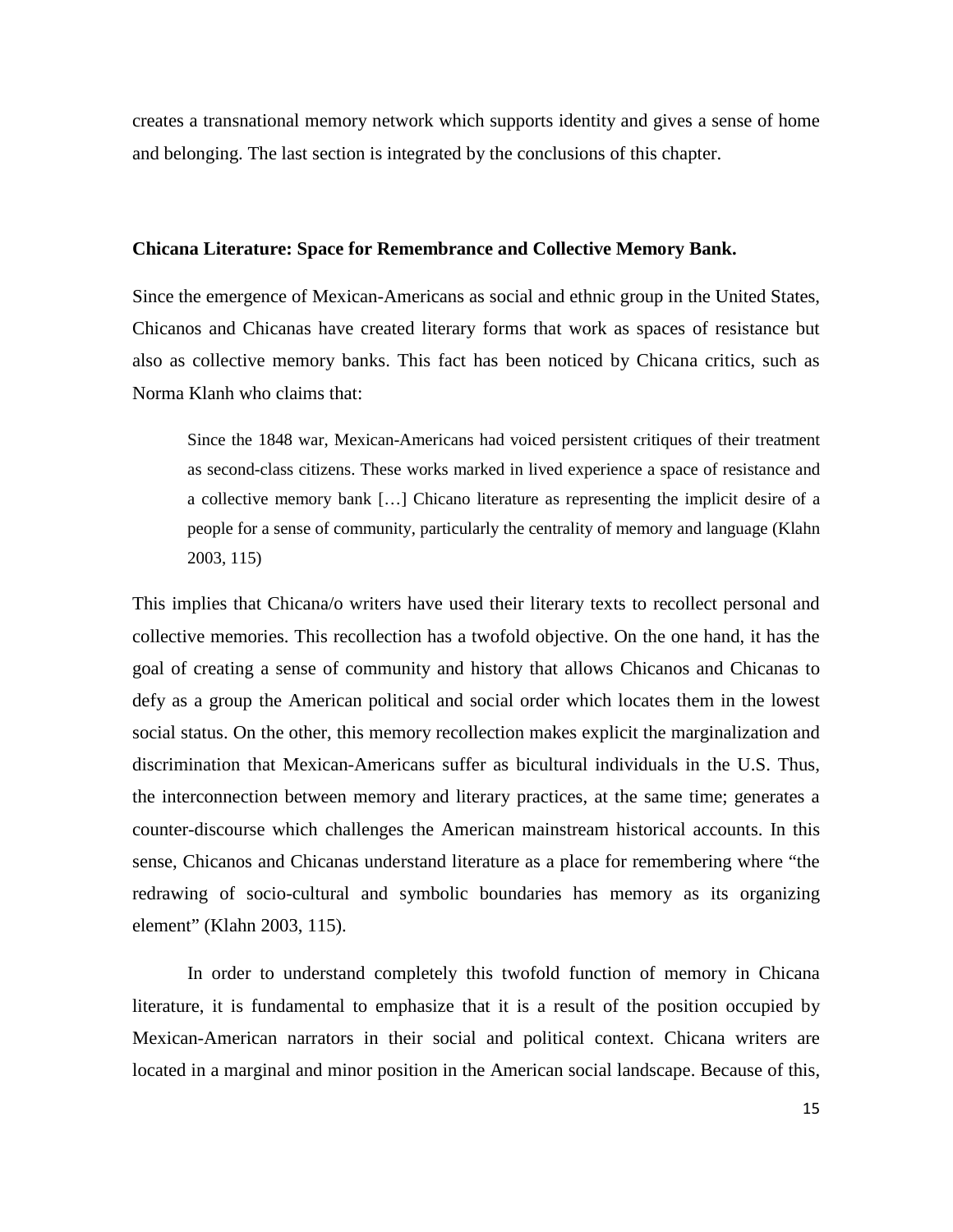creates a transnational memory network which supports identity and gives a sense of home and belonging. The last section is integrated by the conclusions of this chapter.

**Chicana Literature: Space for Remembrance and Collective Memory Bank.**

Since the emergence of Mexican-Americans as social and ethnic group in the United States, Chicanos and Chicanas have created literary forms that work as spaces of resistance but also as collective memory banks. This fact has been noticed by Chicana critics, such as Norma Klanh who claims that:

> Since the 1848 war, Mexican-Americans had voiced persistent critiques of their treatment as second-class citizens. These works marked in lived experience a space of resistance and a collective memory bank […] Chicano literature as representing the implicit desire of a people for a sense of community, particularly the centrality of memory and language (Klahn 2003, 115)

This implies that Chicana/o writers have used their literary texts to recollect personal and collective memories. This recollection has a twofold objective. On the one hand, it has the goal of creating a sense of community and history that allows Chicanos and Chicanas to defy as a group the American political and social order which locates them in the lowest social status. On the other, this memory recollection makes explicit the marginalization and discrimination that Mexican-Americans suffer as bicultural individuals in the U.S. Thus, the interconnection between memory and literary practices, at the same time; generates a counter-discourse which challenges the American mainstream historical accounts. In this sense, Chicanos and Chicanas understand literature as a place for remembering where "the redrawing of socio-cultural and symbolic boundaries has memory as its organizing element" (Klahn 2003, 115).

In order to understand completely this twofold function of memory in Chicana literature, it is fundamental to emphasize that it is a result of the position occupied by Mexican-American narrators in their social and political context. Chicana writers are located in a marginal and minor position in the American social landscape. Because of this,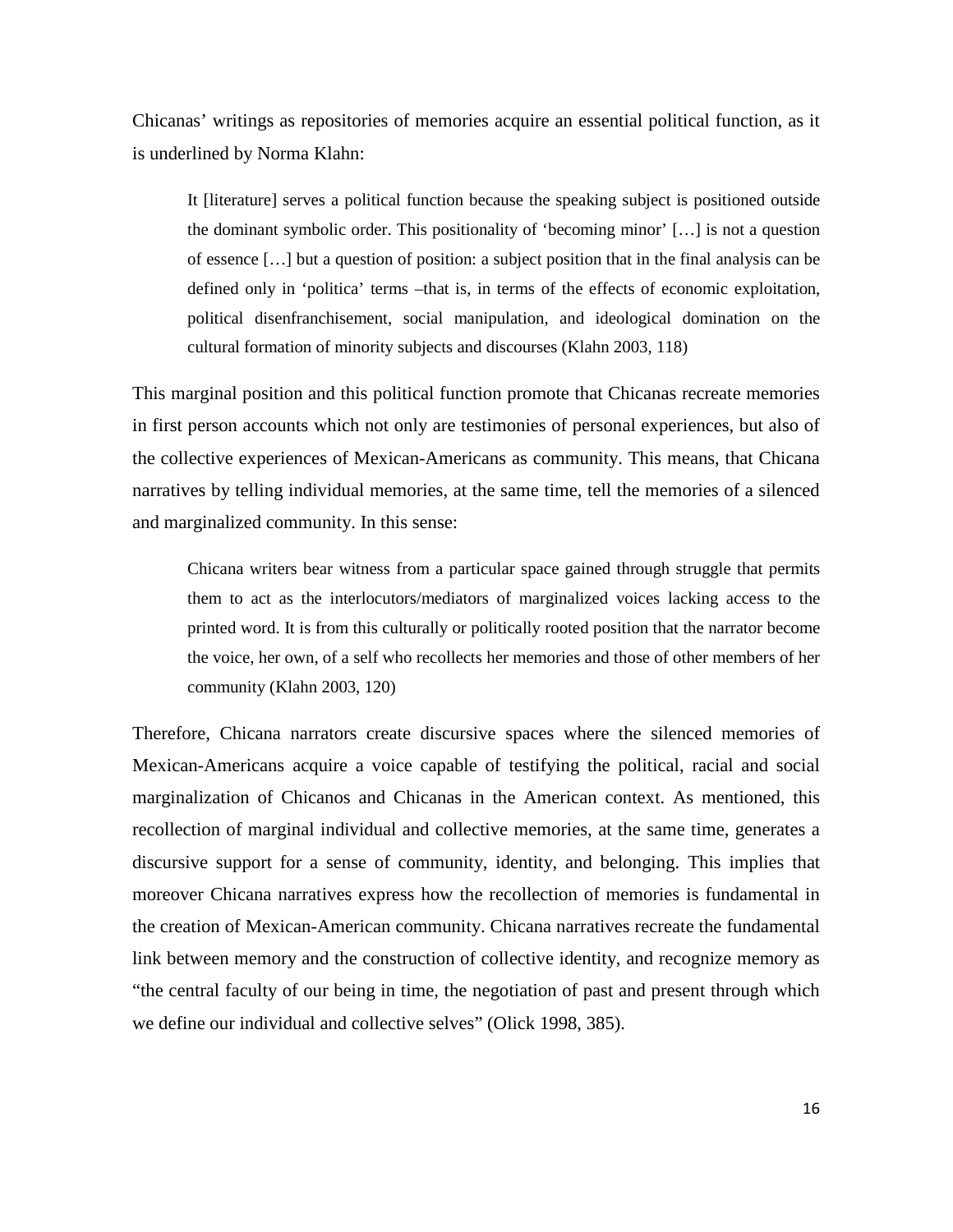Chicanas' writings as repositories of memories acquire an essential political function, as it is underlined by Norma Klahn:

> It [literature] serves a political function because the speaking subject is positioned outside the dominant symbolic order. This positionality of 'becoming minor' […] is not a question of essence […] but a question of position: a subject position that in the final analysis can be defined only in 'politica' terms –that is, in terms of the effects of economic exploitation, political disenfranchisement, social manipulation, and ideological domination on the cultural formation of minority subjects and discourses (Klahn 2003, 118)

This marginal position and this political function promote that Chicanas recreate memories in first person accounts which not only are testimonies of personal experiences, but also of the collective experiences of Mexican-Americans as community. This means, that Chicana narratives by telling individual memories, at the same time, tell the memories of a silenced and marginalized community. In this sense:

> Chicana writers bear witness from a particular space gained through struggle that permits them to act as the interlocutors/mediators of marginalized voices lacking access to the printed word. It is from this culturally or politically rooted position that the narrator become the voice, her own, of a self who recollects her memories and those of other members of her community (Klahn 2003, 120)

Therefore, Chicana narrators create discursive spaces where the silenced memories of Mexican-Americans acquire a voice capable of testifying the political, racial and social marginalization of Chicanos and Chicanas in the American context. As mentioned, this recollection of marginal individual and collective memories, at the same time, generates a discursive support for a sense of community, identity, and belonging. This implies that moreover Chicana narratives express how the recollection of memories is fundamental in the creation of Mexican-American community. Chicana narratives recreate the fundamental link between memory and the construction of collective identity, and recognize memory as "the central faculty of our being in time, the negotiation of past and present through which we define our individual and collective selves" (Olick 1998, 385).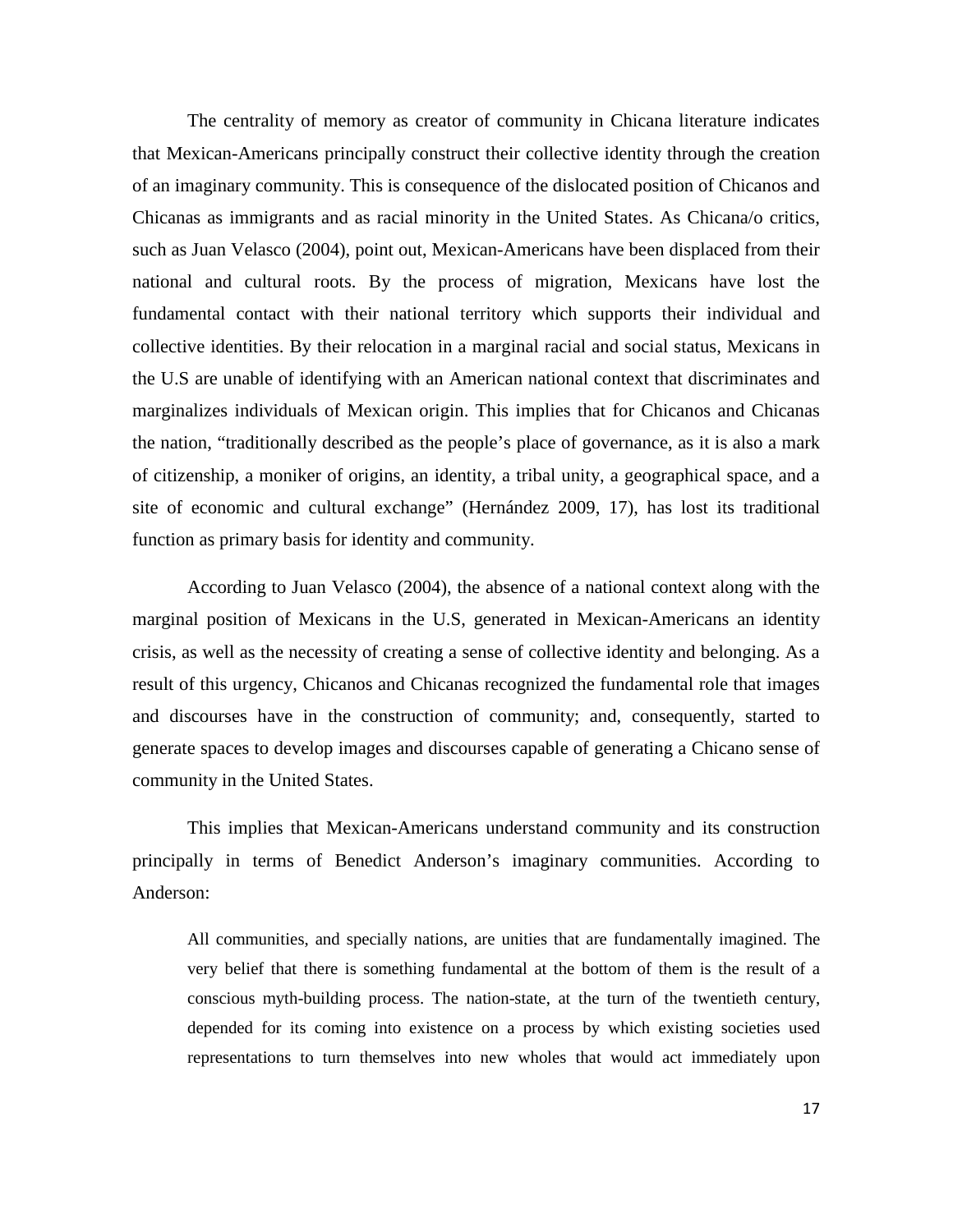The centrality of memory as creator of community in Chicana literature indicates that Mexican-Americans principally construct their collective identity through the creation of an imaginary community. This is consequence of the dislocated position of Chicanos and Chicanas as immigrants and as racial minority in the United States. As Chicana/o critics, such as Juan Velasco (2004), point out, Mexican-Americans have been displaced from their national and cultural roots. By the process of migration, Mexicans have lost the fundamental contact with their national territory which supports their individual and collective identities. By their relocation in a marginal racial and social status, Mexicans in the U.S are unable of identifying with an American national context that discriminates and marginalizes individuals of Mexican origin. This implies that for Chicanos and Chicanas the nation, "traditionally described as the people's place of governance, as it is also a mark of citizenship, a moniker of origins, an identity, a tribal unity, a geographical space, and a site of economic and cultural exchange" (Hernández 2009, 17), has lost its traditional function as primary basis for identity and community.

According to Juan Velasco (2004), the absence of a national context along with the marginal position of Mexicans in the U.S, generated in Mexican-Americans an identity crisis, as well as the necessity of creating a sense of collective identity and belonging. As a result of this urgency, Chicanos and Chicanas recognized the fundamental role that images and discourses have in the construction of community; and, consequently, started to generate spaces to develop images and discourses capable of generating a Chicano sense of community in the United States.

This implies that Mexican-Americans understand community and its construction principally in terms of Benedict Anderson's imaginary communities. According to Anderson:

> All communities, and specially nations, are unities that are fundamentally imagined. The very belief that there is something fundamental at the bottom of them is the result of a conscious myth-building process. The nation-state, at the turn of the twentieth century, depended for its coming into existence on a process by which existing societies used representations to turn themselves into new wholes that would act immediately upon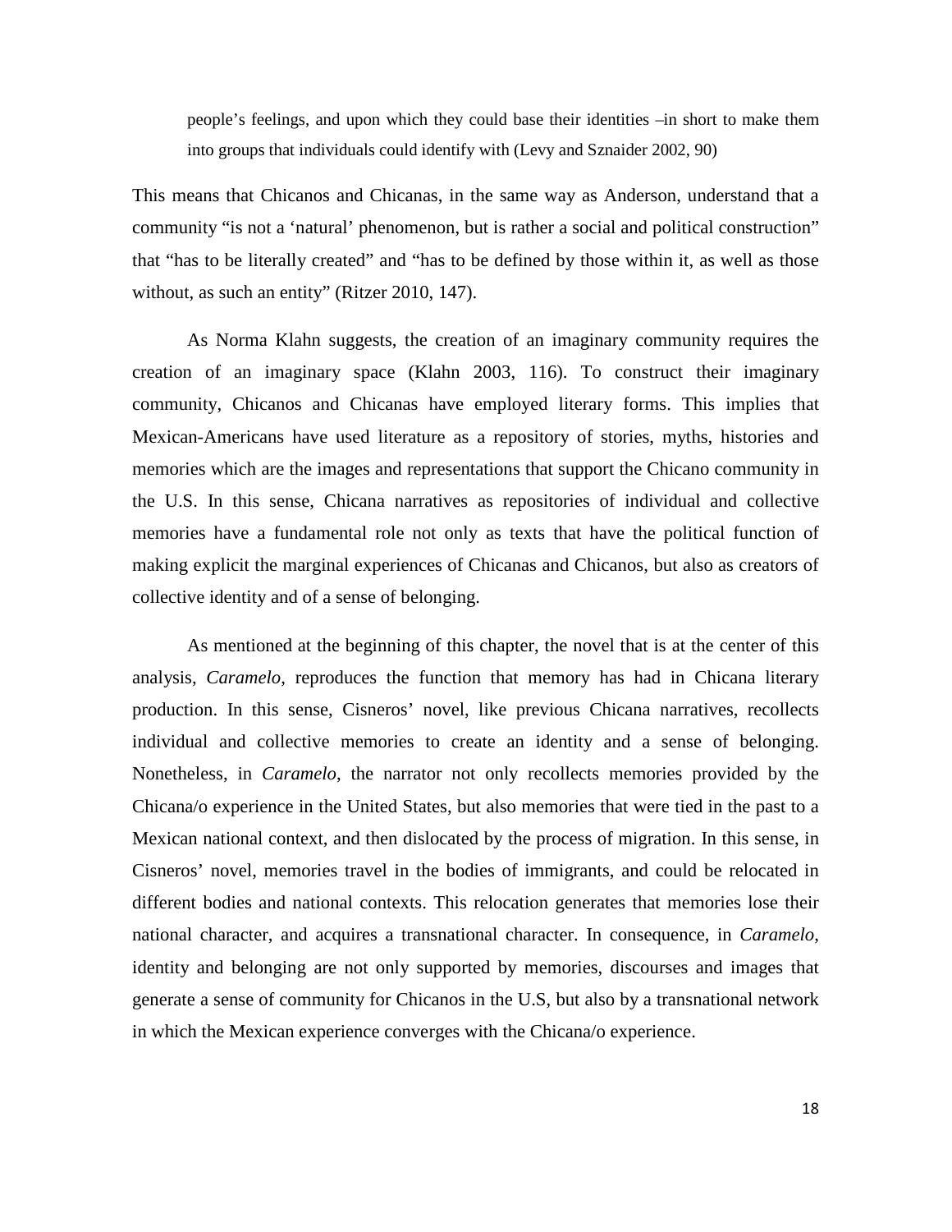> people's feelings, and upon which they could base their identities –in short to make them into groups that individuals could identify with (Levy and Sznaider 2002, 90)

This means that Chicanos and Chicanas, in the same way as Anderson, understand that a community "is not a 'natural' phenomenon, but is rather a social and political construction" that "has to be literally created" and "has to be defined by those within it, as well as those without, as such an entity" (Ritzer 2010, 147).

As Norma Klahn suggests, the creation of an imaginary community requires the creation of an imaginary space (Klahn 2003, 116). To construct their imaginary community, Chicanos and Chicanas have employed literary forms. This implies that Mexican-Americans have used literature as a repository of stories, myths, histories and memories which are the images and representations that support the Chicano community in the U.S. In this sense, Chicana narratives as repositories of individual and collective memories have a fundamental role not only as texts that have the political function of making explicit the marginal experiences of Chicanas and Chicanos, but also as creators of collective identity and of a sense of belonging.

As mentioned at the beginning of this chapter, the novel that is at the center of this analysis, *Caramelo*, reproduces the function that memory has had in Chicana literary production. In this sense, Cisneros' novel, like previous Chicana narratives, recollects individual and collective memories to create an identity and a sense of belonging. Nonetheless, in *Caramelo*, the narrator not only recollects memories provided by the Chicana/o experience in the United States, but also memories that were tied in the past to a Mexican national context, and then dislocated by the process of migration. In this sense, in Cisneros' novel, memories travel in the bodies of immigrants, and could be relocated in different bodies and national contexts. This relocation generates that memories lose their national character, and acquires a transnational character. In consequence, in *Caramelo*, identity and belonging are not only supported by memories, discourses and images that generate a sense of community for Chicanos in the U.S, but also by a transnational network in which the Mexican experience converges with the Chicana/o experience.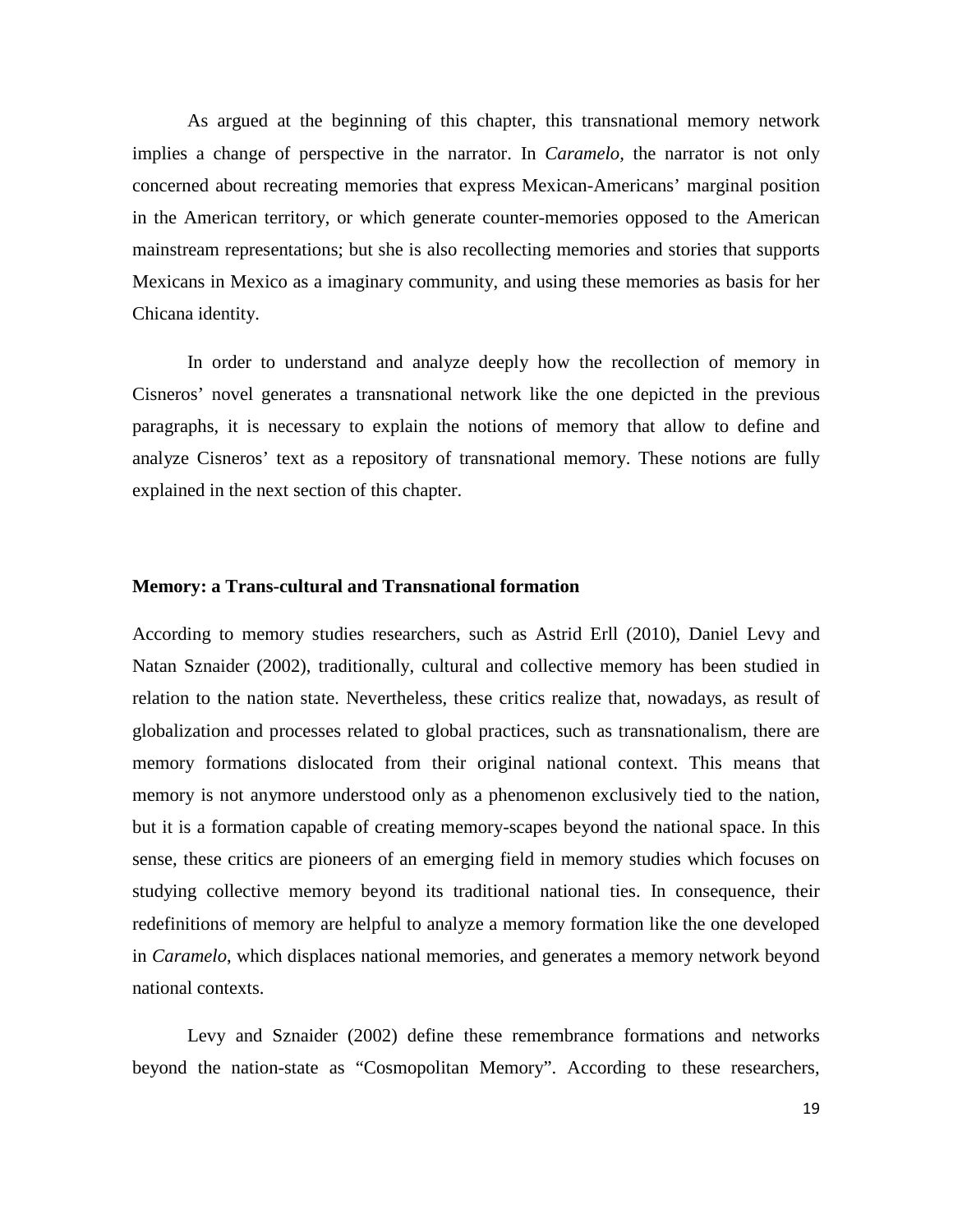As argued at the beginning of this chapter, this transnational memory network implies a change of perspective in the narrator. In *Caramelo*, the narrator is not only concerned about recreating memories that express Mexican-Americans' marginal position in the American territory, or which generate counter-memories opposed to the American mainstream representations; but she is also recollecting memories and stories that supports Mexicans in Mexico as a imaginary community, and using these memories as basis for her Chicana identity.

In order to understand and analyze deeply how the recollection of memory in Cisneros' novel generates a transnational network like the one depicted in the previous paragraphs, it is necessary to explain the notions of memory that allow to define and analyze Cisneros' text as a repository of transnational memory. These notions are fully explained in the next section of this chapter.

### Memory: a Trans-cultural and Transnational formation

According to memory studies researchers, such as Astrid Erll (2010), Daniel Levy and Natan Sznaider (2002), traditionally, cultural and collective memory has been studied in relation to the nation state. Nevertheless, these critics realize that, nowadays, as result of globalization and processes related to global practices, such as transnationalism, there are memory formations dislocated from their original national context. This means that memory is not anymore understood only as a phenomenon exclusively tied to the nation, but it is a formation capable of creating memory-scapes beyond the national space. In this sense, these critics are pioneers of an emerging field in memory studies which focuses on studying collective memory beyond its traditional national ties. In consequence, their redefinitions of memory are helpful to analyze a memory formation like the one developed in *Caramelo*, which displaces national memories, and generates a memory network beyond national contexts.

Levy and Sznaider (2002) define these remembrance formations and networks beyond the nation-state as "Cosmopolitan Memory". According to these researchers,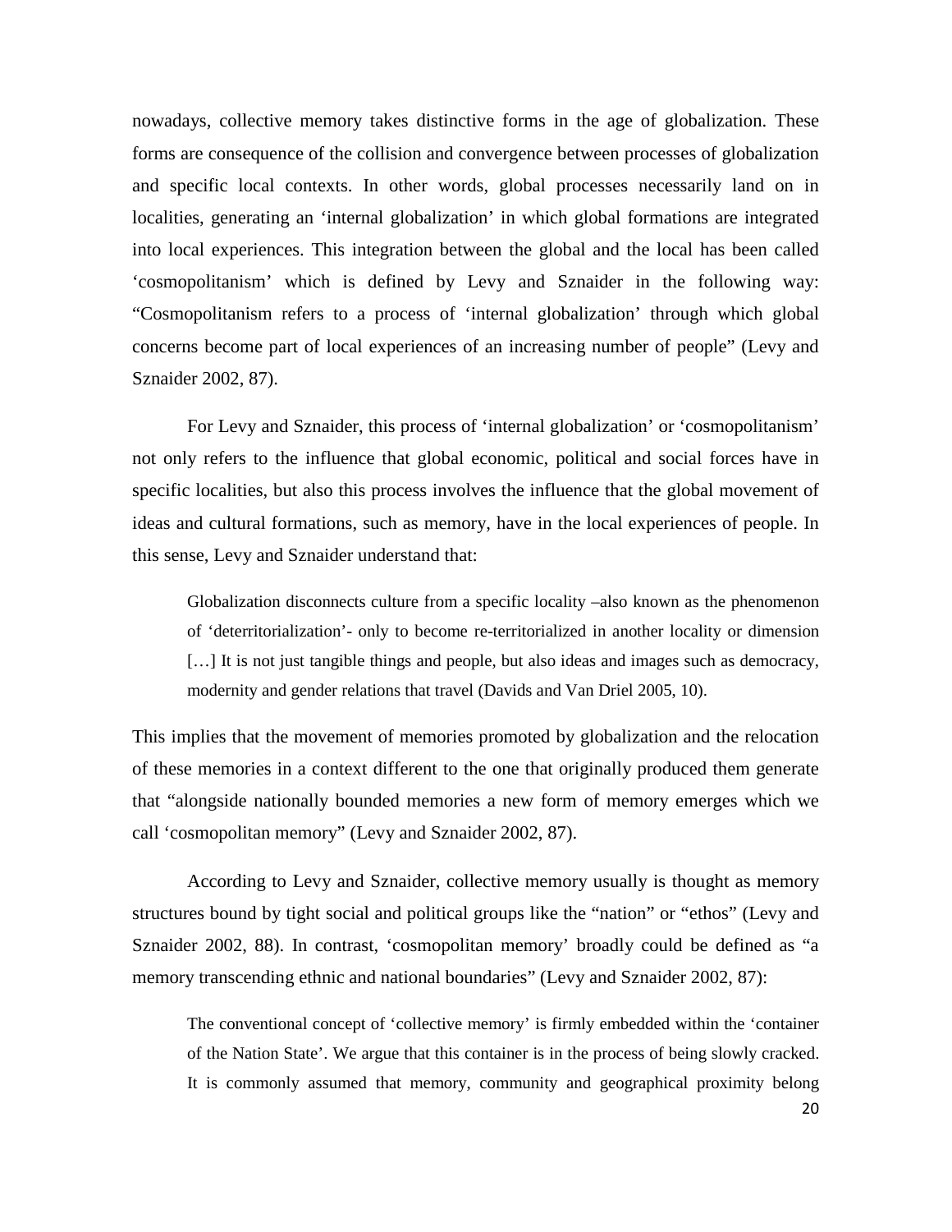nowadays, collective memory takes distinctive forms in the age of globalization. These forms are consequence of the collision and convergence between processes of globalization and specific local contexts. In other words, global processes necessarily land on in localities, generating an 'internal globalization' in which global formations are integrated into local experiences. This integration between the global and the local has been called 'cosmopolitanism' which is defined by Levy and Sznaider in the following way: "Cosmopolitanism refers to a process of 'internal globalization' through which global concerns become part of local experiences of an increasing number of people" (Levy and Sznaider 2002, 87).

For Levy and Sznaider, this process of 'internal globalization' or 'cosmopolitanism' not only refers to the influence that global economic, political and social forces have in specific localities, but also this process involves the influence that the global movement of ideas and cultural formations, such as memory, have in the local experiences of people. In this sense, Levy and Sznaider understand that:

> Globalization disconnects culture from a specific locality –also known as the phenomenon of 'deterritorialization'- only to become re-territorialized in another locality or dimension [...] It is not just tangible things and people, but also ideas and images such as democracy, modernity and gender relations that travel (Davids and Van Driel 2005, 10).

This implies that the movement of memories promoted by globalization and the relocation of these memories in a context different to the one that originally produced them generate that "alongside nationally bounded memories a new form of memory emerges which we call 'cosmopolitan memory" (Levy and Sznaider 2002, 87).

According to Levy and Sznaider, collective memory usually is thought as memory structures bound by tight social and political groups like the "nation" or "ethos" (Levy and Sznaider 2002, 88). In contrast, 'cosmopolitan memory' broadly could be defined as "a memory transcending ethnic and national boundaries" (Levy and Sznaider 2002, 87):

> The conventional concept of 'collective memory' is firmly embedded within the 'container of the Nation State'. We argue that this container is in the process of being slowly cracked. It is commonly assumed that memory, community and geographical proximity belong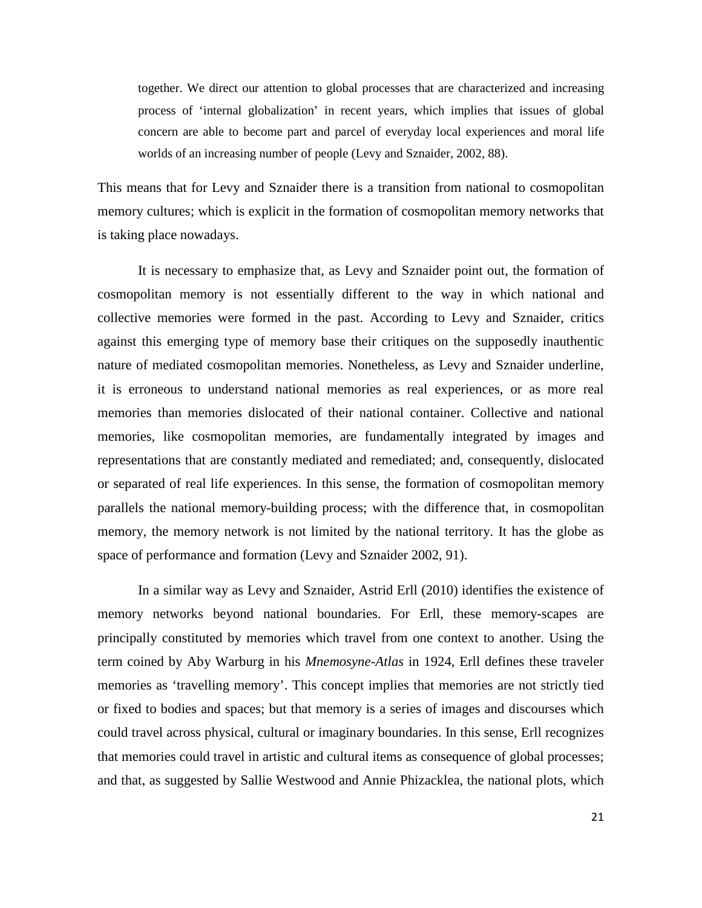> together. We direct our attention to global processes that are characterized and increasing process of 'internal globalization' in recent years, which implies that issues of global concern are able to become part and parcel of everyday local experiences and moral life worlds of an increasing number of people (Levy and Sznaider, 2002, 88).

This means that for Levy and Sznaider there is a transition from national to cosmopolitan memory cultures; which is explicit in the formation of cosmopolitan memory networks that is taking place nowadays.

It is necessary to emphasize that, as Levy and Sznaider point out, the formation of cosmopolitan memory is not essentially different to the way in which national and collective memories were formed in the past. According to Levy and Sznaider, critics against this emerging type of memory base their critiques on the supposedly inauthentic nature of mediated cosmopolitan memories. Nonetheless, as Levy and Sznaider underline, it is erroneous to understand national memories as real experiences, or as more real memories than memories dislocated of their national container. Collective and national memories, like cosmopolitan memories, are fundamentally integrated by images and representations that are constantly mediated and remediated; and, consequently, dislocated or separated of real life experiences. In this sense, the formation of cosmopolitan memory parallels the national memory-building process; with the difference that, in cosmopolitan memory, the memory network is not limited by the national territory. It has the globe as space of performance and formation (Levy and Sznaider 2002, 91).

In a similar way as Levy and Sznaider, Astrid Erll (2010) identifies the existence of memory networks beyond national boundaries. For Erll, these memory-scapes are principally constituted by memories which travel from one context to another. Using the term coined by Aby Warburg in his *Mnemosyne-Atlas* in 1924, Erll defines these traveler memories as 'travelling memory'. This concept implies that memories are not strictly tied or fixed to bodies and spaces; but that memory is a series of images and discourses which could travel across physical, cultural or imaginary boundaries. In this sense, Erll recognizes that memories could travel in artistic and cultural items as consequence of global processes; and that, as suggested by Sallie Westwood and Annie Phizacklea, the national plots, which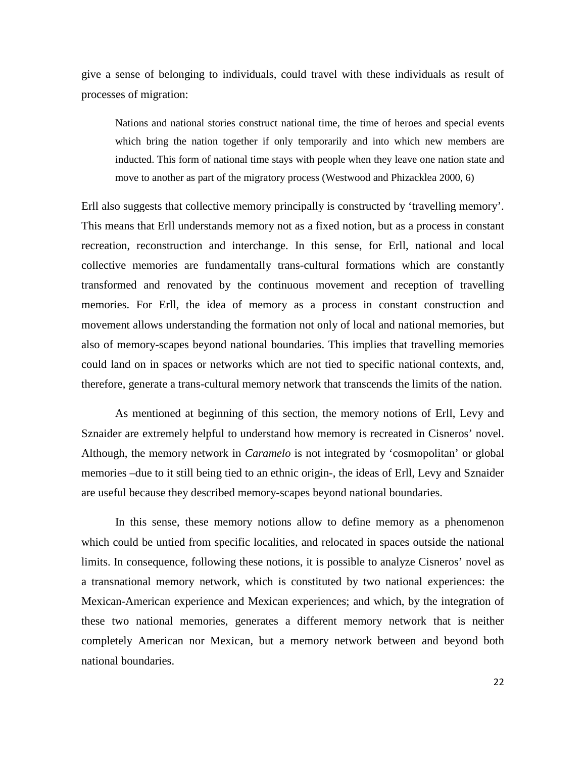give a sense of belonging to individuals, could travel with these individuals as result of processes of migration:

> Nations and national stories construct national time, the time of heroes and special events which bring the nation together if only temporarily and into which new members are inducted. This form of national time stays with people when they leave one nation state and move to another as part of the migratory process (Westwood and Phizacklea 2000, 6)

Erll also suggests that collective memory principally is constructed by 'travelling memory'. This means that Erll understands memory not as a fixed notion, but as a process in constant recreation, reconstruction and interchange. In this sense, for Erll, national and local collective memories are fundamentally trans-cultural formations which are constantly transformed and renovated by the continuous movement and reception of travelling memories. For Erll, the idea of memory as a process in constant construction and movement allows understanding the formation not only of local and national memories, but also of memory-scapes beyond national boundaries. This implies that travelling memories could land on in spaces or networks which are not tied to specific national contexts, and, therefore, generate a trans-cultural memory network that transcends the limits of the nation.

As mentioned at beginning of this section, the memory notions of Erll, Levy and Sznaider are extremely helpful to understand how memory is recreated in Cisneros' novel. Although, the memory network in *Caramelo* is not integrated by 'cosmopolitan' or global memories –due to it still being tied to an ethnic origin-, the ideas of Erll, Levy and Sznaider are useful because they described memory-scapes beyond national boundaries.

In this sense, these memory notions allow to define memory as a phenomenon which could be untied from specific localities, and relocated in spaces outside the national limits. In consequence, following these notions, it is possible to analyze Cisneros' novel as a transnational memory network, which is constituted by two national experiences: the Mexican-American experience and Mexican experiences; and which, by the integration of these two national memories, generates a different memory network that is neither completely American nor Mexican, but a memory network between and beyond both national boundaries.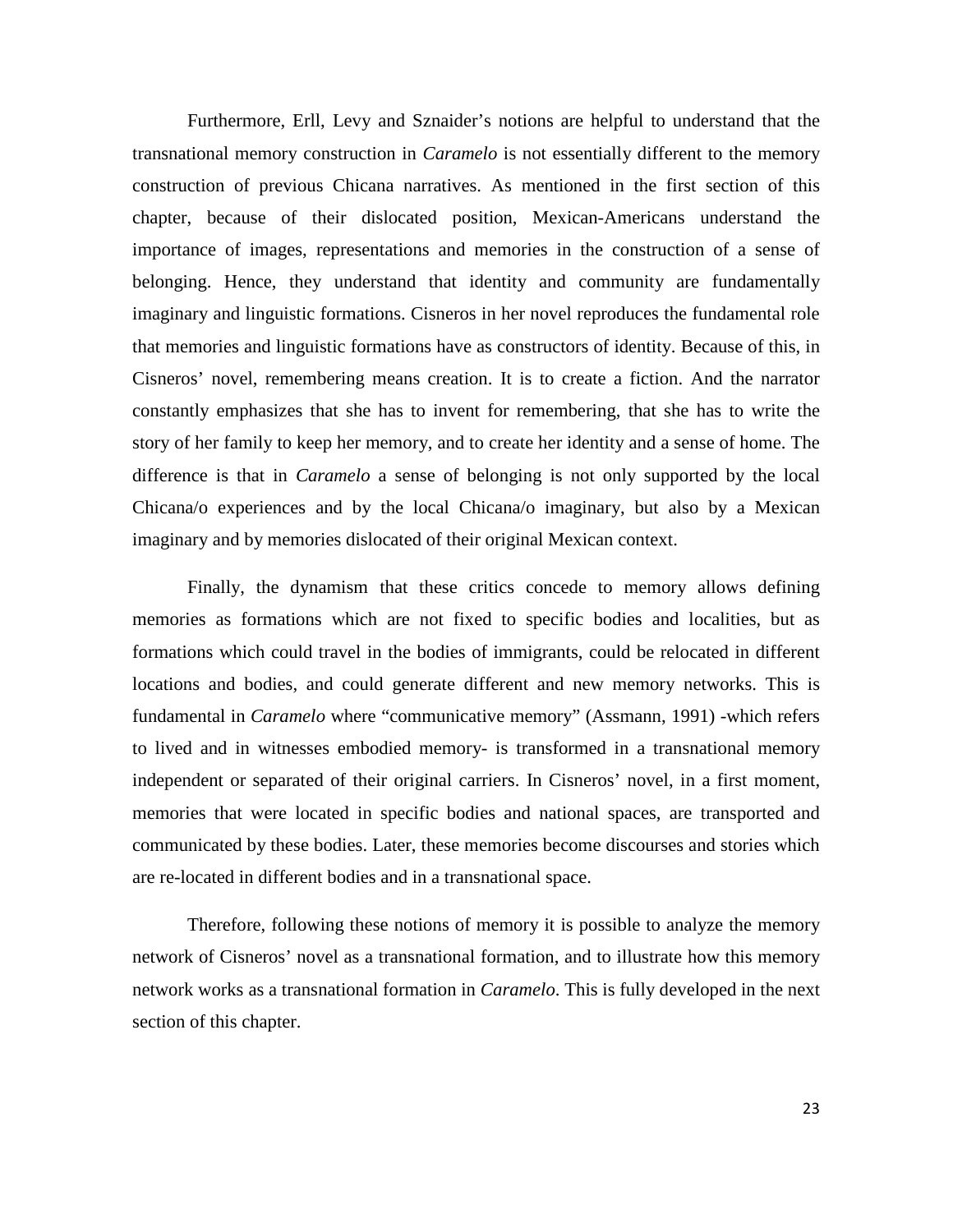Furthermore, Erll, Levy and Sznaider's notions are helpful to understand that the transnational memory construction in *Caramelo* is not essentially different to the memory construction of previous Chicana narratives. As mentioned in the first section of this chapter, because of their dislocated position, Mexican-Americans understand the importance of images, representations and memories in the construction of a sense of belonging. Hence, they understand that identity and community are fundamentally imaginary and linguistic formations. Cisneros in her novel reproduces the fundamental role that memories and linguistic formations have as constructors of identity. Because of this, in Cisneros' novel, remembering means creation. It is to create a fiction. And the narrator constantly emphasizes that she has to invent for remembering, that she has to write the story of her family to keep her memory, and to create her identity and a sense of home. The difference is that in *Caramelo* a sense of belonging is not only supported by the local Chicana/o experiences and by the local Chicana/o imaginary, but also by a Mexican imaginary and by memories dislocated of their original Mexican context.

Finally, the dynamism that these critics concede to memory allows defining memories as formations which are not fixed to specific bodies and localities, but as formations which could travel in the bodies of immigrants, could be relocated in different locations and bodies, and could generate different and new memory networks. This is fundamental in *Caramelo* where "communicative memory" (Assmann, 1991) -which refers to lived and in witnesses embodied memory- is transformed in a transnational memory independent or separated of their original carriers. In Cisneros' novel, in a first moment, memories that were located in specific bodies and national spaces, are transported and communicated by these bodies. Later, these memories become discourses and stories which are re-located in different bodies and in a transnational space.

Therefore, following these notions of memory it is possible to analyze the memory network of Cisneros' novel as a transnational formation, and to illustrate how this memory network works as a transnational formation in *Caramelo*. This is fully developed in the next section of this chapter.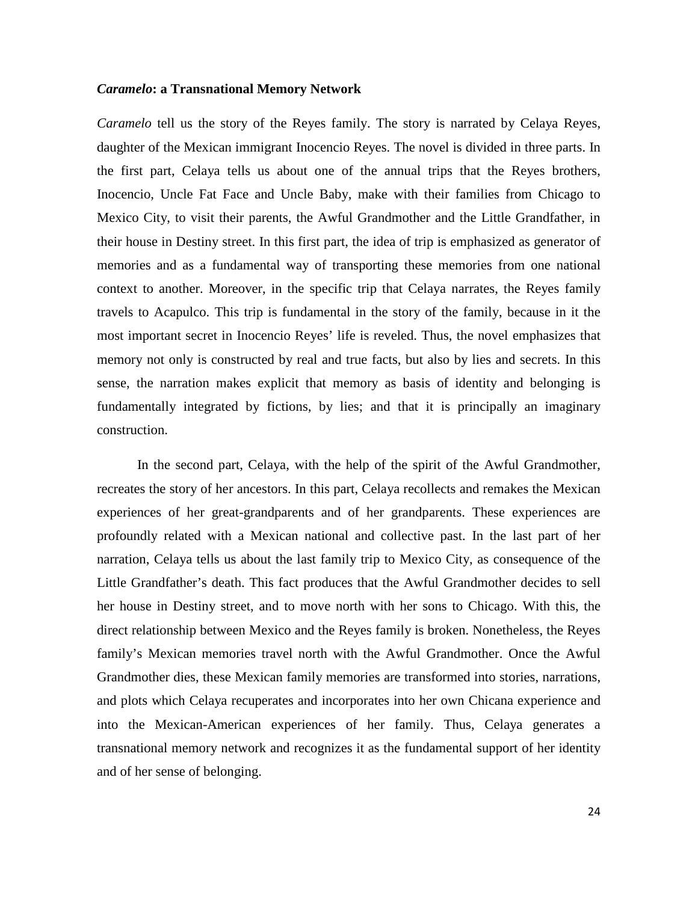***Caramelo*: a Transnational Memory Network**

*Caramelo* tell us the story of the Reyes family. The story is narrated by Celaya Reyes, daughter of the Mexican immigrant Inocencio Reyes. The novel is divided in three parts. In the first part, Celaya tells us about one of the annual trips that the Reyes brothers, Inocencio, Uncle Fat Face and Uncle Baby, make with their families from Chicago to Mexico City, to visit their parents, the Awful Grandmother and the Little Grandfather, in their house in Destiny street. In this first part, the idea of trip is emphasized as generator of memories and as a fundamental way of transporting these memories from one national context to another. Moreover, in the specific trip that Celaya narrates, the Reyes family travels to Acapulco. This trip is fundamental in the story of the family, because in it the most important secret in Inocencio Reyes' life is reveled. Thus, the novel emphasizes that memory not only is constructed by real and true facts, but also by lies and secrets. In this sense, the narration makes explicit that memory as basis of identity and belonging is fundamentally integrated by fictions, by lies; and that it is principally an imaginary construction.

In the second part, Celaya, with the help of the spirit of the Awful Grandmother, recreates the story of her ancestors. In this part, Celaya recollects and remakes the Mexican experiences of her great-grandparents and of her grandparents. These experiences are profoundly related with a Mexican national and collective past. In the last part of her narration, Celaya tells us about the last family trip to Mexico City, as consequence of the Little Grandfather's death. This fact produces that the Awful Grandmother decides to sell her house in Destiny street, and to move north with her sons to Chicago. With this, the direct relationship between Mexico and the Reyes family is broken. Nonetheless, the Reyes family's Mexican memories travel north with the Awful Grandmother. Once the Awful Grandmother dies, these Mexican family memories are transformed into stories, narrations, and plots which Celaya recuperates and incorporates into her own Chicana experience and into the Mexican-American experiences of her family. Thus, Celaya generates a transnational memory network and recognizes it as the fundamental support of her identity and of her sense of belonging.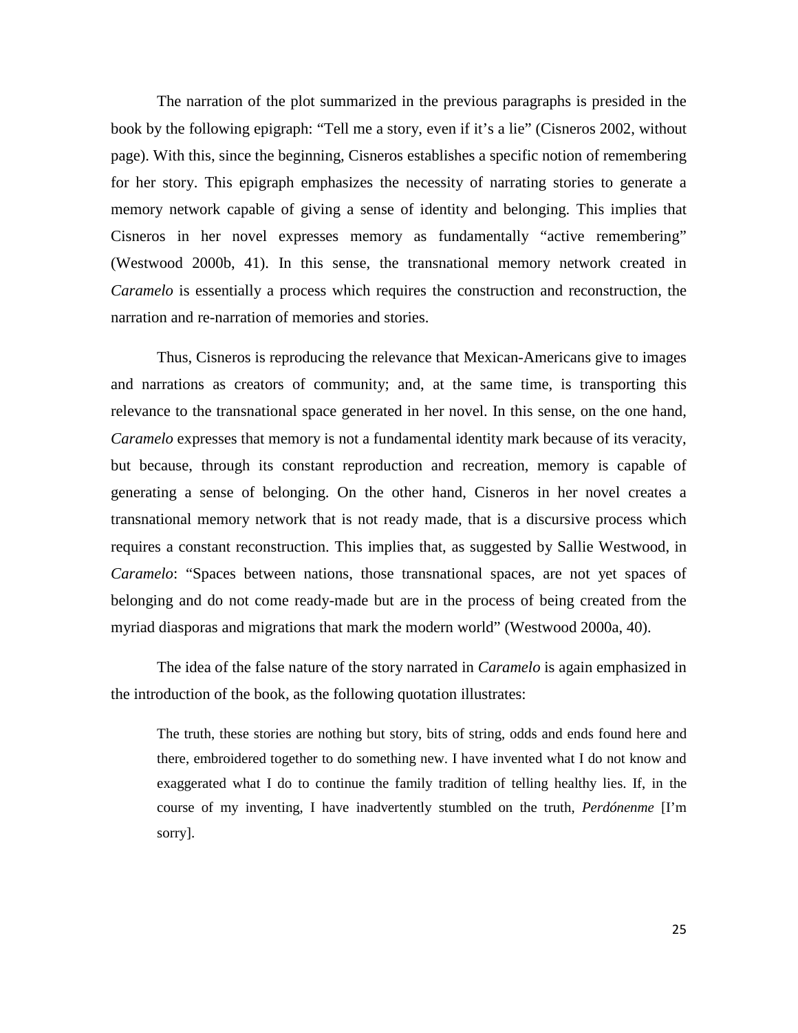The narration of the plot summarized in the previous paragraphs is presided in the book by the following epigraph: "Tell me a story, even if it's a lie" (Cisneros 2002, without page). With this, since the beginning, Cisneros establishes a specific notion of remembering for her story. This epigraph emphasizes the necessity of narrating stories to generate a memory network capable of giving a sense of identity and belonging. This implies that Cisneros in her novel expresses memory as fundamentally "active remembering" (Westwood 2000b, 41). In this sense, the transnational memory network created in *Caramelo* is essentially a process which requires the construction and reconstruction, the narration and re-narration of memories and stories.

Thus, Cisneros is reproducing the relevance that Mexican-Americans give to images and narrations as creators of community; and, at the same time, is transporting this relevance to the transnational space generated in her novel. In this sense, on the one hand, *Caramelo* expresses that memory is not a fundamental identity mark because of its veracity, but because, through its constant reproduction and recreation, memory is capable of generating a sense of belonging. On the other hand, Cisneros in her novel creates a transnational memory network that is not ready made, that is a discursive process which requires a constant reconstruction. This implies that, as suggested by Sallie Westwood, in *Caramelo*: "Spaces between nations, those transnational spaces, are not yet spaces of belonging and do not come ready-made but are in the process of being created from the myriad diasporas and migrations that mark the modern world" (Westwood 2000a, 40).

The idea of the false nature of the story narrated in *Caramelo* is again emphasized in the introduction of the book, as the following quotation illustrates:

> The truth, these stories are nothing but story, bits of string, odds and ends found here and there, embroidered together to do something new. I have invented what I do not know and exaggerated what I do to continue the family tradition of telling healthy lies. If, in the course of my inventing, I have inadvertently stumbled on the truth, *Perdónenme* [I'm sorry].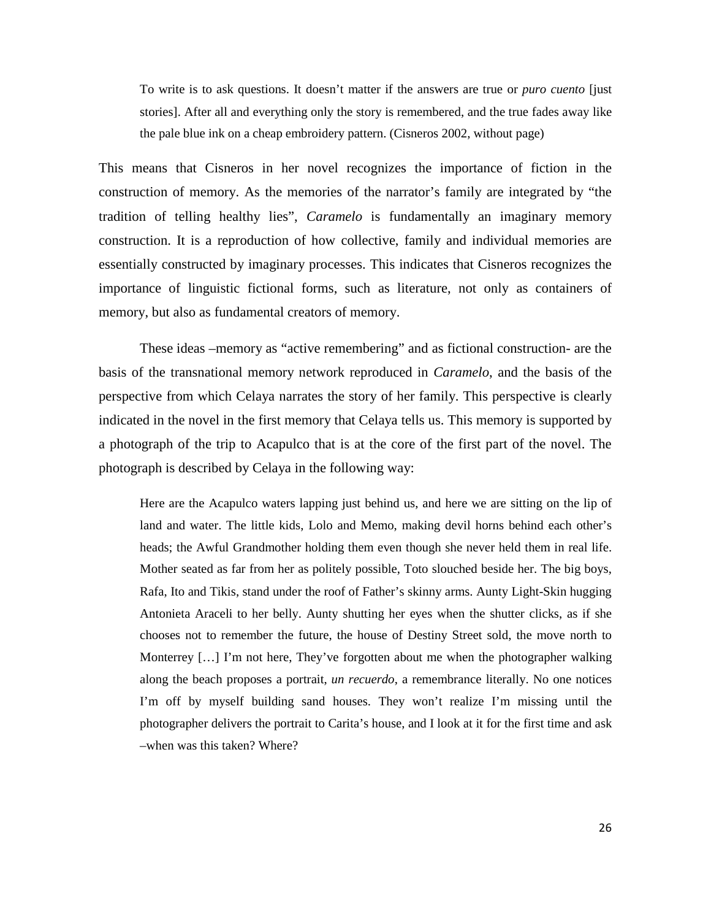> To write is to ask questions. It doesn't matter if the answers are true or *puro cuento* [just stories]. After all and everything only the story is remembered, and the true fades away like the pale blue ink on a cheap embroidery pattern. (Cisneros 2002, without page)

This means that Cisneros in her novel recognizes the importance of fiction in the construction of memory. As the memories of the narrator's family are integrated by "the tradition of telling healthy lies", *Caramelo* is fundamentally an imaginary memory construction. It is a reproduction of how collective, family and individual memories are essentially constructed by imaginary processes. This indicates that Cisneros recognizes the importance of linguistic fictional forms, such as literature, not only as containers of memory, but also as fundamental creators of memory.

These ideas –memory as "active remembering" and as fictional construction- are the basis of the transnational memory network reproduced in *Caramelo*, and the basis of the perspective from which Celaya narrates the story of her family. This perspective is clearly indicated in the novel in the first memory that Celaya tells us. This memory is supported by a photograph of the trip to Acapulco that is at the core of the first part of the novel. The photograph is described by Celaya in the following way:

> Here are the Acapulco waters lapping just behind us, and here we are sitting on the lip of land and water. The little kids, Lolo and Memo, making devil horns behind each other's heads; the Awful Grandmother holding them even though she never held them in real life. Mother seated as far from her as politely possible, Toto slouched beside her. The big boys, Rafa, Ito and Tikis, stand under the roof of Father's skinny arms. Aunty Light-Skin hugging Antonieta Araceli to her belly. Aunty shutting her eyes when the shutter clicks, as if she chooses not to remember the future, the house of Destiny Street sold, the move north to Monterrey […] I'm not here, They've forgotten about me when the photographer walking along the beach proposes a portrait, *un recuerdo*, a remembrance literally. No one notices I'm off by myself building sand houses. They won't realize I'm missing until the photographer delivers the portrait to Carita's house, and I look at it for the first time and ask –when was this taken? Where?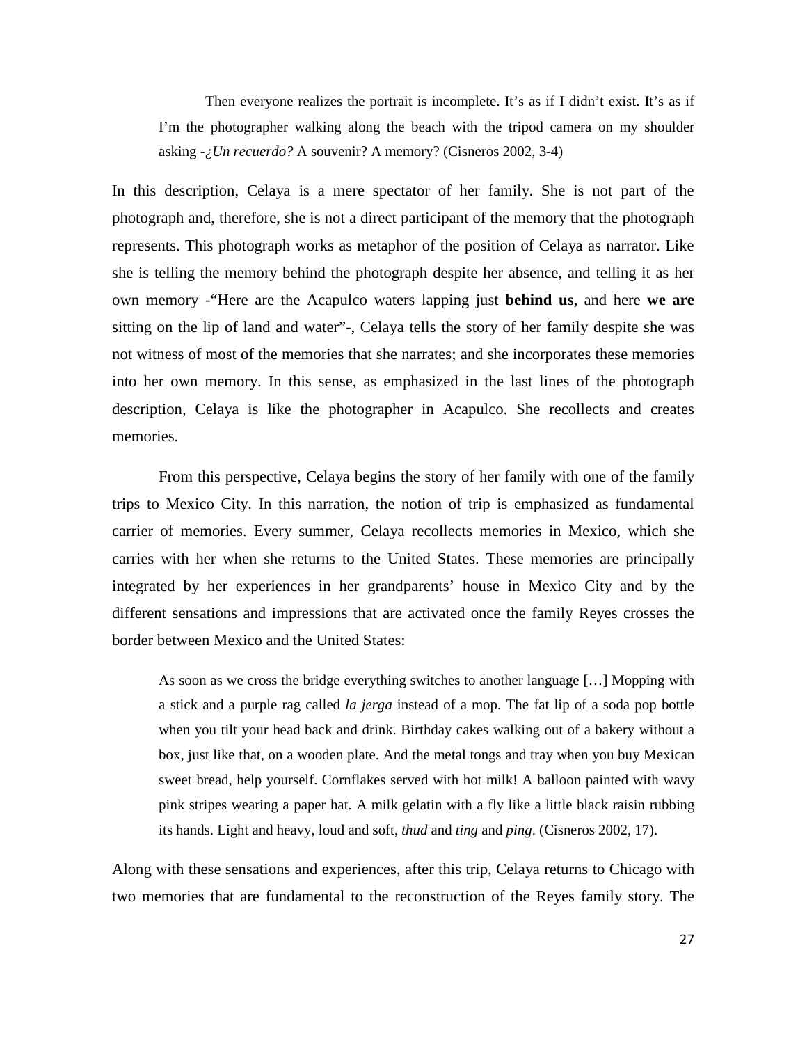> Then everyone realizes the portrait is incomplete. It's as if I didn't exist. It's as if I'm the photographer walking along the beach with the tripod camera on my shoulder asking -*¿Un recuerdo?* A souvenir? A memory? (Cisneros 2002, 3-4)

In this description, Celaya is a mere spectator of her family. She is not part of the photograph and, therefore, she is not a direct participant of the memory that the photograph represents. This photograph works as metaphor of the position of Celaya as narrator. Like she is telling the memory behind the photograph despite her absence, and telling it as her own memory -"Here are the Acapulco waters lapping just **behind us**, and here **we are** sitting on the lip of land and water"-, Celaya tells the story of her family despite she was not witness of most of the memories that she narrates; and she incorporates these memories into her own memory. In this sense, as emphasized in the last lines of the photograph description, Celaya is like the photographer in Acapulco. She recollects and creates memories.

From this perspective, Celaya begins the story of her family with one of the family trips to Mexico City. In this narration, the notion of trip is emphasized as fundamental carrier of memories. Every summer, Celaya recollects memories in Mexico, which she carries with her when she returns to the United States. These memories are principally integrated by her experiences in her grandparents' house in Mexico City and by the different sensations and impressions that are activated once the family Reyes crosses the border between Mexico and the United States:

> As soon as we cross the bridge everything switches to another language […] Mopping with a stick and a purple rag called *la jerga* instead of a mop. The fat lip of a soda pop bottle when you tilt your head back and drink. Birthday cakes walking out of a bakery without a box, just like that, on a wooden plate. And the metal tongs and tray when you buy Mexican sweet bread, help yourself. Cornflakes served with hot milk! A balloon painted with wavy pink stripes wearing a paper hat. A milk gelatin with a fly like a little black raisin rubbing its hands. Light and heavy, loud and soft, *thud* and *ting* and *ping*. (Cisneros 2002, 17).

Along with these sensations and experiences, after this trip, Celaya returns to Chicago with two memories that are fundamental to the reconstruction of the Reyes family story. The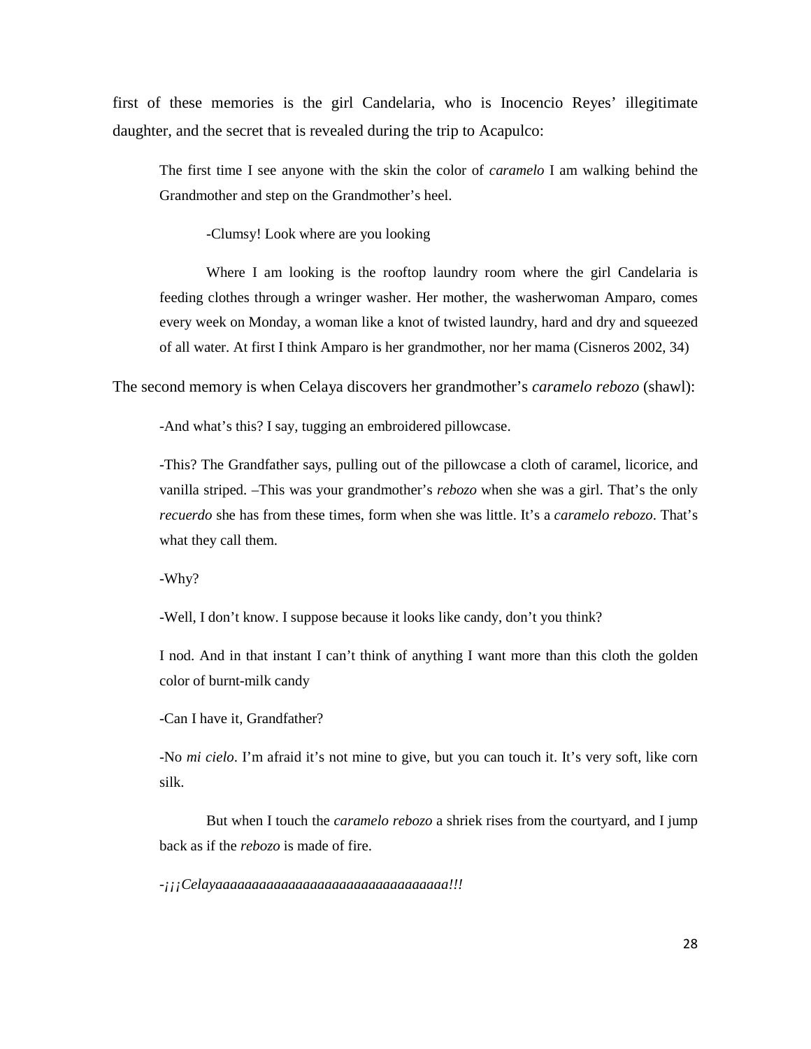first of these memories is the girl Candelaria, who is Inocencio Reyes' illegitimate daughter, and the secret that is revealed during the trip to Acapulco:

> The first time I see anyone with the skin the color of *caramelo* I am walking behind the Grandmother and step on the Grandmother's heel.
>
> -Clumsy! Look where are you looking
>
> Where I am looking is the rooftop laundry room where the girl Candelaria is feeding clothes through a wringer washer. Her mother, the washerwoman Amparo, comes every week on Monday, a woman like a knot of twisted laundry, hard and dry and squeezed of all water. At first I think Amparo is her grandmother, nor her mama (Cisneros 2002, 34)

The second memory is when Celaya discovers her grandmother's *caramelo rebozo* (shawl):

> -And what's this? I say, tugging an embroidered pillowcase.
>
> -This? The Grandfather says, pulling out of the pillowcase a cloth of caramel, licorice, and vanilla striped. –This was your grandmother's *rebozo* when she was a girl. That's the only *recuerdo* she has from these times, form when she was little. It's a *caramelo rebozo*. That's what they call them.
>
> -Why?
>
> -Well, I don't know. I suppose because it looks like candy, don't you think?
>
> I nod. And in that instant I can't think of anything I want more than this cloth the golden color of burnt-milk candy
>
> -Can I have it, Grandfather?
>
> -No *mi cielo*. I'm afraid it's not mine to give, but you can touch it. It's very soft, like corn silk.
>
> But when I touch the *caramelo rebozo* a shriek rises from the courtyard, and I jump back as if the *rebozo* is made of fire.
>
> -*¡¡¡Celayaaaaaaaaaaaaaaaaaaaaaaaaaaaaaaa!!!*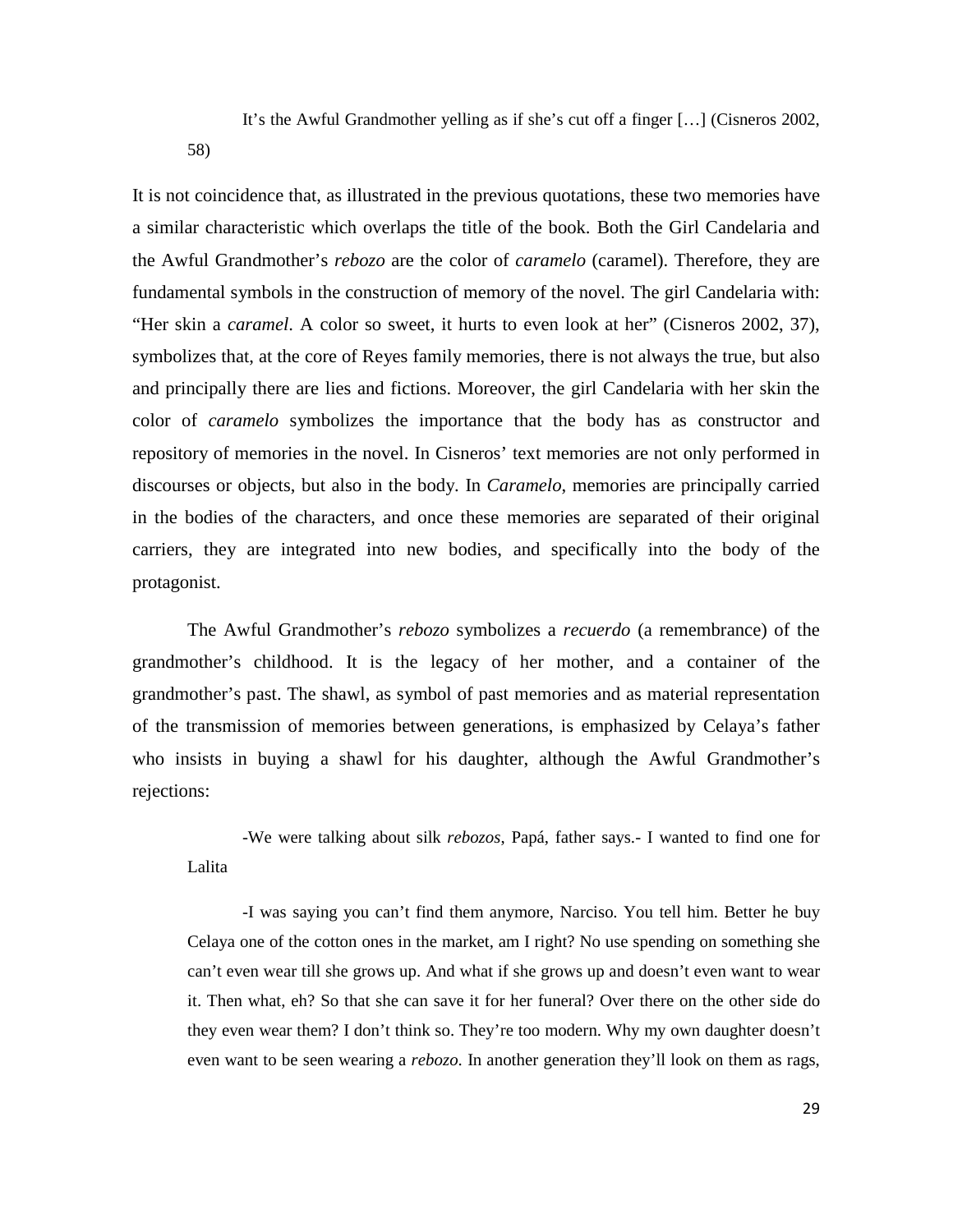> It's the Awful Grandmother yelling as if she's cut off a finger […] (Cisneros 2002, 58)

It is not coincidence that, as illustrated in the previous quotations, these two memories have a similar characteristic which overlaps the title of the book. Both the Girl Candelaria and the Awful Grandmother's *rebozo* are the color of *caramelo* (caramel). Therefore, they are fundamental symbols in the construction of memory of the novel. The girl Candelaria with: "Her skin a *caramel*. A color so sweet, it hurts to even look at her" (Cisneros 2002, 37), symbolizes that, at the core of Reyes family memories, there is not always the true, but also and principally there are lies and fictions. Moreover, the girl Candelaria with her skin the color of *caramelo* symbolizes the importance that the body has as constructor and repository of memories in the novel. In Cisneros' text memories are not only performed in discourses or objects, but also in the body. In *Caramelo*, memories are principally carried in the bodies of the characters, and once these memories are separated of their original carriers, they are integrated into new bodies, and specifically into the body of the protagonist.

The Awful Grandmother's *rebozo* symbolizes a *recuerdo* (a remembrance) of the grandmother's childhood. It is the legacy of her mother, and a container of the grandmother's past. The shawl, as symbol of past memories and as material representation of the transmission of memories between generations, is emphasized by Celaya's father who insists in buying a shawl for his daughter, although the Awful Grandmother's rejections:

> -We were talking about silk *rebozos*, Papá, father says.- I wanted to find one for Lalita
>
> -I was saying you can't find them anymore, Narciso. You tell him. Better he buy Celaya one of the cotton ones in the market, am I right? No use spending on something she can't even wear till she grows up. And what if she grows up and doesn't even want to wear it. Then what, eh? So that she can save it for her funeral? Over there on the other side do they even wear them? I don't think so. They're too modern. Why my own daughter doesn't even want to be seen wearing a *rebozo*. In another generation they'll look on them as rags,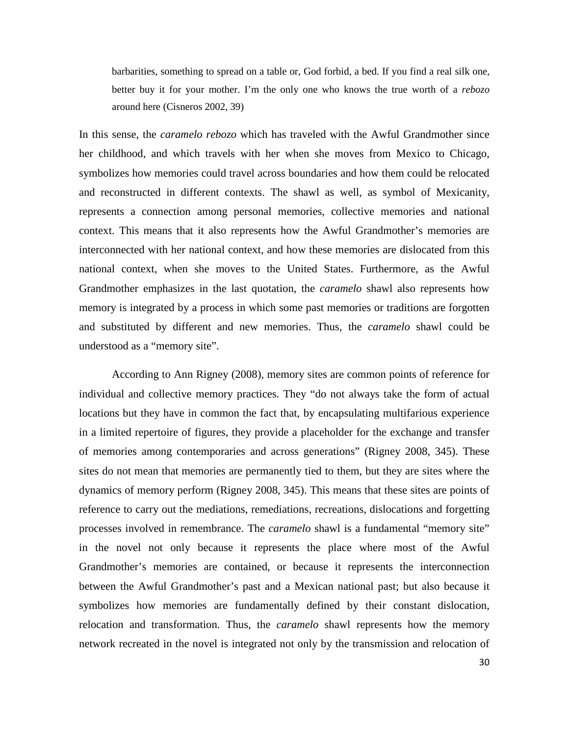> barbarities, something to spread on a table or, God forbid, a bed. If you find a real silk one, better buy it for your mother. I'm the only one who knows the true worth of a *rebozo* around here (Cisneros 2002, 39)

In this sense, the *caramelo rebozo* which has traveled with the Awful Grandmother since her childhood, and which travels with her when she moves from Mexico to Chicago, symbolizes how memories could travel across boundaries and how them could be relocated and reconstructed in different contexts. The shawl as well, as symbol of Mexicanity, represents a connection among personal memories, collective memories and national context. This means that it also represents how the Awful Grandmother's memories are interconnected with her national context, and how these memories are dislocated from this national context, when she moves to the United States. Furthermore, as the Awful Grandmother emphasizes in the last quotation, the *caramelo* shawl also represents how memory is integrated by a process in which some past memories or traditions are forgotten and substituted by different and new memories. Thus, the *caramelo* shawl could be understood as a "memory site".

According to Ann Rigney (2008), memory sites are common points of reference for individual and collective memory practices. They "do not always take the form of actual locations but they have in common the fact that, by encapsulating multifarious experience in a limited repertoire of figures, they provide a placeholder for the exchange and transfer of memories among contemporaries and across generations" (Rigney 2008, 345). These sites do not mean that memories are permanently tied to them, but they are sites where the dynamics of memory perform (Rigney 2008, 345). This means that these sites are points of reference to carry out the mediations, remediations, recreations, dislocations and forgetting processes involved in remembrance. The *caramelo* shawl is a fundamental "memory site" in the novel not only because it represents the place where most of the Awful Grandmother's memories are contained, or because it represents the interconnection between the Awful Grandmother's past and a Mexican national past; but also because it symbolizes how memories are fundamentally defined by their constant dislocation, relocation and transformation. Thus, the *caramelo* shawl represents how the memory network recreated in the novel is integrated not only by the transmission and relocation of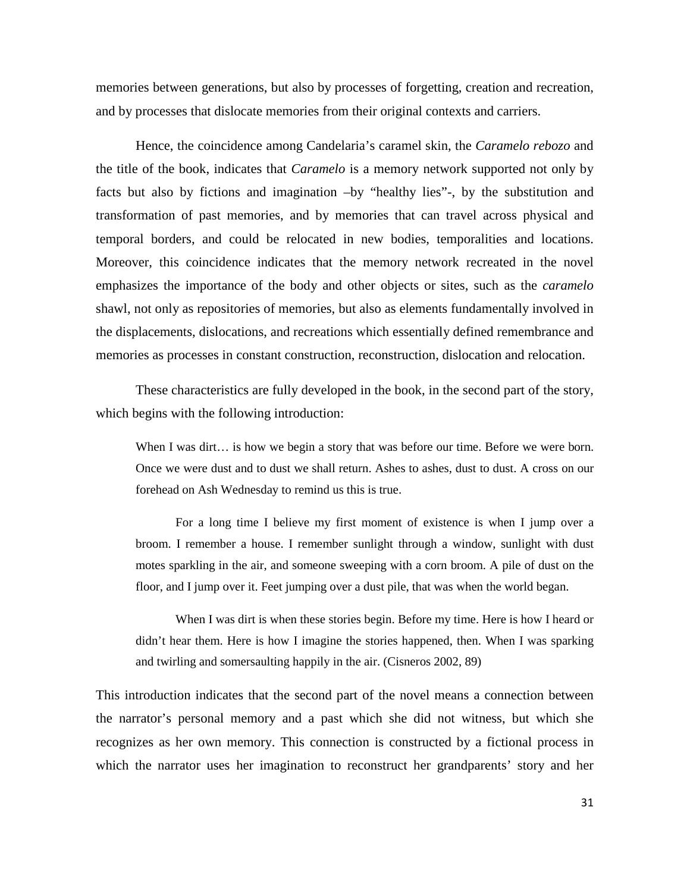memories between generations, but also by processes of forgetting, creation and recreation, and by processes that dislocate memories from their original contexts and carriers.

Hence, the coincidence among Candelaria's caramel skin, the *Caramelo rebozo* and the title of the book, indicates that *Caramelo* is a memory network supported not only by facts but also by fictions and imagination –by "healthy lies"-, by the substitution and transformation of past memories, and by memories that can travel across physical and temporal borders, and could be relocated in new bodies, temporalities and locations. Moreover, this coincidence indicates that the memory network recreated in the novel emphasizes the importance of the body and other objects or sites, such as the *caramelo* shawl, not only as repositories of memories, but also as elements fundamentally involved in the displacements, dislocations, and recreations which essentially defined remembrance and memories as processes in constant construction, reconstruction, dislocation and relocation.

These characteristics are fully developed in the book, in the second part of the story, which begins with the following introduction:

> When I was dirt… is how we begin a story that was before our time. Before we were born. Once we were dust and to dust we shall return. Ashes to ashes, dust to dust. A cross on our forehead on Ash Wednesday to remind us this is true.
>
> For a long time I believe my first moment of existence is when I jump over a broom. I remember a house. I remember sunlight through a window, sunlight with dust motes sparkling in the air, and someone sweeping with a corn broom. A pile of dust on the floor, and I jump over it. Feet jumping over a dust pile, that was when the world began.
>
> When I was dirt is when these stories begin. Before my time. Here is how I heard or didn't hear them. Here is how I imagine the stories happened, then. When I was sparking and twirling and somersaulting happily in the air. (Cisneros 2002, 89)

This introduction indicates that the second part of the novel means a connection between the narrator's personal memory and a past which she did not witness, but which she recognizes as her own memory. This connection is constructed by a fictional process in which the narrator uses her imagination to reconstruct her grandparents' story and her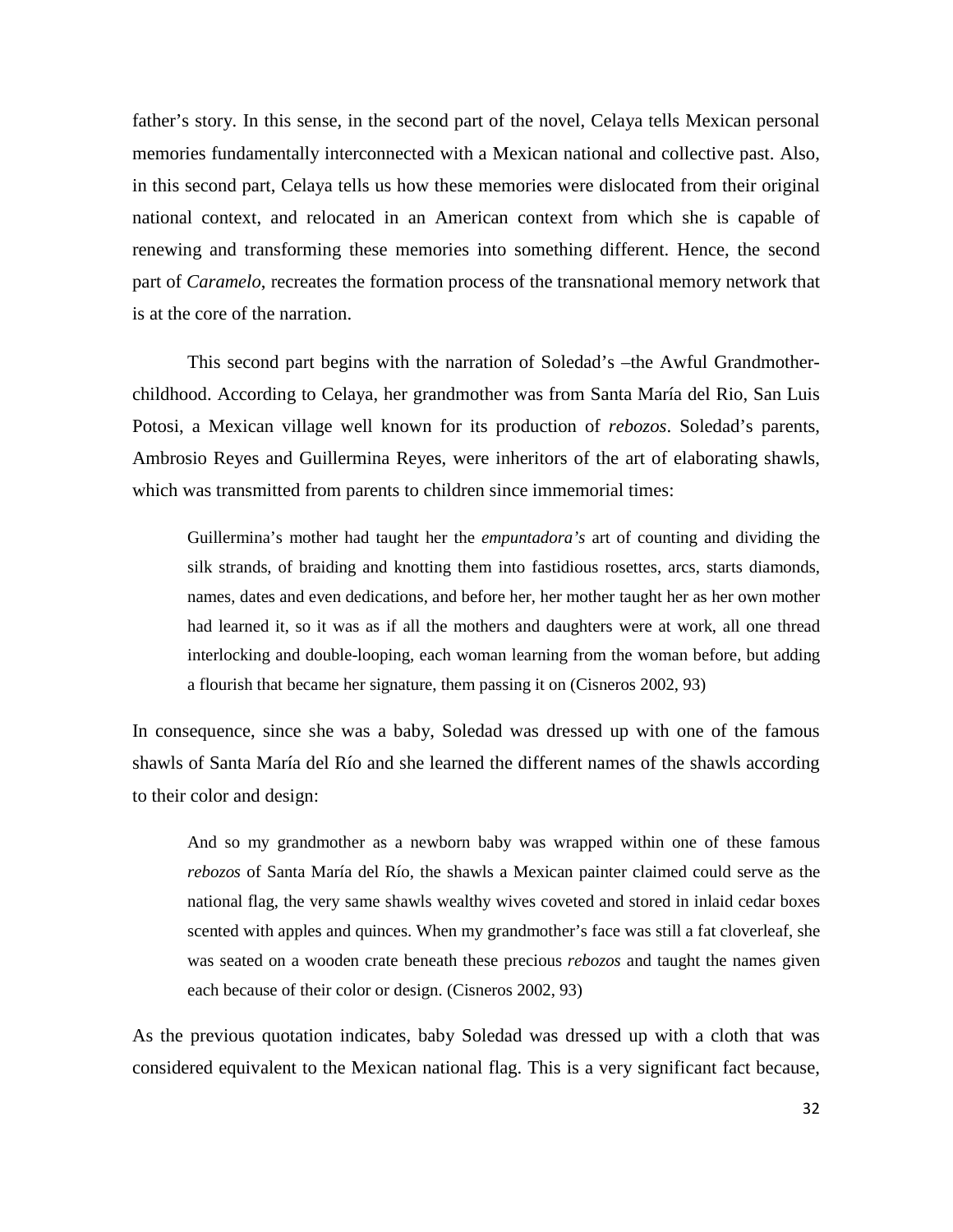father's story. In this sense, in the second part of the novel, Celaya tells Mexican personal memories fundamentally interconnected with a Mexican national and collective past. Also, in this second part, Celaya tells us how these memories were dislocated from their original national context, and relocated in an American context from which she is capable of renewing and transforming these memories into something different. Hence, the second part of *Caramelo*, recreates the formation process of the transnational memory network that is at the core of the narration.

This second part begins with the narration of Soledad's –the Awful Grandmother- childhood. According to Celaya, her grandmother was from Santa María del Rio, San Luis Potosi, a Mexican village well known for its production of *rebozos*. Soledad's parents, Ambrosio Reyes and Guillermina Reyes, were inheritors of the art of elaborating shawls, which was transmitted from parents to children since immemorial times:

> Guillermina's mother had taught her the *empuntadora's* art of counting and dividing the silk strands, of braiding and knotting them into fastidious rosettes, arcs, starts diamonds, names, dates and even dedications, and before her, her mother taught her as her own mother had learned it, so it was as if all the mothers and daughters were at work, all one thread interlocking and double-looping, each woman learning from the woman before, but adding a flourish that became her signature, them passing it on (Cisneros 2002, 93)

In consequence, since she was a baby, Soledad was dressed up with one of the famous shawls of Santa María del Río and she learned the different names of the shawls according to their color and design:

> And so my grandmother as a newborn baby was wrapped within one of these famous *rebozos* of Santa María del Río, the shawls a Mexican painter claimed could serve as the national flag, the very same shawls wealthy wives coveted and stored in inlaid cedar boxes scented with apples and quinces. When my grandmother's face was still a fat cloverleaf, she was seated on a wooden crate beneath these precious *rebozos* and taught the names given each because of their color or design. (Cisneros 2002, 93)

As the previous quotation indicates, baby Soledad was dressed up with a cloth that was considered equivalent to the Mexican national flag. This is a very significant fact because,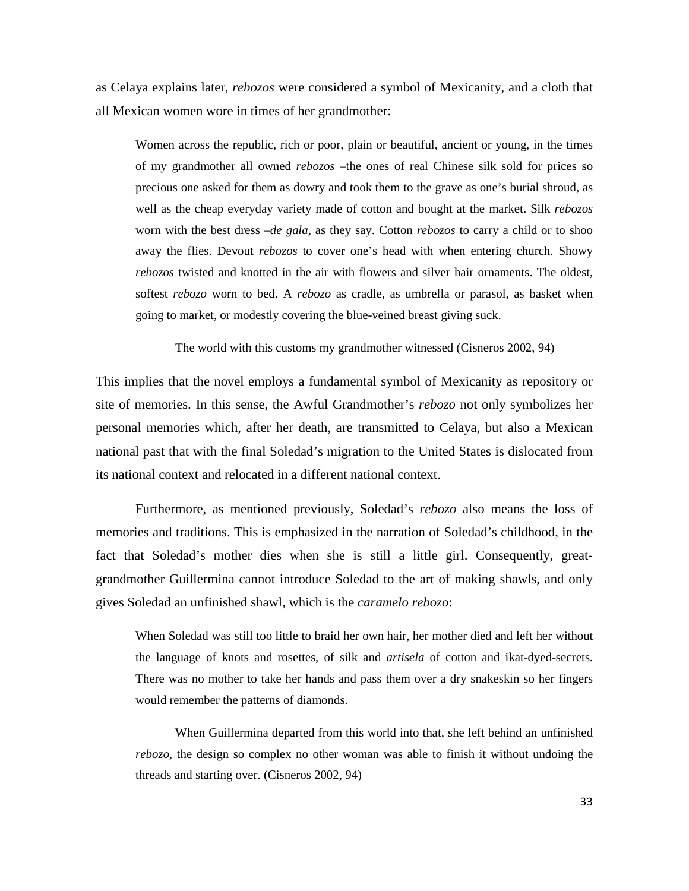as Celaya explains later, *rebozos* were considered a symbol of Mexicanity, and a cloth that all Mexican women wore in times of her grandmother:

> Women across the republic, rich or poor, plain or beautiful, ancient or young, in the times of my grandmother all owned *rebozos* –the ones of real Chinese silk sold for prices so precious one asked for them as dowry and took them to the grave as one's burial shroud, as well as the cheap everyday variety made of cotton and bought at the market. Silk *rebozos* worn with the best dress –*de gala*, as they say. Cotton *rebozos* to carry a child or to shoo away the flies. Devout *rebozos* to cover one's head with when entering church. Showy *rebozos* twisted and knotted in the air with flowers and silver hair ornaments. The oldest, softest *rebozo* worn to bed. A *rebozo* as cradle, as umbrella or parasol, as basket when going to market, or modestly covering the blue-veined breast giving suck.
>
> The world with this customs my grandmother witnessed (Cisneros 2002, 94)

This implies that the novel employs a fundamental symbol of Mexicanity as repository or site of memories. In this sense, the Awful Grandmother's *rebozo* not only symbolizes her personal memories which, after her death, are transmitted to Celaya, but also a Mexican national past that with the final Soledad's migration to the United States is dislocated from its national context and relocated in a different national context.

Furthermore, as mentioned previously, Soledad's *rebozo* also means the loss of memories and traditions. This is emphasized in the narration of Soledad's childhood, in the fact that Soledad's mother dies when she is still a little girl. Consequently, great-grandmother Guillermina cannot introduce Soledad to the art of making shawls, and only gives Soledad an unfinished shawl, which is the *caramelo rebozo*:

> When Soledad was still too little to braid her own hair, her mother died and left her without the language of knots and rosettes, of silk and *artisela* of cotton and ikat-dyed-secrets. There was no mother to take her hands and pass them over a dry snakeskin so her fingers would remember the patterns of diamonds.
>
> When Guillermina departed from this world into that, she left behind an unfinished *rebozo*, the design so complex no other woman was able to finish it without undoing the threads and starting over. (Cisneros 2002, 94)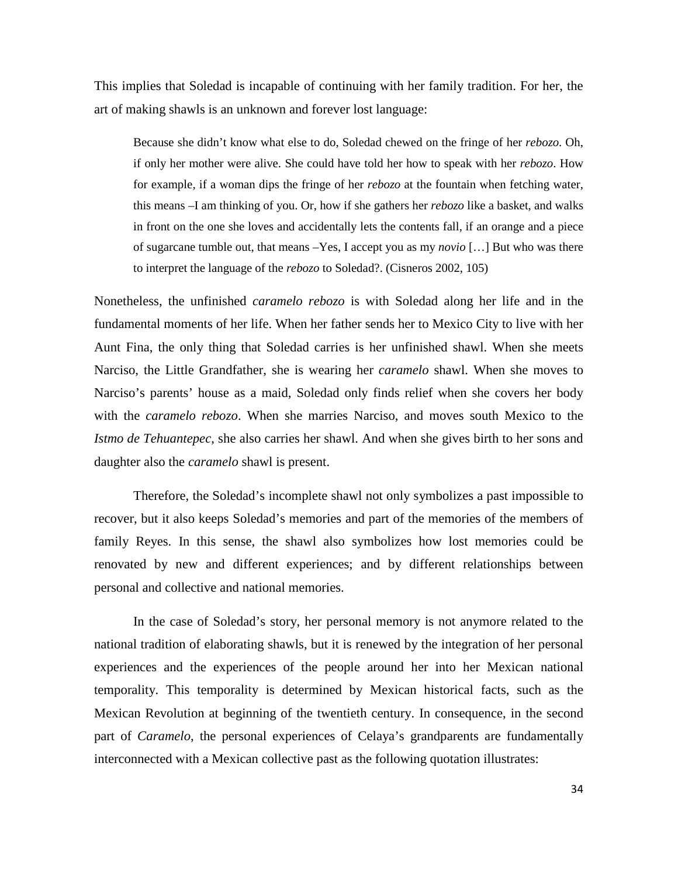This implies that Soledad is incapable of continuing with her family tradition. For her, the art of making shawls is an unknown and forever lost language:

> Because she didn't know what else to do, Soledad chewed on the fringe of her *rebozo*. Oh, if only her mother were alive. She could have told her how to speak with her *rebozo*. How for example, if a woman dips the fringe of her *rebozo* at the fountain when fetching water, this means –I am thinking of you. Or, how if she gathers her *rebozo* like a basket, and walks in front on the one she loves and accidentally lets the contents fall, if an orange and a piece of sugarcane tumble out, that means –Yes, I accept you as my *novio* […] But who was there to interpret the language of the *rebozo* to Soledad?. (Cisneros 2002, 105)

Nonetheless, the unfinished *caramelo rebozo* is with Soledad along her life and in the fundamental moments of her life. When her father sends her to Mexico City to live with her Aunt Fina, the only thing that Soledad carries is her unfinished shawl. When she meets Narciso, the Little Grandfather, she is wearing her *caramelo* shawl. When she moves to Narciso's parents' house as a maid, Soledad only finds relief when she covers her body with the *caramelo rebozo*. When she marries Narciso, and moves south Mexico to the *Istmo de Tehuantepec*, she also carries her shawl. And when she gives birth to her sons and daughter also the *caramelo* shawl is present.

Therefore, the Soledad's incomplete shawl not only symbolizes a past impossible to recover, but it also keeps Soledad's memories and part of the memories of the members of family Reyes. In this sense, the shawl also symbolizes how lost memories could be renovated by new and different experiences; and by different relationships between personal and collective and national memories.

In the case of Soledad's story, her personal memory is not anymore related to the national tradition of elaborating shawls, but it is renewed by the integration of her personal experiences and the experiences of the people around her into her Mexican national temporality. This temporality is determined by Mexican historical facts, such as the Mexican Revolution at beginning of the twentieth century. In consequence, in the second part of *Caramelo*, the personal experiences of Celaya's grandparents are fundamentally interconnected with a Mexican collective past as the following quotation illustrates: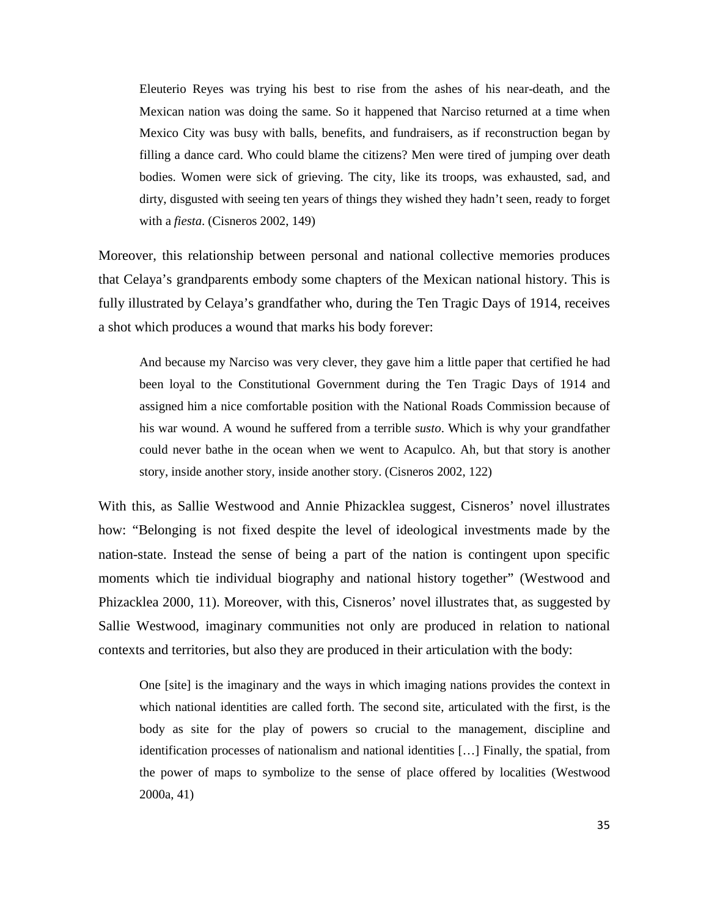> Eleuterio Reyes was trying his best to rise from the ashes of his near-death, and the Mexican nation was doing the same. So it happened that Narciso returned at a time when Mexico City was busy with balls, benefits, and fundraisers, as if reconstruction began by filling a dance card. Who could blame the citizens? Men were tired of jumping over death bodies. Women were sick of grieving. The city, like its troops, was exhausted, sad, and dirty, disgusted with seeing ten years of things they wished they hadn't seen, ready to forget with a *fiesta*. (Cisneros 2002, 149)

Moreover, this relationship between personal and national collective memories produces that Celaya's grandparents embody some chapters of the Mexican national history. This is fully illustrated by Celaya's grandfather who, during the Ten Tragic Days of 1914, receives a shot which produces a wound that marks his body forever:

> And because my Narciso was very clever, they gave him a little paper that certified he had been loyal to the Constitutional Government during the Ten Tragic Days of 1914 and assigned him a nice comfortable position with the National Roads Commission because of his war wound. A wound he suffered from a terrible *susto*. Which is why your grandfather could never bathe in the ocean when we went to Acapulco. Ah, but that story is another story, inside another story, inside another story. (Cisneros 2002, 122)

With this, as Sallie Westwood and Annie Phizacklea suggest, Cisneros' novel illustrates how: "Belonging is not fixed despite the level of ideological investments made by the nation-state. Instead the sense of being a part of the nation is contingent upon specific moments which tie individual biography and national history together" (Westwood and Phizacklea 2000, 11). Moreover, with this, Cisneros' novel illustrates that, as suggested by Sallie Westwood, imaginary communities not only are produced in relation to national contexts and territories, but also they are produced in their articulation with the body:

> One [site] is the imaginary and the ways in which imaging nations provides the context in which national identities are called forth. The second site, articulated with the first, is the body as site for the play of powers so crucial to the management, discipline and identification processes of nationalism and national identities […] Finally, the spatial, from the power of maps to symbolize to the sense of place offered by localities (Westwood 2000a, 41)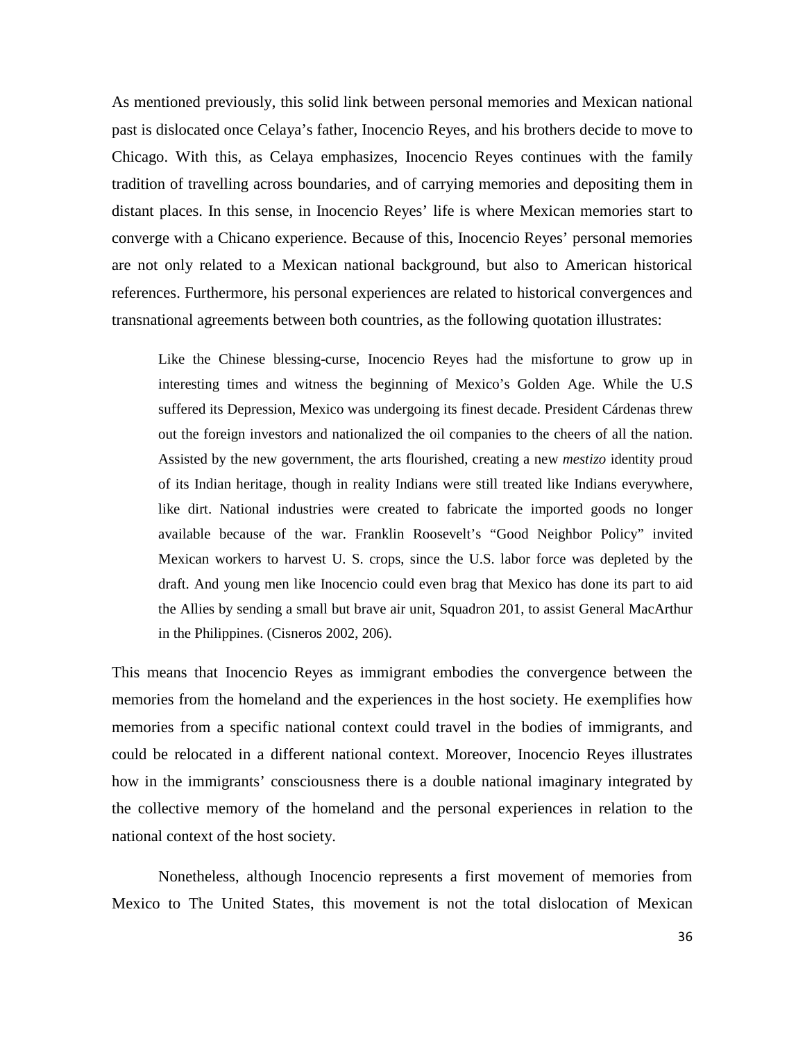As mentioned previously, this solid link between personal memories and Mexican national past is dislocated once Celaya's father, Inocencio Reyes, and his brothers decide to move to Chicago. With this, as Celaya emphasizes, Inocencio Reyes continues with the family tradition of travelling across boundaries, and of carrying memories and depositing them in distant places. In this sense, in Inocencio Reyes' life is where Mexican memories start to converge with a Chicano experience. Because of this, Inocencio Reyes' personal memories are not only related to a Mexican national background, but also to American historical references. Furthermore, his personal experiences are related to historical convergences and transnational agreements between both countries, as the following quotation illustrates:

> Like the Chinese blessing-curse, Inocencio Reyes had the misfortune to grow up in interesting times and witness the beginning of Mexico's Golden Age. While the U.S suffered its Depression, Mexico was undergoing its finest decade. President Cárdenas threw out the foreign investors and nationalized the oil companies to the cheers of all the nation. Assisted by the new government, the arts flourished, creating a new *mestizo* identity proud of its Indian heritage, though in reality Indians were still treated like Indians everywhere, like dirt. National industries were created to fabricate the imported goods no longer available because of the war. Franklin Roosevelt's "Good Neighbor Policy" invited Mexican workers to harvest U. S. crops, since the U.S. labor force was depleted by the draft. And young men like Inocencio could even brag that Mexico has done its part to aid the Allies by sending a small but brave air unit, Squadron 201, to assist General MacArthur in the Philippines. (Cisneros 2002, 206).

This means that Inocencio Reyes as immigrant embodies the convergence between the memories from the homeland and the experiences in the host society. He exemplifies how memories from a specific national context could travel in the bodies of immigrants, and could be relocated in a different national context. Moreover, Inocencio Reyes illustrates how in the immigrants' consciousness there is a double national imaginary integrated by the collective memory of the homeland and the personal experiences in relation to the national context of the host society.

Nonetheless, although Inocencio represents a first movement of memories from Mexico to The United States, this movement is not the total dislocation of Mexican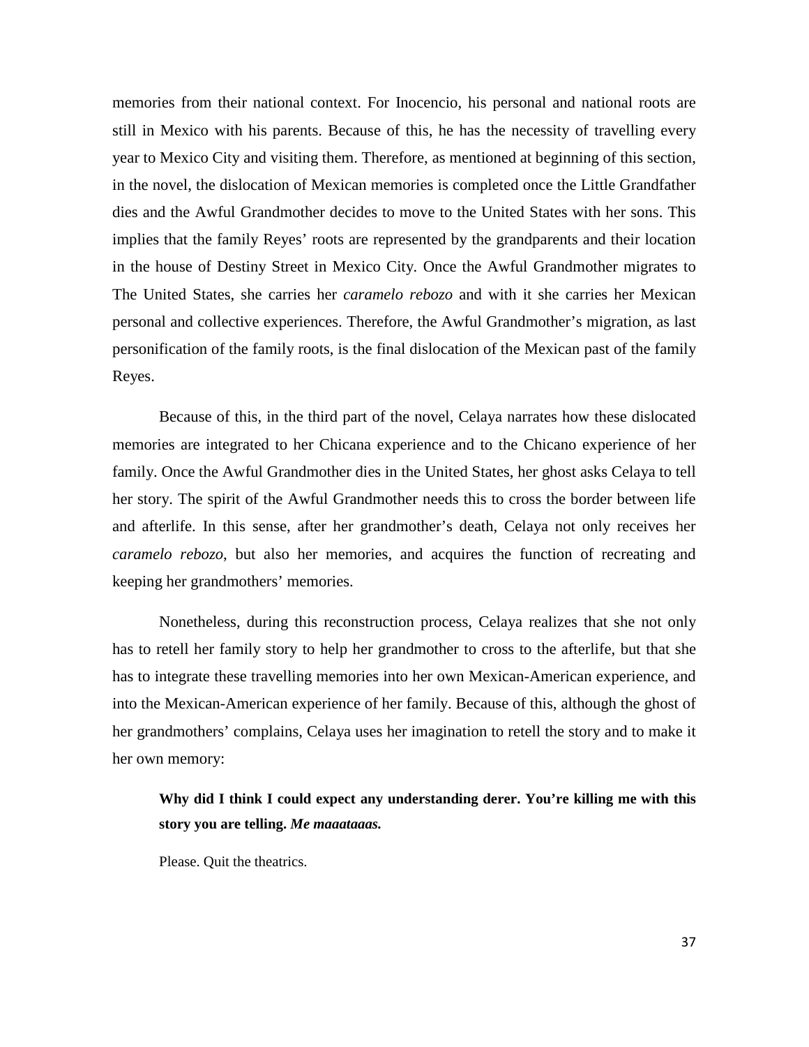memories from their national context. For Inocencio, his personal and national roots are still in Mexico with his parents. Because of this, he has the necessity of travelling every year to Mexico City and visiting them. Therefore, as mentioned at beginning of this section, in the novel, the dislocation of Mexican memories is completed once the Little Grandfather dies and the Awful Grandmother decides to move to the United States with her sons. This implies that the family Reyes' roots are represented by the grandparents and their location in the house of Destiny Street in Mexico City. Once the Awful Grandmother migrates to The United States, she carries her *caramelo rebozo* and with it she carries her Mexican personal and collective experiences. Therefore, the Awful Grandmother's migration, as last personification of the family roots, is the final dislocation of the Mexican past of the family Reyes.

Because of this, in the third part of the novel, Celaya narrates how these dislocated memories are integrated to her Chicana experience and to the Chicano experience of her family. Once the Awful Grandmother dies in the United States, her ghost asks Celaya to tell her story. The spirit of the Awful Grandmother needs this to cross the border between life and afterlife. In this sense, after her grandmother's death, Celaya not only receives her *caramelo rebozo*, but also her memories, and acquires the function of recreating and keeping her grandmothers' memories.

Nonetheless, during this reconstruction process, Celaya realizes that she not only has to retell her family story to help her grandmother to cross to the afterlife, but that she has to integrate these travelling memories into her own Mexican-American experience, and into the Mexican-American experience of her family. Because of this, although the ghost of her grandmothers' complains, Celaya uses her imagination to retell the story and to make it her own memory:

> **Why did I think I could expect any understanding derer. You're killing me with this story you are telling. *Me maaataaas.***
>
> Please. Quit the theatrics.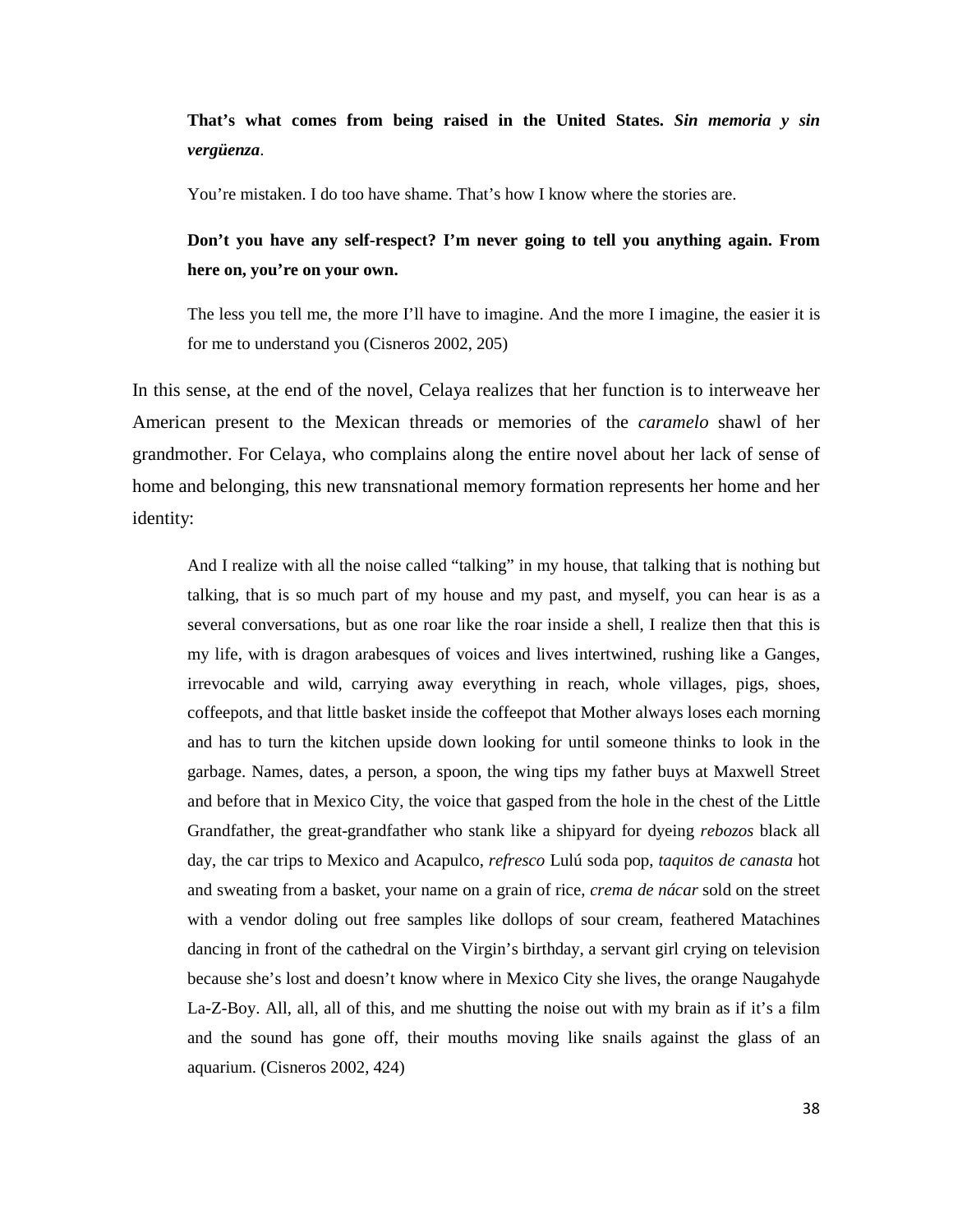> **That's what comes from being raised in the United States.** ***Sin memoria y sin vergüenza***.
>
> You're mistaken. I do too have shame. That's how I know where the stories are.
>
> **Don't you have any self-respect? I'm never going to tell you anything again. From here on, you're on your own.**
>
> The less you tell me, the more I'll have to imagine. And the more I imagine, the easier it is for me to understand you (Cisneros 2002, 205)

In this sense, at the end of the novel, Celaya realizes that her function is to interweave her American present to the Mexican threads or memories of the *caramelo* shawl of her grandmother. For Celaya, who complains along the entire novel about her lack of sense of home and belonging, this new transnational memory formation represents her home and her identity:

> And I realize with all the noise called "talking" in my house, that talking that is nothing but talking, that is so much part of my house and my past, and myself, you can hear is as a several conversations, but as one roar like the roar inside a shell, I realize then that this is my life, with is dragon arabesques of voices and lives intertwined, rushing like a Ganges, irrevocable and wild, carrying away everything in reach, whole villages, pigs, shoes, coffeepots, and that little basket inside the coffeepot that Mother always loses each morning and has to turn the kitchen upside down looking for until someone thinks to look in the garbage. Names, dates, a person, a spoon, the wing tips my father buys at Maxwell Street and before that in Mexico City, the voice that gasped from the hole in the chest of the Little Grandfather, the great-grandfather who stank like a shipyard for dyeing *rebozos* black all day, the car trips to Mexico and Acapulco, *refresco* Lulú soda pop, *taquitos de canasta* hot and sweating from a basket, your name on a grain of rice, *crema de nácar* sold on the street with a vendor doling out free samples like dollops of sour cream, feathered Matachines dancing in front of the cathedral on the Virgin's birthday, a servant girl crying on television because she's lost and doesn't know where in Mexico City she lives, the orange Naugahyde La-Z-Boy. All, all, all of this, and me shutting the noise out with my brain as if it's a film and the sound has gone off, their mouths moving like snails against the glass of an aquarium. (Cisneros 2002, 424)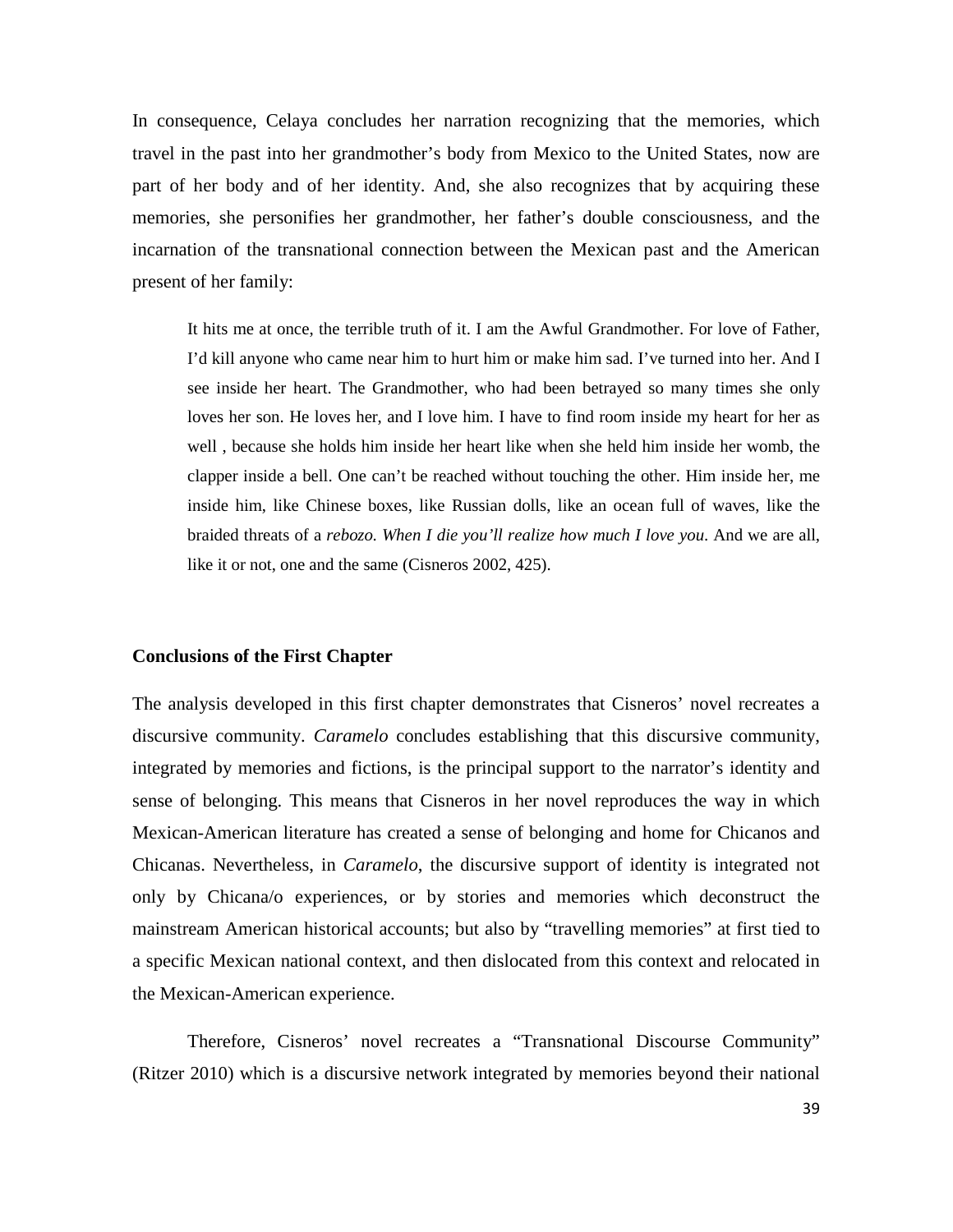In consequence, Celaya concludes her narration recognizing that the memories, which travel in the past into her grandmother's body from Mexico to the United States, now are part of her body and of her identity. And, she also recognizes that by acquiring these memories, she personifies her grandmother, her father's double consciousness, and the incarnation of the transnational connection between the Mexican past and the American present of her family:

> It hits me at once, the terrible truth of it. I am the Awful Grandmother. For love of Father, I'd kill anyone who came near him to hurt him or make him sad. I've turned into her. And I see inside her heart. The Grandmother, who had been betrayed so many times she only loves her son. He loves her, and I love him. I have to find room inside my heart for her as well , because she holds him inside her heart like when she held him inside her womb, the clapper inside a bell. One can't be reached without touching the other. Him inside her, me inside him, like Chinese boxes, like Russian dolls, like an ocean full of waves, like the braided threats of a *rebozo. When I die you'll realize how much I love you.* And we are all, like it or not, one and the same (Cisneros 2002, 425).

**Conclusions of the First Chapter**

The analysis developed in this first chapter demonstrates that Cisneros' novel recreates a discursive community. *Caramelo* concludes establishing that this discursive community, integrated by memories and fictions, is the principal support to the narrator's identity and sense of belonging. This means that Cisneros in her novel reproduces the way in which Mexican-American literature has created a sense of belonging and home for Chicanos and Chicanas. Nevertheless, in *Caramelo*, the discursive support of identity is integrated not only by Chicana/o experiences, or by stories and memories which deconstruct the mainstream American historical accounts; but also by "travelling memories" at first tied to a specific Mexican national context, and then dislocated from this context and relocated in the Mexican-American experience.

Therefore, Cisneros' novel recreates a "Transnational Discourse Community" (Ritzer 2010) which is a discursive network integrated by memories beyond their national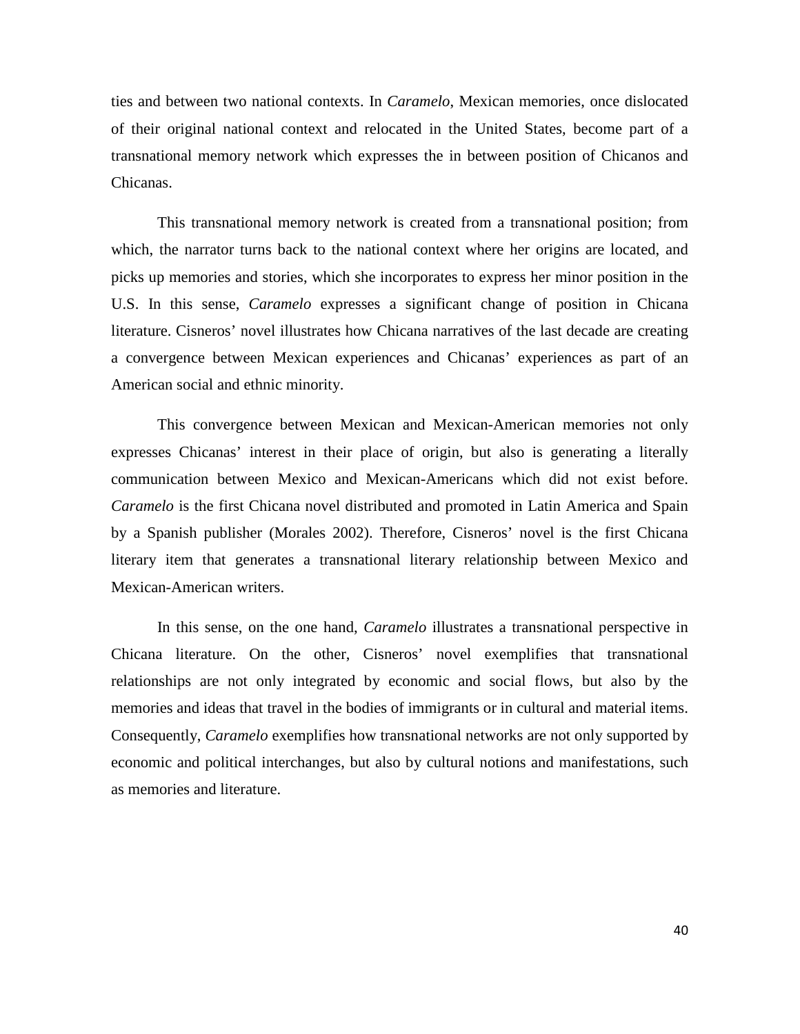ties and between two national contexts. In *Caramelo*, Mexican memories, once dislocated of their original national context and relocated in the United States, become part of a transnational memory network which expresses the in between position of Chicanos and Chicanas.

This transnational memory network is created from a transnational position; from which, the narrator turns back to the national context where her origins are located, and picks up memories and stories, which she incorporates to express her minor position in the U.S. In this sense, *Caramelo* expresses a significant change of position in Chicana literature. Cisneros' novel illustrates how Chicana narratives of the last decade are creating a convergence between Mexican experiences and Chicanas' experiences as part of an American social and ethnic minority.

This convergence between Mexican and Mexican-American memories not only expresses Chicanas' interest in their place of origin, but also is generating a literally communication between Mexico and Mexican-Americans which did not exist before. *Caramelo* is the first Chicana novel distributed and promoted in Latin America and Spain by a Spanish publisher (Morales 2002). Therefore, Cisneros' novel is the first Chicana literary item that generates a transnational literary relationship between Mexico and Mexican-American writers.

In this sense, on the one hand, *Caramelo* illustrates a transnational perspective in Chicana literature. On the other, Cisneros' novel exemplifies that transnational relationships are not only integrated by economic and social flows, but also by the memories and ideas that travel in the bodies of immigrants or in cultural and material items. Consequently, *Caramelo* exemplifies how transnational networks are not only supported by economic and political interchanges, but also by cultural notions and manifestations, such as memories and literature.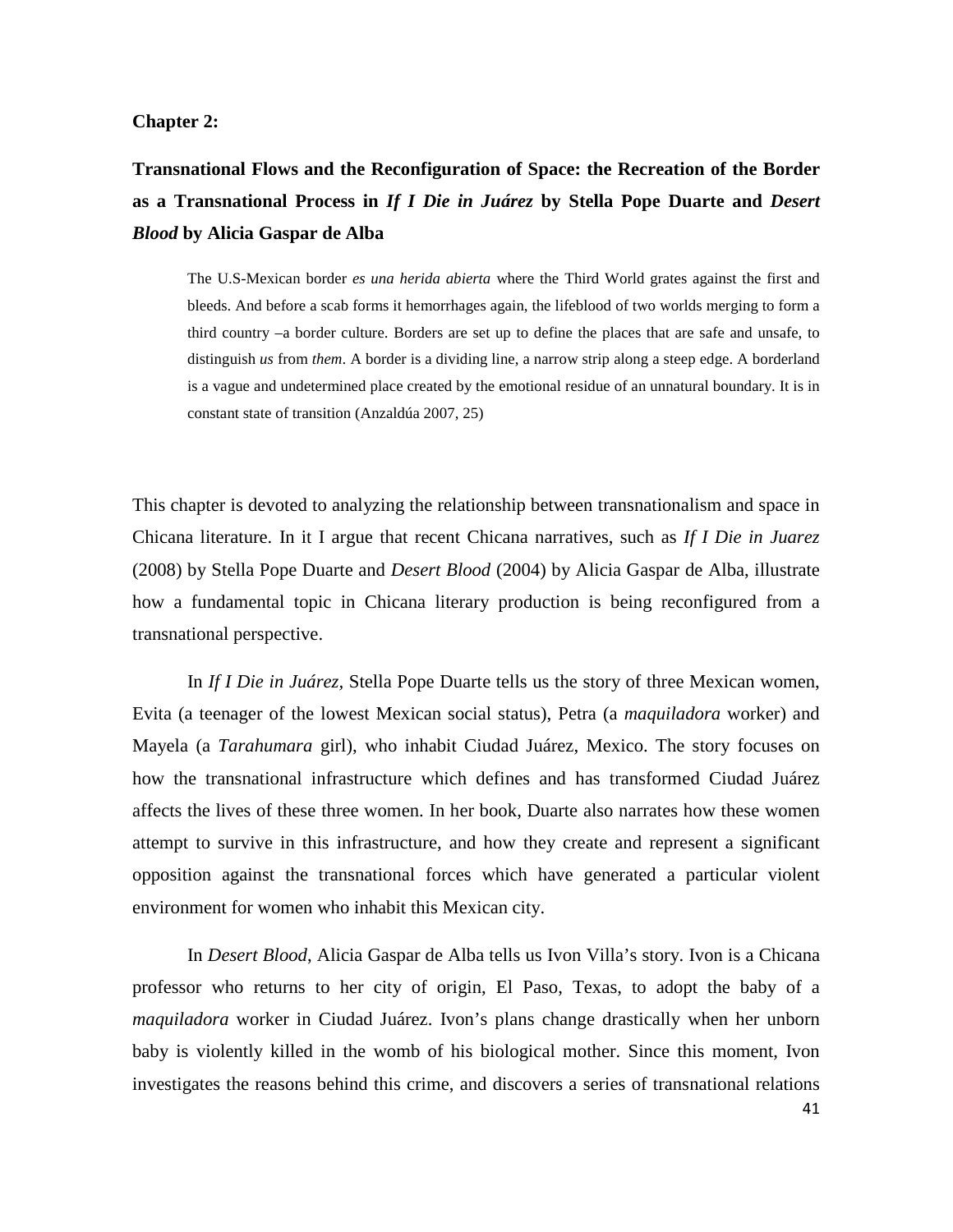**Chapter 2:**

## Transnational Flows and the Reconfiguration of Space: the Recreation of the Border as a Transnational Process in *If I Die in Juárez* by Stella Pope Duarte and *Desert Blood* by Alicia Gaspar de Alba

> The U.S-Mexican border *es una herida abierta* where the Third World grates against the first and bleeds. And before a scab forms it hemorrhages again, the lifeblood of two worlds merging to form a third country –a border culture. Borders are set up to define the places that are safe and unsafe, to distinguish *us* from *them*. A border is a dividing line, a narrow strip along a steep edge. A borderland is a vague and undetermined place created by the emotional residue of an unnatural boundary. It is in constant state of transition (Anzaldúa 2007, 25)

This chapter is devoted to analyzing the relationship between transnationalism and space in Chicana literature. In it I argue that recent Chicana narratives, such as *If I Die in Juarez* (2008) by Stella Pope Duarte and *Desert Blood* (2004) by Alicia Gaspar de Alba, illustrate how a fundamental topic in Chicana literary production is being reconfigured from a transnational perspective.

In *If I Die in Juárez,* Stella Pope Duarte tells us the story of three Mexican women, Evita (a teenager of the lowest Mexican social status), Petra (a *maquiladora* worker) and Mayela (a *Tarahumara* girl), who inhabit Ciudad Juárez, Mexico. The story focuses on how the transnational infrastructure which defines and has transformed Ciudad Juárez affects the lives of these three women. In her book, Duarte also narrates how these women attempt to survive in this infrastructure, and how they create and represent a significant opposition against the transnational forces which have generated a particular violent environment for women who inhabit this Mexican city.

In *Desert Blood*, Alicia Gaspar de Alba tells us Ivon Villa's story. Ivon is a Chicana professor who returns to her city of origin, El Paso, Texas, to adopt the baby of a *maquiladora* worker in Ciudad Juárez. Ivon's plans change drastically when her unborn baby is violently killed in the womb of his biological mother. Since this moment, Ivon investigates the reasons behind this crime, and discovers a series of transnational relations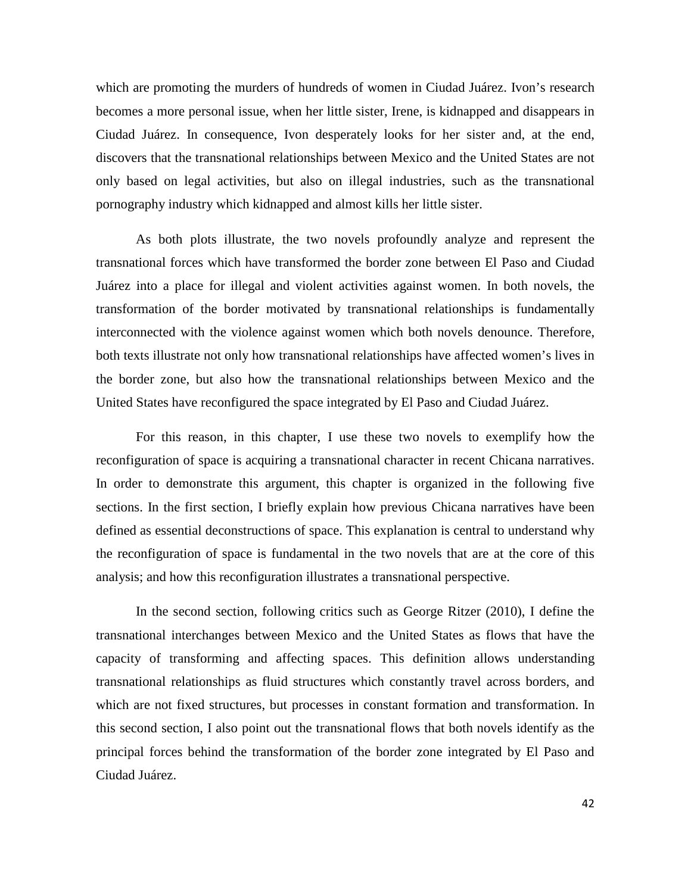which are promoting the murders of hundreds of women in Ciudad Juárez. Ivon's research becomes a more personal issue, when her little sister, Irene, is kidnapped and disappears in Ciudad Juárez. In consequence, Ivon desperately looks for her sister and, at the end, discovers that the transnational relationships between Mexico and the United States are not only based on legal activities, but also on illegal industries, such as the transnational pornography industry which kidnapped and almost kills her little sister.

As both plots illustrate, the two novels profoundly analyze and represent the transnational forces which have transformed the border zone between El Paso and Ciudad Juárez into a place for illegal and violent activities against women. In both novels, the transformation of the border motivated by transnational relationships is fundamentally interconnected with the violence against women which both novels denounce. Therefore, both texts illustrate not only how transnational relationships have affected women's lives in the border zone, but also how the transnational relationships between Mexico and the United States have reconfigured the space integrated by El Paso and Ciudad Juárez.

For this reason, in this chapter, I use these two novels to exemplify how the reconfiguration of space is acquiring a transnational character in recent Chicana narratives. In order to demonstrate this argument, this chapter is organized in the following five sections. In the first section, I briefly explain how previous Chicana narratives have been defined as essential deconstructions of space. This explanation is central to understand why the reconfiguration of space is fundamental in the two novels that are at the core of this analysis; and how this reconfiguration illustrates a transnational perspective.

In the second section, following critics such as George Ritzer (2010), I define the transnational interchanges between Mexico and the United States as flows that have the capacity of transforming and affecting spaces. This definition allows understanding transnational relationships as fluid structures which constantly travel across borders, and which are not fixed structures, but processes in constant formation and transformation. In this second section, I also point out the transnational flows that both novels identify as the principal forces behind the transformation of the border zone integrated by El Paso and Ciudad Juárez.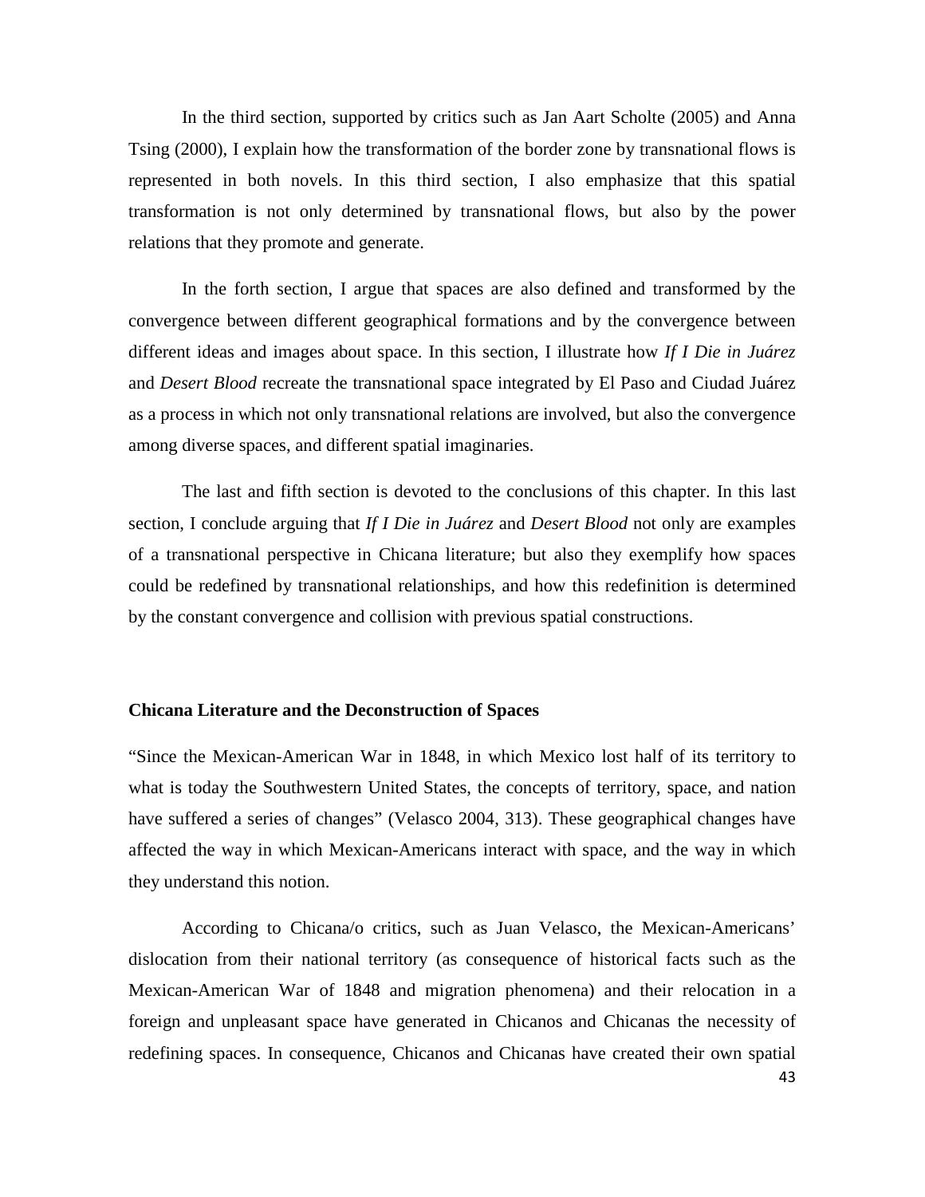In the third section, supported by critics such as Jan Aart Scholte (2005) and Anna Tsing (2000), I explain how the transformation of the border zone by transnational flows is represented in both novels. In this third section, I also emphasize that this spatial transformation is not only determined by transnational flows, but also by the power relations that they promote and generate.

In the forth section, I argue that spaces are also defined and transformed by the convergence between different geographical formations and by the convergence between different ideas and images about space. In this section, I illustrate how *If I Die in Juárez* and *Desert Blood* recreate the transnational space integrated by El Paso and Ciudad Juárez as a process in which not only transnational relations are involved, but also the convergence among diverse spaces, and different spatial imaginaries.

The last and fifth section is devoted to the conclusions of this chapter. In this last section, I conclude arguing that *If I Die in Juárez* and *Desert Blood* not only are examples of a transnational perspective in Chicana literature; but also they exemplify how spaces could be redefined by transnational relationships, and how this redefinition is determined by the constant convergence and collision with previous spatial constructions.

**Chicana Literature and the Deconstruction of Spaces**

"Since the Mexican-American War in 1848, in which Mexico lost half of its territory to what is today the Southwestern United States, the concepts of territory, space, and nation have suffered a series of changes" (Velasco 2004, 313). These geographical changes have affected the way in which Mexican-Americans interact with space, and the way in which they understand this notion.

According to Chicana/o critics, such as Juan Velasco, the Mexican-Americans' dislocation from their national territory (as consequence of historical facts such as the Mexican-American War of 1848 and migration phenomena) and their relocation in a foreign and unpleasant space have generated in Chicanos and Chicanas the necessity of redefining spaces. In consequence, Chicanos and Chicanas have created their own spatial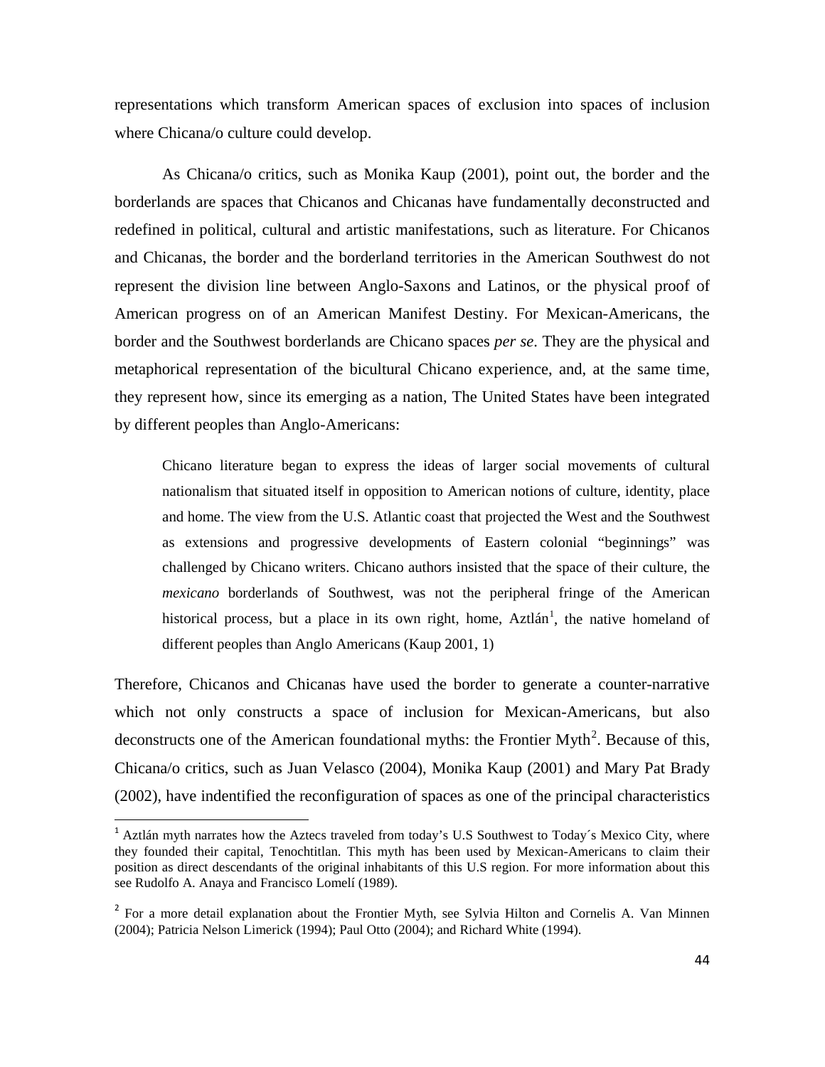representations which transform American spaces of exclusion into spaces of inclusion where Chicana/o culture could develop.

As Chicana/o critics, such as Monika Kaup (2001), point out, the border and the borderlands are spaces that Chicanos and Chicanas have fundamentally deconstructed and redefined in political, cultural and artistic manifestations, such as literature. For Chicanos and Chicanas, the border and the borderland territories in the American Southwest do not represent the division line between Anglo-Saxons and Latinos, or the physical proof of American progress on of an American Manifest Destiny. For Mexican-Americans, the border and the Southwest borderlands are Chicano spaces *per se*. They are the physical and metaphorical representation of the bicultural Chicano experience, and, at the same time, they represent how, since its emerging as a nation, The United States have been integrated by different peoples than Anglo-Americans:

> Chicano literature began to express the ideas of larger social movements of cultural nationalism that situated itself in opposition to American notions of culture, identity, place and home. The view from the U.S. Atlantic coast that projected the West and the Southwest as extensions and progressive developments of Eastern colonial "beginnings" was challenged by Chicano writers. Chicano authors insisted that the space of their culture, the *mexicano* borderlands of Southwest, was not the peripheral fringe of the American historical process, but a place in its own right, home, Aztlán[1], the native homeland of different peoples than Anglo Americans (Kaup 2001, 1)

Therefore, Chicanos and Chicanas have used the border to generate a counter-narrative which not only constructs a space of inclusion for Mexican-Americans, but also deconstructs one of the American foundational myths: the Frontier Myth[2]. Because of this, Chicana/o critics, such as Juan Velasco (2004), Monika Kaup (2001) and Mary Pat Brady (2002), have indentified the reconfiguration of spaces as one of the principal characteristics

---

[1] Aztlán myth narrates how the Aztecs traveled from today's U.S Southwest to Today´s Mexico City, where they founded their capital, Tenochtitlan. This myth has been used by Mexican-Americans to claim their position as direct descendants of the original inhabitants of this U.S region. For more information about this see Rudolfo A. Anaya and Francisco Lomelí (1989).

[2] For a more detail explanation about the Frontier Myth, see Sylvia Hilton and Cornelis A. Van Minnen (2004); Patricia Nelson Limerick (1994); Paul Otto (2004); and Richard White (1994).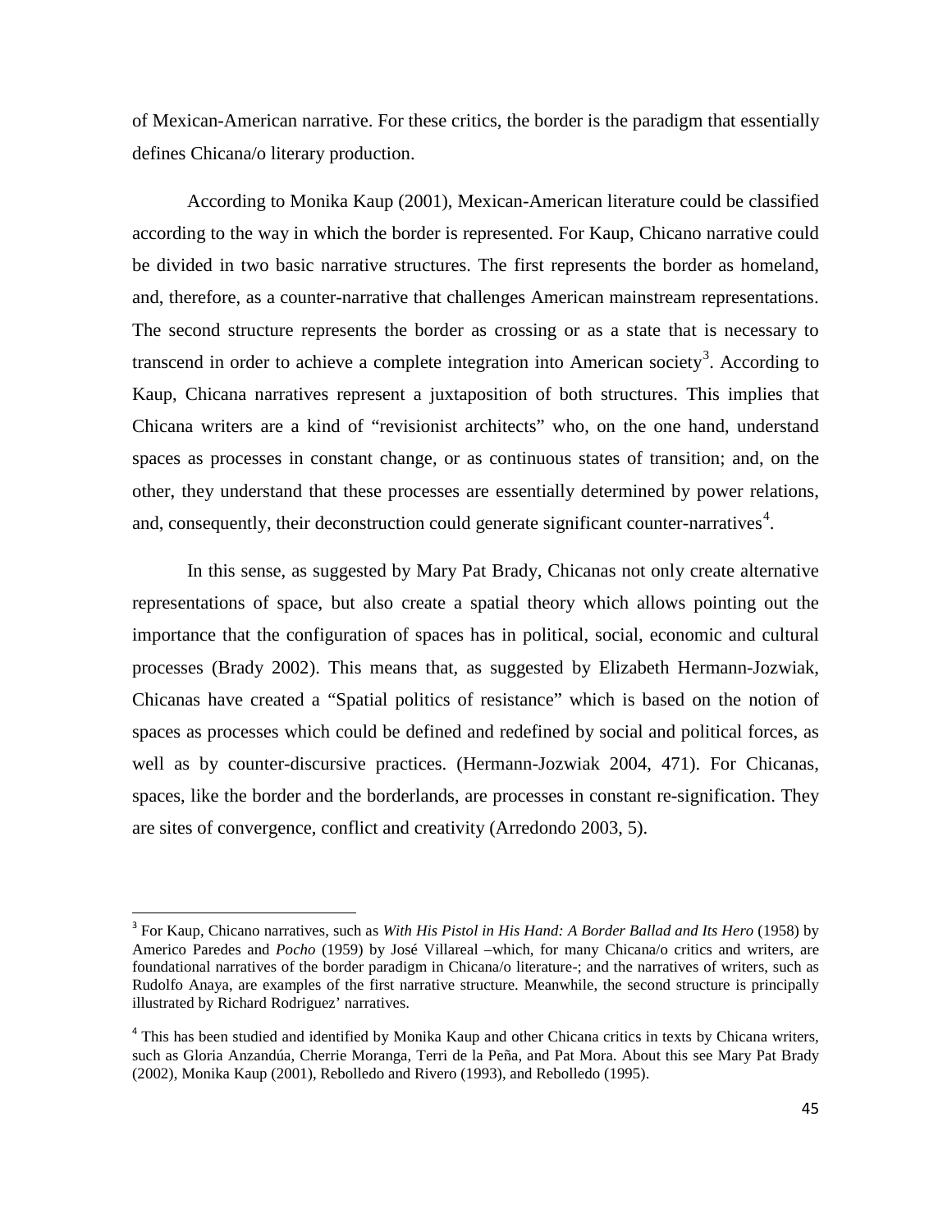of Mexican-American narrative. For these critics, the border is the paradigm that essentially defines Chicana/o literary production.

According to Monika Kaup (2001), Mexican-American literature could be classified according to the way in which the border is represented. For Kaup, Chicano narrative could be divided in two basic narrative structures. The first represents the border as homeland, and, therefore, as a counter-narrative that challenges American mainstream representations. The second structure represents the border as crossing or as a state that is necessary to transcend in order to achieve a complete integration into American society[3]. According to Kaup, Chicana narratives represent a juxtaposition of both structures. This implies that Chicana writers are a kind of "revisionist architects" who, on the one hand, understand spaces as processes in constant change, or as continuous states of transition; and, on the other, they understand that these processes are essentially determined by power relations, and, consequently, their deconstruction could generate significant counter-narratives[4].

In this sense, as suggested by Mary Pat Brady, Chicanas not only create alternative representations of space, but also create a spatial theory which allows pointing out the importance that the configuration of spaces has in political, social, economic and cultural processes (Brady 2002). This means that, as suggested by Elizabeth Hermann-Jozwiak, Chicanas have created a "Spatial politics of resistance" which is based on the notion of spaces as processes which could be defined and redefined by social and political forces, as well as by counter-discursive practices. (Hermann-Jozwiak 2004, 471). For Chicanas, spaces, like the border and the borderlands, are processes in constant re-signification. They are sites of convergence, conflict and creativity (Arredondo 2003, 5).

---

[3] For Kaup, Chicano narratives, such as *With His Pistol in His Hand: A Border Ballad and Its Hero* (1958) by Americo Paredes and *Pocho* (1959) by José Villareal –which, for many Chicana/o critics and writers, are foundational narratives of the border paradigm in Chicana/o literature-; and the narratives of writers, such as Rudolfo Anaya, are examples of the first narrative structure. Meanwhile, the second structure is principally illustrated by Richard Rodriguez' narratives.

[4] This has been studied and identified by Monika Kaup and other Chicana critics in texts by Chicana writers, such as Gloria Anzandúa, Cherrie Moranga, Terri de la Peña, and Pat Mora. About this see Mary Pat Brady (2002), Monika Kaup (2001), Rebolledo and Rivero (1993), and Rebolledo (1995).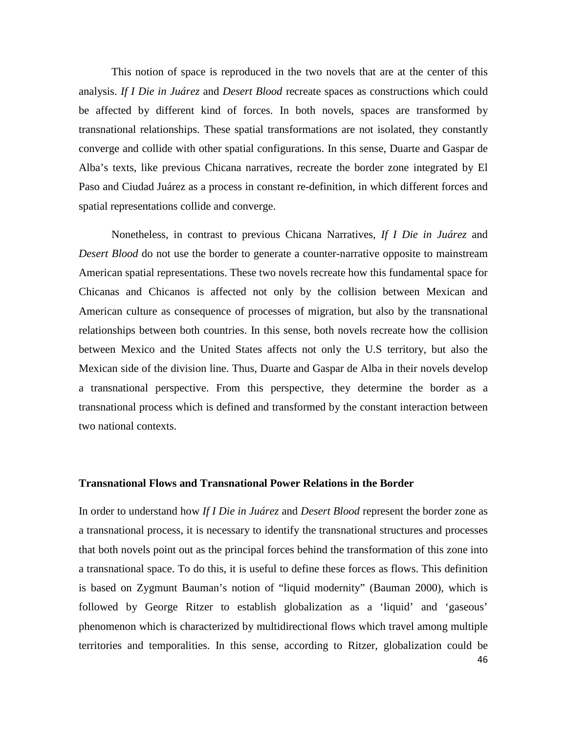This notion of space is reproduced in the two novels that are at the center of this analysis. *If I Die in Juárez* and *Desert Blood* recreate spaces as constructions which could be affected by different kind of forces. In both novels, spaces are transformed by transnational relationships. These spatial transformations are not isolated, they constantly converge and collide with other spatial configurations. In this sense, Duarte and Gaspar de Alba's texts, like previous Chicana narratives, recreate the border zone integrated by El Paso and Ciudad Juárez as a process in constant re-definition, in which different forces and spatial representations collide and converge.

Nonetheless, in contrast to previous Chicana Narratives, *If I Die in Juárez* and *Desert Blood* do not use the border to generate a counter-narrative opposite to mainstream American spatial representations. These two novels recreate how this fundamental space for Chicanas and Chicanos is affected not only by the collision between Mexican and American culture as consequence of processes of migration, but also by the transnational relationships between both countries. In this sense, both novels recreate how the collision between Mexico and the United States affects not only the U.S territory, but also the Mexican side of the division line. Thus, Duarte and Gaspar de Alba in their novels develop a transnational perspective. From this perspective, they determine the border as a transnational process which is defined and transformed by the constant interaction between two national contexts.

### Transnational Flows and Transnational Power Relations in the Border

In order to understand how *If I Die in Juárez* and *Desert Blood* represent the border zone as a transnational process, it is necessary to identify the transnational structures and processes that both novels point out as the principal forces behind the transformation of this zone into a transnational space. To do this, it is useful to define these forces as flows. This definition is based on Zygmunt Bauman's notion of "liquid modernity" (Bauman 2000), which is followed by George Ritzer to establish globalization as a 'liquid' and 'gaseous' phenomenon which is characterized by multidirectional flows which travel among multiple territories and temporalities. In this sense, according to Ritzer, globalization could be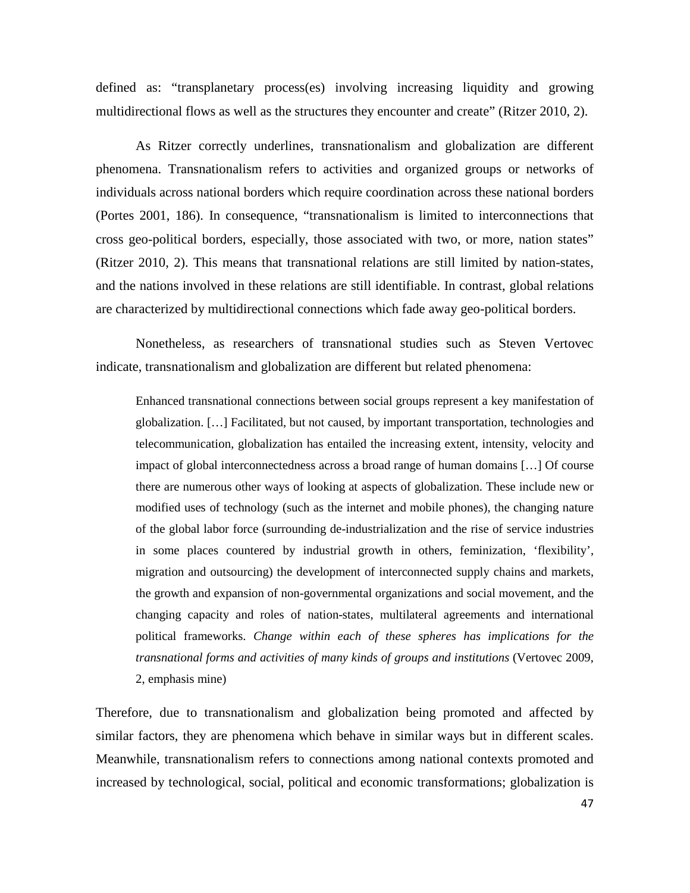defined as: "transplanetary process(es) involving increasing liquidity and growing multidirectional flows as well as the structures they encounter and create" (Ritzer 2010, 2).

As Ritzer correctly underlines, transnationalism and globalization are different phenomena. Transnationalism refers to activities and organized groups or networks of individuals across national borders which require coordination across these national borders (Portes 2001, 186). In consequence, "transnationalism is limited to interconnections that cross geo-political borders, especially, those associated with two, or more, nation states" (Ritzer 2010, 2). This means that transnational relations are still limited by nation-states, and the nations involved in these relations are still identifiable. In contrast, global relations are characterized by multidirectional connections which fade away geo-political borders.

Nonetheless, as researchers of transnational studies such as Steven Vertovec indicate, transnationalism and globalization are different but related phenomena:

> Enhanced transnational connections between social groups represent a key manifestation of globalization. […] Facilitated, but not caused, by important transportation, technologies and telecommunication, globalization has entailed the increasing extent, intensity, velocity and impact of global interconnectedness across a broad range of human domains […] Of course there are numerous other ways of looking at aspects of globalization. These include new or modified uses of technology (such as the internet and mobile phones), the changing nature of the global labor force (surrounding de-industrialization and the rise of service industries in some places countered by industrial growth in others, feminization, 'flexibility', migration and outsourcing) the development of interconnected supply chains and markets, the growth and expansion of non-governmental organizations and social movement, and the changing capacity and roles of nation-states, multilateral agreements and international political frameworks. *Change within each of these spheres has implications for the transnational forms and activities of many kinds of groups and institutions* (Vertovec 2009, 2, emphasis mine)

Therefore, due to transnationalism and globalization being promoted and affected by similar factors, they are phenomena which behave in similar ways but in different scales. Meanwhile, transnationalism refers to connections among national contexts promoted and increased by technological, social, political and economic transformations; globalization is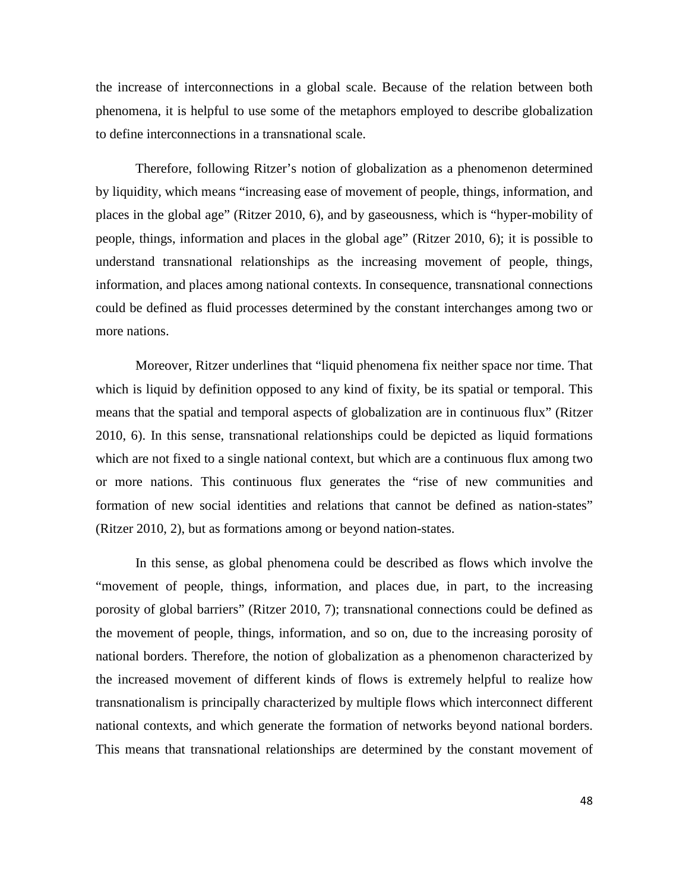the increase of interconnections in a global scale. Because of the relation between both phenomena, it is helpful to use some of the metaphors employed to describe globalization to define interconnections in a transnational scale.

Therefore, following Ritzer's notion of globalization as a phenomenon determined by liquidity, which means "increasing ease of movement of people, things, information, and places in the global age" (Ritzer 2010, 6), and by gaseousness, which is "hyper-mobility of people, things, information and places in the global age" (Ritzer 2010, 6); it is possible to understand transnational relationships as the increasing movement of people, things, information, and places among national contexts. In consequence, transnational connections could be defined as fluid processes determined by the constant interchanges among two or more nations.

Moreover, Ritzer underlines that "liquid phenomena fix neither space nor time. That which is liquid by definition opposed to any kind of fixity, be its spatial or temporal. This means that the spatial and temporal aspects of globalization are in continuous flux" (Ritzer 2010, 6). In this sense, transnational relationships could be depicted as liquid formations which are not fixed to a single national context, but which are a continuous flux among two or more nations. This continuous flux generates the "rise of new communities and formation of new social identities and relations that cannot be defined as nation-states" (Ritzer 2010, 2), but as formations among or beyond nation-states.

In this sense, as global phenomena could be described as flows which involve the "movement of people, things, information, and places due, in part, to the increasing porosity of global barriers" (Ritzer 2010, 7); transnational connections could be defined as the movement of people, things, information, and so on, due to the increasing porosity of national borders. Therefore, the notion of globalization as a phenomenon characterized by the increased movement of different kinds of flows is extremely helpful to realize how transnationalism is principally characterized by multiple flows which interconnect different national contexts, and which generate the formation of networks beyond national borders. This means that transnational relationships are determined by the constant movement of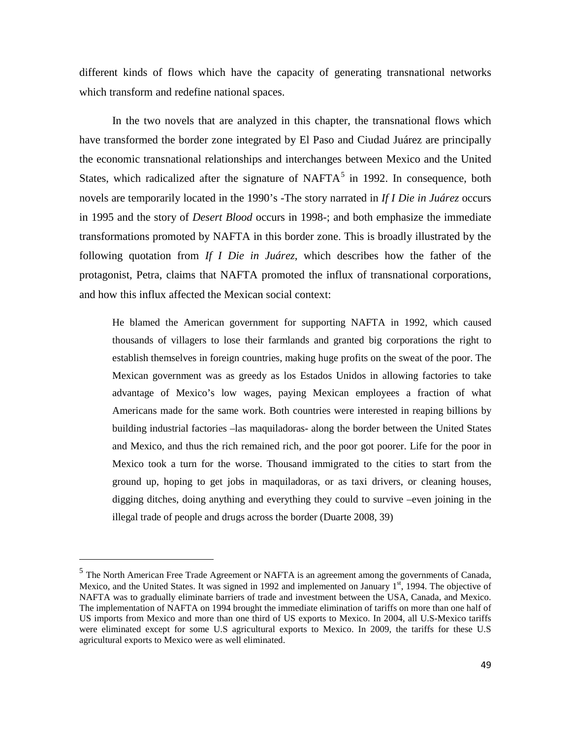different kinds of flows which have the capacity of generating transnational networks which transform and redefine national spaces.

In the two novels that are analyzed in this chapter, the transnational flows which have transformed the border zone integrated by El Paso and Ciudad Juárez are principally the economic transnational relationships and interchanges between Mexico and the United States, which radicalized after the signature of NAFTA[5] in 1992. In consequence, both novels are temporarily located in the 1990's -The story narrated in *If I Die in Juárez* occurs in 1995 and the story of *Desert Blood* occurs in 1998-; and both emphasize the immediate transformations promoted by NAFTA in this border zone. This is broadly illustrated by the following quotation from *If I Die in Juárez*, which describes how the father of the protagonist, Petra, claims that NAFTA promoted the influx of transnational corporations, and how this influx affected the Mexican social context:

> He blamed the American government for supporting NAFTA in 1992, which caused thousands of villagers to lose their farmlands and granted big corporations the right to establish themselves in foreign countries, making huge profits on the sweat of the poor. The Mexican government was as greedy as los Estados Unidos in allowing factories to take advantage of Mexico's low wages, paying Mexican employees a fraction of what Americans made for the same work. Both countries were interested in reaping billions by building industrial factories –las maquiladoras- along the border between the United States and Mexico, and thus the rich remained rich, and the poor got poorer. Life for the poor in Mexico took a turn for the worse. Thousand immigrated to the cities to start from the ground up, hoping to get jobs in maquiladoras, or as taxi drivers, or cleaning houses, digging ditches, doing anything and everything they could to survive –even joining in the illegal trade of people and drugs across the border (Duarte 2008, 39)

---

[5] The North American Free Trade Agreement or NAFTA is an agreement among the governments of Canada, Mexico, and the United States. It was signed in 1992 and implemented on January 1st, 1994. The objective of NAFTA was to gradually eliminate barriers of trade and investment between the USA, Canada, and Mexico. The implementation of NAFTA on 1994 brought the immediate elimination of tariffs on more than one half of US imports from Mexico and more than one third of US exports to Mexico. In 2004, all U.S-Mexico tariffs were eliminated except for some U.S agricultural exports to Mexico. In 2009, the tariffs for these U.S agricultural exports to Mexico were as well eliminated.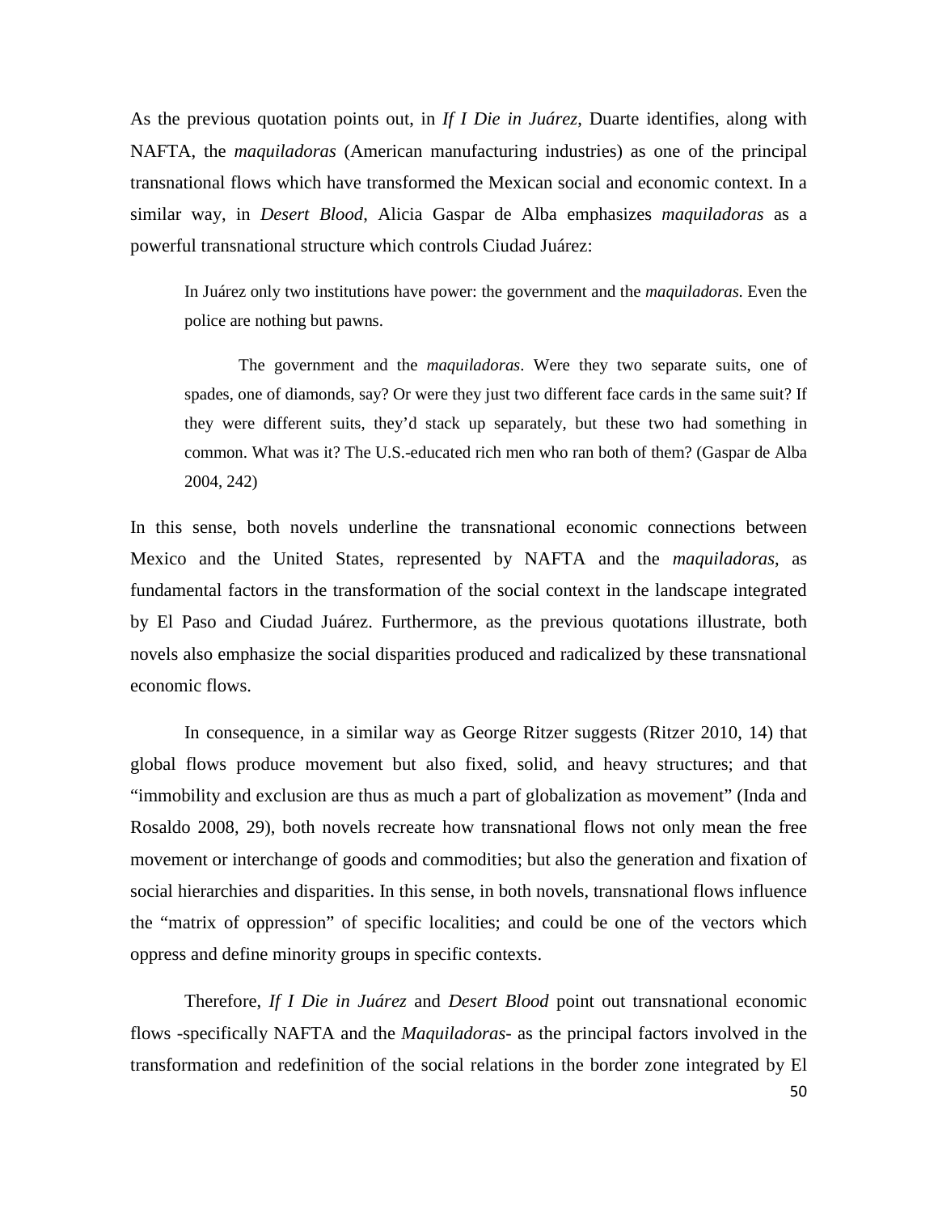As the previous quotation points out, in *If I Die in Juárez*, Duarte identifies, along with NAFTA, the *maquiladoras* (American manufacturing industries) as one of the principal transnational flows which have transformed the Mexican social and economic context. In a similar way, in *Desert Blood*, Alicia Gaspar de Alba emphasizes *maquiladoras* as a powerful transnational structure which controls Ciudad Juárez:

> In Juárez only two institutions have power: the government and the *maquiladoras.* Even the police are nothing but pawns.
>
> The government and the *maquiladoras*. Were they two separate suits, one of spades, one of diamonds, say? Or were they just two different face cards in the same suit? If they were different suits, they'd stack up separately, but these two had something in common. What was it? The U.S.-educated rich men who ran both of them? (Gaspar de Alba 2004, 242)

In this sense, both novels underline the transnational economic connections between Mexico and the United States, represented by NAFTA and the *maquiladoras*, as fundamental factors in the transformation of the social context in the landscape integrated by El Paso and Ciudad Juárez. Furthermore, as the previous quotations illustrate, both novels also emphasize the social disparities produced and radicalized by these transnational economic flows.

In consequence, in a similar way as George Ritzer suggests (Ritzer 2010, 14) that global flows produce movement but also fixed, solid, and heavy structures; and that "immobility and exclusion are thus as much a part of globalization as movement" (Inda and Rosaldo 2008, 29), both novels recreate how transnational flows not only mean the free movement or interchange of goods and commodities; but also the generation and fixation of social hierarchies and disparities. In this sense, in both novels, transnational flows influence the "matrix of oppression" of specific localities; and could be one of the vectors which oppress and define minority groups in specific contexts.

Therefore, *If I Die in Juárez* and *Desert Blood* point out transnational economic flows -specifically NAFTA and the *Maquiladoras*- as the principal factors involved in the transformation and redefinition of the social relations in the border zone integrated by El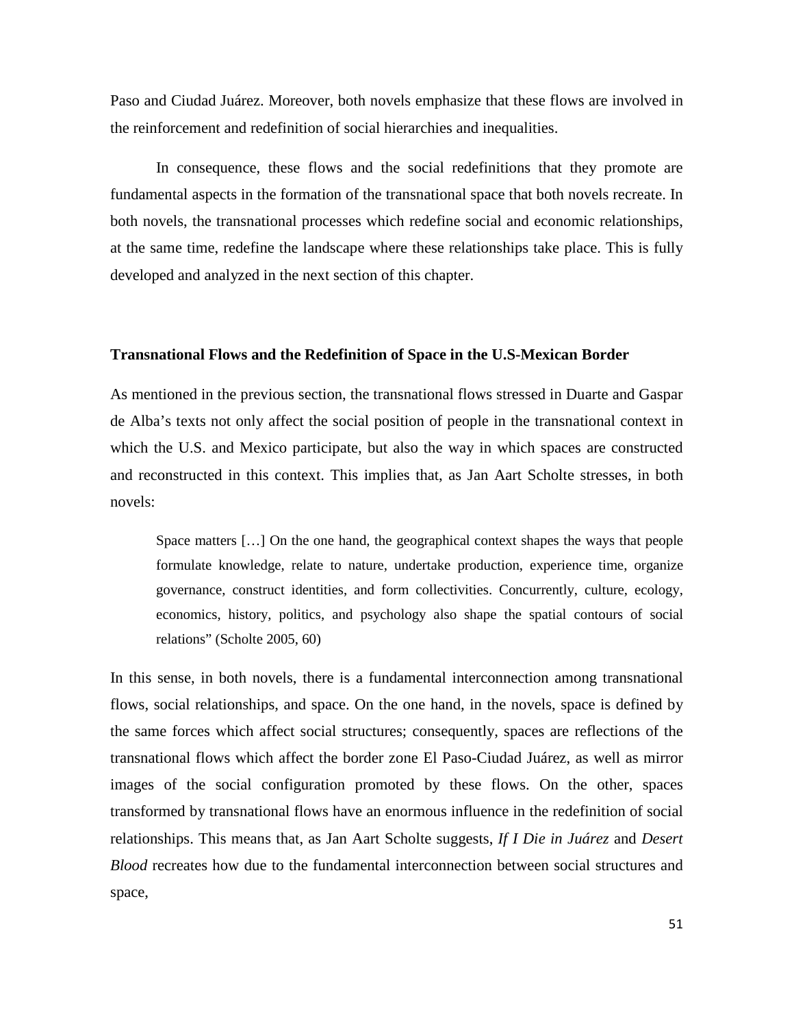Paso and Ciudad Juárez. Moreover, both novels emphasize that these flows are involved in the reinforcement and redefinition of social hierarchies and inequalities.

In consequence, these flows and the social redefinitions that they promote are fundamental aspects in the formation of the transnational space that both novels recreate. In both novels, the transnational processes which redefine social and economic relationships, at the same time, redefine the landscape where these relationships take place. This is fully developed and analyzed in the next section of this chapter.

**Transnational Flows and the Redefinition of Space in the U.S-Mexican Border**

As mentioned in the previous section, the transnational flows stressed in Duarte and Gaspar de Alba's texts not only affect the social position of people in the transnational context in which the U.S. and Mexico participate, but also the way in which spaces are constructed and reconstructed in this context. This implies that, as Jan Aart Scholte stresses, in both novels:

> Space matters […] On the one hand, the geographical context shapes the ways that people formulate knowledge, relate to nature, undertake production, experience time, organize governance, construct identities, and form collectivities. Concurrently, culture, ecology, economics, history, politics, and psychology also shape the spatial contours of social relations" (Scholte 2005, 60)

In this sense, in both novels, there is a fundamental interconnection among transnational flows, social relationships, and space. On the one hand, in the novels, space is defined by the same forces which affect social structures; consequently, spaces are reflections of the transnational flows which affect the border zone El Paso-Ciudad Juárez, as well as mirror images of the social configuration promoted by these flows. On the other, spaces transformed by transnational flows have an enormous influence in the redefinition of social relationships. This means that, as Jan Aart Scholte suggests, *If I Die in Juárez* and *Desert Blood* recreates how due to the fundamental interconnection between social structures and space,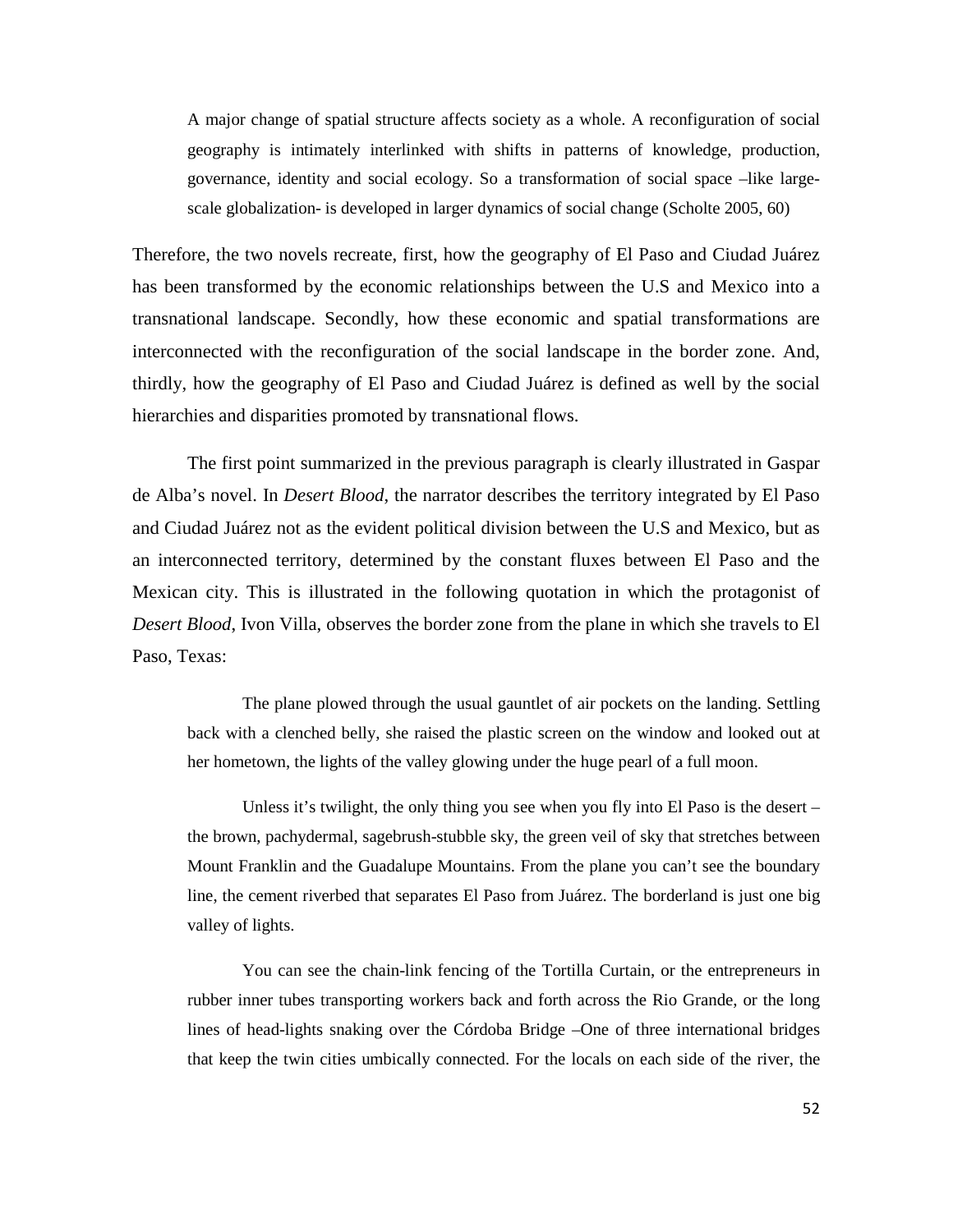> A major change of spatial structure affects society as a whole. A reconfiguration of social geography is intimately interlinked with shifts in patterns of knowledge, production, governance, identity and social ecology. So a transformation of social space –like large-scale globalization- is developed in larger dynamics of social change (Scholte 2005, 60)

Therefore, the two novels recreate, first, how the geography of El Paso and Ciudad Juárez has been transformed by the economic relationships between the U.S and Mexico into a transnational landscape. Secondly, how these economic and spatial transformations are interconnected with the reconfiguration of the social landscape in the border zone. And, thirdly, how the geography of El Paso and Ciudad Juárez is defined as well by the social hierarchies and disparities promoted by transnational flows.

The first point summarized in the previous paragraph is clearly illustrated in Gaspar de Alba's novel. In *Desert Blood*, the narrator describes the territory integrated by El Paso and Ciudad Juárez not as the evident political division between the U.S and Mexico, but as an interconnected territory, determined by the constant fluxes between El Paso and the Mexican city. This is illustrated in the following quotation in which the protagonist of *Desert Blood*, Ivon Villa, observes the border zone from the plane in which she travels to El Paso, Texas:

> The plane plowed through the usual gauntlet of air pockets on the landing. Settling back with a clenched belly, she raised the plastic screen on the window and looked out at her hometown, the lights of the valley glowing under the huge pearl of a full moon.
>
> Unless it's twilight, the only thing you see when you fly into El Paso is the desert – the brown, pachydermal, sagebrush-stubble sky, the green veil of sky that stretches between Mount Franklin and the Guadalupe Mountains. From the plane you can't see the boundary line, the cement riverbed that separates El Paso from Juárez. The borderland is just one big valley of lights.
>
> You can see the chain-link fencing of the Tortilla Curtain, or the entrepreneurs in rubber inner tubes transporting workers back and forth across the Rio Grande, or the long lines of head-lights snaking over the Córdoba Bridge –One of three international bridges that keep the twin cities umbically connected. For the locals on each side of the river, the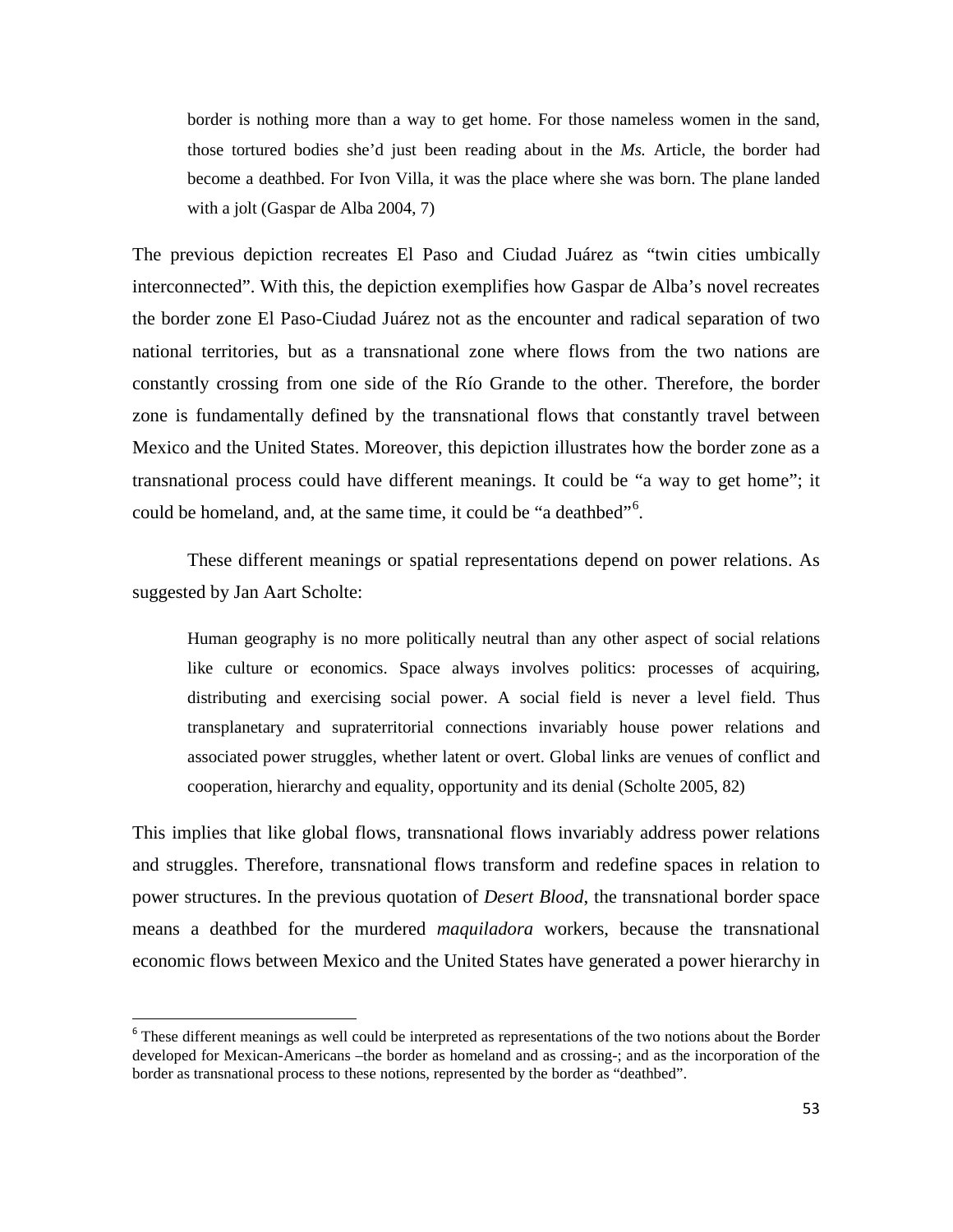> border is nothing more than a way to get home. For those nameless women in the sand, those tortured bodies she'd just been reading about in the *Ms.* Article, the border had become a deathbed. For Ivon Villa, it was the place where she was born. The plane landed with a jolt (Gaspar de Alba 2004, 7)

The previous depiction recreates El Paso and Ciudad Juárez as "twin cities umbically interconnected". With this, the depiction exemplifies how Gaspar de Alba's novel recreates the border zone El Paso-Ciudad Juárez not as the encounter and radical separation of two national territories, but as a transnational zone where flows from the two nations are constantly crossing from one side of the Río Grande to the other. Therefore, the border zone is fundamentally defined by the transnational flows that constantly travel between Mexico and the United States. Moreover, this depiction illustrates how the border zone as a transnational process could have different meanings. It could be "a way to get home"; it could be homeland, and, at the same time, it could be "a deathbed"[6].

These different meanings or spatial representations depend on power relations. As suggested by Jan Aart Scholte:

> Human geography is no more politically neutral than any other aspect of social relations like culture or economics. Space always involves politics: processes of acquiring, distributing and exercising social power. A social field is never a level field. Thus transplanetary and supraterritorial connections invariably house power relations and associated power struggles, whether latent or overt. Global links are venues of conflict and cooperation, hierarchy and equality, opportunity and its denial (Scholte 2005, 82)

This implies that like global flows, transnational flows invariably address power relations and struggles. Therefore, transnational flows transform and redefine spaces in relation to power structures. In the previous quotation of *Desert Blood*, the transnational border space means a deathbed for the murdered *maquiladora* workers, because the transnational economic flows between Mexico and the United States have generated a power hierarchy in

[6] These different meanings as well could be interpreted as representations of the two notions about the Border developed for Mexican-Americans –the border as homeland and as crossing-; and as the incorporation of the border as transnational process to these notions, represented by the border as "deathbed".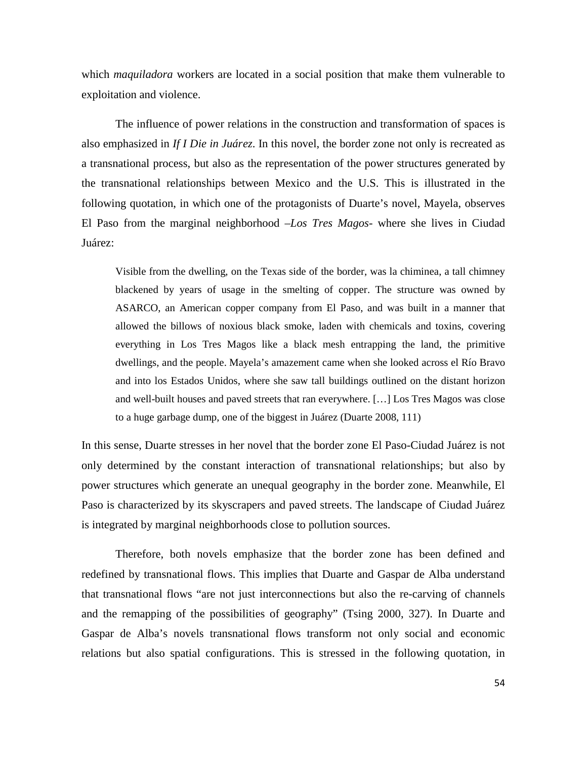which *maquiladora* workers are located in a social position that make them vulnerable to exploitation and violence.

The influence of power relations in the construction and transformation of spaces is also emphasized in *If I Die in Juárez*. In this novel, the border zone not only is recreated as a transnational process, but also as the representation of the power structures generated by the transnational relationships between Mexico and the U.S. This is illustrated in the following quotation, in which one of the protagonists of Duarte's novel, Mayela, observes El Paso from the marginal neighborhood –*Los Tres Magos*- where she lives in Ciudad Juárez:

> Visible from the dwelling, on the Texas side of the border, was la chiminea, a tall chimney blackened by years of usage in the smelting of copper. The structure was owned by ASARCO, an American copper company from El Paso, and was built in a manner that allowed the billows of noxious black smoke, laden with chemicals and toxins, covering everything in Los Tres Magos like a black mesh entrapping the land, the primitive dwellings, and the people. Mayela's amazement came when she looked across el Río Bravo and into los Estados Unidos, where she saw tall buildings outlined on the distant horizon and well-built houses and paved streets that ran everywhere. […] Los Tres Magos was close to a huge garbage dump, one of the biggest in Juárez (Duarte 2008, 111)

In this sense, Duarte stresses in her novel that the border zone El Paso-Ciudad Juárez is not only determined by the constant interaction of transnational relationships; but also by power structures which generate an unequal geography in the border zone. Meanwhile, El Paso is characterized by its skyscrapers and paved streets. The landscape of Ciudad Juárez is integrated by marginal neighborhoods close to pollution sources.

Therefore, both novels emphasize that the border zone has been defined and redefined by transnational flows. This implies that Duarte and Gaspar de Alba understand that transnational flows "are not just interconnections but also the re-carving of channels and the remapping of the possibilities of geography" (Tsing 2000, 327). In Duarte and Gaspar de Alba's novels transnational flows transform not only social and economic relations but also spatial configurations. This is stressed in the following quotation, in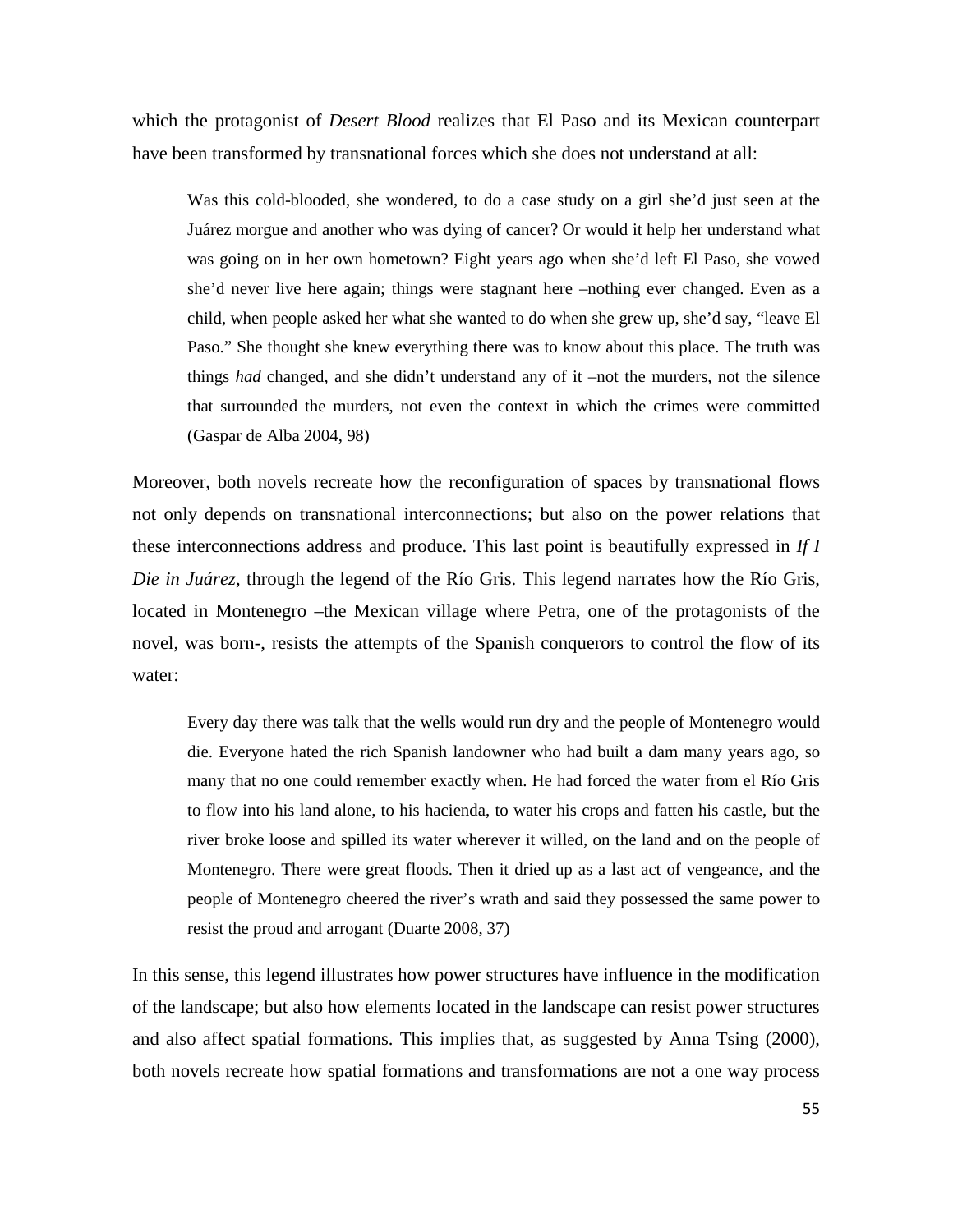which the protagonist of *Desert Blood* realizes that El Paso and its Mexican counterpart have been transformed by transnational forces which she does not understand at all:

> Was this cold-blooded, she wondered, to do a case study on a girl she'd just seen at the Juárez morgue and another who was dying of cancer? Or would it help her understand what was going on in her own hometown? Eight years ago when she'd left El Paso, she vowed she'd never live here again; things were stagnant here –nothing ever changed. Even as a child, when people asked her what she wanted to do when she grew up, she'd say, "leave El Paso." She thought she knew everything there was to know about this place. The truth was things *had* changed, and she didn't understand any of it –not the murders, not the silence that surrounded the murders, not even the context in which the crimes were committed (Gaspar de Alba 2004, 98)

Moreover, both novels recreate how the reconfiguration of spaces by transnational flows not only depends on transnational interconnections; but also on the power relations that these interconnections address and produce. This last point is beautifully expressed in *If I Die in Juárez*, through the legend of the Río Gris. This legend narrates how the Río Gris, located in Montenegro –the Mexican village where Petra, one of the protagonists of the novel, was born-, resists the attempts of the Spanish conquerors to control the flow of its water:

> Every day there was talk that the wells would run dry and the people of Montenegro would die. Everyone hated the rich Spanish landowner who had built a dam many years ago, so many that no one could remember exactly when. He had forced the water from el Río Gris to flow into his land alone, to his hacienda, to water his crops and fatten his castle, but the river broke loose and spilled its water wherever it willed, on the land and on the people of Montenegro. There were great floods. Then it dried up as a last act of vengeance, and the people of Montenegro cheered the river's wrath and said they possessed the same power to resist the proud and arrogant (Duarte 2008, 37)

In this sense, this legend illustrates how power structures have influence in the modification of the landscape; but also how elements located in the landscape can resist power structures and also affect spatial formations. This implies that, as suggested by Anna Tsing (2000), both novels recreate how spatial formations and transformations are not a one way process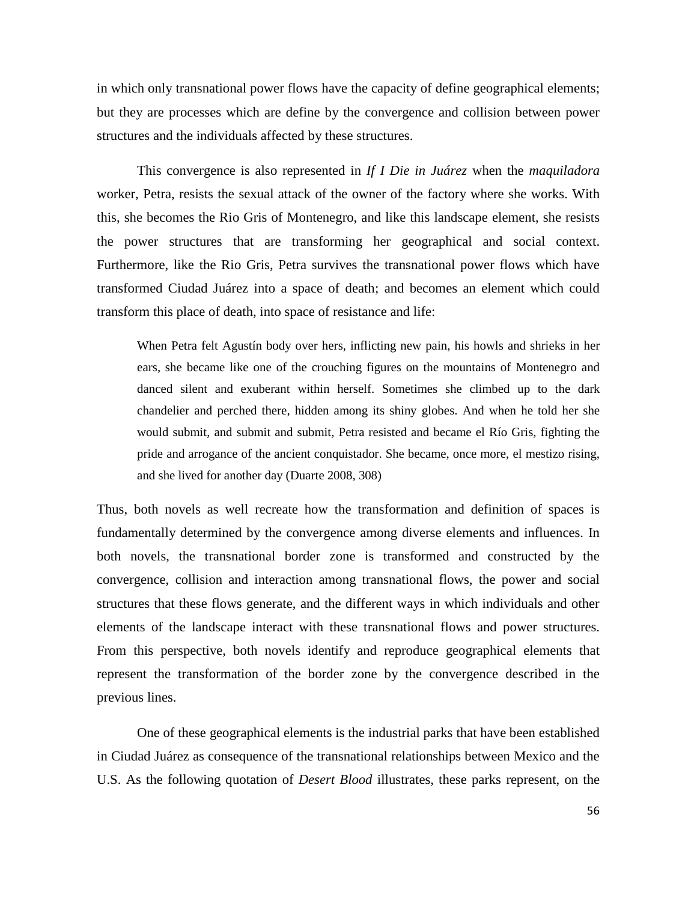in which only transnational power flows have the capacity of define geographical elements; but they are processes which are define by the convergence and collision between power structures and the individuals affected by these structures.

This convergence is also represented in *If I Die in Juárez* when the *maquiladora* worker, Petra, resists the sexual attack of the owner of the factory where she works. With this, she becomes the Rio Gris of Montenegro, and like this landscape element, she resists the power structures that are transforming her geographical and social context. Furthermore, like the Rio Gris, Petra survives the transnational power flows which have transformed Ciudad Juárez into a space of death; and becomes an element which could transform this place of death, into space of resistance and life:

> When Petra felt Agustín body over hers, inflicting new pain, his howls and shrieks in her ears, she became like one of the crouching figures on the mountains of Montenegro and danced silent and exuberant within herself. Sometimes she climbed up to the dark chandelier and perched there, hidden among its shiny globes. And when he told her she would submit, and submit and submit, Petra resisted and became el Río Gris, fighting the pride and arrogance of the ancient conquistador. She became, once more, el mestizo rising, and she lived for another day (Duarte 2008, 308)

Thus, both novels as well recreate how the transformation and definition of spaces is fundamentally determined by the convergence among diverse elements and influences. In both novels, the transnational border zone is transformed and constructed by the convergence, collision and interaction among transnational flows, the power and social structures that these flows generate, and the different ways in which individuals and other elements of the landscape interact with these transnational flows and power structures. From this perspective, both novels identify and reproduce geographical elements that represent the transformation of the border zone by the convergence described in the previous lines.

One of these geographical elements is the industrial parks that have been established in Ciudad Juárez as consequence of the transnational relationships between Mexico and the U.S. As the following quotation of *Desert Blood* illustrates, these parks represent, on the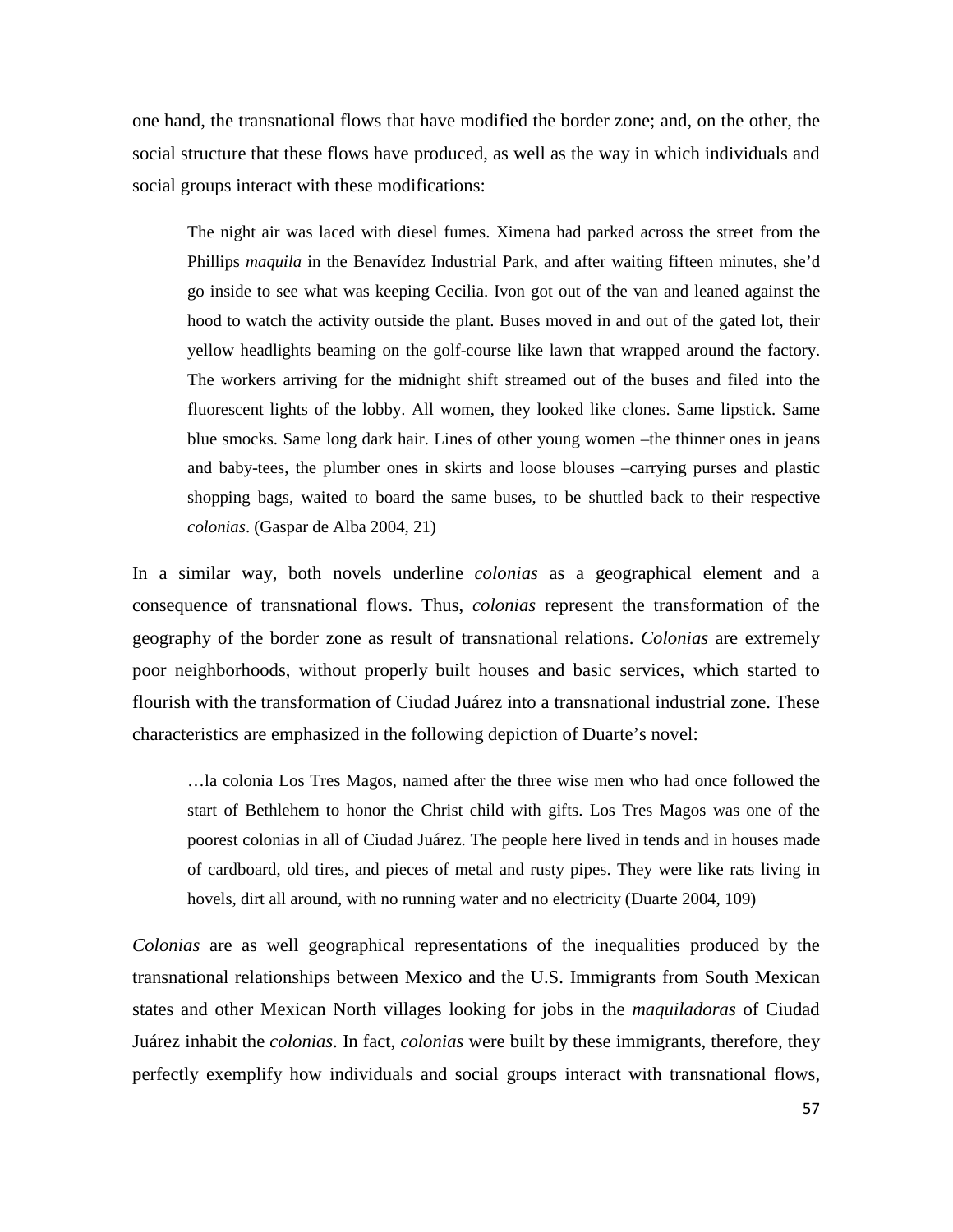one hand, the transnational flows that have modified the border zone; and, on the other, the social structure that these flows have produced, as well as the way in which individuals and social groups interact with these modifications:

> The night air was laced with diesel fumes. Ximena had parked across the street from the Phillips *maquila* in the Benavídez Industrial Park, and after waiting fifteen minutes, she'd go inside to see what was keeping Cecilia. Ivon got out of the van and leaned against the hood to watch the activity outside the plant. Buses moved in and out of the gated lot, their yellow headlights beaming on the golf-course like lawn that wrapped around the factory. The workers arriving for the midnight shift streamed out of the buses and filed into the fluorescent lights of the lobby. All women, they looked like clones. Same lipstick. Same blue smocks. Same long dark hair. Lines of other young women –the thinner ones in jeans and baby-tees, the plumber ones in skirts and loose blouses –carrying purses and plastic shopping bags, waited to board the same buses, to be shuttled back to their respective *colonias*. (Gaspar de Alba 2004, 21)

In a similar way, both novels underline *colonias* as a geographical element and a consequence of transnational flows. Thus, *colonias* represent the transformation of the geography of the border zone as result of transnational relations. *Colonias* are extremely poor neighborhoods, without properly built houses and basic services, which started to flourish with the transformation of Ciudad Juárez into a transnational industrial zone. These characteristics are emphasized in the following depiction of Duarte's novel:

> …la colonia Los Tres Magos, named after the three wise men who had once followed the start of Bethlehem to honor the Christ child with gifts. Los Tres Magos was one of the poorest colonias in all of Ciudad Juárez. The people here lived in tends and in houses made of cardboard, old tires, and pieces of metal and rusty pipes. They were like rats living in hovels, dirt all around, with no running water and no electricity (Duarte 2004, 109)

*Colonias* are as well geographical representations of the inequalities produced by the transnational relationships between Mexico and the U.S. Immigrants from South Mexican states and other Mexican North villages looking for jobs in the *maquiladoras* of Ciudad Juárez inhabit the *colonias*. In fact, *colonias* were built by these immigrants, therefore, they perfectly exemplify how individuals and social groups interact with transnational flows,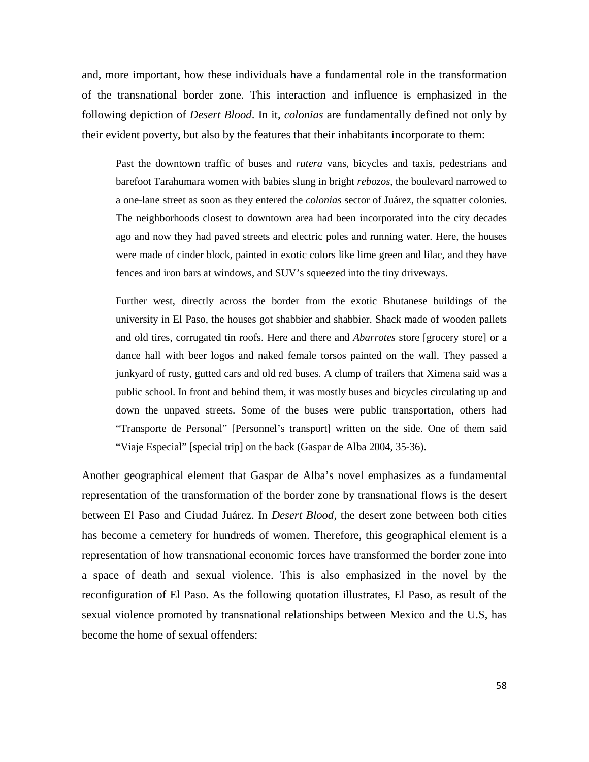and, more important, how these individuals have a fundamental role in the transformation of the transnational border zone. This interaction and influence is emphasized in the following depiction of *Desert Blood*. In it, *colonias* are fundamentally defined not only by their evident poverty, but also by the features that their inhabitants incorporate to them:

> Past the downtown traffic of buses and *rutera* vans, bicycles and taxis, pedestrians and barefoot Tarahumara women with babies slung in bright *rebozos*, the boulevard narrowed to a one-lane street as soon as they entered the *colonias* sector of Juárez, the squatter colonies. The neighborhoods closest to downtown area had been incorporated into the city decades ago and now they had paved streets and electric poles and running water. Here, the houses were made of cinder block, painted in exotic colors like lime green and lilac, and they have fences and iron bars at windows, and SUV's squeezed into the tiny driveways.
>
> Further west, directly across the border from the exotic Bhutanese buildings of the university in El Paso, the houses got shabbier and shabbier. Shack made of wooden pallets and old tires, corrugated tin roofs. Here and there and *Abarrotes* store [grocery store] or a dance hall with beer logos and naked female torsos painted on the wall. They passed a junkyard of rusty, gutted cars and old red buses. A clump of trailers that Ximena said was a public school. In front and behind them, it was mostly buses and bicycles circulating up and down the unpaved streets. Some of the buses were public transportation, others had "Transporte de Personal" [Personnel's transport] written on the side. One of them said "Viaje Especial" [special trip] on the back (Gaspar de Alba 2004, 35-36).

Another geographical element that Gaspar de Alba's novel emphasizes as a fundamental representation of the transformation of the border zone by transnational flows is the desert between El Paso and Ciudad Juárez. In *Desert Blood*, the desert zone between both cities has become a cemetery for hundreds of women. Therefore, this geographical element is a representation of how transnational economic forces have transformed the border zone into a space of death and sexual violence. This is also emphasized in the novel by the reconfiguration of El Paso. As the following quotation illustrates, El Paso, as result of the sexual violence promoted by transnational relationships between Mexico and the U.S, has become the home of sexual offenders: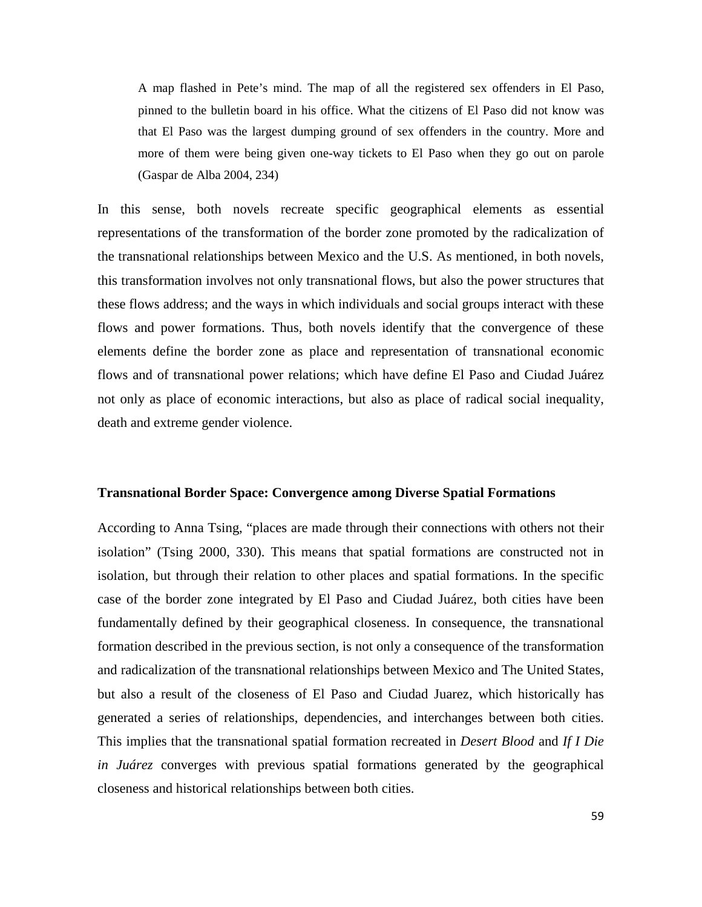> A map flashed in Pete's mind. The map of all the registered sex offenders in El Paso, pinned to the bulletin board in his office. What the citizens of El Paso did not know was that El Paso was the largest dumping ground of sex offenders in the country. More and more of them were being given one-way tickets to El Paso when they go out on parole (Gaspar de Alba 2004, 234)

In this sense, both novels recreate specific geographical elements as essential representations of the transformation of the border zone promoted by the radicalization of the transnational relationships between Mexico and the U.S. As mentioned, in both novels, this transformation involves not only transnational flows, but also the power structures that these flows address; and the ways in which individuals and social groups interact with these flows and power formations. Thus, both novels identify that the convergence of these elements define the border zone as place and representation of transnational economic flows and of transnational power relations; which have define El Paso and Ciudad Juárez not only as place of economic interactions, but also as place of radical social inequality, death and extreme gender violence.

### Transnational Border Space: Convergence among Diverse Spatial Formations

According to Anna Tsing, "places are made through their connections with others not their isolation" (Tsing 2000, 330). This means that spatial formations are constructed not in isolation, but through their relation to other places and spatial formations. In the specific case of the border zone integrated by El Paso and Ciudad Juárez, both cities have been fundamentally defined by their geographical closeness. In consequence, the transnational formation described in the previous section, is not only a consequence of the transformation and radicalization of the transnational relationships between Mexico and The United States, but also a result of the closeness of El Paso and Ciudad Juarez, which historically has generated a series of relationships, dependencies, and interchanges between both cities. This implies that the transnational spatial formation recreated in *Desert Blood* and *If I Die in Juárez* converges with previous spatial formations generated by the geographical closeness and historical relationships between both cities.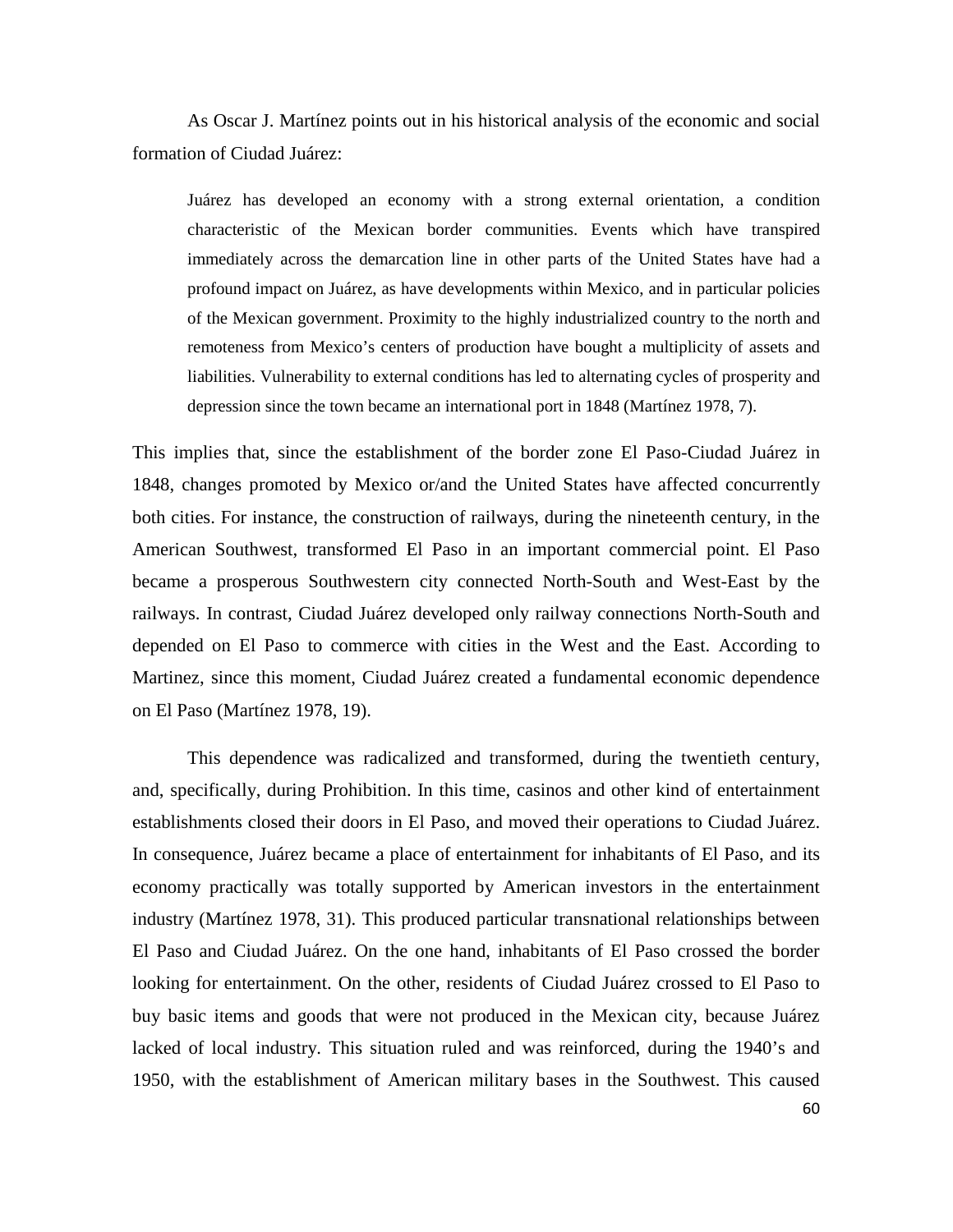As Oscar J. Martínez points out in his historical analysis of the economic and social formation of Ciudad Juárez:

> Juárez has developed an economy with a strong external orientation, a condition characteristic of the Mexican border communities. Events which have transpired immediately across the demarcation line in other parts of the United States have had a profound impact on Juárez, as have developments within Mexico, and in particular policies of the Mexican government. Proximity to the highly industrialized country to the north and remoteness from Mexico's centers of production have bought a multiplicity of assets and liabilities. Vulnerability to external conditions has led to alternating cycles of prosperity and depression since the town became an international port in 1848 (Martínez 1978, 7).

This implies that, since the establishment of the border zone El Paso-Ciudad Juárez in 1848, changes promoted by Mexico or/and the United States have affected concurrently both cities. For instance, the construction of railways, during the nineteenth century, in the American Southwest, transformed El Paso in an important commercial point. El Paso became a prosperous Southwestern city connected North-South and West-East by the railways. In contrast, Ciudad Juárez developed only railway connections North-South and depended on El Paso to commerce with cities in the West and the East. According to Martinez, since this moment, Ciudad Juárez created a fundamental economic dependence on El Paso (Martínez 1978, 19).

This dependence was radicalized and transformed, during the twentieth century, and, specifically, during Prohibition. In this time, casinos and other kind of entertainment establishments closed their doors in El Paso, and moved their operations to Ciudad Juárez. In consequence, Juárez became a place of entertainment for inhabitants of El Paso, and its economy practically was totally supported by American investors in the entertainment industry (Martínez 1978, 31). This produced particular transnational relationships between El Paso and Ciudad Juárez. On the one hand, inhabitants of El Paso crossed the border looking for entertainment. On the other, residents of Ciudad Juárez crossed to El Paso to buy basic items and goods that were not produced in the Mexican city, because Juárez lacked of local industry. This situation ruled and was reinforced, during the 1940's and 1950, with the establishment of American military bases in the Southwest. This caused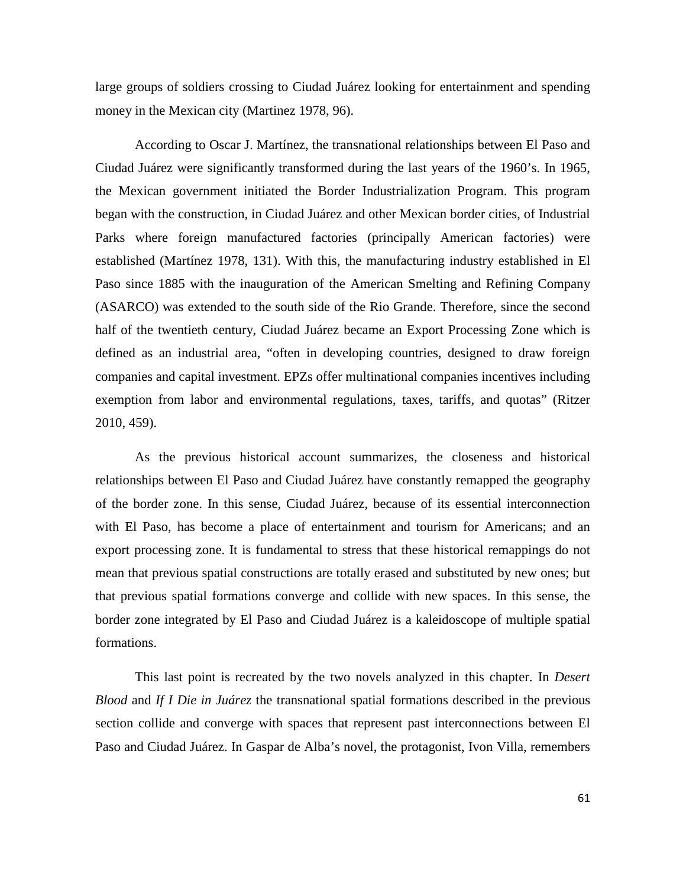large groups of soldiers crossing to Ciudad Juárez looking for entertainment and spending money in the Mexican city (Martinez 1978, 96).

According to Oscar J. Martínez, the transnational relationships between El Paso and Ciudad Juárez were significantly transformed during the last years of the 1960's. In 1965, the Mexican government initiated the Border Industrialization Program. This program began with the construction, in Ciudad Juárez and other Mexican border cities, of Industrial Parks where foreign manufactured factories (principally American factories) were established (Martínez 1978, 131). With this, the manufacturing industry established in El Paso since 1885 with the inauguration of the American Smelting and Refining Company (ASARCO) was extended to the south side of the Rio Grande. Therefore, since the second half of the twentieth century, Ciudad Juárez became an Export Processing Zone which is defined as an industrial area, "often in developing countries, designed to draw foreign companies and capital investment. EPZs offer multinational companies incentives including exemption from labor and environmental regulations, taxes, tariffs, and quotas" (Ritzer 2010, 459).

As the previous historical account summarizes, the closeness and historical relationships between El Paso and Ciudad Juárez have constantly remapped the geography of the border zone. In this sense, Ciudad Juárez, because of its essential interconnection with El Paso, has become a place of entertainment and tourism for Americans; and an export processing zone. It is fundamental to stress that these historical remappings do not mean that previous spatial constructions are totally erased and substituted by new ones; but that previous spatial formations converge and collide with new spaces. In this sense, the border zone integrated by El Paso and Ciudad Juárez is a kaleidoscope of multiple spatial formations.

This last point is recreated by the two novels analyzed in this chapter. In *Desert Blood* and *If I Die in Juárez* the transnational spatial formations described in the previous section collide and converge with spaces that represent past interconnections between El Paso and Ciudad Juárez. In Gaspar de Alba's novel, the protagonist, Ivon Villa, remembers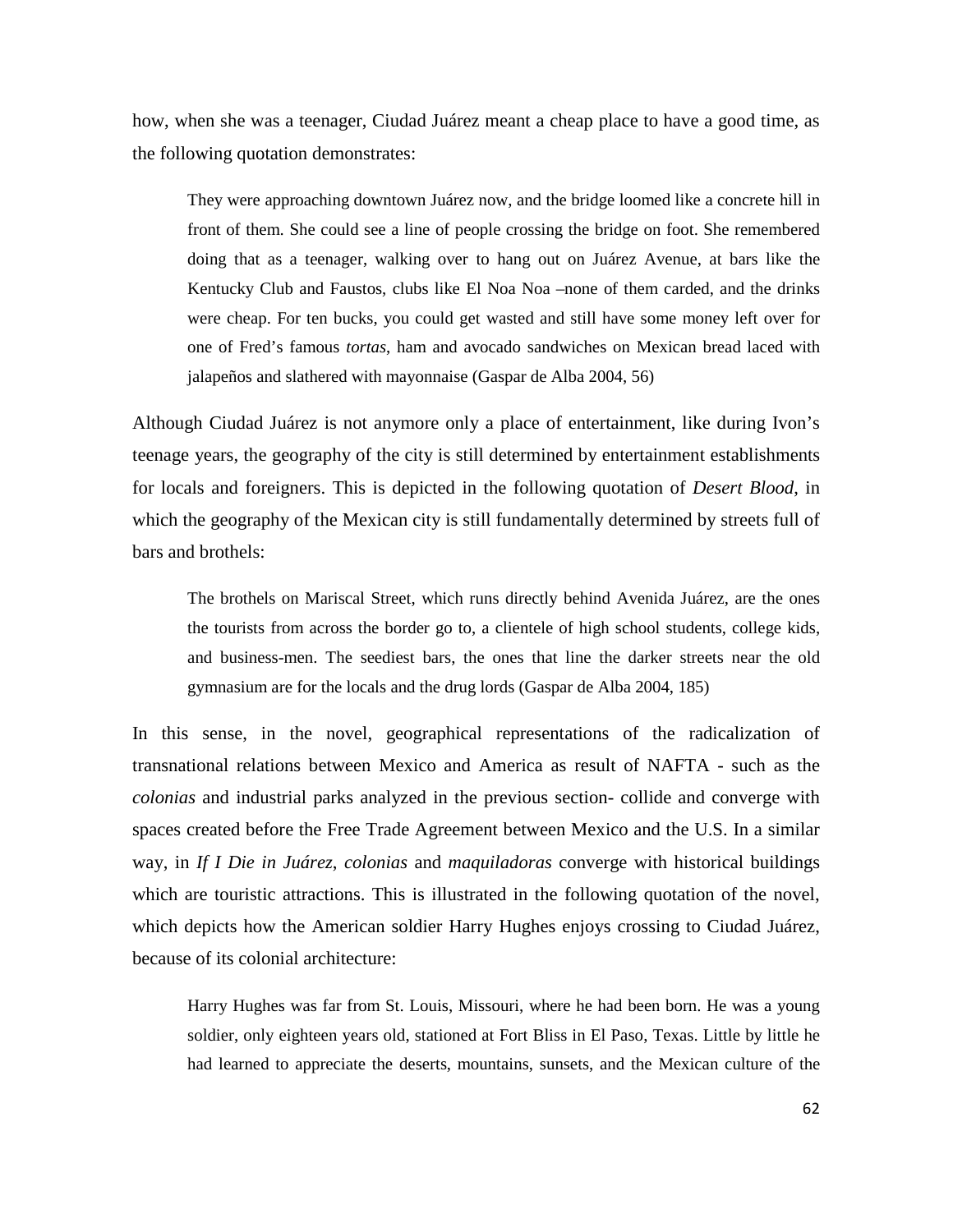how, when she was a teenager, Ciudad Juárez meant a cheap place to have a good time, as the following quotation demonstrates:

> They were approaching downtown Juárez now, and the bridge loomed like a concrete hill in front of them. She could see a line of people crossing the bridge on foot. She remembered doing that as a teenager, walking over to hang out on Juárez Avenue, at bars like the Kentucky Club and Faustos, clubs like El Noa Noa –none of them carded, and the drinks were cheap. For ten bucks, you could get wasted and still have some money left over for one of Fred's famous *tortas*, ham and avocado sandwiches on Mexican bread laced with jalapeños and slathered with mayonnaise (Gaspar de Alba 2004, 56)

Although Ciudad Juárez is not anymore only a place of entertainment, like during Ivon's teenage years, the geography of the city is still determined by entertainment establishments for locals and foreigners. This is depicted in the following quotation of *Desert Blood*, in which the geography of the Mexican city is still fundamentally determined by streets full of bars and brothels:

> The brothels on Mariscal Street, which runs directly behind Avenida Juárez, are the ones the tourists from across the border go to, a clientele of high school students, college kids, and business-men. The seediest bars, the ones that line the darker streets near the old gymnasium are for the locals and the drug lords (Gaspar de Alba 2004, 185)

In this sense, in the novel, geographical representations of the radicalization of transnational relations between Mexico and America as result of NAFTA - such as the *colonias* and industrial parks analyzed in the previous section- collide and converge with spaces created before the Free Trade Agreement between Mexico and the U.S. In a similar way, in *If I Die in Juárez*, *colonias* and *maquiladoras* converge with historical buildings which are touristic attractions. This is illustrated in the following quotation of the novel, which depicts how the American soldier Harry Hughes enjoys crossing to Ciudad Juárez, because of its colonial architecture:

> Harry Hughes was far from St. Louis, Missouri, where he had been born. He was a young soldier, only eighteen years old, stationed at Fort Bliss in El Paso, Texas. Little by little he had learned to appreciate the deserts, mountains, sunsets, and the Mexican culture of the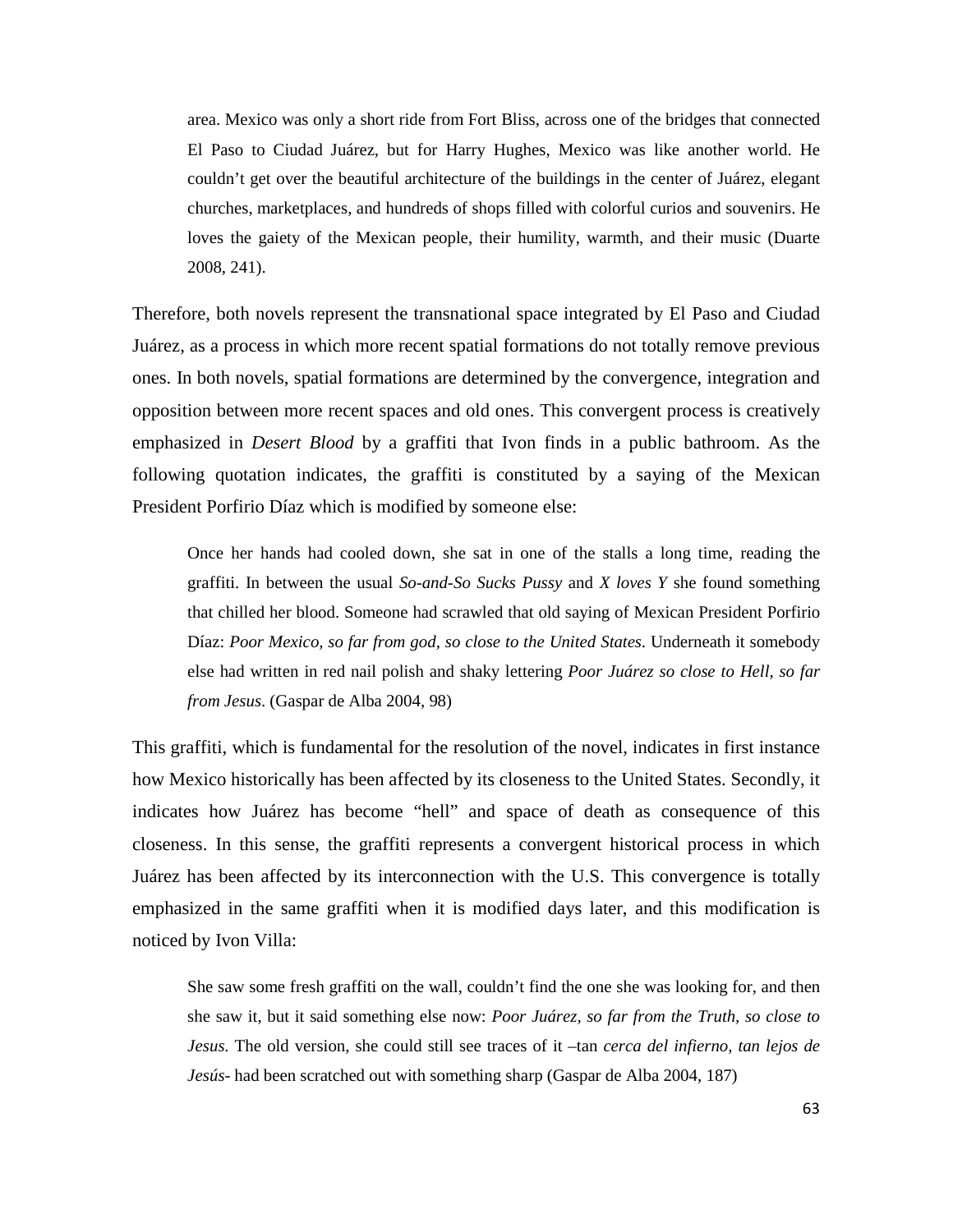> area. Mexico was only a short ride from Fort Bliss, across one of the bridges that connected El Paso to Ciudad Juárez, but for Harry Hughes, Mexico was like another world. He couldn't get over the beautiful architecture of the buildings in the center of Juárez, elegant churches, marketplaces, and hundreds of shops filled with colorful curios and souvenirs. He loves the gaiety of the Mexican people, their humility, warmth, and their music (Duarte 2008, 241).

Therefore, both novels represent the transnational space integrated by El Paso and Ciudad Juárez, as a process in which more recent spatial formations do not totally remove previous ones. In both novels, spatial formations are determined by the convergence, integration and opposition between more recent spaces and old ones. This convergent process is creatively emphasized in *Desert Blood* by a graffiti that Ivon finds in a public bathroom. As the following quotation indicates, the graffiti is constituted by a saying of the Mexican President Porfirio Díaz which is modified by someone else:

> Once her hands had cooled down, she sat in one of the stalls a long time, reading the graffiti. In between the usual *So-and-So Sucks Pussy* and *X loves Y* she found something that chilled her blood. Someone had scrawled that old saying of Mexican President Porfirio Díaz: *Poor Mexico, so far from god, so close to the United States*. Underneath it somebody else had written in red nail polish and shaky lettering *Poor Juárez so close to Hell, so far from Jesus*. (Gaspar de Alba 2004, 98)

This graffiti, which is fundamental for the resolution of the novel, indicates in first instance how Mexico historically has been affected by its closeness to the United States. Secondly, it indicates how Juárez has become "hell" and space of death as consequence of this closeness. In this sense, the graffiti represents a convergent historical process in which Juárez has been affected by its interconnection with the U.S. This convergence is totally emphasized in the same graffiti when it is modified days later, and this modification is noticed by Ivon Villa:

> She saw some fresh graffiti on the wall, couldn't find the one she was looking for, and then she saw it, but it said something else now: *Poor Juárez, so far from the Truth, so close to Jesus*. The old version, she could still see traces of it –tan *cerca del infierno, tan lejos de Jesús*- had been scratched out with something sharp (Gaspar de Alba 2004, 187)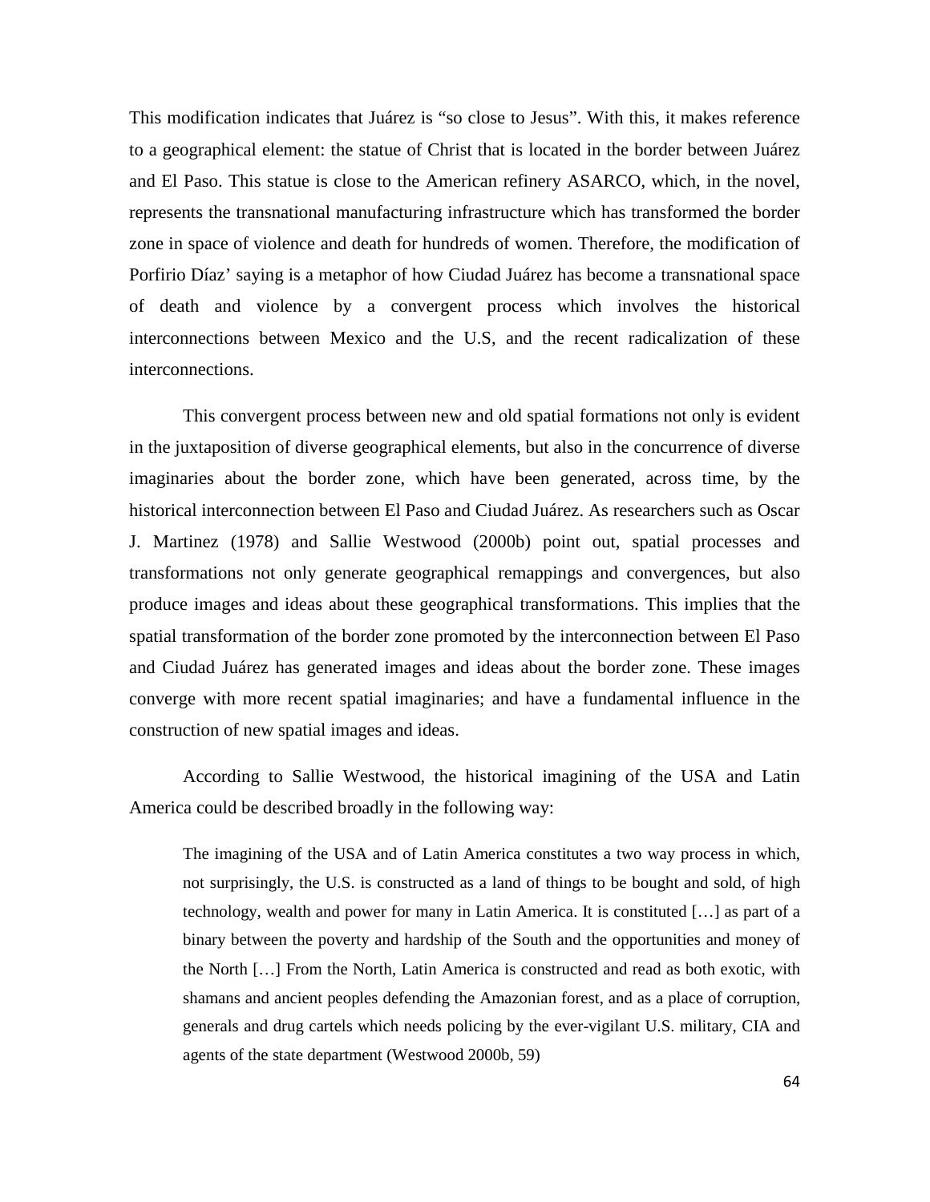This modification indicates that Juárez is "so close to Jesus". With this, it makes reference to a geographical element: the statue of Christ that is located in the border between Juárez and El Paso. This statue is close to the American refinery ASARCO, which, in the novel, represents the transnational manufacturing infrastructure which has transformed the border zone in space of violence and death for hundreds of women. Therefore, the modification of Porfirio Díaz' saying is a metaphor of how Ciudad Juárez has become a transnational space of death and violence by a convergent process which involves the historical interconnections between Mexico and the U.S, and the recent radicalization of these interconnections.

This convergent process between new and old spatial formations not only is evident in the juxtaposition of diverse geographical elements, but also in the concurrence of diverse imaginaries about the border zone, which have been generated, across time, by the historical interconnection between El Paso and Ciudad Juárez. As researchers such as Oscar J. Martinez (1978) and Sallie Westwood (2000b) point out, spatial processes and transformations not only generate geographical remappings and convergences, but also produce images and ideas about these geographical transformations. This implies that the spatial transformation of the border zone promoted by the interconnection between El Paso and Ciudad Juárez has generated images and ideas about the border zone. These images converge with more recent spatial imaginaries; and have a fundamental influence in the construction of new spatial images and ideas.

According to Sallie Westwood, the historical imagining of the USA and Latin America could be described broadly in the following way:

> The imagining of the USA and of Latin America constitutes a two way process in which, not surprisingly, the U.S. is constructed as a land of things to be bought and sold, of high technology, wealth and power for many in Latin America. It is constituted […] as part of a binary between the poverty and hardship of the South and the opportunities and money of the North […] From the North, Latin America is constructed and read as both exotic, with shamans and ancient peoples defending the Amazonian forest, and as a place of corruption, generals and drug cartels which needs policing by the ever-vigilant U.S. military, CIA and agents of the state department (Westwood 2000b, 59)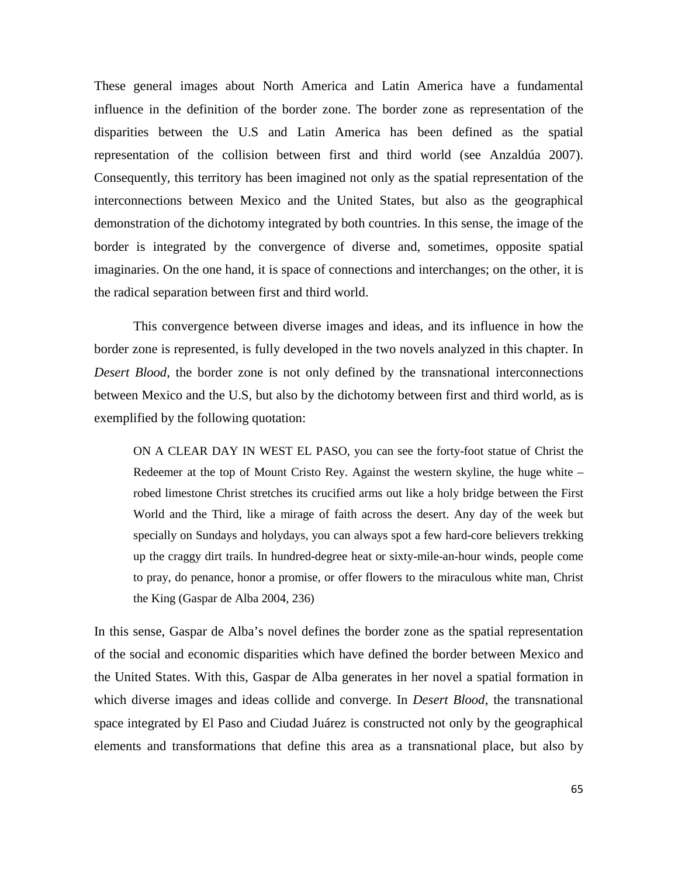These general images about North America and Latin America have a fundamental influence in the definition of the border zone. The border zone as representation of the disparities between the U.S and Latin America has been defined as the spatial representation of the collision between first and third world (see Anzaldúa 2007). Consequently, this territory has been imagined not only as the spatial representation of the interconnections between Mexico and the United States, but also as the geographical demonstration of the dichotomy integrated by both countries. In this sense, the image of the border is integrated by the convergence of diverse and, sometimes, opposite spatial imaginaries. On the one hand, it is space of connections and interchanges; on the other, it is the radical separation between first and third world.

This convergence between diverse images and ideas, and its influence in how the border zone is represented, is fully developed in the two novels analyzed in this chapter. In *Desert Blood*, the border zone is not only defined by the transnational interconnections between Mexico and the U.S, but also by the dichotomy between first and third world, as is exemplified by the following quotation:

> ON A CLEAR DAY IN WEST EL PASO, you can see the forty-foot statue of Christ the Redeemer at the top of Mount Cristo Rey. Against the western skyline, the huge white – robed limestone Christ stretches its crucified arms out like a holy bridge between the First World and the Third, like a mirage of faith across the desert. Any day of the week but specially on Sundays and holydays, you can always spot a few hard-core believers trekking up the craggy dirt trails. In hundred-degree heat or sixty-mile-an-hour winds, people come to pray, do penance, honor a promise, or offer flowers to the miraculous white man, Christ the King (Gaspar de Alba 2004, 236)

In this sense, Gaspar de Alba's novel defines the border zone as the spatial representation of the social and economic disparities which have defined the border between Mexico and the United States. With this, Gaspar de Alba generates in her novel a spatial formation in which diverse images and ideas collide and converge. In *Desert Blood*, the transnational space integrated by El Paso and Ciudad Juárez is constructed not only by the geographical elements and transformations that define this area as a transnational place, but also by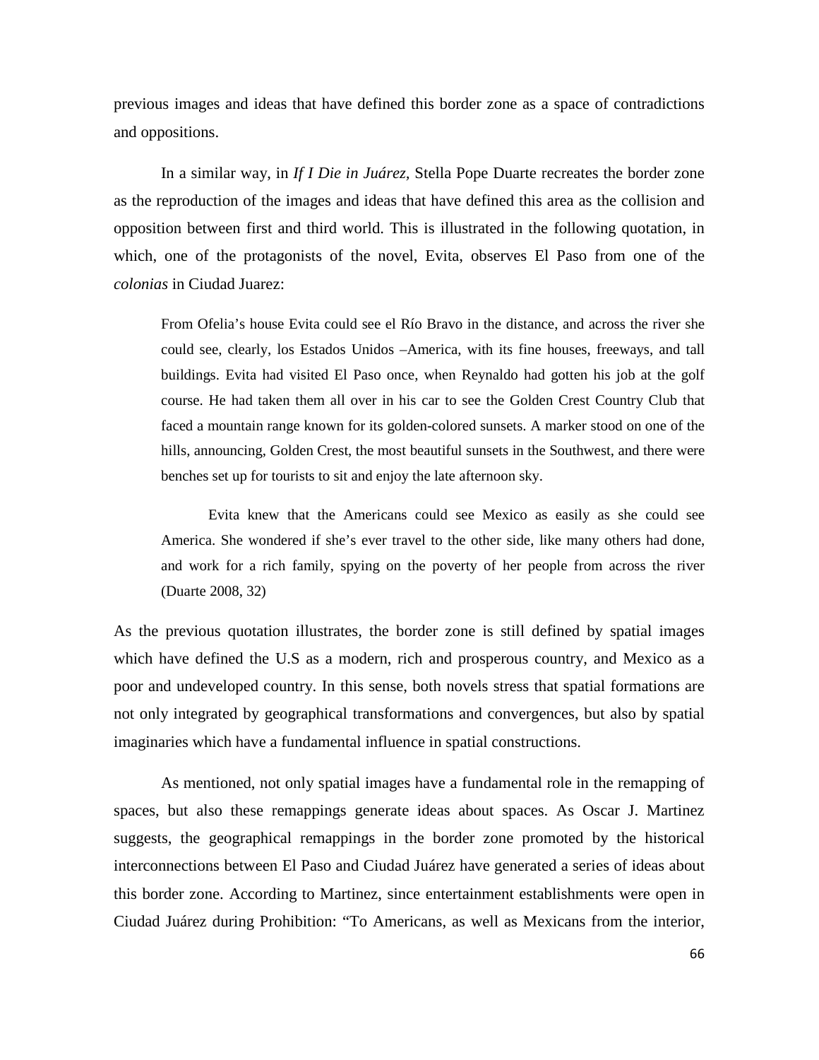previous images and ideas that have defined this border zone as a space of contradictions and oppositions.

In a similar way, in *If I Die in Juárez,* Stella Pope Duarte recreates the border zone as the reproduction of the images and ideas that have defined this area as the collision and opposition between first and third world. This is illustrated in the following quotation, in which, one of the protagonists of the novel, Evita, observes El Paso from one of the *colonias* in Ciudad Juarez:

> From Ofelia's house Evita could see el Río Bravo in the distance, and across the river she could see, clearly, los Estados Unidos –America, with its fine houses, freeways, and tall buildings. Evita had visited El Paso once, when Reynaldo had gotten his job at the golf course. He had taken them all over in his car to see the Golden Crest Country Club that faced a mountain range known for its golden-colored sunsets. A marker stood on one of the hills, announcing, Golden Crest, the most beautiful sunsets in the Southwest, and there were benches set up for tourists to sit and enjoy the late afternoon sky.
>
> Evita knew that the Americans could see Mexico as easily as she could see America. She wondered if she's ever travel to the other side, like many others had done, and work for a rich family, spying on the poverty of her people from across the river (Duarte 2008, 32)

As the previous quotation illustrates, the border zone is still defined by spatial images which have defined the U.S as a modern, rich and prosperous country, and Mexico as a poor and undeveloped country. In this sense, both novels stress that spatial formations are not only integrated by geographical transformations and convergences, but also by spatial imaginaries which have a fundamental influence in spatial constructions.

As mentioned, not only spatial images have a fundamental role in the remapping of spaces, but also these remappings generate ideas about spaces. As Oscar J. Martinez suggests, the geographical remappings in the border zone promoted by the historical interconnections between El Paso and Ciudad Juárez have generated a series of ideas about this border zone. According to Martinez, since entertainment establishments were open in Ciudad Juárez during Prohibition: "To Americans, as well as Mexicans from the interior,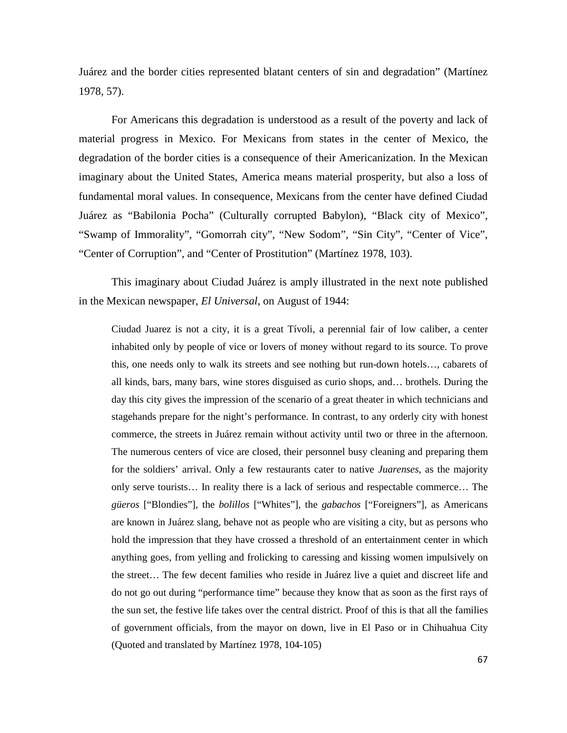Juárez and the border cities represented blatant centers of sin and degradation" (Martínez 1978, 57).

For Americans this degradation is understood as a result of the poverty and lack of material progress in Mexico. For Mexicans from states in the center of Mexico, the degradation of the border cities is a consequence of their Americanization. In the Mexican imaginary about the United States, America means material prosperity, but also a loss of fundamental moral values. In consequence, Mexicans from the center have defined Ciudad Juárez as "Babilonia Pocha" (Culturally corrupted Babylon), "Black city of Mexico", "Swamp of Immorality", "Gomorrah city", "New Sodom", "Sin City", "Center of Vice", "Center of Corruption", and "Center of Prostitution" (Martínez 1978, 103).

This imaginary about Ciudad Juárez is amply illustrated in the next note published in the Mexican newspaper, *El Universal*, on August of 1944:

> Ciudad Juarez is not a city, it is a great Tívoli, a perennial fair of low caliber, a center inhabited only by people of vice or lovers of money without regard to its source. To prove this, one needs only to walk its streets and see nothing but run-down hotels…, cabarets of all kinds, bars, many bars, wine stores disguised as curio shops, and… brothels. During the day this city gives the impression of the scenario of a great theater in which technicians and stagehands prepare for the night's performance. In contrast, to any orderly city with honest commerce, the streets in Juárez remain without activity until two or three in the afternoon. The numerous centers of vice are closed, their personnel busy cleaning and preparing them for the soldiers' arrival. Only a few restaurants cater to native *Juarenses*, as the majority only serve tourists… In reality there is a lack of serious and respectable commerce… The *güeros* ["Blondies"], the *bolillos* ["Whites"], the *gabachos* ["Foreigners"], as Americans are known in Juárez slang, behave not as people who are visiting a city, but as persons who hold the impression that they have crossed a threshold of an entertainment center in which anything goes, from yelling and frolicking to caressing and kissing women impulsively on the street… The few decent families who reside in Juárez live a quiet and discreet life and do not go out during "performance time" because they know that as soon as the first rays of the sun set, the festive life takes over the central district. Proof of this is that all the families of government officials, from the mayor on down, live in El Paso or in Chihuahua City (Quoted and translated by Martínez 1978, 104-105)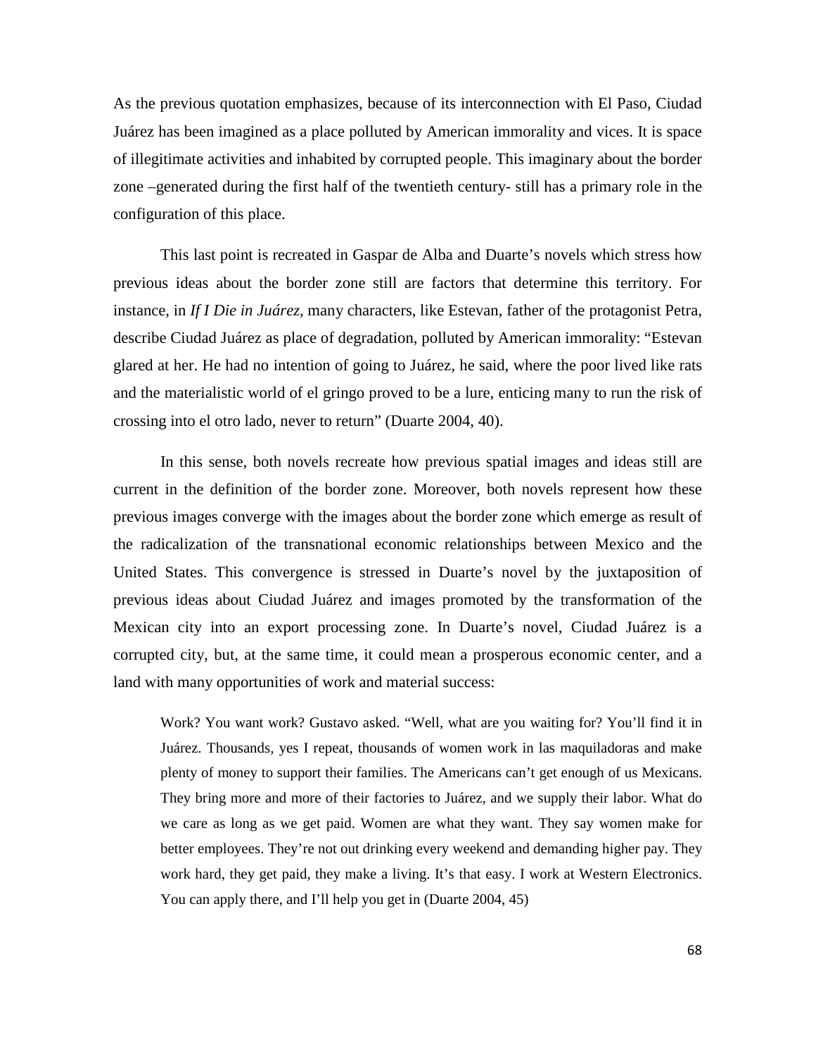As the previous quotation emphasizes, because of its interconnection with El Paso, Ciudad Juárez has been imagined as a place polluted by American immorality and vices. It is space of illegitimate activities and inhabited by corrupted people. This imaginary about the border zone –generated during the first half of the twentieth century- still has a primary role in the configuration of this place.

This last point is recreated in Gaspar de Alba and Duarte's novels which stress how previous ideas about the border zone still are factors that determine this territory. For instance, in *If I Die in Juárez,* many characters, like Estevan, father of the protagonist Petra, describe Ciudad Juárez as place of degradation, polluted by American immorality: "Estevan glared at her. He had no intention of going to Juárez, he said, where the poor lived like rats and the materialistic world of el gringo proved to be a lure, enticing many to run the risk of crossing into el otro lado, never to return" (Duarte 2004, 40).

In this sense, both novels recreate how previous spatial images and ideas still are current in the definition of the border zone. Moreover, both novels represent how these previous images converge with the images about the border zone which emerge as result of the radicalization of the transnational economic relationships between Mexico and the United States. This convergence is stressed in Duarte's novel by the juxtaposition of previous ideas about Ciudad Juárez and images promoted by the transformation of the Mexican city into an export processing zone. In Duarte's novel, Ciudad Juárez is a corrupted city, but, at the same time, it could mean a prosperous economic center, and a land with many opportunities of work and material success:

> Work? You want work? Gustavo asked. "Well, what are you waiting for? You'll find it in Juárez. Thousands, yes I repeat, thousands of women work in las maquiladoras and make plenty of money to support their families. The Americans can't get enough of us Mexicans. They bring more and more of their factories to Juárez, and we supply their labor. What do we care as long as we get paid. Women are what they want. They say women make for better employees. They're not out drinking every weekend and demanding higher pay. They work hard, they get paid, they make a living. It's that easy. I work at Western Electronics. You can apply there, and I'll help you get in (Duarte 2004, 45)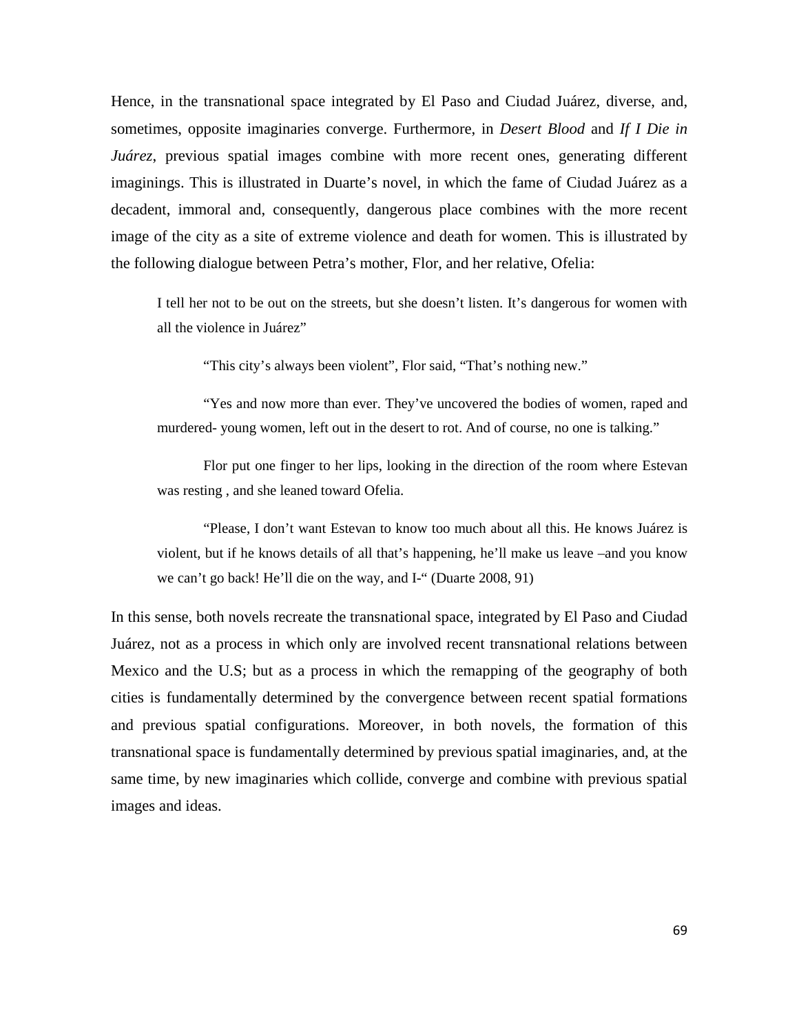Hence, in the transnational space integrated by El Paso and Ciudad Juárez, diverse, and, sometimes, opposite imaginaries converge. Furthermore, in *Desert Blood* and *If I Die in Juárez*, previous spatial images combine with more recent ones, generating different imaginings. This is illustrated in Duarte's novel, in which the fame of Ciudad Juárez as a decadent, immoral and, consequently, dangerous place combines with the more recent image of the city as a site of extreme violence and death for women. This is illustrated by the following dialogue between Petra's mother, Flor, and her relative, Ofelia:

> I tell her not to be out on the streets, but she doesn't listen. It's dangerous for women with all the violence in Juárez"
>
> "This city's always been violent", Flor said, "That's nothing new."
>
> "Yes and now more than ever. They've uncovered the bodies of women, raped and murdered- young women, left out in the desert to rot. And of course, no one is talking."
>
> Flor put one finger to her lips, looking in the direction of the room where Estevan was resting , and she leaned toward Ofelia.
>
> "Please, I don't want Estevan to know too much about all this. He knows Juárez is violent, but if he knows details of all that's happening, he'll make us leave –and you know we can't go back! He'll die on the way, and I-" (Duarte 2008, 91)

In this sense, both novels recreate the transnational space, integrated by El Paso and Ciudad Juárez, not as a process in which only are involved recent transnational relations between Mexico and the U.S; but as a process in which the remapping of the geography of both cities is fundamentally determined by the convergence between recent spatial formations and previous spatial configurations. Moreover, in both novels, the formation of this transnational space is fundamentally determined by previous spatial imaginaries, and, at the same time, by new imaginaries which collide, converge and combine with previous spatial images and ideas.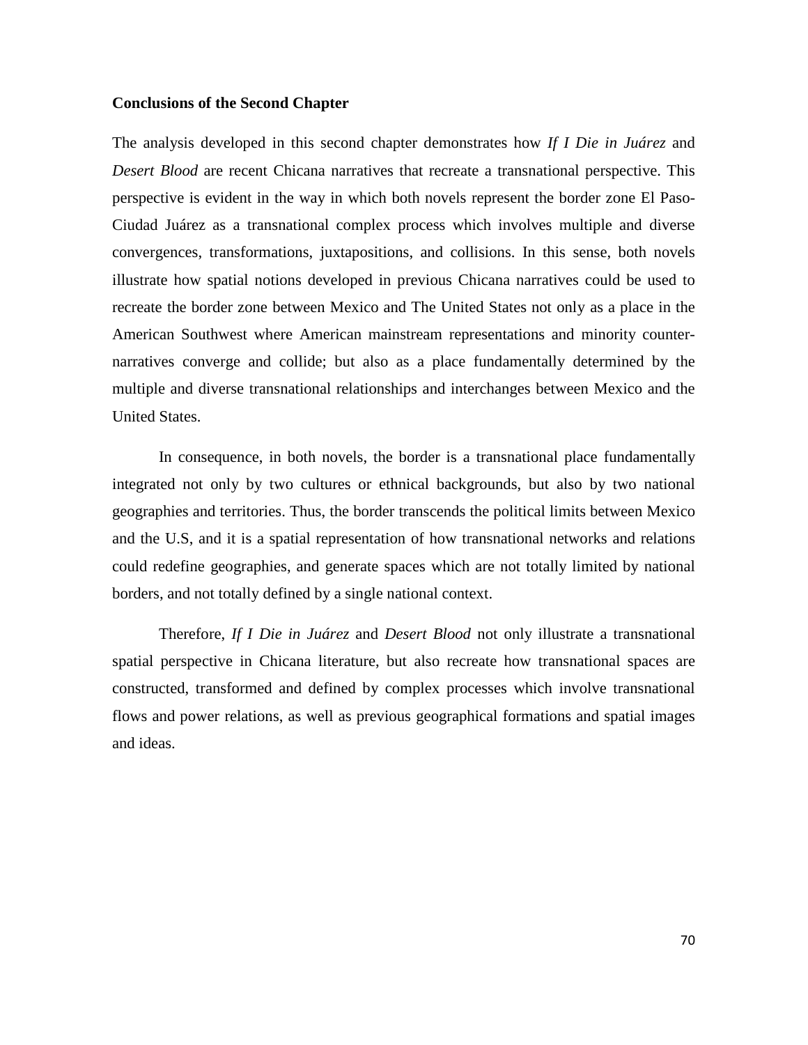**Conclusions of the Second Chapter**

The analysis developed in this second chapter demonstrates how *If I Die in Juárez* and *Desert Blood* are recent Chicana narratives that recreate a transnational perspective. This perspective is evident in the way in which both novels represent the border zone El Paso-Ciudad Juárez as a transnational complex process which involves multiple and diverse convergences, transformations, juxtapositions, and collisions. In this sense, both novels illustrate how spatial notions developed in previous Chicana narratives could be used to recreate the border zone between Mexico and The United States not only as a place in the American Southwest where American mainstream representations and minority counter-narratives converge and collide; but also as a place fundamentally determined by the multiple and diverse transnational relationships and interchanges between Mexico and the United States.

In consequence, in both novels, the border is a transnational place fundamentally integrated not only by two cultures or ethnical backgrounds, but also by two national geographies and territories. Thus, the border transcends the political limits between Mexico and the U.S, and it is a spatial representation of how transnational networks and relations could redefine geographies, and generate spaces which are not totally limited by national borders, and not totally defined by a single national context.

Therefore, *If I Die in Juárez* and *Desert Blood* not only illustrate a transnational spatial perspective in Chicana literature, but also recreate how transnational spaces are constructed, transformed and defined by complex processes which involve transnational flows and power relations, as well as previous geographical formations and spatial images and ideas.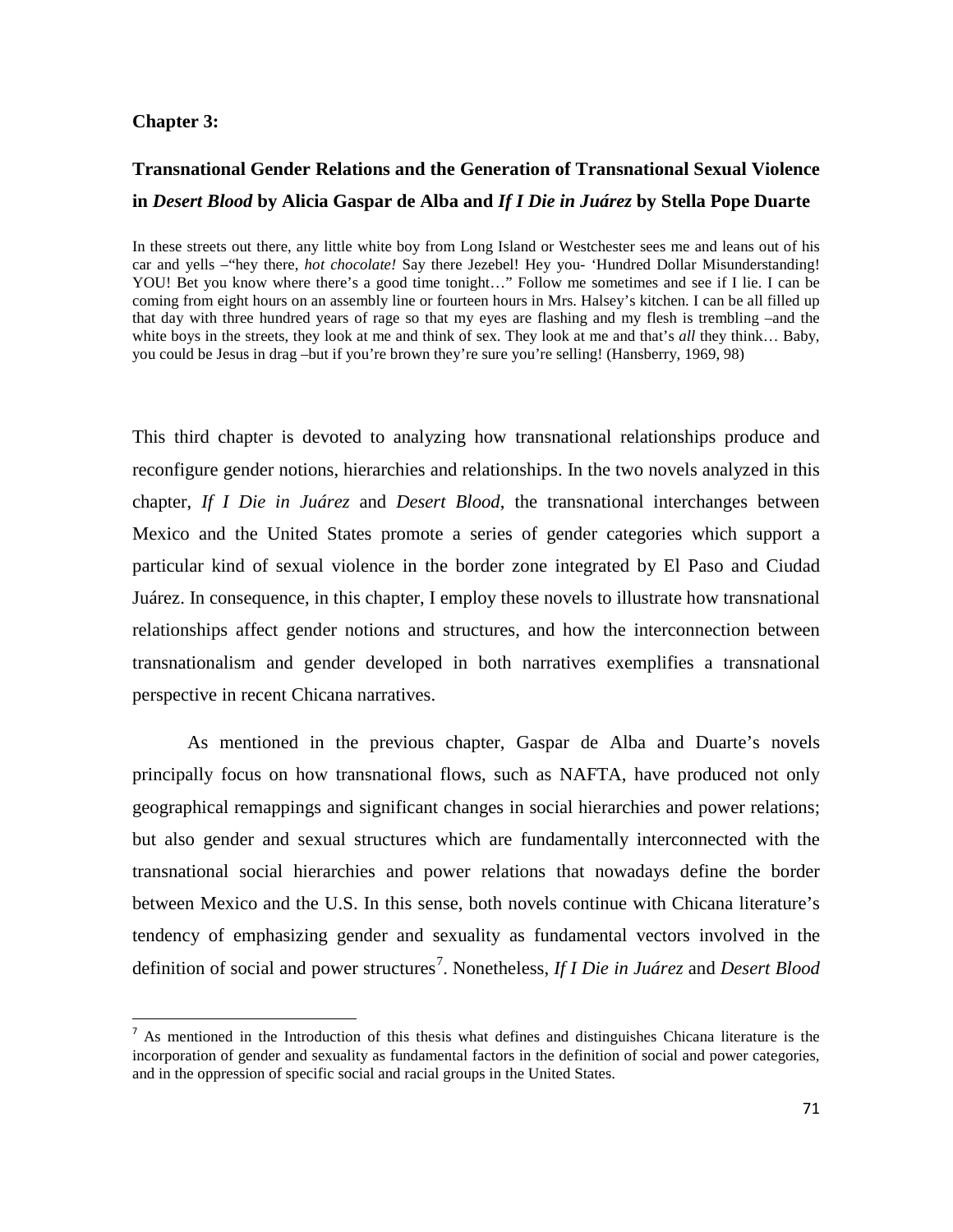**Chapter 3:**

## Transnational Gender Relations and the Generation of Transnational Sexual Violence in *Desert Blood* by Alicia Gaspar de Alba and *If I Die in Juárez* by Stella Pope Duarte

In these streets out there, any little white boy from Long Island or Westchester sees me and leans out of his car and yells –"hey there, *hot chocolate!* Say there Jezebel! Hey you- 'Hundred Dollar Misunderstanding! YOU! Bet you know where there's a good time tonight…" Follow me sometimes and see if I lie. I can be coming from eight hours on an assembly line or fourteen hours in Mrs. Halsey's kitchen. I can be all filled up that day with three hundred years of rage so that my eyes are flashing and my flesh is trembling –and the white boys in the streets, they look at me and think of sex. They look at me and that's *all* they think… Baby, you could be Jesus in drag –but if you're brown they're sure you're selling! (Hansberry, 1969, 98)

This third chapter is devoted to analyzing how transnational relationships produce and reconfigure gender notions, hierarchies and relationships. In the two novels analyzed in this chapter, *If I Die in Juárez* and *Desert Blood*, the transnational interchanges between Mexico and the United States promote a series of gender categories which support a particular kind of sexual violence in the border zone integrated by El Paso and Ciudad Juárez. In consequence, in this chapter, I employ these novels to illustrate how transnational relationships affect gender notions and structures, and how the interconnection between transnationalism and gender developed in both narratives exemplifies a transnational perspective in recent Chicana narratives.

As mentioned in the previous chapter, Gaspar de Alba and Duarte's novels principally focus on how transnational flows, such as NAFTA, have produced not only geographical remappings and significant changes in social hierarchies and power relations; but also gender and sexual structures which are fundamentally interconnected with the transnational social hierarchies and power relations that nowadays define the border between Mexico and the U.S. In this sense, both novels continue with Chicana literature's tendency of emphasizing gender and sexuality as fundamental vectors involved in the definition of social and power structures[7]. Nonetheless, *If I Die in Juárez* and *Desert Blood*

[7] As mentioned in the Introduction of this thesis what defines and distinguishes Chicana literature is the incorporation of gender and sexuality as fundamental factors in the definition of social and power categories, and in the oppression of specific social and racial groups in the United States.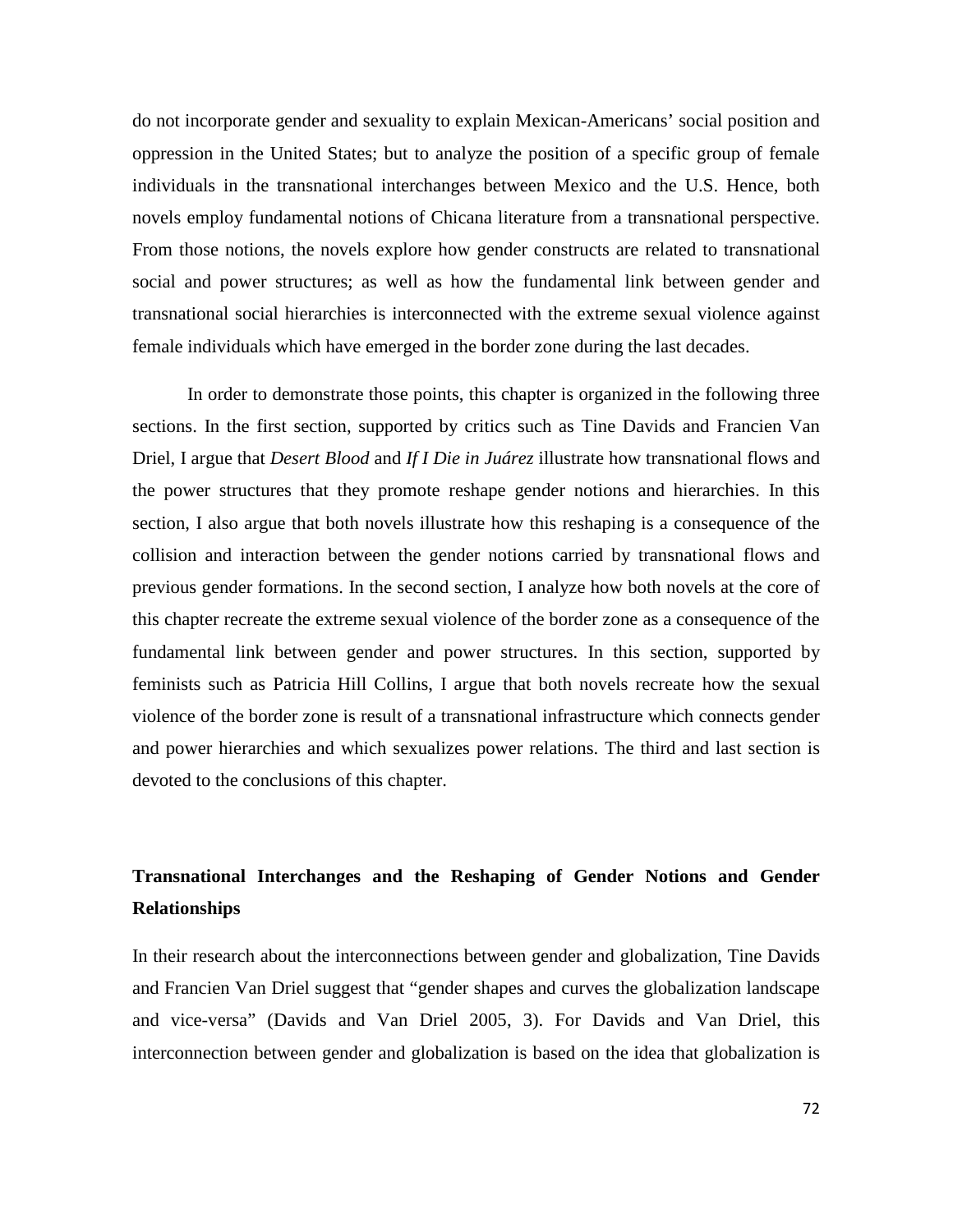do not incorporate gender and sexuality to explain Mexican-Americans' social position and oppression in the United States; but to analyze the position of a specific group of female individuals in the transnational interchanges between Mexico and the U.S. Hence, both novels employ fundamental notions of Chicana literature from a transnational perspective. From those notions, the novels explore how gender constructs are related to transnational social and power structures; as well as how the fundamental link between gender and transnational social hierarchies is interconnected with the extreme sexual violence against female individuals which have emerged in the border zone during the last decades.

In order to demonstrate those points, this chapter is organized in the following three sections. In the first section, supported by critics such as Tine Davids and Francien Van Driel, I argue that *Desert Blood* and *If I Die in Juárez* illustrate how transnational flows and the power structures that they promote reshape gender notions and hierarchies. In this section, I also argue that both novels illustrate how this reshaping is a consequence of the collision and interaction between the gender notions carried by transnational flows and previous gender formations. In the second section, I analyze how both novels at the core of this chapter recreate the extreme sexual violence of the border zone as a consequence of the fundamental link between gender and power structures. In this section, supported by feminists such as Patricia Hill Collins, I argue that both novels recreate how the sexual violence of the border zone is result of a transnational infrastructure which connects gender and power hierarchies and which sexualizes power relations. The third and last section is devoted to the conclusions of this chapter.

## Transnational Interchanges and the Reshaping of Gender Notions and Gender Relationships

In their research about the interconnections between gender and globalization, Tine Davids and Francien Van Driel suggest that "gender shapes and curves the globalization landscape and vice-versa" (Davids and Van Driel 2005, 3). For Davids and Van Driel, this interconnection between gender and globalization is based on the idea that globalization is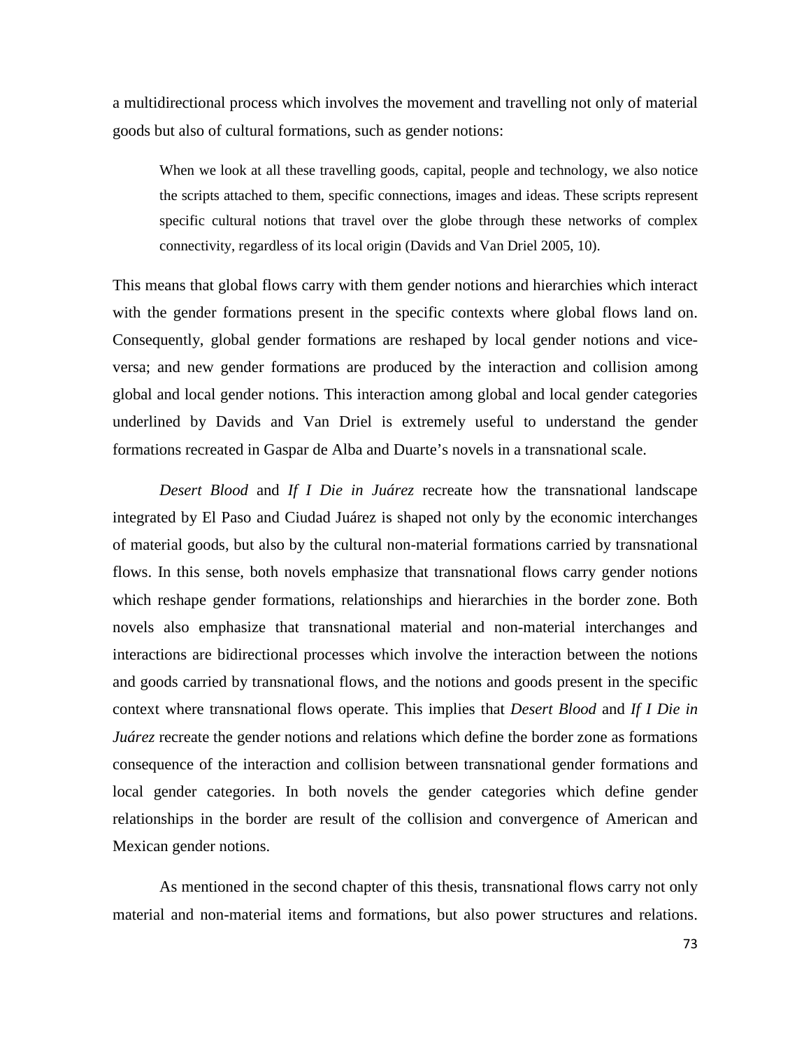a multidirectional process which involves the movement and travelling not only of material goods but also of cultural formations, such as gender notions:

> When we look at all these travelling goods, capital, people and technology, we also notice the scripts attached to them, specific connections, images and ideas. These scripts represent specific cultural notions that travel over the globe through these networks of complex connectivity, regardless of its local origin (Davids and Van Driel 2005, 10).

This means that global flows carry with them gender notions and hierarchies which interact with the gender formations present in the specific contexts where global flows land on. Consequently, global gender formations are reshaped by local gender notions and vice-versa; and new gender formations are produced by the interaction and collision among global and local gender notions. This interaction among global and local gender categories underlined by Davids and Van Driel is extremely useful to understand the gender formations recreated in Gaspar de Alba and Duarte's novels in a transnational scale.

*Desert Blood* and *If I Die in Juárez* recreate how the transnational landscape integrated by El Paso and Ciudad Juárez is shaped not only by the economic interchanges of material goods, but also by the cultural non-material formations carried by transnational flows. In this sense, both novels emphasize that transnational flows carry gender notions which reshape gender formations, relationships and hierarchies in the border zone. Both novels also emphasize that transnational material and non-material interchanges and interactions are bidirectional processes which involve the interaction between the notions and goods carried by transnational flows, and the notions and goods present in the specific context where transnational flows operate. This implies that *Desert Blood* and *If I Die in Juárez* recreate the gender notions and relations which define the border zone as formations consequence of the interaction and collision between transnational gender formations and local gender categories. In both novels the gender categories which define gender relationships in the border are result of the collision and convergence of American and Mexican gender notions.

As mentioned in the second chapter of this thesis, transnational flows carry not only material and non-material items and formations, but also power structures and relations.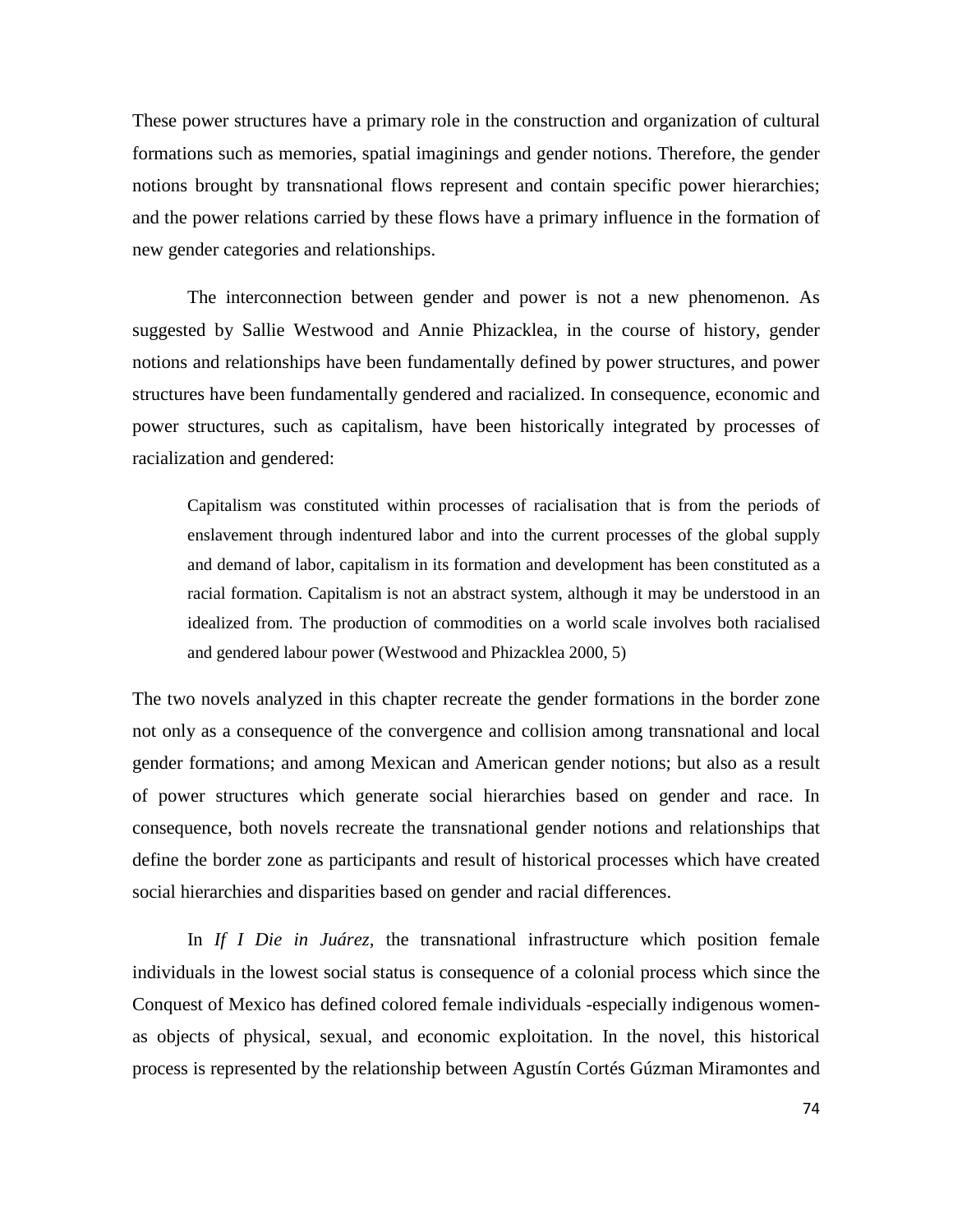These power structures have a primary role in the construction and organization of cultural formations such as memories, spatial imaginings and gender notions. Therefore, the gender notions brought by transnational flows represent and contain specific power hierarchies; and the power relations carried by these flows have a primary influence in the formation of new gender categories and relationships.

The interconnection between gender and power is not a new phenomenon. As suggested by Sallie Westwood and Annie Phizacklea, in the course of history, gender notions and relationships have been fundamentally defined by power structures, and power structures have been fundamentally gendered and racialized. In consequence, economic and power structures, such as capitalism, have been historically integrated by processes of racialization and gendered:

> Capitalism was constituted within processes of racialisation that is from the periods of enslavement through indentured labor and into the current processes of the global supply and demand of labor, capitalism in its formation and development has been constituted as a racial formation. Capitalism is not an abstract system, although it may be understood in an idealized from. The production of commodities on a world scale involves both racialised and gendered labour power (Westwood and Phizacklea 2000, 5)

The two novels analyzed in this chapter recreate the gender formations in the border zone not only as a consequence of the convergence and collision among transnational and local gender formations; and among Mexican and American gender notions; but also as a result of power structures which generate social hierarchies based on gender and race. In consequence, both novels recreate the transnational gender notions and relationships that define the border zone as participants and result of historical processes which have created social hierarchies and disparities based on gender and racial differences.

In *If I Die in Juárez,* the transnational infrastructure which position female individuals in the lowest social status is consequence of a colonial process which since the Conquest of Mexico has defined colored female individuals -especially indigenous women- as objects of physical, sexual, and economic exploitation. In the novel, this historical process is represented by the relationship between Agustín Cortés Gúzman Miramontes and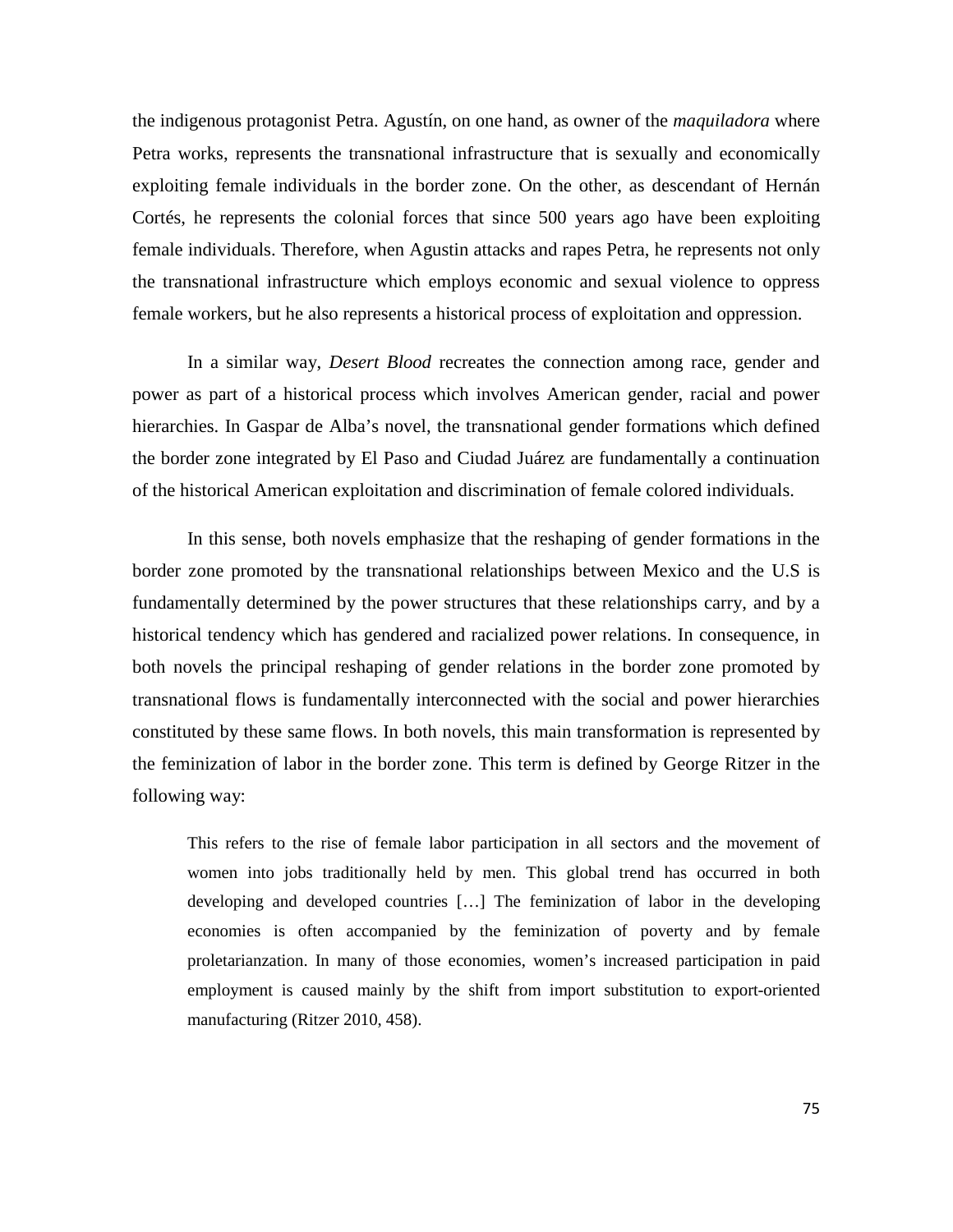the indigenous protagonist Petra. Agustín, on one hand, as owner of the *maquiladora* where Petra works, represents the transnational infrastructure that is sexually and economically exploiting female individuals in the border zone. On the other, as descendant of Hernán Cortés, he represents the colonial forces that since 500 years ago have been exploiting female individuals. Therefore, when Agustin attacks and rapes Petra, he represents not only the transnational infrastructure which employs economic and sexual violence to oppress female workers, but he also represents a historical process of exploitation and oppression.

In a similar way, *Desert Blood* recreates the connection among race, gender and power as part of a historical process which involves American gender, racial and power hierarchies. In Gaspar de Alba's novel, the transnational gender formations which defined the border zone integrated by El Paso and Ciudad Juárez are fundamentally a continuation of the historical American exploitation and discrimination of female colored individuals.

In this sense, both novels emphasize that the reshaping of gender formations in the border zone promoted by the transnational relationships between Mexico and the U.S is fundamentally determined by the power structures that these relationships carry, and by a historical tendency which has gendered and racialized power relations. In consequence, in both novels the principal reshaping of gender relations in the border zone promoted by transnational flows is fundamentally interconnected with the social and power hierarchies constituted by these same flows. In both novels, this main transformation is represented by the feminization of labor in the border zone. This term is defined by George Ritzer in the following way:

> This refers to the rise of female labor participation in all sectors and the movement of women into jobs traditionally held by men. This global trend has occurred in both developing and developed countries […] The feminization of labor in the developing economies is often accompanied by the feminization of poverty and by female proletarianzation. In many of those economies, women's increased participation in paid employment is caused mainly by the shift from import substitution to export-oriented manufacturing (Ritzer 2010, 458).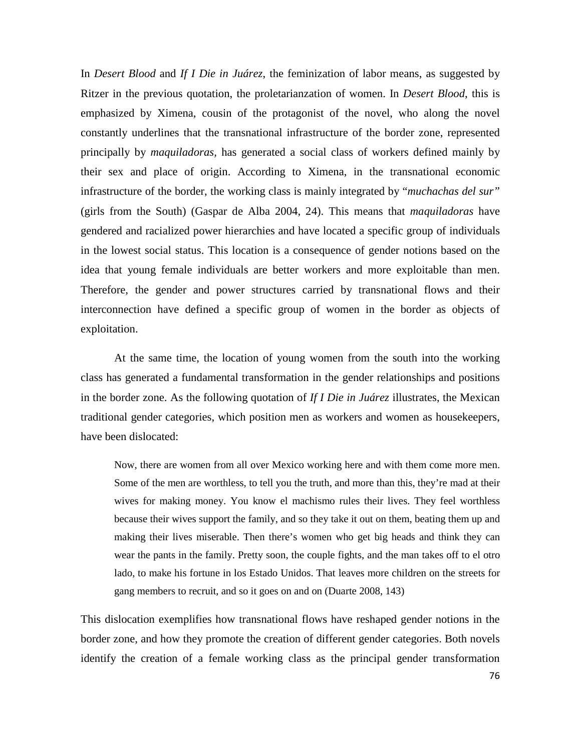In *Desert Blood* and *If I Die in Juárez,* the feminization of labor means, as suggested by Ritzer in the previous quotation, the proletarianzation of women. In *Desert Blood*, this is emphasized by Ximena, cousin of the protagonist of the novel, who along the novel constantly underlines that the transnational infrastructure of the border zone, represented principally by *maquiladoras,* has generated a social class of workers defined mainly by their sex and place of origin. According to Ximena, in the transnational economic infrastructure of the border, the working class is mainly integrated by "*muchachas del sur"* (girls from the South) (Gaspar de Alba 2004, 24). This means that *maquiladoras* have gendered and racialized power hierarchies and have located a specific group of individuals in the lowest social status. This location is a consequence of gender notions based on the idea that young female individuals are better workers and more exploitable than men. Therefore, the gender and power structures carried by transnational flows and their interconnection have defined a specific group of women in the border as objects of exploitation.

At the same time, the location of young women from the south into the working class has generated a fundamental transformation in the gender relationships and positions in the border zone. As the following quotation of *If I Die in Juárez* illustrates, the Mexican traditional gender categories, which position men as workers and women as housekeepers, have been dislocated:

> Now, there are women from all over Mexico working here and with them come more men. Some of the men are worthless, to tell you the truth, and more than this, they're mad at their wives for making money. You know el machismo rules their lives. They feel worthless because their wives support the family, and so they take it out on them, beating them up and making their lives miserable. Then there's women who get big heads and think they can wear the pants in the family. Pretty soon, the couple fights, and the man takes off to el otro lado, to make his fortune in los Estado Unidos. That leaves more children on the streets for gang members to recruit, and so it goes on and on (Duarte 2008, 143)

This dislocation exemplifies how transnational flows have reshaped gender notions in the border zone, and how they promote the creation of different gender categories. Both novels identify the creation of a female working class as the principal gender transformation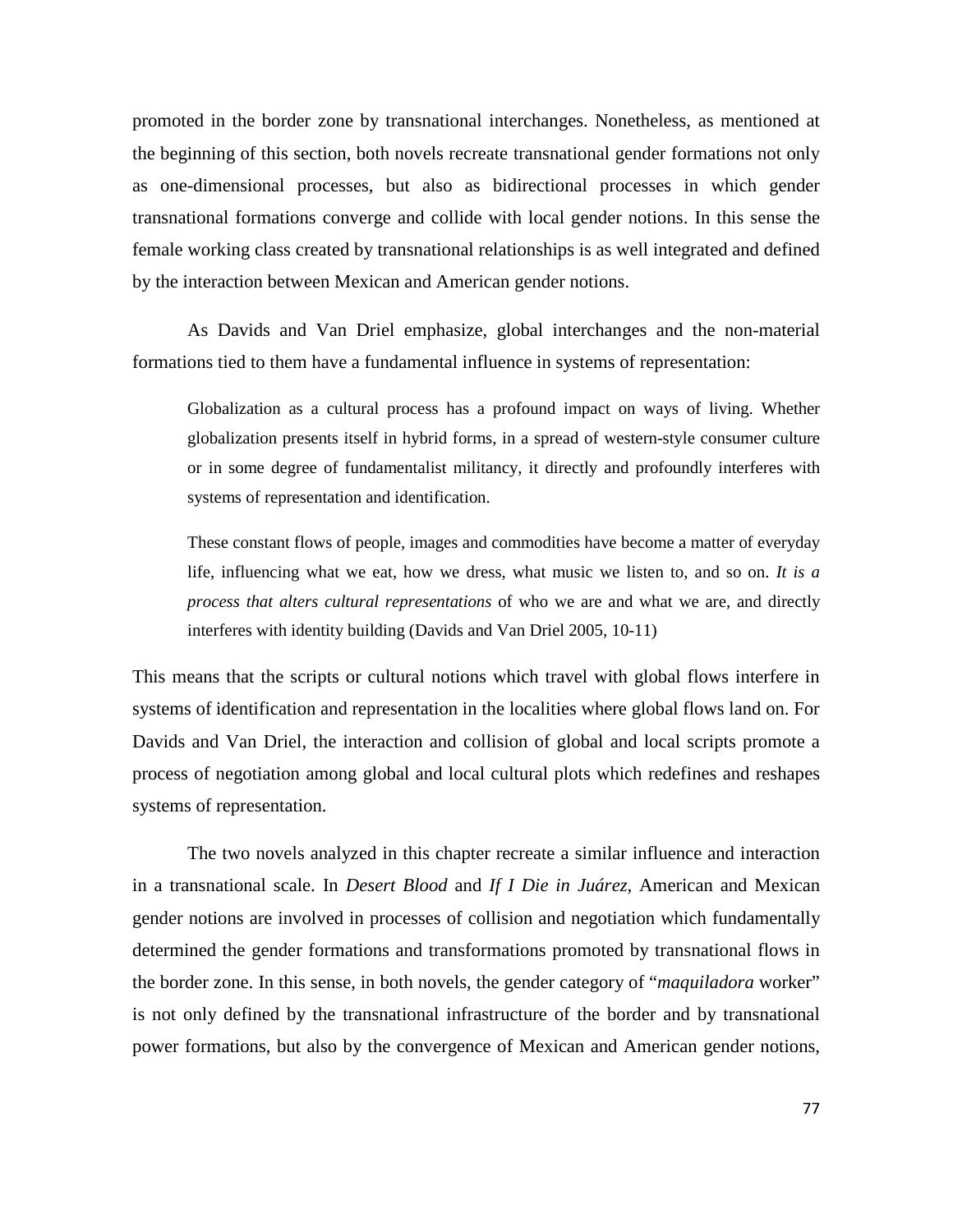promoted in the border zone by transnational interchanges. Nonetheless, as mentioned at the beginning of this section, both novels recreate transnational gender formations not only as one-dimensional processes, but also as bidirectional processes in which gender transnational formations converge and collide with local gender notions. In this sense the female working class created by transnational relationships is as well integrated and defined by the interaction between Mexican and American gender notions.

As Davids and Van Driel emphasize, global interchanges and the non-material formations tied to them have a fundamental influence in systems of representation:

> Globalization as a cultural process has a profound impact on ways of living. Whether globalization presents itself in hybrid forms, in a spread of western-style consumer culture or in some degree of fundamentalist militancy, it directly and profoundly interferes with systems of representation and identification.
>
> These constant flows of people, images and commodities have become a matter of everyday life, influencing what we eat, how we dress, what music we listen to, and so on. *It is a process that alters cultural representations* of who we are and what we are, and directly interferes with identity building (Davids and Van Driel 2005, 10-11)

This means that the scripts or cultural notions which travel with global flows interfere in systems of identification and representation in the localities where global flows land on. For Davids and Van Driel, the interaction and collision of global and local scripts promote a process of negotiation among global and local cultural plots which redefines and reshapes systems of representation.

The two novels analyzed in this chapter recreate a similar influence and interaction in a transnational scale. In *Desert Blood* and *If I Die in Juárez*, American and Mexican gender notions are involved in processes of collision and negotiation which fundamentally determined the gender formations and transformations promoted by transnational flows in the border zone. In this sense, in both novels, the gender category of "*maquiladora* worker" is not only defined by the transnational infrastructure of the border and by transnational power formations, but also by the convergence of Mexican and American gender notions,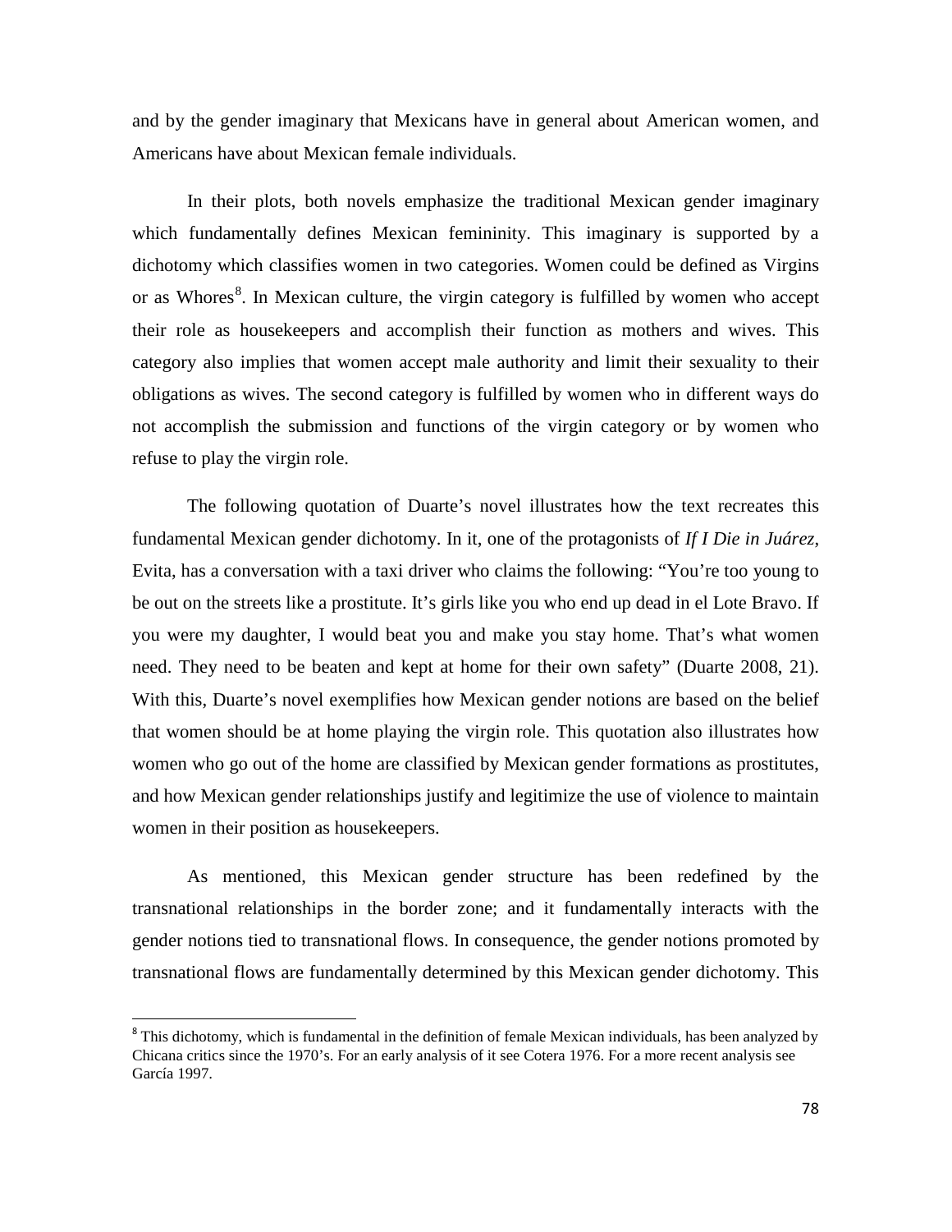and by the gender imaginary that Mexicans have in general about American women, and Americans have about Mexican female individuals.

In their plots, both novels emphasize the traditional Mexican gender imaginary which fundamentally defines Mexican femininity. This imaginary is supported by a dichotomy which classifies women in two categories. Women could be defined as Virgins or as Whores[8]. In Mexican culture, the virgin category is fulfilled by women who accept their role as housekeepers and accomplish their function as mothers and wives. This category also implies that women accept male authority and limit their sexuality to their obligations as wives. The second category is fulfilled by women who in different ways do not accomplish the submission and functions of the virgin category or by women who refuse to play the virgin role.

The following quotation of Duarte's novel illustrates how the text recreates this fundamental Mexican gender dichotomy. In it, one of the protagonists of *If I Die in Juárez*, Evita, has a conversation with a taxi driver who claims the following: "You're too young to be out on the streets like a prostitute. It's girls like you who end up dead in el Lote Bravo. If you were my daughter, I would beat you and make you stay home. That's what women need. They need to be beaten and kept at home for their own safety" (Duarte 2008, 21). With this, Duarte's novel exemplifies how Mexican gender notions are based on the belief that women should be at home playing the virgin role. This quotation also illustrates how women who go out of the home are classified by Mexican gender formations as prostitutes, and how Mexican gender relationships justify and legitimize the use of violence to maintain women in their position as housekeepers.

As mentioned, this Mexican gender structure has been redefined by the transnational relationships in the border zone; and it fundamentally interacts with the gender notions tied to transnational flows. In consequence, the gender notions promoted by transnational flows are fundamentally determined by this Mexican gender dichotomy. This

---

[8] This dichotomy, which is fundamental in the definition of female Mexican individuals, has been analyzed by Chicana critics since the 1970's. For an early analysis of it see Cotera 1976. For a more recent analysis see García 1997.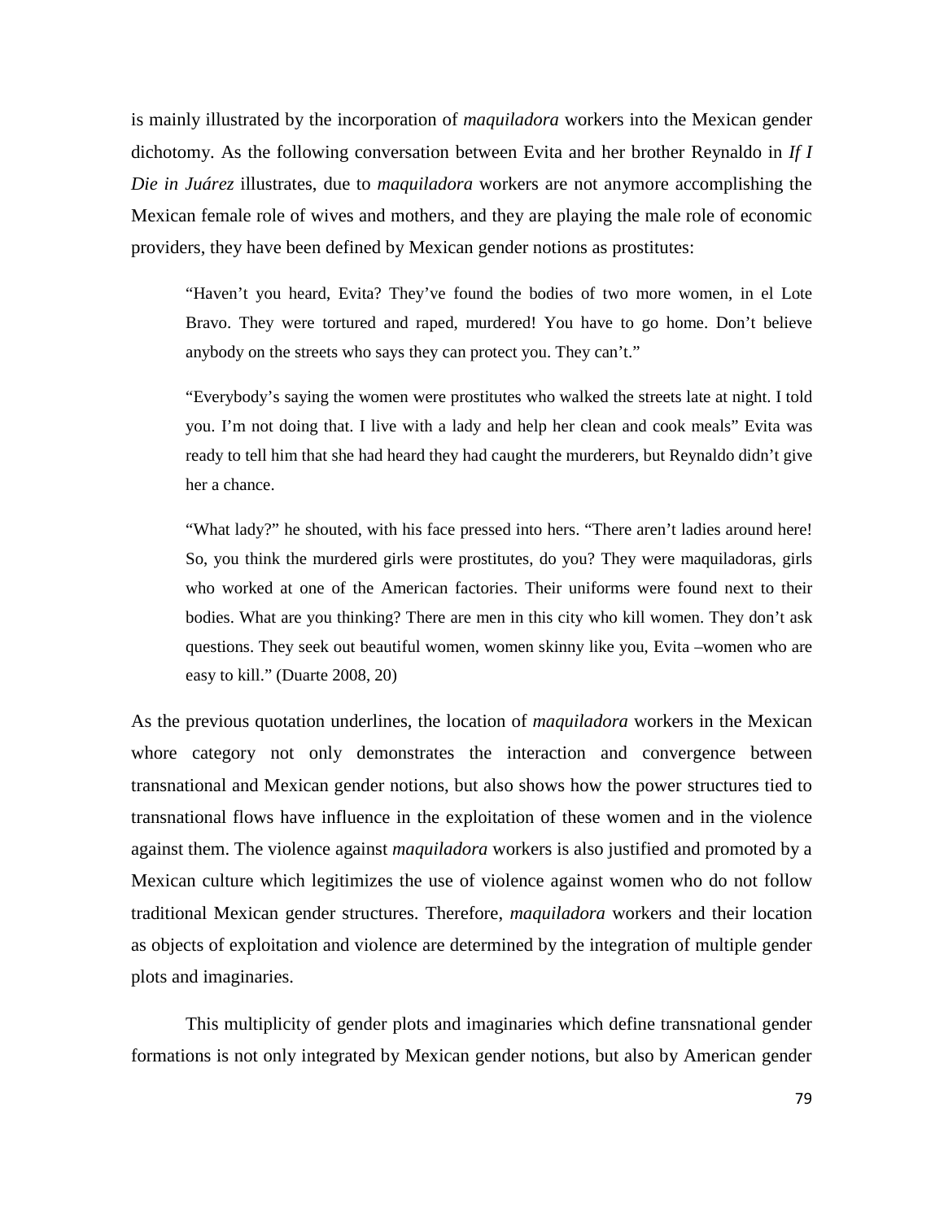is mainly illustrated by the incorporation of *maquiladora* workers into the Mexican gender dichotomy. As the following conversation between Evita and her brother Reynaldo in *If I Die in Juárez* illustrates, due to *maquiladora* workers are not anymore accomplishing the Mexican female role of wives and mothers, and they are playing the male role of economic providers, they have been defined by Mexican gender notions as prostitutes:

> "Haven't you heard, Evita? They've found the bodies of two more women, in el Lote Bravo. They were tortured and raped, murdered! You have to go home. Don't believe anybody on the streets who says they can protect you. They can't."
>
> "Everybody's saying the women were prostitutes who walked the streets late at night. I told you. I'm not doing that. I live with a lady and help her clean and cook meals" Evita was ready to tell him that she had heard they had caught the murderers, but Reynaldo didn't give her a chance.
>
> "What lady?" he shouted, with his face pressed into hers. "There aren't ladies around here! So, you think the murdered girls were prostitutes, do you? They were maquiladoras, girls who worked at one of the American factories. Their uniforms were found next to their bodies. What are you thinking? There are men in this city who kill women. They don't ask questions. They seek out beautiful women, women skinny like you, Evita –women who are easy to kill." (Duarte 2008, 20)

As the previous quotation underlines, the location of *maquiladora* workers in the Mexican whore category not only demonstrates the interaction and convergence between transnational and Mexican gender notions, but also shows how the power structures tied to transnational flows have influence in the exploitation of these women and in the violence against them. The violence against *maquiladora* workers is also justified and promoted by a Mexican culture which legitimizes the use of violence against women who do not follow traditional Mexican gender structures. Therefore, *maquiladora* workers and their location as objects of exploitation and violence are determined by the integration of multiple gender plots and imaginaries.

This multiplicity of gender plots and imaginaries which define transnational gender formations is not only integrated by Mexican gender notions, but also by American gender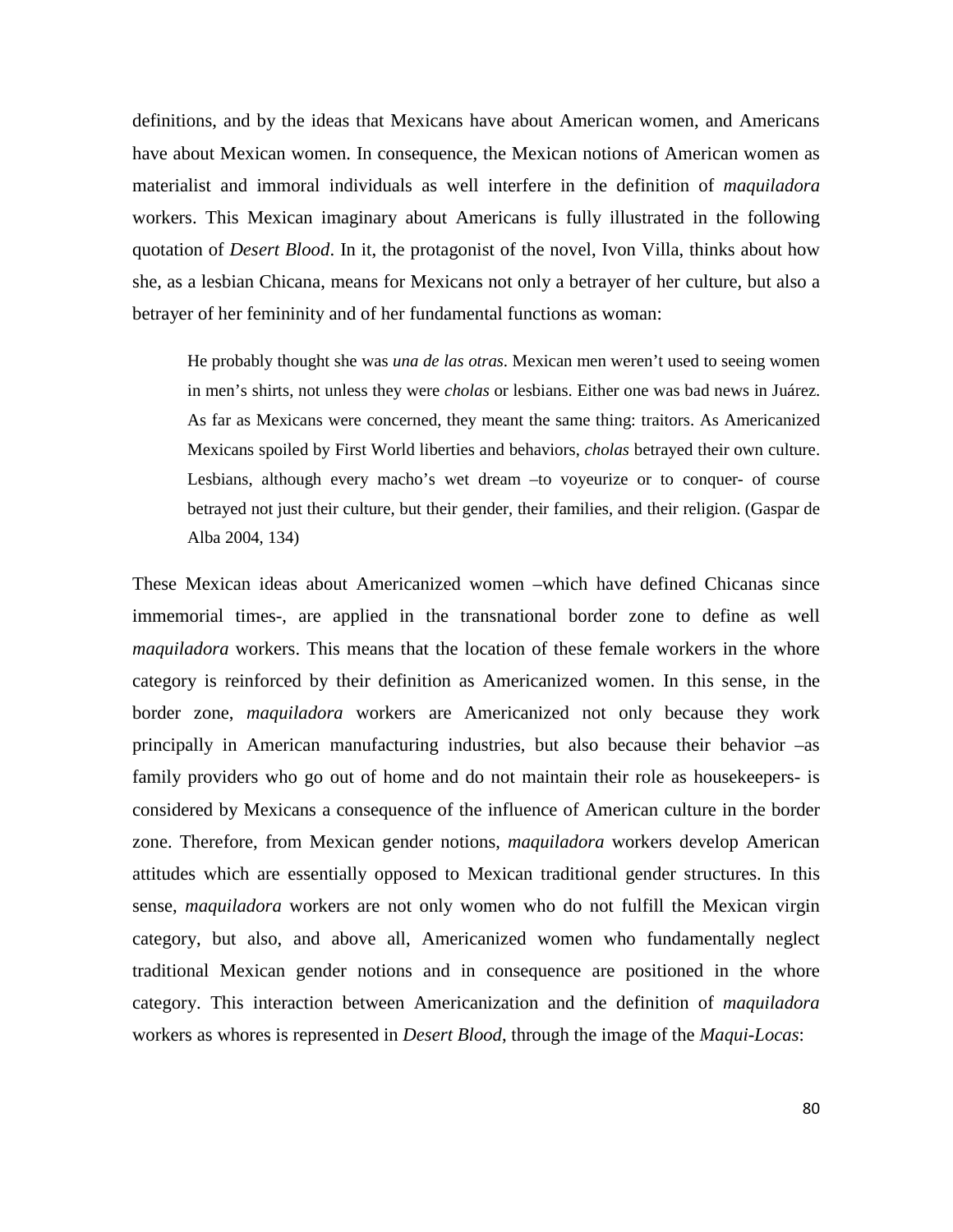definitions, and by the ideas that Mexicans have about American women, and Americans have about Mexican women. In consequence, the Mexican notions of American women as materialist and immoral individuals as well interfere in the definition of *maquiladora* workers. This Mexican imaginary about Americans is fully illustrated in the following quotation of *Desert Blood*. In it, the protagonist of the novel, Ivon Villa, thinks about how she, as a lesbian Chicana, means for Mexicans not only a betrayer of her culture, but also a betrayer of her femininity and of her fundamental functions as woman:

> He probably thought she was *una de las otras*. Mexican men weren't used to seeing women in men's shirts, not unless they were *cholas* or lesbians. Either one was bad news in Juárez. As far as Mexicans were concerned, they meant the same thing: traitors. As Americanized Mexicans spoiled by First World liberties and behaviors, *cholas* betrayed their own culture. Lesbians, although every macho's wet dream –to voyeurize or to conquer- of course betrayed not just their culture, but their gender, their families, and their religion. (Gaspar de Alba 2004, 134)

These Mexican ideas about Americanized women –which have defined Chicanas since immemorial times-, are applied in the transnational border zone to define as well *maquiladora* workers. This means that the location of these female workers in the whore category is reinforced by their definition as Americanized women. In this sense, in the border zone, *maquiladora* workers are Americanized not only because they work principally in American manufacturing industries, but also because their behavior –as family providers who go out of home and do not maintain their role as housekeepers- is considered by Mexicans a consequence of the influence of American culture in the border zone. Therefore, from Mexican gender notions, *maquiladora* workers develop American attitudes which are essentially opposed to Mexican traditional gender structures. In this sense, *maquiladora* workers are not only women who do not fulfill the Mexican virgin category, but also, and above all, Americanized women who fundamentally neglect traditional Mexican gender notions and in consequence are positioned in the whore category. This interaction between Americanization and the definition of *maquiladora* workers as whores is represented in *Desert Blood*, through the image of the *Maqui-Locas*: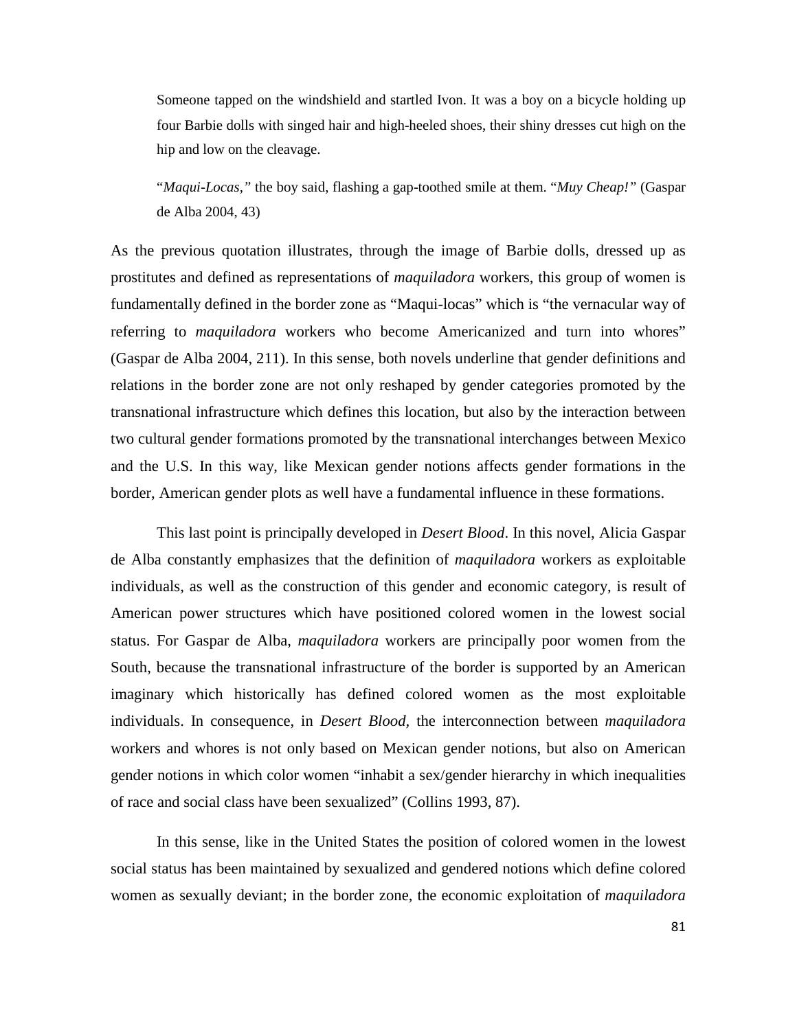> Someone tapped on the windshield and startled Ivon. It was a boy on a bicycle holding up four Barbie dolls with singed hair and high-heeled shoes, their shiny dresses cut high on the hip and low on the cleavage.
>
> "*Maqui-Locas,*" the boy said, flashing a gap-toothed smile at them. "*Muy Cheap!*" (Gaspar de Alba 2004, 43)

As the previous quotation illustrates, through the image of Barbie dolls, dressed up as prostitutes and defined as representations of *maquiladora* workers, this group of women is fundamentally defined in the border zone as "Maqui-locas" which is "the vernacular way of referring to *maquiladora* workers who become Americanized and turn into whores" (Gaspar de Alba 2004, 211). In this sense, both novels underline that gender definitions and relations in the border zone are not only reshaped by gender categories promoted by the transnational infrastructure which defines this location, but also by the interaction between two cultural gender formations promoted by the transnational interchanges between Mexico and the U.S. In this way, like Mexican gender notions affects gender formations in the border, American gender plots as well have a fundamental influence in these formations.

This last point is principally developed in *Desert Blood*. In this novel, Alicia Gaspar de Alba constantly emphasizes that the definition of *maquiladora* workers as exploitable individuals, as well as the construction of this gender and economic category, is result of American power structures which have positioned colored women in the lowest social status. For Gaspar de Alba, *maquiladora* workers are principally poor women from the South, because the transnational infrastructure of the border is supported by an American imaginary which historically has defined colored women as the most exploitable individuals. In consequence, in *Desert Blood,* the interconnection between *maquiladora* workers and whores is not only based on Mexican gender notions, but also on American gender notions in which color women "inhabit a sex/gender hierarchy in which inequalities of race and social class have been sexualized" (Collins 1993, 87).

In this sense, like in the United States the position of colored women in the lowest social status has been maintained by sexualized and gendered notions which define colored women as sexually deviant; in the border zone, the economic exploitation of *maquiladora*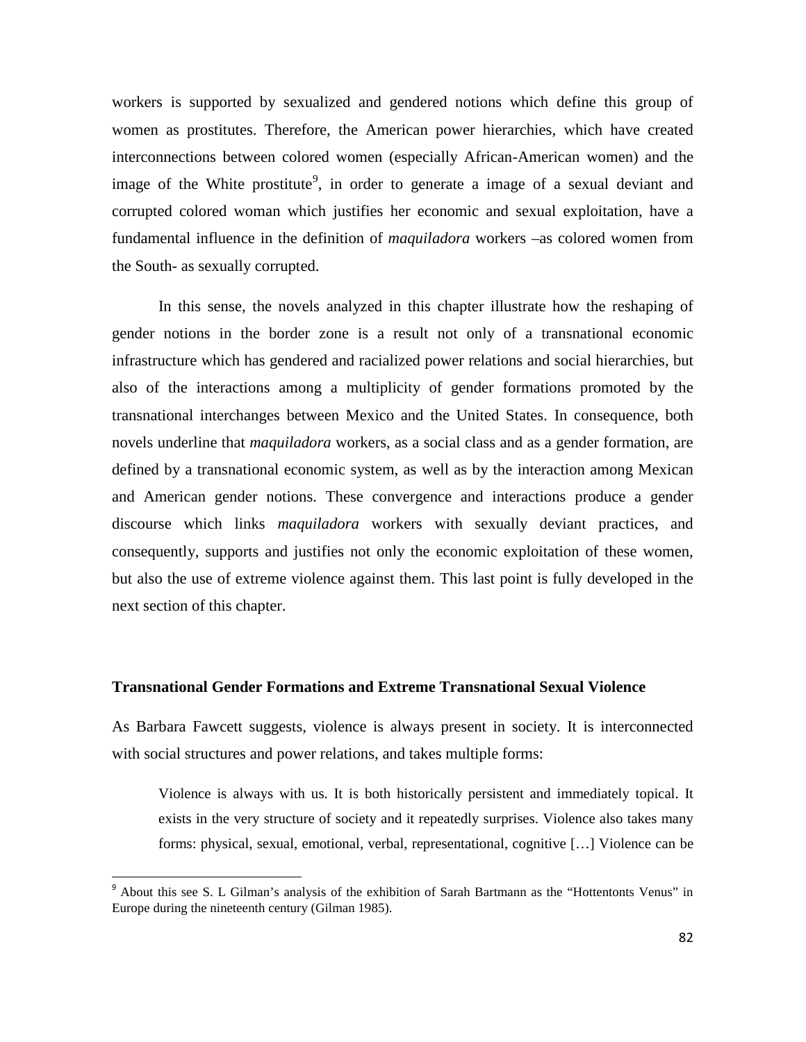workers is supported by sexualized and gendered notions which define this group of women as prostitutes. Therefore, the American power hierarchies, which have created interconnections between colored women (especially African-American women) and the image of the White prostitute[9], in order to generate a image of a sexual deviant and corrupted colored woman which justifies her economic and sexual exploitation, have a fundamental influence in the definition of *maquiladora* workers –as colored women from the South- as sexually corrupted.

In this sense, the novels analyzed in this chapter illustrate how the reshaping of gender notions in the border zone is a result not only of a transnational economic infrastructure which has gendered and racialized power relations and social hierarchies, but also of the interactions among a multiplicity of gender formations promoted by the transnational interchanges between Mexico and the United States. In consequence, both novels underline that *maquiladora* workers, as a social class and as a gender formation, are defined by a transnational economic system, as well as by the interaction among Mexican and American gender notions. These convergence and interactions produce a gender discourse which links *maquiladora* workers with sexually deviant practices, and consequently, supports and justifies not only the economic exploitation of these women, but also the use of extreme violence against them. This last point is fully developed in the next section of this chapter.

## Transnational Gender Formations and Extreme Transnational Sexual Violence

As Barbara Fawcett suggests, violence is always present in society. It is interconnected with social structures and power relations, and takes multiple forms:

> Violence is always with us. It is both historically persistent and immediately topical. It exists in the very structure of society and it repeatedly surprises. Violence also takes many forms: physical, sexual, emotional, verbal, representational, cognitive […] Violence can be

[9] About this see S. L Gilman's analysis of the exhibition of Sarah Bartmann as the "Hottentonts Venus" in Europe during the nineteenth century (Gilman 1985).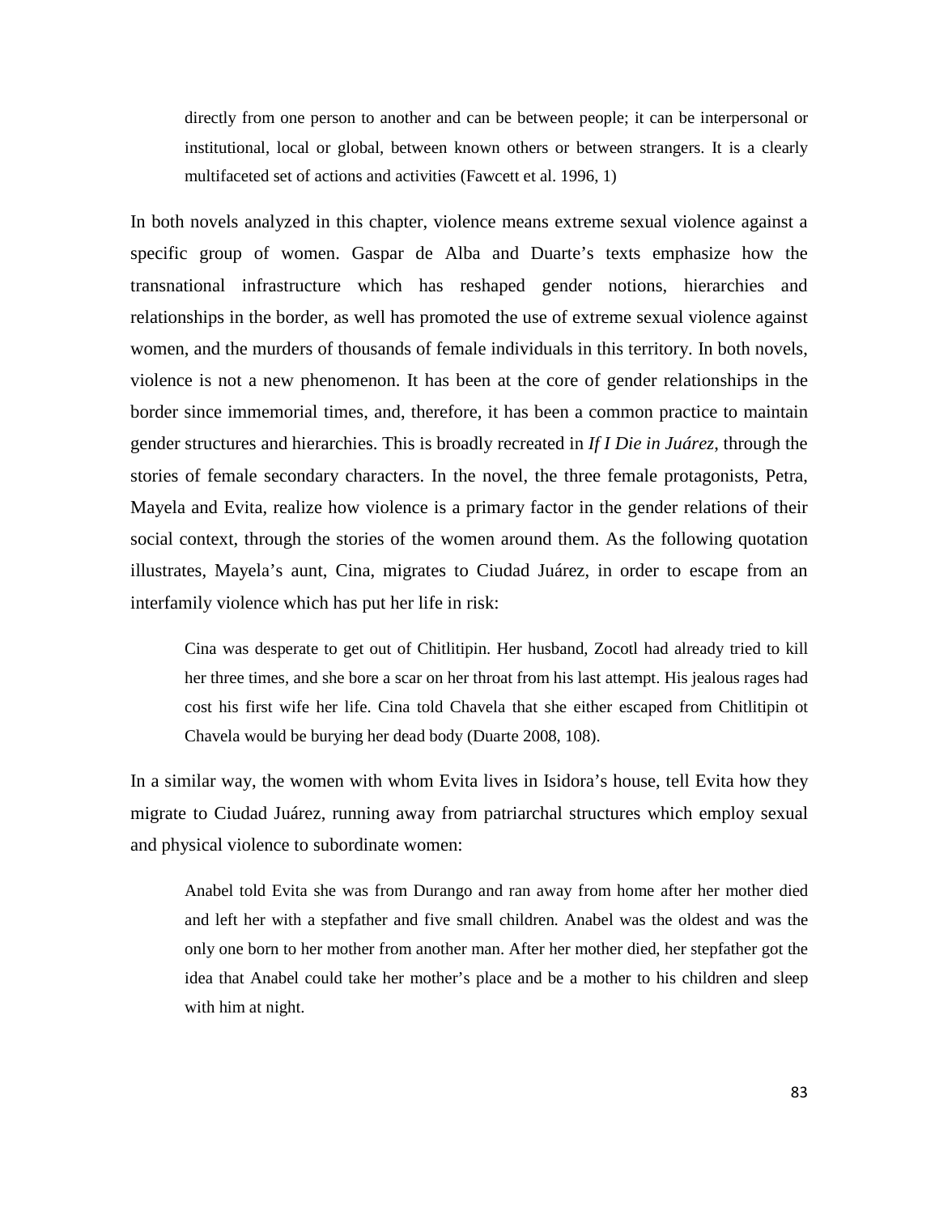> directly from one person to another and can be between people; it can be interpersonal or institutional, local or global, between known others or between strangers. It is a clearly multifaceted set of actions and activities (Fawcett et al. 1996, 1)

In both novels analyzed in this chapter, violence means extreme sexual violence against a specific group of women. Gaspar de Alba and Duarte's texts emphasize how the transnational infrastructure which has reshaped gender notions, hierarchies and relationships in the border, as well has promoted the use of extreme sexual violence against women, and the murders of thousands of female individuals in this territory. In both novels, violence is not a new phenomenon. It has been at the core of gender relationships in the border since immemorial times, and, therefore, it has been a common practice to maintain gender structures and hierarchies. This is broadly recreated in *If I Die in Juárez*, through the stories of female secondary characters. In the novel, the three female protagonists, Petra, Mayela and Evita, realize how violence is a primary factor in the gender relations of their social context, through the stories of the women around them. As the following quotation illustrates, Mayela's aunt, Cina, migrates to Ciudad Juárez, in order to escape from an interfamily violence which has put her life in risk:

> Cina was desperate to get out of Chitlitipin. Her husband, Zocotl had already tried to kill her three times, and she bore a scar on her throat from his last attempt. His jealous rages had cost his first wife her life. Cina told Chavela that she either escaped from Chitlitipin ot Chavela would be burying her dead body (Duarte 2008, 108).

In a similar way, the women with whom Evita lives in Isidora's house, tell Evita how they migrate to Ciudad Juárez, running away from patriarchal structures which employ sexual and physical violence to subordinate women:

> Anabel told Evita she was from Durango and ran away from home after her mother died and left her with a stepfather and five small children. Anabel was the oldest and was the only one born to her mother from another man. After her mother died, her stepfather got the idea that Anabel could take her mother's place and be a mother to his children and sleep with him at night.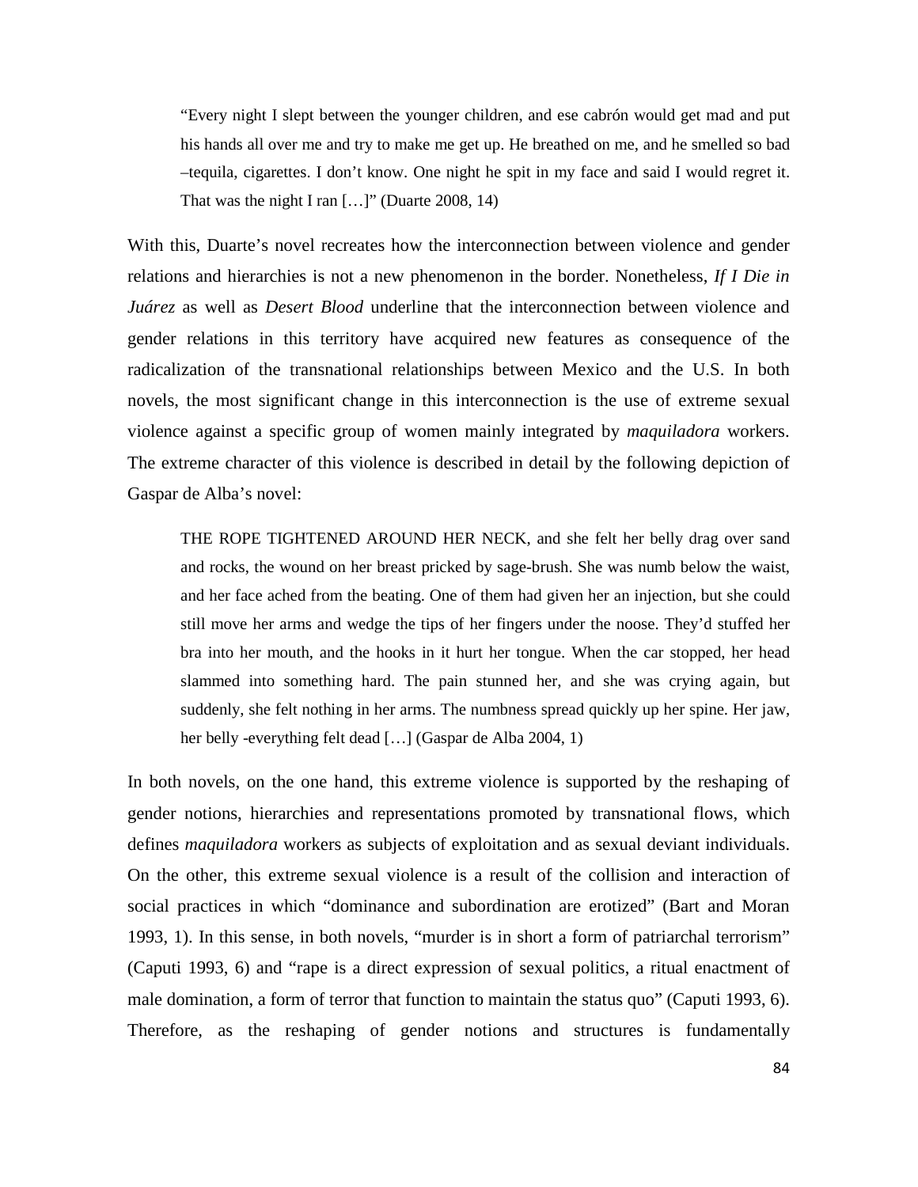> "Every night I slept between the younger children, and ese cabrón would get mad and put his hands all over me and try to make me get up. He breathed on me, and he smelled so bad –tequila, cigarettes. I don't know. One night he spit in my face and said I would regret it. That was the night I ran […]" (Duarte 2008, 14)

With this, Duarte's novel recreates how the interconnection between violence and gender relations and hierarchies is not a new phenomenon in the border. Nonetheless, *If I Die in Juárez* as well as *Desert Blood* underline that the interconnection between violence and gender relations in this territory have acquired new features as consequence of the radicalization of the transnational relationships between Mexico and the U.S. In both novels, the most significant change in this interconnection is the use of extreme sexual violence against a specific group of women mainly integrated by *maquiladora* workers. The extreme character of this violence is described in detail by the following depiction of Gaspar de Alba's novel:

> THE ROPE TIGHTENED AROUND HER NECK, and she felt her belly drag over sand and rocks, the wound on her breast pricked by sage-brush. She was numb below the waist, and her face ached from the beating. One of them had given her an injection, but she could still move her arms and wedge the tips of her fingers under the noose. They'd stuffed her bra into her mouth, and the hooks in it hurt her tongue. When the car stopped, her head slammed into something hard. The pain stunned her, and she was crying again, but suddenly, she felt nothing in her arms. The numbness spread quickly up her spine. Her jaw, her belly -everything felt dead […] (Gaspar de Alba 2004, 1)

In both novels, on the one hand, this extreme violence is supported by the reshaping of gender notions, hierarchies and representations promoted by transnational flows, which defines *maquiladora* workers as subjects of exploitation and as sexual deviant individuals. On the other, this extreme sexual violence is a result of the collision and interaction of social practices in which "dominance and subordination are erotized" (Bart and Moran 1993, 1). In this sense, in both novels, "murder is in short a form of patriarchal terrorism" (Caputi 1993, 6) and "rape is a direct expression of sexual politics, a ritual enactment of male domination, a form of terror that function to maintain the status quo" (Caputi 1993, 6). Therefore, as the reshaping of gender notions and structures is fundamentally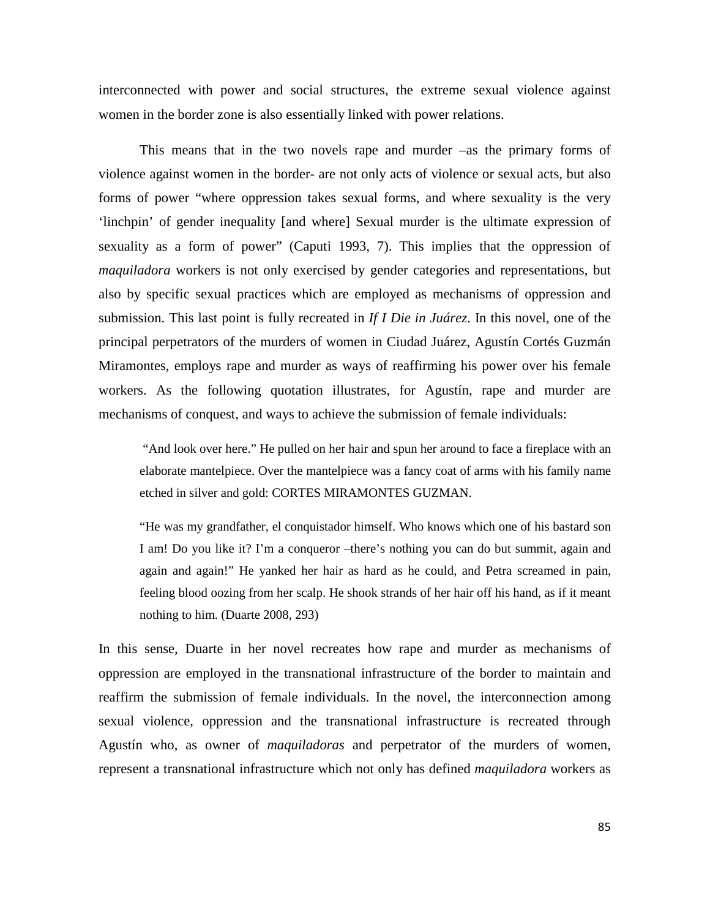interconnected with power and social structures, the extreme sexual violence against women in the border zone is also essentially linked with power relations.

This means that in the two novels rape and murder –as the primary forms of violence against women in the border- are not only acts of violence or sexual acts, but also forms of power "where oppression takes sexual forms, and where sexuality is the very 'linchpin' of gender inequality [and where] Sexual murder is the ultimate expression of sexuality as a form of power" (Caputi 1993, 7). This implies that the oppression of *maquiladora* workers is not only exercised by gender categories and representations, but also by specific sexual practices which are employed as mechanisms of oppression and submission. This last point is fully recreated in *If I Die in Juárez*. In this novel, one of the principal perpetrators of the murders of women in Ciudad Juárez, Agustín Cortés Guzmán Miramontes, employs rape and murder as ways of reaffirming his power over his female workers. As the following quotation illustrates, for Agustín, rape and murder are mechanisms of conquest, and ways to achieve the submission of female individuals:

> "And look over here." He pulled on her hair and spun her around to face a fireplace with an elaborate mantelpiece. Over the mantelpiece was a fancy coat of arms with his family name etched in silver and gold: CORTES MIRAMONTES GUZMAN.
>
> "He was my grandfather, el conquistador himself. Who knows which one of his bastard son I am! Do you like it? I'm a conqueror –there's nothing you can do but summit, again and again and again!" He yanked her hair as hard as he could, and Petra screamed in pain, feeling blood oozing from her scalp. He shook strands of her hair off his hand, as if it meant nothing to him. (Duarte 2008, 293)

In this sense, Duarte in her novel recreates how rape and murder as mechanisms of oppression are employed in the transnational infrastructure of the border to maintain and reaffirm the submission of female individuals. In the novel, the interconnection among sexual violence, oppression and the transnational infrastructure is recreated through Agustín who, as owner of *maquiladoras* and perpetrator of the murders of women, represent a transnational infrastructure which not only has defined *maquiladora* workers as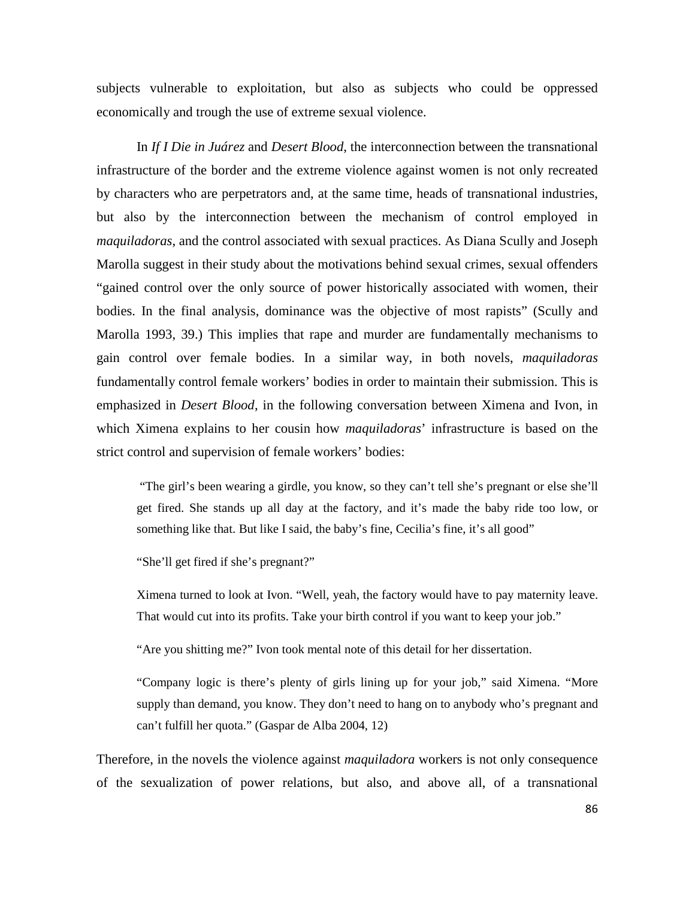subjects vulnerable to exploitation, but also as subjects who could be oppressed economically and trough the use of extreme sexual violence.

In *If I Die in Juárez* and *Desert Blood*, the interconnection between the transnational infrastructure of the border and the extreme violence against women is not only recreated by characters who are perpetrators and, at the same time, heads of transnational industries, but also by the interconnection between the mechanism of control employed in *maquiladoras*, and the control associated with sexual practices. As Diana Scully and Joseph Marolla suggest in their study about the motivations behind sexual crimes, sexual offenders "gained control over the only source of power historically associated with women, their bodies. In the final analysis, dominance was the objective of most rapists" (Scully and Marolla 1993, 39.) This implies that rape and murder are fundamentally mechanisms to gain control over female bodies. In a similar way, in both novels, *maquiladoras* fundamentally control female workers' bodies in order to maintain their submission. This is emphasized in *Desert Blood*, in the following conversation between Ximena and Ivon, in which Ximena explains to her cousin how *maquiladoras*' infrastructure is based on the strict control and supervision of female workers' bodies:

> "The girl's been wearing a girdle, you know, so they can't tell she's pregnant or else she'll get fired. She stands up all day at the factory, and it's made the baby ride too low, or something like that. But like I said, the baby's fine, Cecilia's fine, it's all good"
>
> "She'll get fired if she's pregnant?"
>
> Ximena turned to look at Ivon. "Well, yeah, the factory would have to pay maternity leave. That would cut into its profits. Take your birth control if you want to keep your job."
>
> "Are you shitting me?" Ivon took mental note of this detail for her dissertation.
>
> "Company logic is there's plenty of girls lining up for your job," said Ximena. "More supply than demand, you know. They don't need to hang on to anybody who's pregnant and can't fulfill her quota." (Gaspar de Alba 2004, 12)

Therefore, in the novels the violence against *maquiladora* workers is not only consequence of the sexualization of power relations, but also, and above all, of a transnational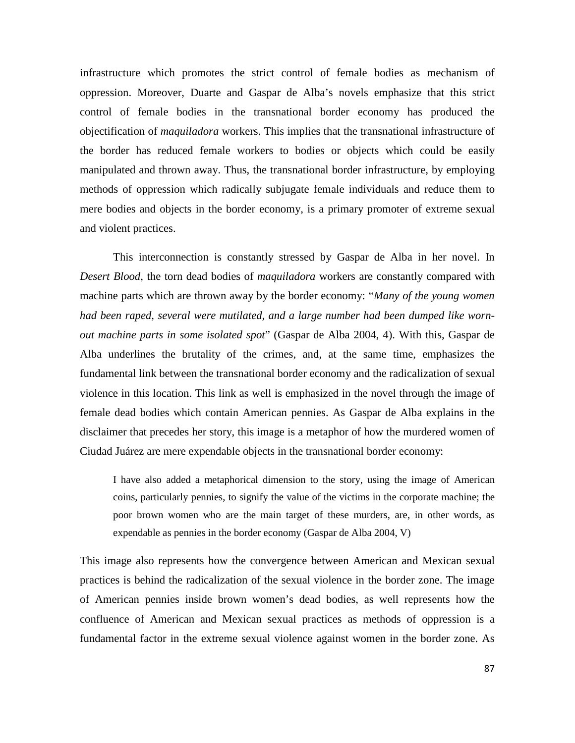infrastructure which promotes the strict control of female bodies as mechanism of oppression. Moreover, Duarte and Gaspar de Alba's novels emphasize that this strict control of female bodies in the transnational border economy has produced the objectification of *maquiladora* workers. This implies that the transnational infrastructure of the border has reduced female workers to bodies or objects which could be easily manipulated and thrown away. Thus, the transnational border infrastructure, by employing methods of oppression which radically subjugate female individuals and reduce them to mere bodies and objects in the border economy, is a primary promoter of extreme sexual and violent practices.

This interconnection is constantly stressed by Gaspar de Alba in her novel. In *Desert Blood*, the torn dead bodies of *maquiladora* workers are constantly compared with machine parts which are thrown away by the border economy: "*Many of the young women had been raped, several were mutilated, and a large number had been dumped like worn-out machine parts in some isolated spot*" (Gaspar de Alba 2004, 4). With this, Gaspar de Alba underlines the brutality of the crimes, and, at the same time, emphasizes the fundamental link between the transnational border economy and the radicalization of sexual violence in this location. This link as well is emphasized in the novel through the image of female dead bodies which contain American pennies. As Gaspar de Alba explains in the disclaimer that precedes her story, this image is a metaphor of how the murdered women of Ciudad Juárez are mere expendable objects in the transnational border economy:

> I have also added a metaphorical dimension to the story, using the image of American coins, particularly pennies, to signify the value of the victims in the corporate machine; the poor brown women who are the main target of these murders, are, in other words, as expendable as pennies in the border economy (Gaspar de Alba 2004, V)

This image also represents how the convergence between American and Mexican sexual practices is behind the radicalization of the sexual violence in the border zone. The image of American pennies inside brown women's dead bodies, as well represents how the confluence of American and Mexican sexual practices as methods of oppression is a fundamental factor in the extreme sexual violence against women in the border zone. As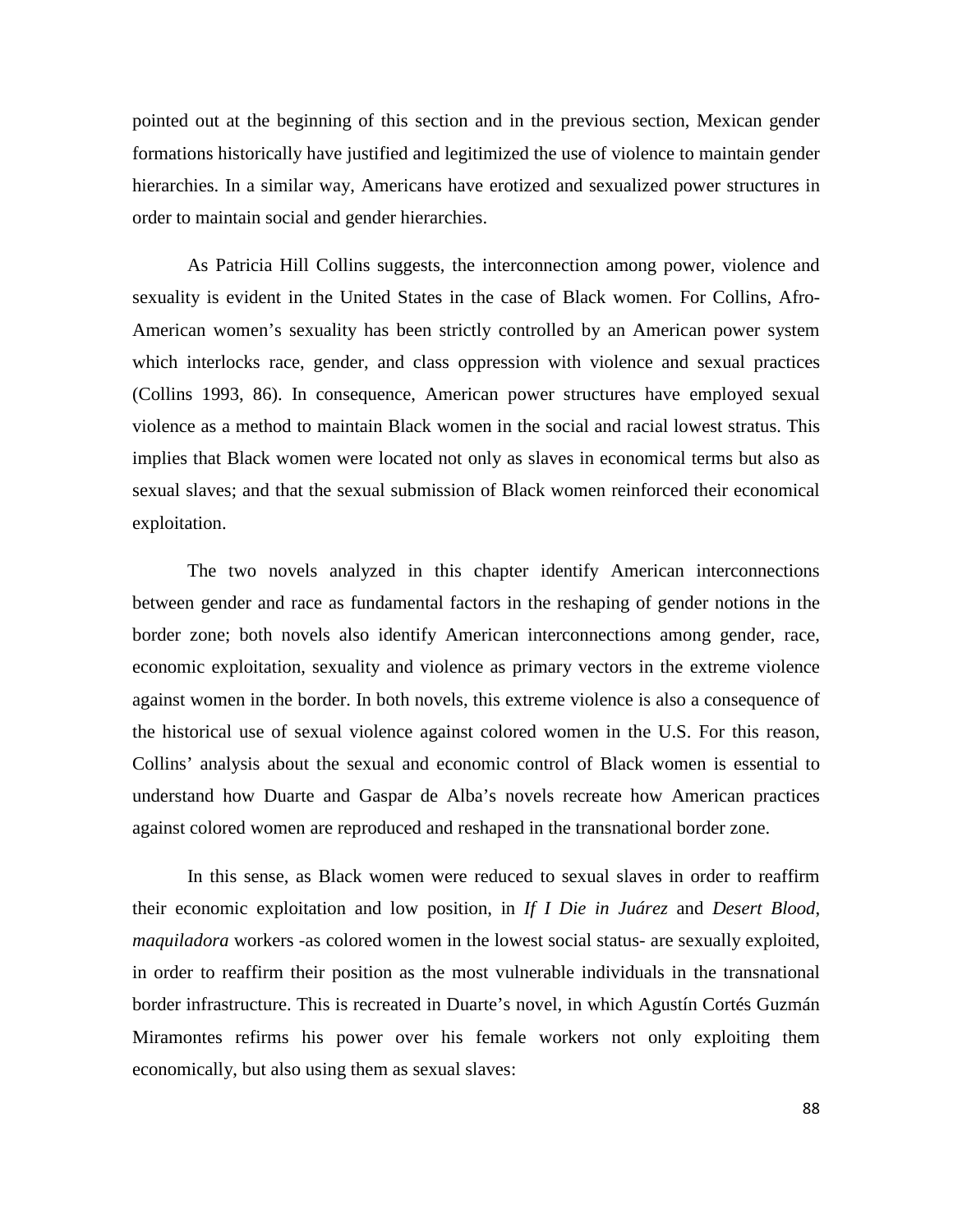pointed out at the beginning of this section and in the previous section, Mexican gender formations historically have justified and legitimized the use of violence to maintain gender hierarchies. In a similar way, Americans have erotized and sexualized power structures in order to maintain social and gender hierarchies.

As Patricia Hill Collins suggests, the interconnection among power, violence and sexuality is evident in the United States in the case of Black women. For Collins, Afro-American women's sexuality has been strictly controlled by an American power system which interlocks race, gender, and class oppression with violence and sexual practices (Collins 1993, 86). In consequence, American power structures have employed sexual violence as a method to maintain Black women in the social and racial lowest stratus. This implies that Black women were located not only as slaves in economical terms but also as sexual slaves; and that the sexual submission of Black women reinforced their economical exploitation.

The two novels analyzed in this chapter identify American interconnections between gender and race as fundamental factors in the reshaping of gender notions in the border zone; both novels also identify American interconnections among gender, race, economic exploitation, sexuality and violence as primary vectors in the extreme violence against women in the border. In both novels, this extreme violence is also a consequence of the historical use of sexual violence against colored women in the U.S. For this reason, Collins' analysis about the sexual and economic control of Black women is essential to understand how Duarte and Gaspar de Alba's novels recreate how American practices against colored women are reproduced and reshaped in the transnational border zone.

In this sense, as Black women were reduced to sexual slaves in order to reaffirm their economic exploitation and low position, in *If I Die in Juárez* and *Desert Blood*, *maquiladora* workers -as colored women in the lowest social status- are sexually exploited, in order to reaffirm their position as the most vulnerable individuals in the transnational border infrastructure. This is recreated in Duarte's novel, in which Agustín Cortés Guzmán Miramontes refirms his power over his female workers not only exploiting them economically, but also using them as sexual slaves: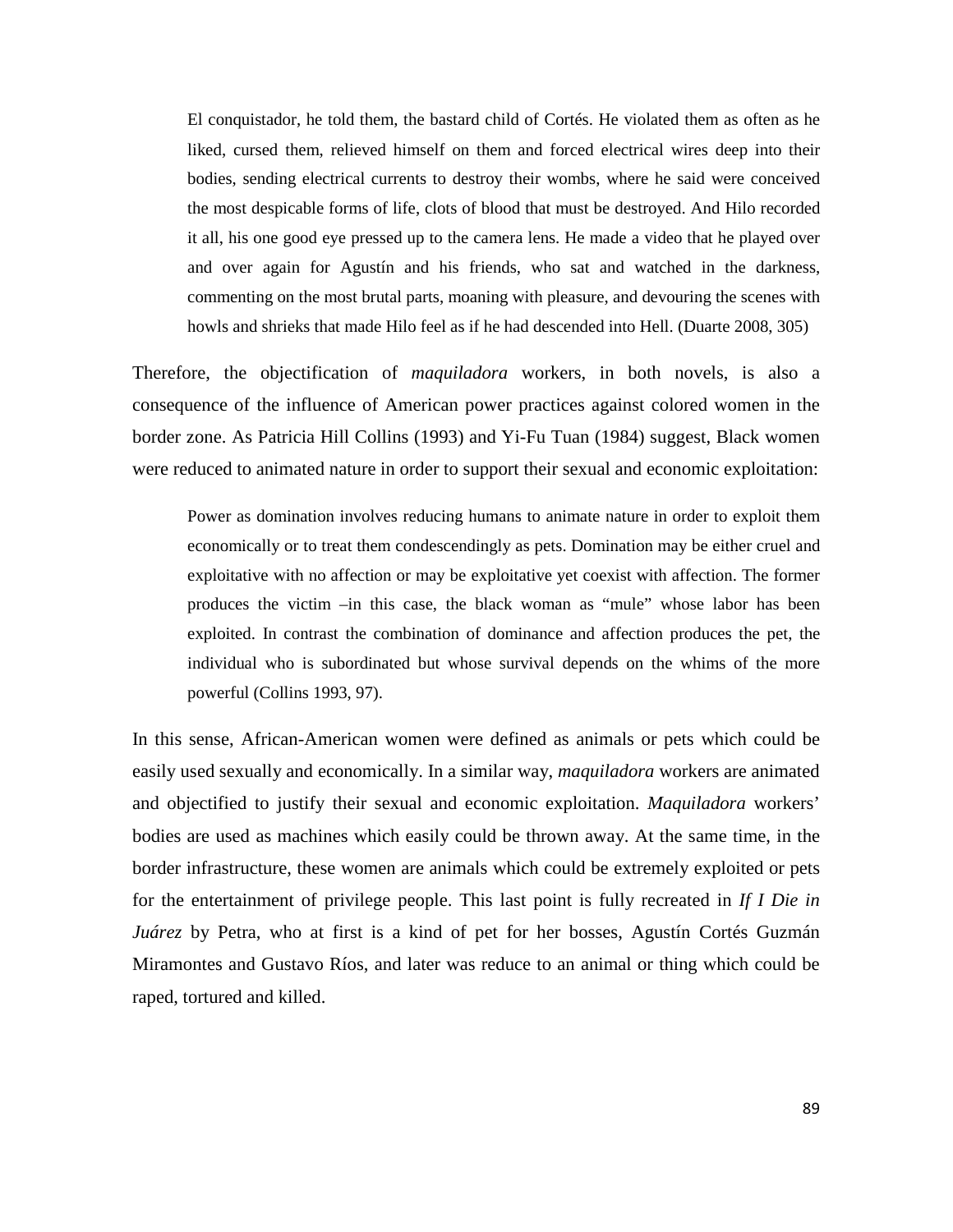> El conquistador, he told them, the bastard child of Cortés. He violated them as often as he liked, cursed them, relieved himself on them and forced electrical wires deep into their bodies, sending electrical currents to destroy their wombs, where he said were conceived the most despicable forms of life, clots of blood that must be destroyed. And Hilo recorded it all, his one good eye pressed up to the camera lens. He made a video that he played over and over again for Agustín and his friends, who sat and watched in the darkness, commenting on the most brutal parts, moaning with pleasure, and devouring the scenes with howls and shrieks that made Hilo feel as if he had descended into Hell. (Duarte 2008, 305)

Therefore, the objectification of *maquiladora* workers, in both novels, is also a consequence of the influence of American power practices against colored women in the border zone. As Patricia Hill Collins (1993) and Yi-Fu Tuan (1984) suggest, Black women were reduced to animated nature in order to support their sexual and economic exploitation:

> Power as domination involves reducing humans to animate nature in order to exploit them economically or to treat them condescendingly as pets. Domination may be either cruel and exploitative with no affection or may be exploitative yet coexist with affection. The former produces the victim –in this case, the black woman as "mule" whose labor has been exploited. In contrast the combination of dominance and affection produces the pet, the individual who is subordinated but whose survival depends on the whims of the more powerful (Collins 1993, 97).

In this sense, African-American women were defined as animals or pets which could be easily used sexually and economically. In a similar way, *maquiladora* workers are animated and objectified to justify their sexual and economic exploitation. *Maquiladora* workers' bodies are used as machines which easily could be thrown away. At the same time, in the border infrastructure, these women are animals which could be extremely exploited or pets for the entertainment of privilege people. This last point is fully recreated in *If I Die in Juárez* by Petra, who at first is a kind of pet for her bosses, Agustín Cortés Guzmán Miramontes and Gustavo Ríos, and later was reduce to an animal or thing which could be raped, tortured and killed.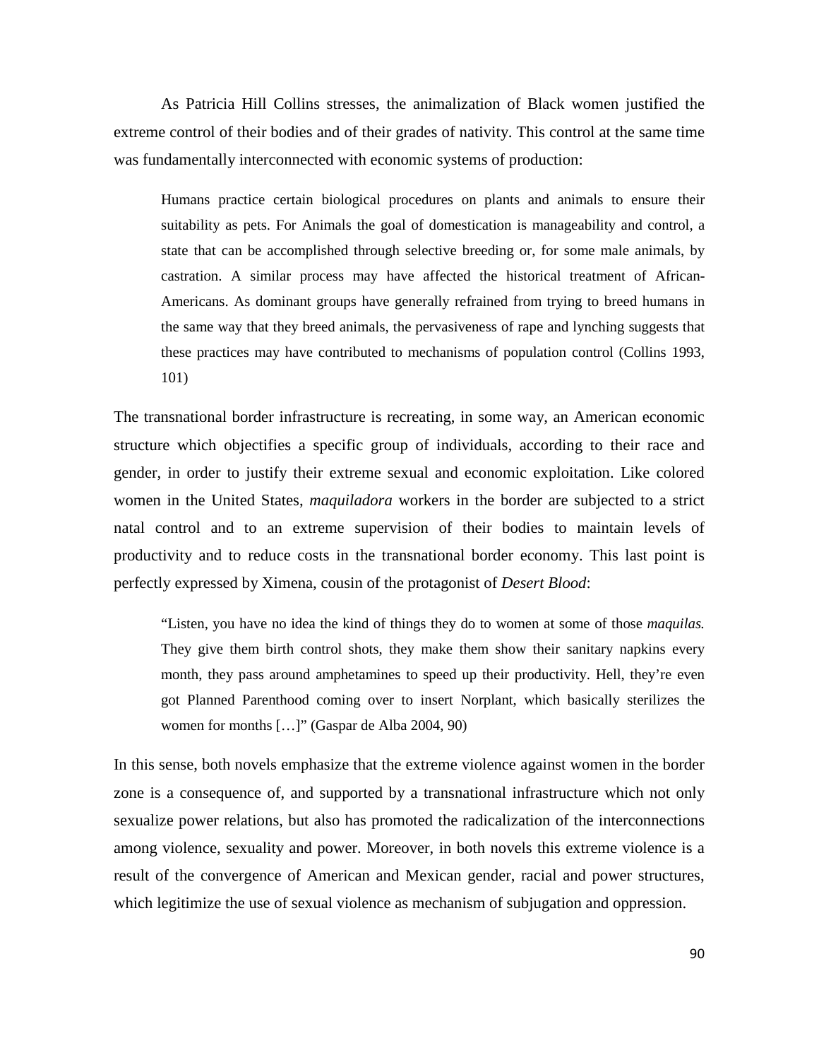As Patricia Hill Collins stresses, the animalization of Black women justified the extreme control of their bodies and of their grades of nativity. This control at the same time was fundamentally interconnected with economic systems of production:

> Humans practice certain biological procedures on plants and animals to ensure their suitability as pets. For Animals the goal of domestication is manageability and control, a state that can be accomplished through selective breeding or, for some male animals, by castration. A similar process may have affected the historical treatment of African-Americans. As dominant groups have generally refrained from trying to breed humans in the same way that they breed animals, the pervasiveness of rape and lynching suggests that these practices may have contributed to mechanisms of population control (Collins 1993, 101)

The transnational border infrastructure is recreating, in some way, an American economic structure which objectifies a specific group of individuals, according to their race and gender, in order to justify their extreme sexual and economic exploitation. Like colored women in the United States, *maquiladora* workers in the border are subjected to a strict natal control and to an extreme supervision of their bodies to maintain levels of productivity and to reduce costs in the transnational border economy. This last point is perfectly expressed by Ximena, cousin of the protagonist of *Desert Blood*:

> "Listen, you have no idea the kind of things they do to women at some of those *maquilas.* They give them birth control shots, they make them show their sanitary napkins every month, they pass around amphetamines to speed up their productivity. Hell, they're even got Planned Parenthood coming over to insert Norplant, which basically sterilizes the women for months […]" (Gaspar de Alba 2004, 90)

In this sense, both novels emphasize that the extreme violence against women in the border zone is a consequence of, and supported by a transnational infrastructure which not only sexualize power relations, but also has promoted the radicalization of the interconnections among violence, sexuality and power. Moreover, in both novels this extreme violence is a result of the convergence of American and Mexican gender, racial and power structures, which legitimize the use of sexual violence as mechanism of subjugation and oppression.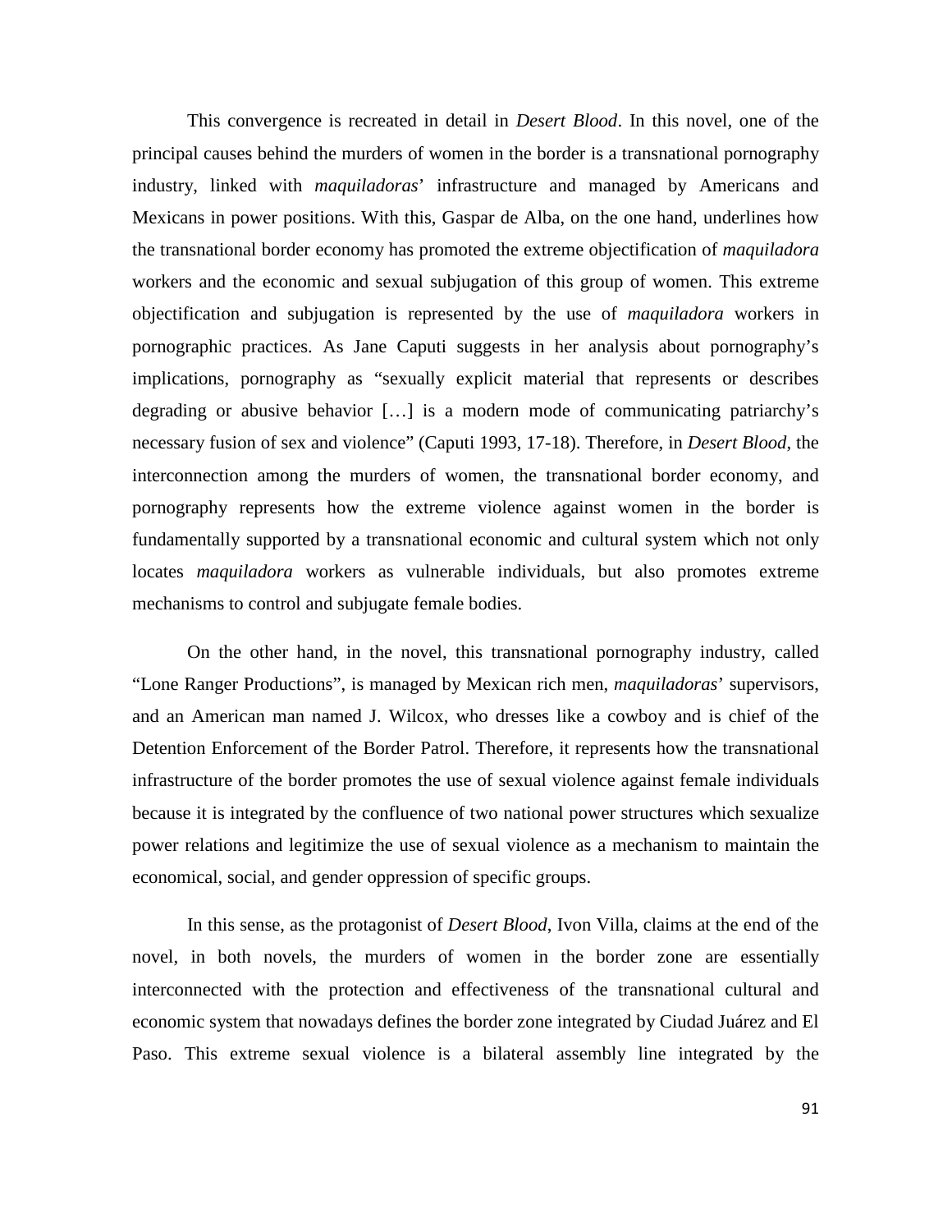This convergence is recreated in detail in *Desert Blood*. In this novel, one of the principal causes behind the murders of women in the border is a transnational pornography industry, linked with *maquiladoras*' infrastructure and managed by Americans and Mexicans in power positions. With this, Gaspar de Alba, on the one hand, underlines how the transnational border economy has promoted the extreme objectification of *maquiladora* workers and the economic and sexual subjugation of this group of women. This extreme objectification and subjugation is represented by the use of *maquiladora* workers in pornographic practices. As Jane Caputi suggests in her analysis about pornography's implications, pornography as "sexually explicit material that represents or describes degrading or abusive behavior […] is a modern mode of communicating patriarchy's necessary fusion of sex and violence" (Caputi 1993, 17-18). Therefore, in *Desert Blood*, the interconnection among the murders of women, the transnational border economy, and pornography represents how the extreme violence against women in the border is fundamentally supported by a transnational economic and cultural system which not only locates *maquiladora* workers as vulnerable individuals, but also promotes extreme mechanisms to control and subjugate female bodies.

On the other hand, in the novel, this transnational pornography industry, called "Lone Ranger Productions", is managed by Mexican rich men, *maquiladoras*' supervisors, and an American man named J. Wilcox, who dresses like a cowboy and is chief of the Detention Enforcement of the Border Patrol. Therefore, it represents how the transnational infrastructure of the border promotes the use of sexual violence against female individuals because it is integrated by the confluence of two national power structures which sexualize power relations and legitimize the use of sexual violence as a mechanism to maintain the economical, social, and gender oppression of specific groups.

In this sense, as the protagonist of *Desert Blood*, Ivon Villa, claims at the end of the novel, in both novels, the murders of women in the border zone are essentially interconnected with the protection and effectiveness of the transnational cultural and economic system that nowadays defines the border zone integrated by Ciudad Juárez and El Paso. This extreme sexual violence is a bilateral assembly line integrated by the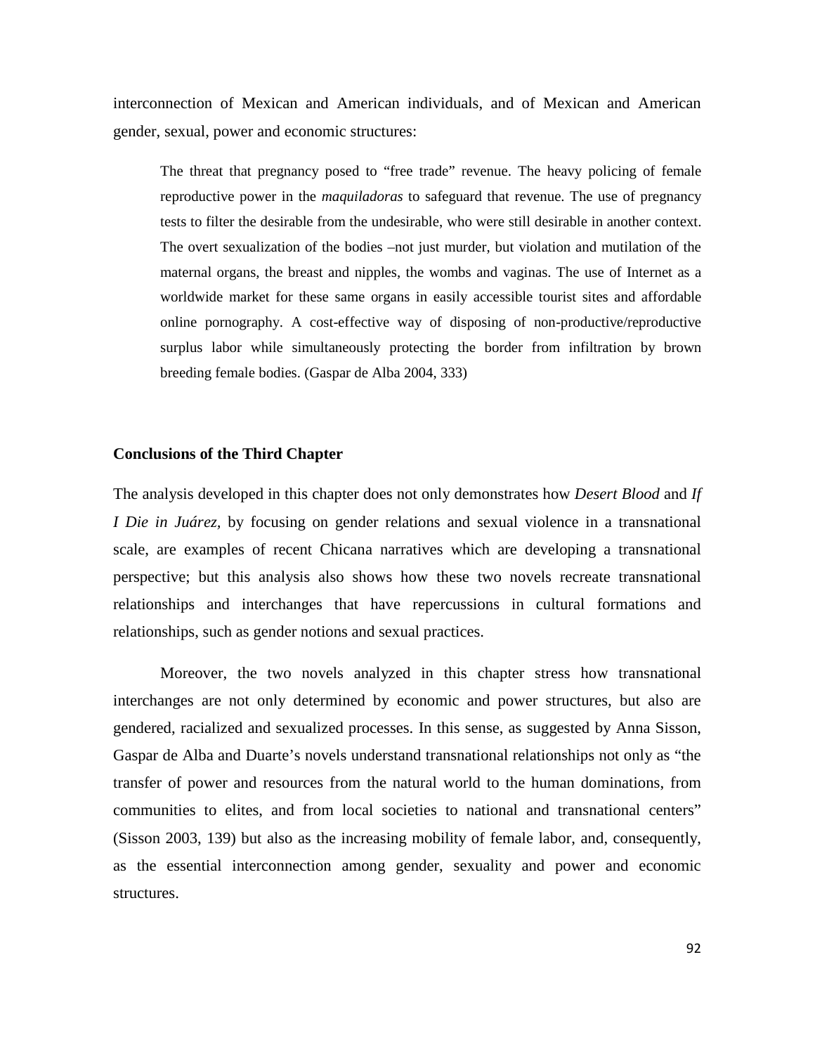interconnection of Mexican and American individuals, and of Mexican and American gender, sexual, power and economic structures:

> The threat that pregnancy posed to "free trade" revenue. The heavy policing of female reproductive power in the *maquiladoras* to safeguard that revenue. The use of pregnancy tests to filter the desirable from the undesirable, who were still desirable in another context. The overt sexualization of the bodies –not just murder, but violation and mutilation of the maternal organs, the breast and nipples, the wombs and vaginas. The use of Internet as a worldwide market for these same organs in easily accessible tourist sites and affordable online pornography. A cost-effective way of disposing of non-productive/reproductive surplus labor while simultaneously protecting the border from infiltration by brown breeding female bodies. (Gaspar de Alba 2004, 333)

**Conclusions of the Third Chapter**

The analysis developed in this chapter does not only demonstrates how *Desert Blood* and *If I Die in Juárez*, by focusing on gender relations and sexual violence in a transnational scale, are examples of recent Chicana narratives which are developing a transnational perspective; but this analysis also shows how these two novels recreate transnational relationships and interchanges that have repercussions in cultural formations and relationships, such as gender notions and sexual practices.

Moreover, the two novels analyzed in this chapter stress how transnational interchanges are not only determined by economic and power structures, but also are gendered, racialized and sexualized processes. In this sense, as suggested by Anna Sisson, Gaspar de Alba and Duarte's novels understand transnational relationships not only as "the transfer of power and resources from the natural world to the human dominations, from communities to elites, and from local societies to national and transnational centers" (Sisson 2003, 139) but also as the increasing mobility of female labor, and, consequently, as the essential interconnection among gender, sexuality and power and economic structures.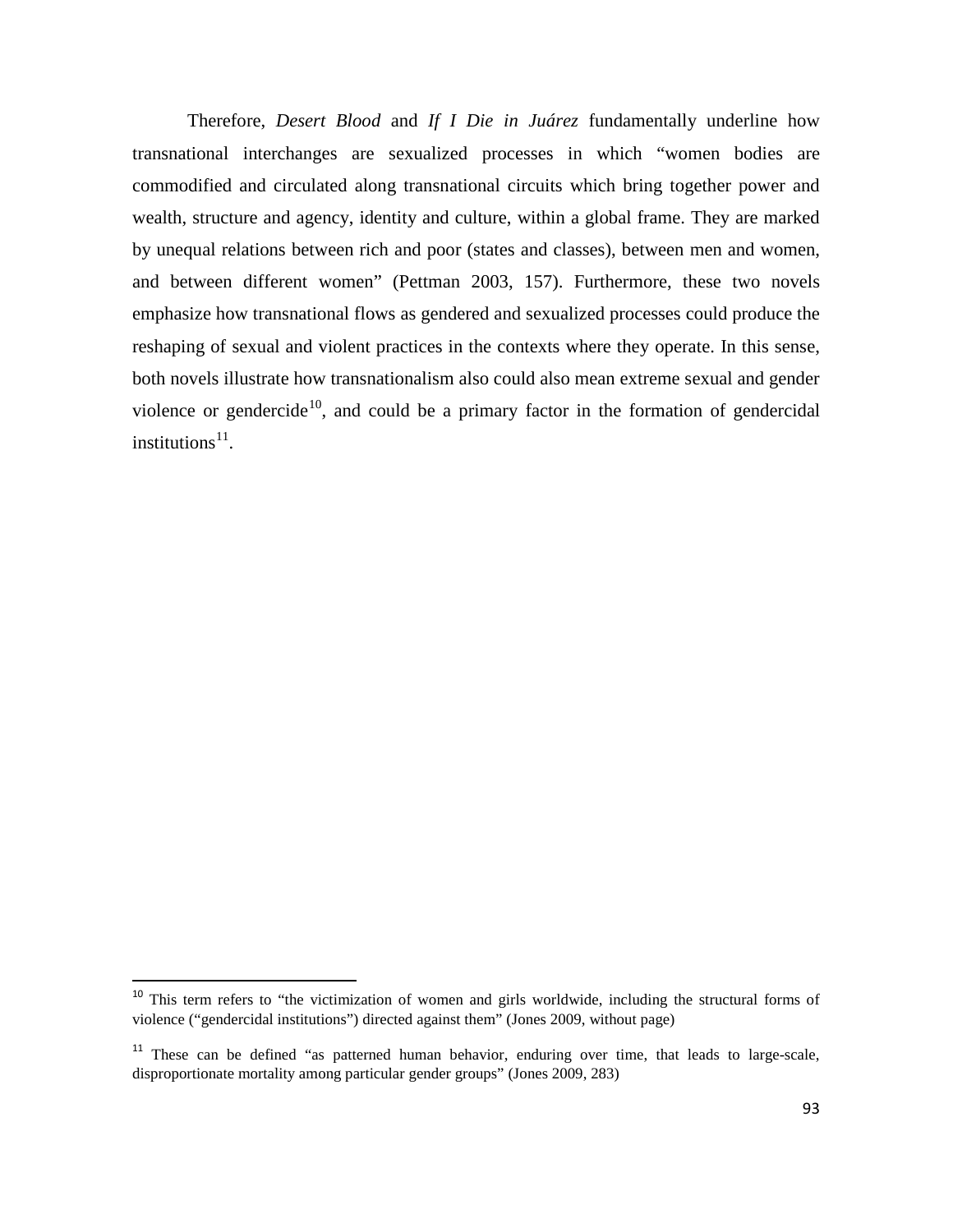Therefore, *Desert Blood* and *If I Die in Juárez* fundamentally underline how transnational interchanges are sexualized processes in which "women bodies are commodified and circulated along transnational circuits which bring together power and wealth, structure and agency, identity and culture, within a global frame. They are marked by unequal relations between rich and poor (states and classes), between men and women, and between different women" (Pettman 2003, 157). Furthermore, these two novels emphasize how transnational flows as gendered and sexualized processes could produce the reshaping of sexual and violent practices in the contexts where they operate. In this sense, both novels illustrate how transnationalism also could also mean extreme sexual and gender violence or gendercide[10], and could be a primary factor in the formation of gendercidal institutions[11].

---

[10] This term refers to "the victimization of women and girls worldwide, including the structural forms of violence ("gendercidal institutions") directed against them" (Jones 2009, without page)

[11] These can be defined "as patterned human behavior, enduring over time, that leads to large-scale, disproportionate mortality among particular gender groups" (Jones 2009, 283)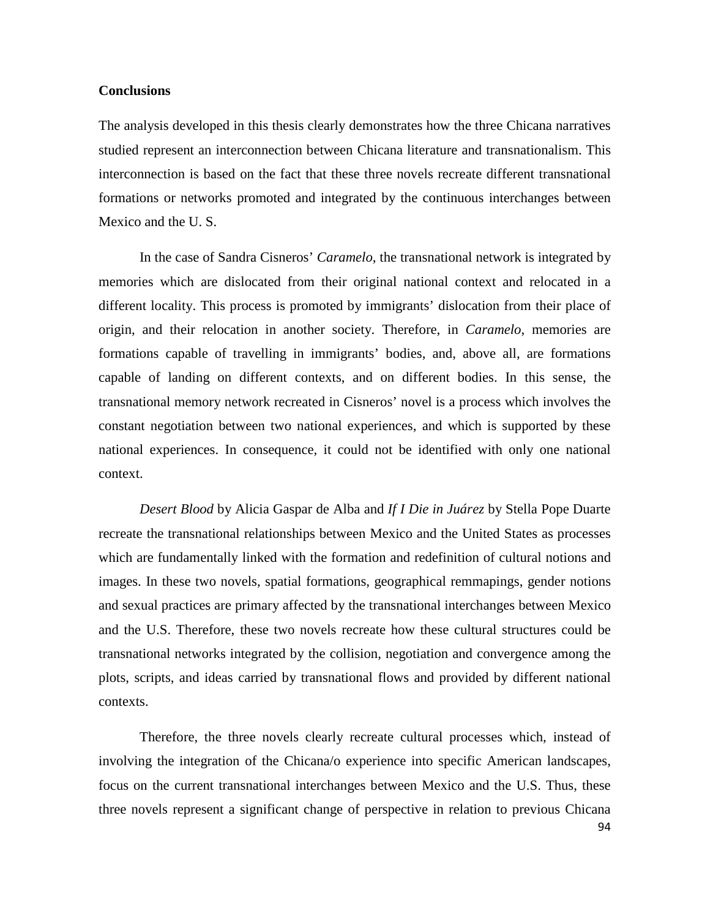**Conclusions**

The analysis developed in this thesis clearly demonstrates how the three Chicana narratives studied represent an interconnection between Chicana literature and transnationalism. This interconnection is based on the fact that these three novels recreate different transnational formations or networks promoted and integrated by the continuous interchanges between Mexico and the U. S.

In the case of Sandra Cisneros' *Caramelo*, the transnational network is integrated by memories which are dislocated from their original national context and relocated in a different locality. This process is promoted by immigrants' dislocation from their place of origin, and their relocation in another society. Therefore, in *Caramelo*, memories are formations capable of travelling in immigrants' bodies, and, above all, are formations capable of landing on different contexts, and on different bodies. In this sense, the transnational memory network recreated in Cisneros' novel is a process which involves the constant negotiation between two national experiences, and which is supported by these national experiences. In consequence, it could not be identified with only one national context.

*Desert Blood* by Alicia Gaspar de Alba and *If I Die in Juárez* by Stella Pope Duarte recreate the transnational relationships between Mexico and the United States as processes which are fundamentally linked with the formation and redefinition of cultural notions and images. In these two novels, spatial formations, geographical remmapings, gender notions and sexual practices are primary affected by the transnational interchanges between Mexico and the U.S. Therefore, these two novels recreate how these cultural structures could be transnational networks integrated by the collision, negotiation and convergence among the plots, scripts, and ideas carried by transnational flows and provided by different national contexts.

Therefore, the three novels clearly recreate cultural processes which, instead of involving the integration of the Chicana/o experience into specific American landscapes, focus on the current transnational interchanges between Mexico and the U.S. Thus, these three novels represent a significant change of perspective in relation to previous Chicana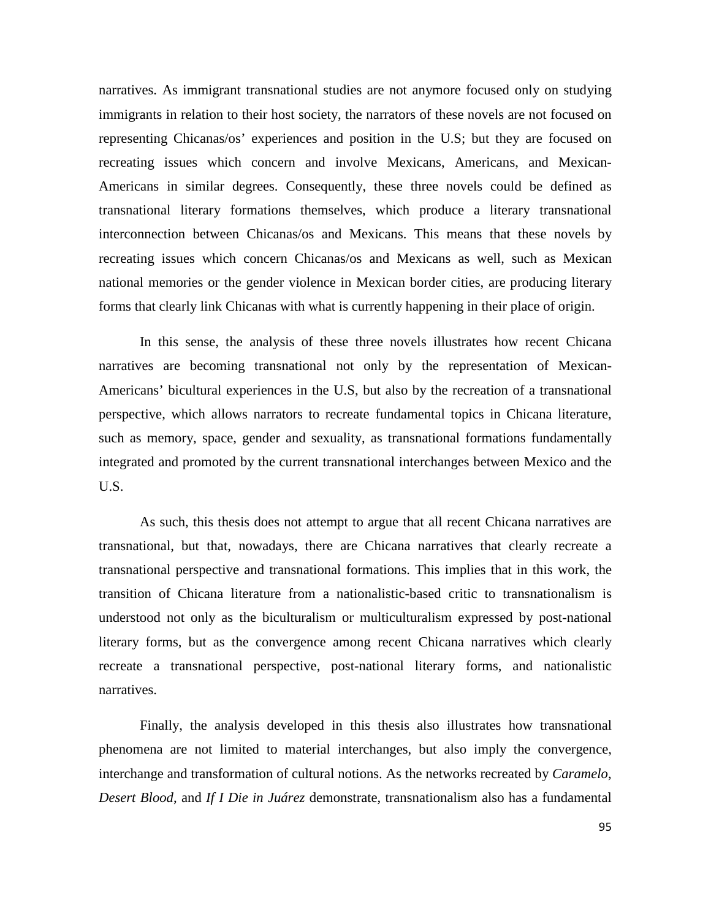narratives. As immigrant transnational studies are not anymore focused only on studying immigrants in relation to their host society, the narrators of these novels are not focused on representing Chicanas/os' experiences and position in the U.S; but they are focused on recreating issues which concern and involve Mexicans, Americans, and Mexican-Americans in similar degrees. Consequently, these three novels could be defined as transnational literary formations themselves, which produce a literary transnational interconnection between Chicanas/os and Mexicans. This means that these novels by recreating issues which concern Chicanas/os and Mexicans as well, such as Mexican national memories or the gender violence in Mexican border cities, are producing literary forms that clearly link Chicanas with what is currently happening in their place of origin.

In this sense, the analysis of these three novels illustrates how recent Chicana narratives are becoming transnational not only by the representation of Mexican-Americans' bicultural experiences in the U.S, but also by the recreation of a transnational perspective, which allows narrators to recreate fundamental topics in Chicana literature, such as memory, space, gender and sexuality, as transnational formations fundamentally integrated and promoted by the current transnational interchanges between Mexico and the U.S.

As such, this thesis does not attempt to argue that all recent Chicana narratives are transnational, but that, nowadays, there are Chicana narratives that clearly recreate a transnational perspective and transnational formations. This implies that in this work, the transition of Chicana literature from a nationalistic-based critic to transnationalism is understood not only as the biculturalism or multiculturalism expressed by post-national literary forms, but as the convergence among recent Chicana narratives which clearly recreate a transnational perspective, post-national literary forms, and nationalistic narratives.

Finally, the analysis developed in this thesis also illustrates how transnational phenomena are not limited to material interchanges, but also imply the convergence, interchange and transformation of cultural notions. As the networks recreated by *Caramelo*, *Desert Blood*, and *If I Die in Juárez* demonstrate, transnationalism also has a fundamental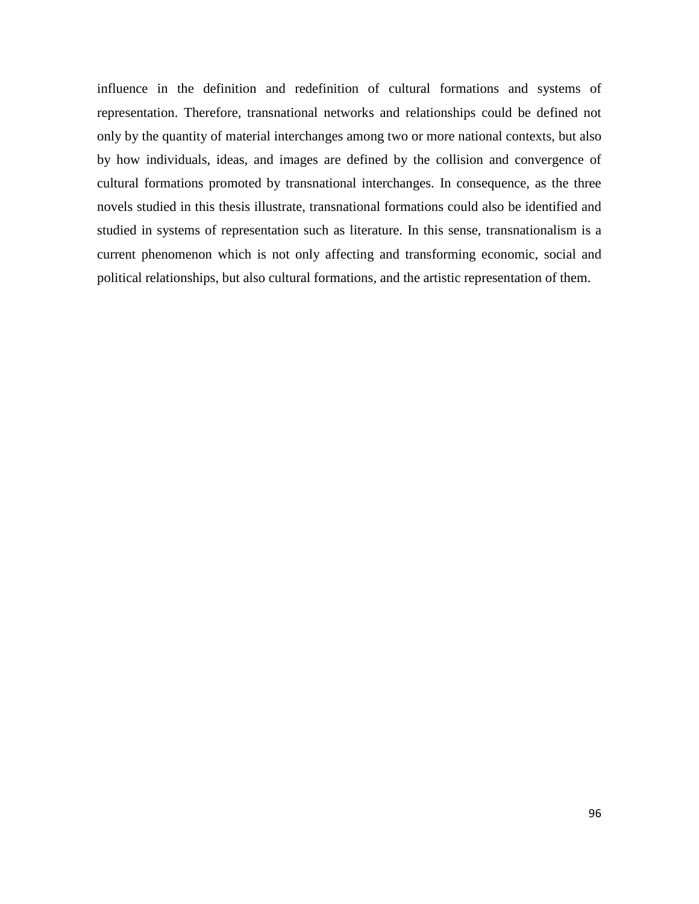influence in the definition and redefinition of cultural formations and systems of representation. Therefore, transnational networks and relationships could be defined not only by the quantity of material interchanges among two or more national contexts, but also by how individuals, ideas, and images are defined by the collision and convergence of cultural formations promoted by transnational interchanges. In consequence, as the three novels studied in this thesis illustrate, transnational formations could also be identified and studied in systems of representation such as literature. In this sense, transnationalism is a current phenomenon which is not only affecting and transforming economic, social and political relationships, but also cultural formations, and the artistic representation of them.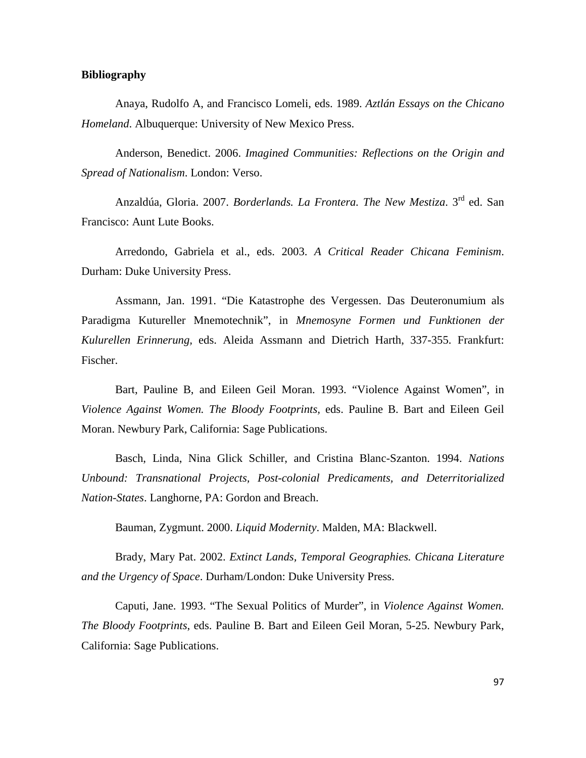**Bibliography**

Anaya, Rudolfo A, and Francisco Lomeli, eds. 1989. *Aztlán Essays on the Chicano Homeland*. Albuquerque: University of New Mexico Press.

Anderson, Benedict. 2006. *Imagined Communities: Reflections on the Origin and Spread of Nationalism*. London: Verso.

Anzaldúa, Gloria. 2007. *Borderlands. La Frontera. The New Mestiza*. 3rd ed. San Francisco: Aunt Lute Books.

Arredondo, Gabriela et al., eds. 2003. *A Critical Reader Chicana Feminism*. Durham: Duke University Press.

Assmann, Jan. 1991. "Die Katastrophe des Vergessen. Das Deuteronumium als Paradigma Kutureller Mnemotechnik", in *Mnemosyne Formen und Funktionen der Kulurellen Erinnerung*, eds. Aleida Assmann and Dietrich Harth, 337-355. Frankfurt: Fischer.

Bart, Pauline B, and Eileen Geil Moran. 1993. "Violence Against Women", in *Violence Against Women. The Bloody Footprints*, eds. Pauline B. Bart and Eileen Geil Moran. Newbury Park, California: Sage Publications.

Basch, Linda, Nina Glick Schiller, and Cristina Blanc-Szanton. 1994. *Nations Unbound: Transnational Projects, Post-colonial Predicaments, and Deterritorialized Nation-States*. Langhorne, PA: Gordon and Breach.

Bauman, Zygmunt. 2000. *Liquid Modernity*. Malden, MA: Blackwell.

Brady, Mary Pat. 2002. *Extinct Lands, Temporal Geographies. Chicana Literature and the Urgency of Space*. Durham/London: Duke University Press.

Caputi, Jane. 1993. "The Sexual Politics of Murder", in *Violence Against Women. The Bloody Footprints*, eds. Pauline B. Bart and Eileen Geil Moran, 5-25. Newbury Park, California: Sage Publications.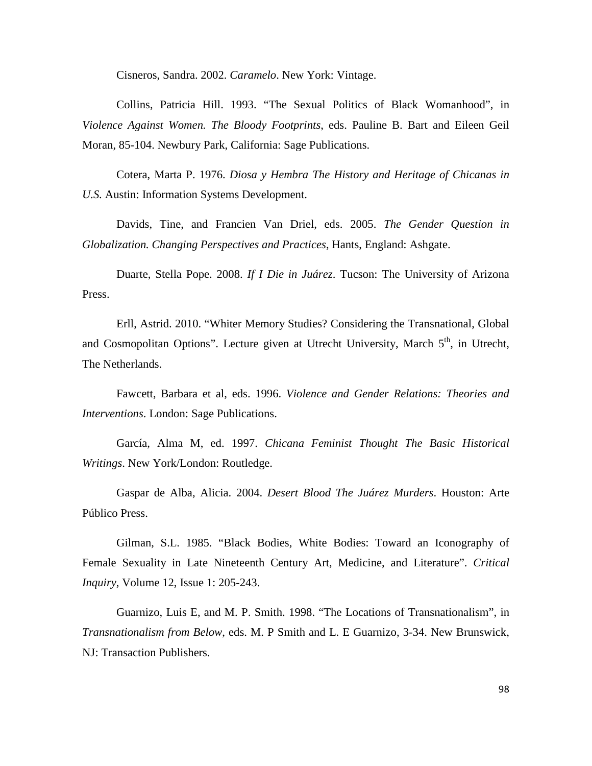Cisneros, Sandra. 2002. *Caramelo*. New York: Vintage.

Collins, Patricia Hill. 1993. "The Sexual Politics of Black Womanhood", in *Violence Against Women. The Bloody Footprints*, eds. Pauline B. Bart and Eileen Geil Moran, 85-104. Newbury Park, California: Sage Publications.

Cotera, Marta P. 1976. *Diosa y Hembra The History and Heritage of Chicanas in U.S.* Austin: Information Systems Development.

Davids, Tine, and Francien Van Driel, eds. 2005. *The Gender Question in Globalization. Changing Perspectives and Practices*, Hants, England: Ashgate.

Duarte, Stella Pope. 2008. *If I Die in Juárez*. Tucson: The University of Arizona Press.

Erll, Astrid. 2010. "Whiter Memory Studies? Considering the Transnational, Global and Cosmopolitan Options". Lecture given at Utrecht University, March 5th, in Utrecht, The Netherlands.

Fawcett, Barbara et al, eds. 1996. *Violence and Gender Relations: Theories and Interventions*. London: Sage Publications.

García, Alma M, ed. 1997. *Chicana Feminist Thought The Basic Historical Writings*. New York/London: Routledge.

Gaspar de Alba, Alicia. 2004. *Desert Blood The Juárez Murders*. Houston: Arte Público Press.

Gilman, S.L. 1985. "Black Bodies, White Bodies: Toward an Iconography of Female Sexuality in Late Nineteenth Century Art, Medicine, and Literature". *Critical Inquiry*, Volume 12, Issue 1: 205-243.

Guarnizo, Luis E, and M. P. Smith. 1998. "The Locations of Transnationalism", in *Transnationalism from Below*, eds. M. P Smith and L. E Guarnizo, 3-34. New Brunswick, NJ: Transaction Publishers.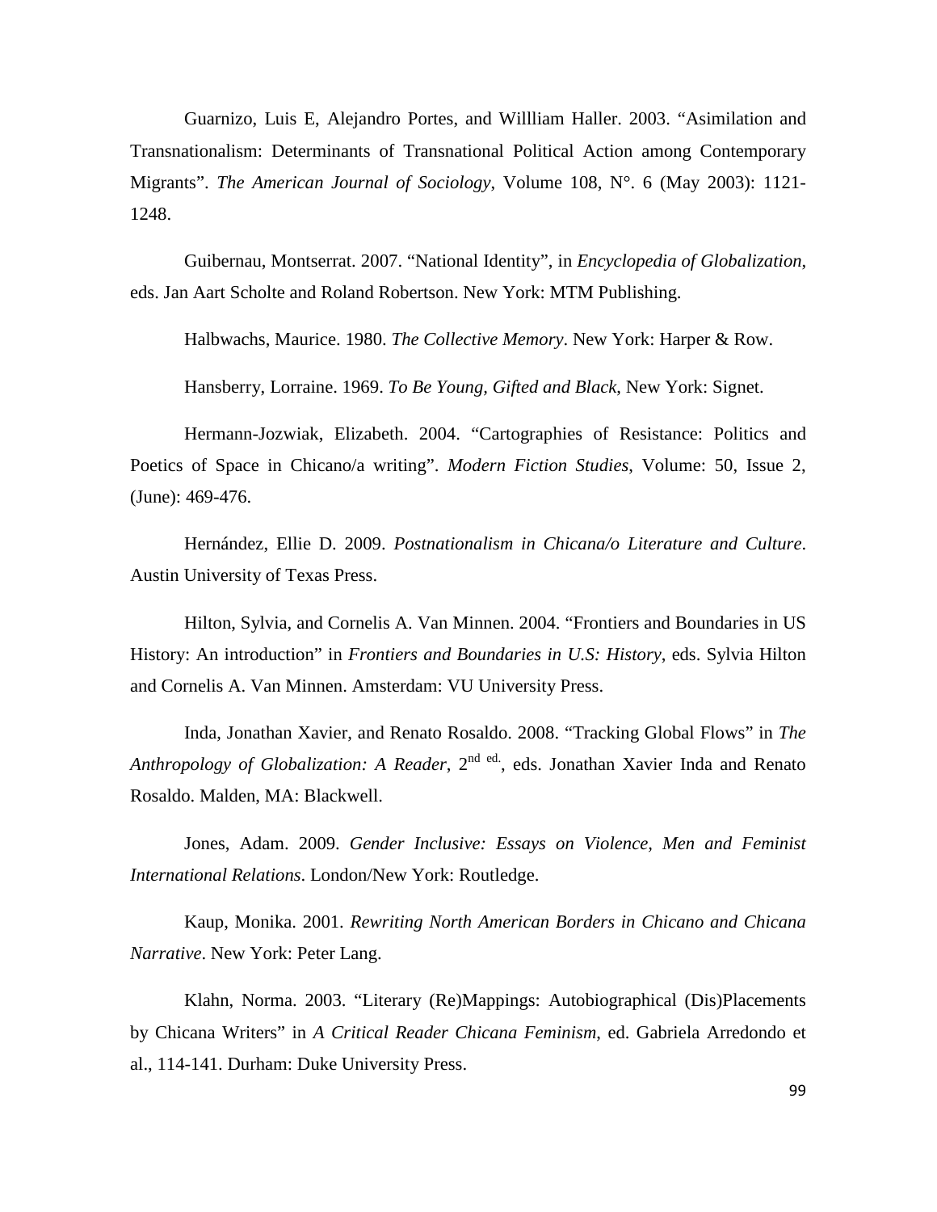Guarnizo, Luis E, Alejandro Portes, and Willliam Haller. 2003. "Asimilation and Transnationalism: Determinants of Transnational Political Action among Contemporary Migrants". *The American Journal of Sociology*, Volume 108, N°. 6 (May 2003): 1121-1248.

Guibernau, Montserrat. 2007. "National Identity", in *Encyclopedia of Globalization*, eds. Jan Aart Scholte and Roland Robertson. New York: MTM Publishing.

Halbwachs, Maurice. 1980. *The Collective Memory*. New York: Harper & Row.

Hansberry, Lorraine. 1969. *To Be Young, Gifted and Black*, New York: Signet.

Hermann-Jozwiak, Elizabeth. 2004. "Cartographies of Resistance: Politics and Poetics of Space in Chicano/a writing". *Modern Fiction Studies*, Volume: 50, Issue 2, (June): 469-476.

Hernández, Ellie D. 2009. *Postnationalism in Chicana/o Literature and Culture*. Austin University of Texas Press.

Hilton, Sylvia, and Cornelis A. Van Minnen. 2004. "Frontiers and Boundaries in US History: An introduction" in *Frontiers and Boundaries in U.S: History*, eds. Sylvia Hilton and Cornelis A. Van Minnen. Amsterdam: VU University Press.

Inda, Jonathan Xavier, and Renato Rosaldo. 2008. "Tracking Global Flows" in *The Anthropology of Globalization: A Reader*, 2nd ed., eds. Jonathan Xavier Inda and Renato Rosaldo. Malden, MA: Blackwell.

Jones, Adam. 2009. *Gender Inclusive: Essays on Violence, Men and Feminist International Relations*. London/New York: Routledge.

Kaup, Monika. 2001. *Rewriting North American Borders in Chicano and Chicana Narrative*. New York: Peter Lang.

Klahn, Norma. 2003. "Literary (Re)Mappings: Autobiographical (Dis)Placements by Chicana Writers" in *A Critical Reader Chicana Feminism*, ed. Gabriela Arredondo et al., 114-141. Durham: Duke University Press.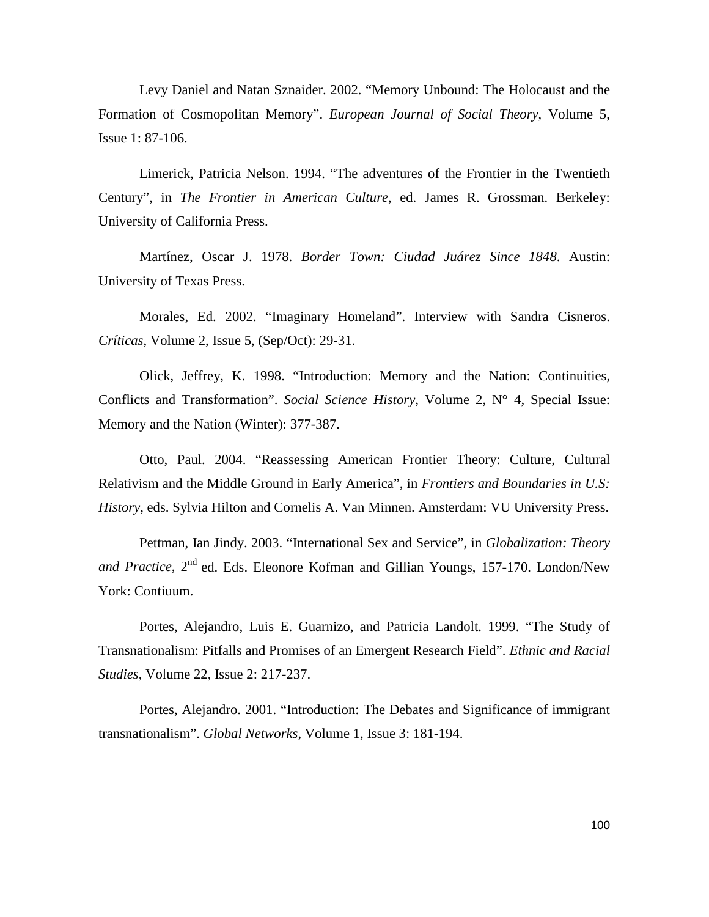Levy Daniel and Natan Sznaider. 2002. “Memory Unbound: The Holocaust and the Formation of Cosmopolitan Memory”. *European Journal of Social Theory*, Volume 5, Issue 1: 87-106.

Limerick, Patricia Nelson. 1994. “The adventures of the Frontier in the Twentieth Century”, in *The Frontier in American Culture*, ed. James R. Grossman. Berkeley: University of California Press.

Martínez, Oscar J. 1978. *Border Town: Ciudad Juárez Since 1848*. Austin: University of Texas Press.

Morales, Ed. 2002. “Imaginary Homeland”. Interview with Sandra Cisneros. *Críticas*, Volume 2, Issue 5, (Sep/Oct): 29-31.

Olick, Jeffrey, K. 1998. “Introduction: Memory and the Nation: Continuities, Conflicts and Transformation”. *Social Science History*, Volume 2, N° 4, Special Issue: Memory and the Nation (Winter): 377-387.

Otto, Paul. 2004. “Reassessing American Frontier Theory: Culture, Cultural Relativism and the Middle Ground in Early America”, in *Frontiers and Boundaries in U.S: History*, eds. Sylvia Hilton and Cornelis A. Van Minnen. Amsterdam: VU University Press.

Pettman, Ian Jindy. 2003. “International Sex and Service”, in *Globalization: Theory and Practice*, 2nd ed. Eds. Eleonore Kofman and Gillian Youngs, 157-170. London/New York: Contiuum.

Portes, Alejandro, Luis E. Guarnizo, and Patricia Landolt. 1999. “The Study of Transnationalism: Pitfalls and Promises of an Emergent Research Field”. *Ethnic and Racial Studies*, Volume 22, Issue 2: 217-237.

Portes, Alejandro. 2001. “Introduction: The Debates and Significance of immigrant transnationalism”. *Global Networks*, Volume 1, Issue 3: 181-194.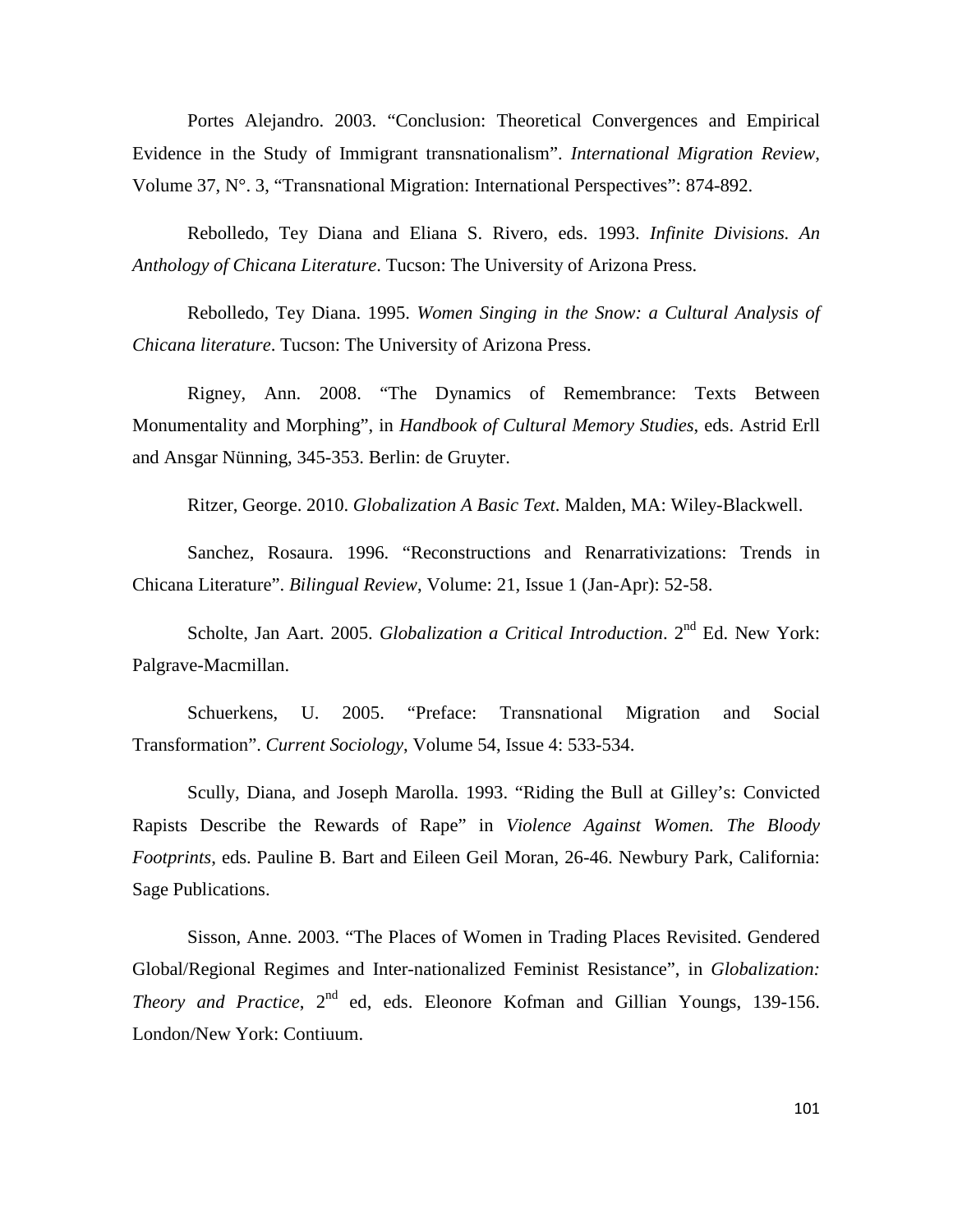Portes Alejandro. 2003. “Conclusion: Theoretical Convergences and Empirical Evidence in the Study of Immigrant transnationalism”. *International Migration Review*, Volume 37, N°. 3, “Transnational Migration: International Perspectives”: 874-892.

Rebolledo, Tey Diana and Eliana S. Rivero, eds. 1993. *Infinite Divisions. An Anthology of Chicana Literature*. Tucson: The University of Arizona Press.

Rebolledo, Tey Diana. 1995. *Women Singing in the Snow: a Cultural Analysis of Chicana literature*. Tucson: The University of Arizona Press.

Rigney, Ann. 2008. “The Dynamics of Remembrance: Texts Between Monumentality and Morphing”, in *Handbook of Cultural Memory Studies*, eds. Astrid Erll and Ansgar Nünning, 345-353. Berlin: de Gruyter.

Ritzer, George. 2010. *Globalization A Basic Text*. Malden, MA: Wiley-Blackwell.

Sanchez, Rosaura. 1996. “Reconstructions and Renarrativizations: Trends in Chicana Literature”. *Bilingual Review*, Volume: 21, Issue 1 (Jan-Apr): 52-58.

Scholte, Jan Aart. 2005. *Globalization a Critical Introduction*. 2nd Ed. New York: Palgrave-Macmillan.

Schuerkens, U. 2005. “Preface: Transnational Migration and Social Transformation”. *Current Sociology*, Volume 54, Issue 4: 533-534.

Scully, Diana, and Joseph Marolla. 1993. “Riding the Bull at Gilley’s: Convicted Rapists Describe the Rewards of Rape” in *Violence Against Women. The Bloody Footprints*, eds. Pauline B. Bart and Eileen Geil Moran, 26-46. Newbury Park, California: Sage Publications.

Sisson, Anne. 2003. “The Places of Women in Trading Places Revisited. Gendered Global/Regional Regimes and Inter-nationalized Feminist Resistance”, in *Globalization: Theory and Practice*, 2nd ed, eds. Eleonore Kofman and Gillian Youngs, 139-156. London/New York: Contiuum.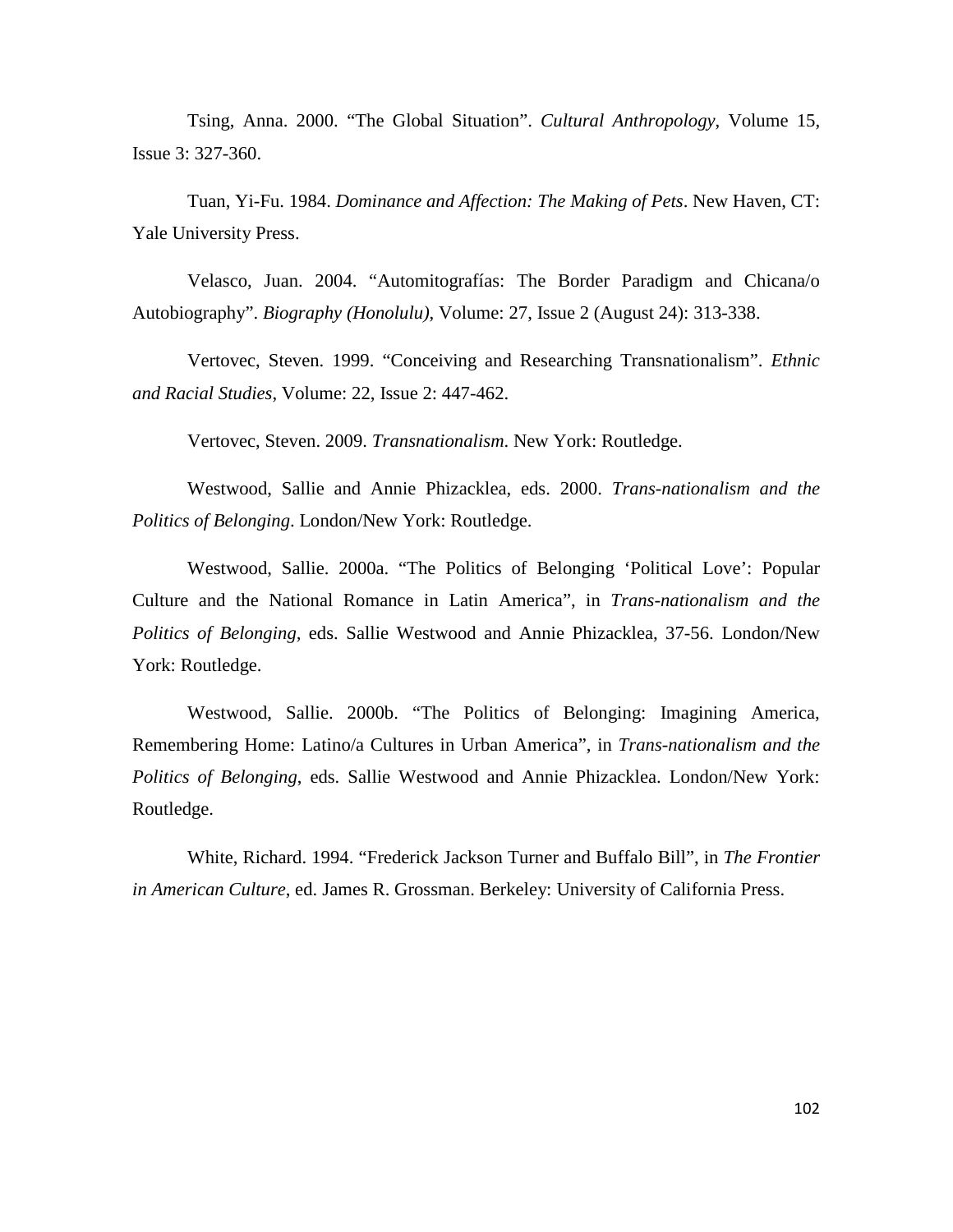Tsing, Anna. 2000. “The Global Situation”. *Cultural Anthropology*, Volume 15, Issue 3: 327-360.

Tuan, Yi-Fu. 1984. *Dominance and Affection: The Making of Pets*. New Haven, CT: Yale University Press.

Velasco, Juan. 2004. “Automitografías: The Border Paradigm and Chicana/o Autobiography”. *Biography (Honolulu)*, Volume: 27, Issue 2 (August 24): 313-338.

Vertovec, Steven. 1999. “Conceiving and Researching Transnationalism”. *Ethnic and Racial Studies*, Volume: 22, Issue 2: 447-462.

Vertovec, Steven. 2009. *Transnationalism*. New York: Routledge.

Westwood, Sallie and Annie Phizacklea, eds. 2000. *Trans-nationalism and the Politics of Belonging*. London/New York: Routledge.

Westwood, Sallie. 2000a. “The Politics of Belonging ‘Political Love’: Popular Culture and the National Romance in Latin America”, in *Trans-nationalism and the Politics of Belonging*, eds. Sallie Westwood and Annie Phizacklea, 37-56. London/New York: Routledge.

Westwood, Sallie. 2000b. “The Politics of Belonging: Imagining America, Remembering Home: Latino/a Cultures in Urban America”, in *Trans-nationalism and the Politics of Belonging*, eds. Sallie Westwood and Annie Phizacklea. London/New York: Routledge.

White, Richard. 1994. “Frederick Jackson Turner and Buffalo Bill”, in *The Frontier in American Culture*, ed. James R. Grossman. Berkeley: University of California Press.